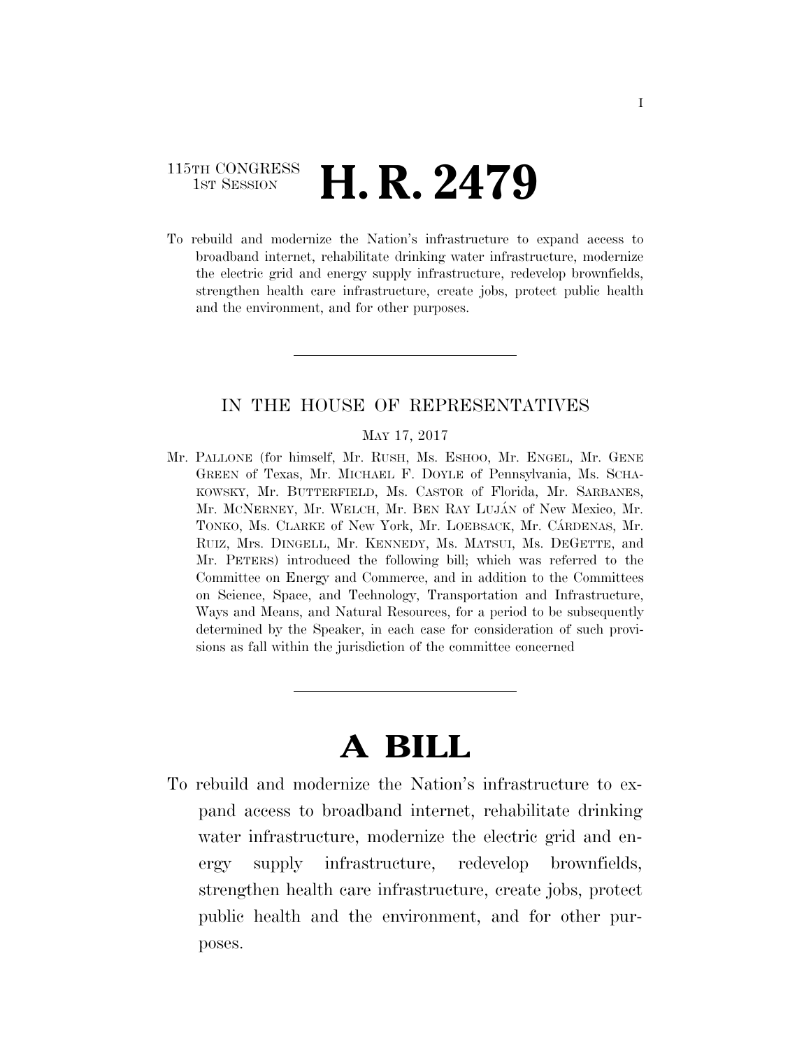115TH CONGRESS
1ST SESSION

# H. R. 2479

To rebuild and modernize the Nation's infrastructure to expand access to broadband internet, rehabilitate drinking water infrastructure, modernize the electric grid and energy supply infrastructure, redevelop brownfields, strengthen health care infrastructure, create jobs, protect public health and the environment, and for other purposes.

---

IN THE HOUSE OF REPRESENTATIVES

MAY 17, 2017

Mr. PALLONE (for himself, Mr. RUSH, Ms. ESHOO, Mr. ENGEL, Mr. GENE GREEN of Texas, Mr. MICHAEL F. DOYLE of Pennsylvania, Ms. SCHAKOWSKY, Mr. BUTTERFIELD, Ms. CASTOR of Florida, Mr. SARBANES, Mr. MCNERNEY, Mr. WELCH, Mr. BEN RAY LUJÁN of New Mexico, Mr. TONKO, Ms. CLARKE of New York, Mr. LOEBSACK, Mr. CÁRDENAS, Mr. RUIZ, Mrs. DINGELL, Mr. KENNEDY, Ms. MATSUI, Ms. DEGETTE, and Mr. PETERS) introduced the following bill; which was referred to the Committee on Energy and Commerce, and in addition to the Committees on Science, Space, and Technology, Transportation and Infrastructure, Ways and Means, and Natural Resources, for a period to be subsequently determined by the Speaker, in each case for consideration of such provisions as fall within the jurisdiction of the committee concerned

---

# A BILL

To rebuild and modernize the Nation's infrastructure to expand access to broadband internet, rehabilitate drinking water infrastructure, modernize the electric grid and energy supply infrastructure, redevelop brownfields, strengthen health care infrastructure, create jobs, protect public health and the environment, and for other purposes.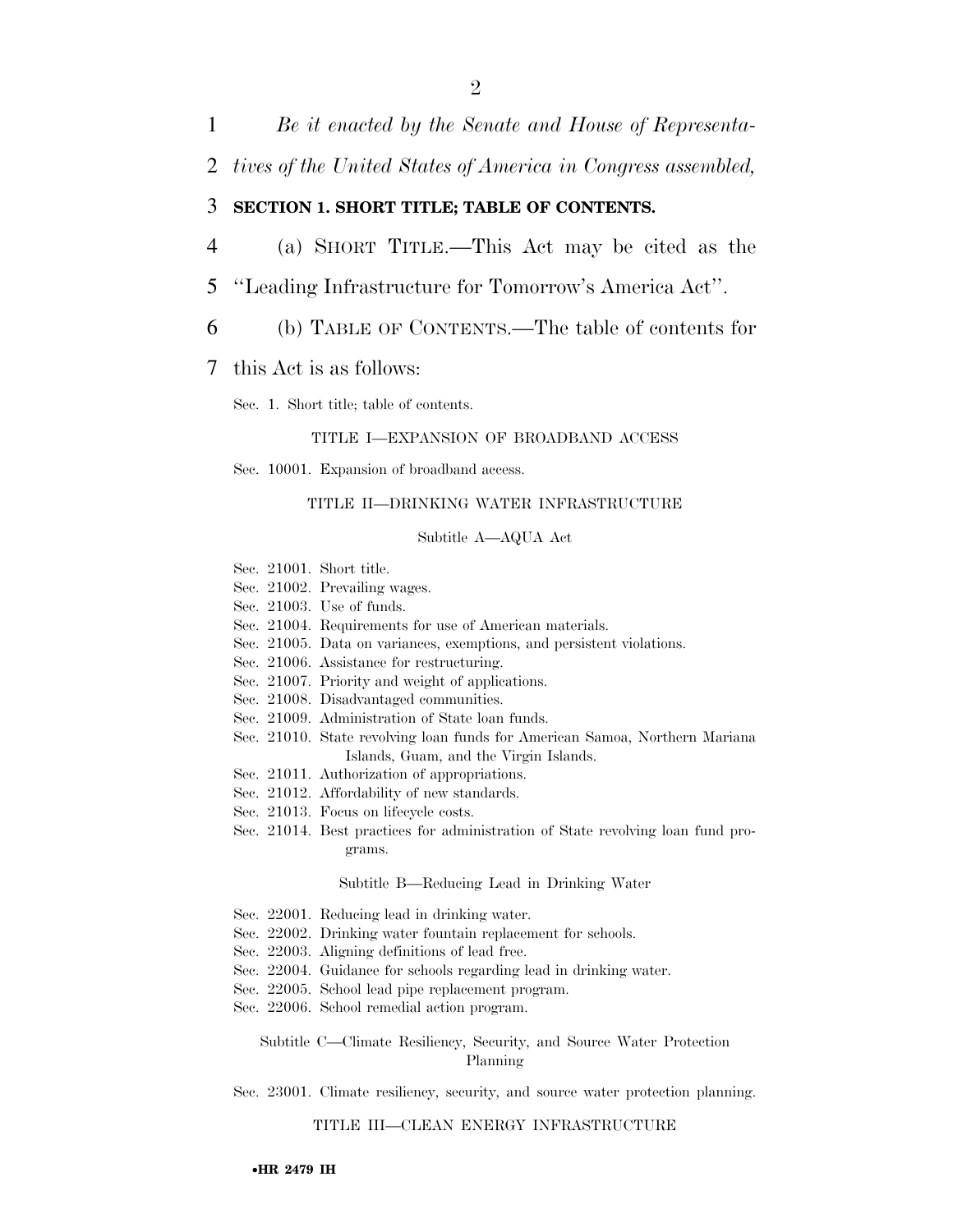*Be it enacted by the Senate and House of Representatives of the United States of America in Congress assembled,*

## SECTION 1. SHORT TITLE; TABLE OF CONTENTS.

(a) SHORT TITLE.—This Act may be cited as the "Leading Infrastructure for Tomorrow's America Act".

(b) TABLE OF CONTENTS.—The table of contents for this Act is as follows:

Sec. 1. Short title; table of contents.

TITLE I—EXPANSION OF BROADBAND ACCESS

Sec. 10001. Expansion of broadband access.

TITLE II—DRINKING WATER INFRASTRUCTURE

Subtitle A—AQUA Act

Sec. 21001. Short title.
Sec. 21002. Prevailing wages.
Sec. 21003. Use of funds.
Sec. 21004. Requirements for use of American materials.
Sec. 21005. Data on variances, exemptions, and persistent violations.
Sec. 21006. Assistance for restructuring.
Sec. 21007. Priority and weight of applications.
Sec. 21008. Disadvantaged communities.
Sec. 21009. Administration of State loan funds.
Sec. 21010. State revolving loan funds for American Samoa, Northern Mariana Islands, Guam, and the Virgin Islands.
Sec. 21011. Authorization of appropriations.
Sec. 21012. Affordability of new standards.
Sec. 21013. Focus on lifecycle costs.
Sec. 21014. Best practices for administration of State revolving loan fund programs.

Subtitle B—Reducing Lead in Drinking Water

Sec. 22001. Reducing lead in drinking water.
Sec. 22002. Drinking water fountain replacement for schools.
Sec. 22003. Aligning definitions of lead free.
Sec. 22004. Guidance for schools regarding lead in drinking water.
Sec. 22005. School lead pipe replacement program.
Sec. 22006. School remedial action program.

Subtitle C—Climate Resiliency, Security, and Source Water Protection Planning

Sec. 23001. Climate resiliency, security, and source water protection planning.

TITLE III—CLEAN ENERGY INFRASTRUCTURE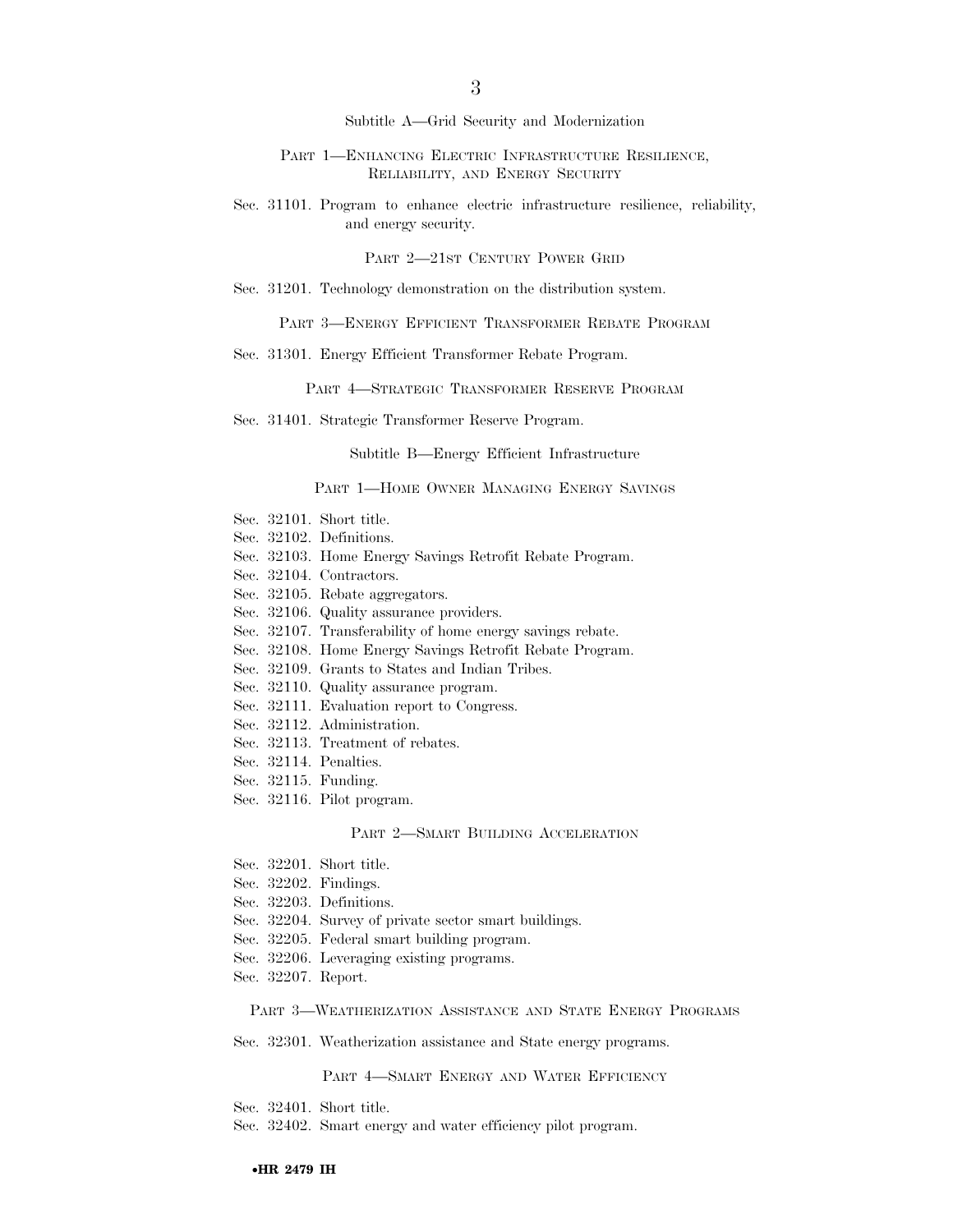### Subtitle A—Grid Security and Modernization

#### PART 1—ENHANCING ELECTRIC INFRASTRUCTURE RESILIENCE, RELIABILITY, AND ENERGY SECURITY

Sec. 31101. Program to enhance electric infrastructure resilience, reliability, and energy security.

#### PART 2—21ST CENTURY POWER GRID

Sec. 31201. Technology demonstration on the distribution system.

#### PART 3—ENERGY EFFICIENT TRANSFORMER REBATE PROGRAM

Sec. 31301. Energy Efficient Transformer Rebate Program.

#### PART 4—STRATEGIC TRANSFORMER RESERVE PROGRAM

Sec. 31401. Strategic Transformer Reserve Program.

### Subtitle B—Energy Efficient Infrastructure

#### PART 1—HOME OWNER MANAGING ENERGY SAVINGS

Sec. 32101. Short title.
Sec. 32102. Definitions.
Sec. 32103. Home Energy Savings Retrofit Rebate Program.
Sec. 32104. Contractors.
Sec. 32105. Rebate aggregators.
Sec. 32106. Quality assurance providers.
Sec. 32107. Transferability of home energy savings rebate.
Sec. 32108. Home Energy Savings Retrofit Rebate Program.
Sec. 32109. Grants to States and Indian Tribes.
Sec. 32110. Quality assurance program.
Sec. 32111. Evaluation report to Congress.
Sec. 32112. Administration.
Sec. 32113. Treatment of rebates.
Sec. 32114. Penalties.
Sec. 32115. Funding.
Sec. 32116. Pilot program.

#### PART 2—SMART BUILDING ACCELERATION

Sec. 32201. Short title.
Sec. 32202. Findings.
Sec. 32203. Definitions.
Sec. 32204. Survey of private sector smart buildings.
Sec. 32205. Federal smart building program.
Sec. 32206. Leveraging existing programs.
Sec. 32207. Report.

#### PART 3—WEATHERIZATION ASSISTANCE AND STATE ENERGY PROGRAMS

Sec. 32301. Weatherization assistance and State energy programs.

#### PART 4—SMART ENERGY AND WATER EFFICIENCY

Sec. 32401. Short title.
Sec. 32402. Smart energy and water efficiency pilot program.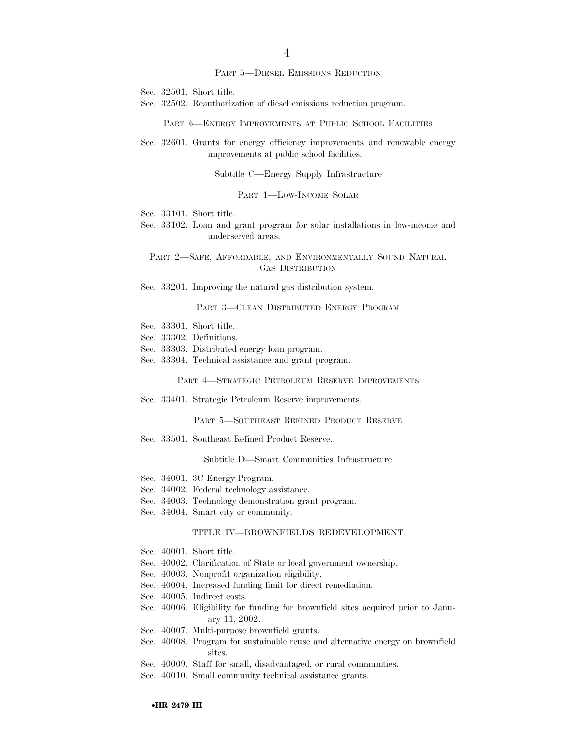PART 5—DIESEL EMISSIONS REDUCTION

Sec. 32501. Short title.
Sec. 32502. Reauthorization of diesel emissions reduction program.

PART 6—ENERGY IMPROVEMENTS AT PUBLIC SCHOOL FACILITIES

Sec. 32601. Grants for energy efficiency improvements and renewable energy improvements at public school facilities.

Subtitle C—Energy Supply Infrastructure

PART 1—LOW-INCOME SOLAR

Sec. 33101. Short title.
Sec. 33102. Loan and grant program for solar installations in low-income and underserved areas.

PART 2—SAFE, AFFORDABLE, AND ENVIRONMENTALLY SOUND NATURAL GAS DISTRIBUTION

Sec. 33201. Improving the natural gas distribution system.

PART 3—CLEAN DISTRIBUTED ENERGY PROGRAM

Sec. 33301. Short title.
Sec. 33302. Definitions.
Sec. 33303. Distributed energy loan program.
Sec. 33304. Technical assistance and grant program.

PART 4—STRATEGIC PETROLEUM RESERVE IMPROVEMENTS

Sec. 33401. Strategic Petroleum Reserve improvements.

PART 5—SOUTHEAST REFINED PRODUCT RESERVE

Sec. 33501. Southeast Refined Product Reserve.

Subtitle D—Smart Communities Infrastructure

Sec. 34001. 3C Energy Program.
Sec. 34002. Federal technology assistance.
Sec. 34003. Technology demonstration grant program.
Sec. 34004. Smart city or community.

TITLE IV—BROWNFIELDS REDEVELOPMENT

Sec. 40001. Short title.
Sec. 40002. Clarification of State or local government ownership.
Sec. 40003. Nonprofit organization eligibility.
Sec. 40004. Increased funding limit for direct remediation.
Sec. 40005. Indirect costs.
Sec. 40006. Eligibility for funding for brownfield sites acquired prior to January 11, 2002.
Sec. 40007. Multi-purpose brownfield grants.
Sec. 40008. Program for sustainable reuse and alternative energy on brownfield sites.
Sec. 40009. Staff for small, disadvantaged, or rural communities.
Sec. 40010. Small community technical assistance grants.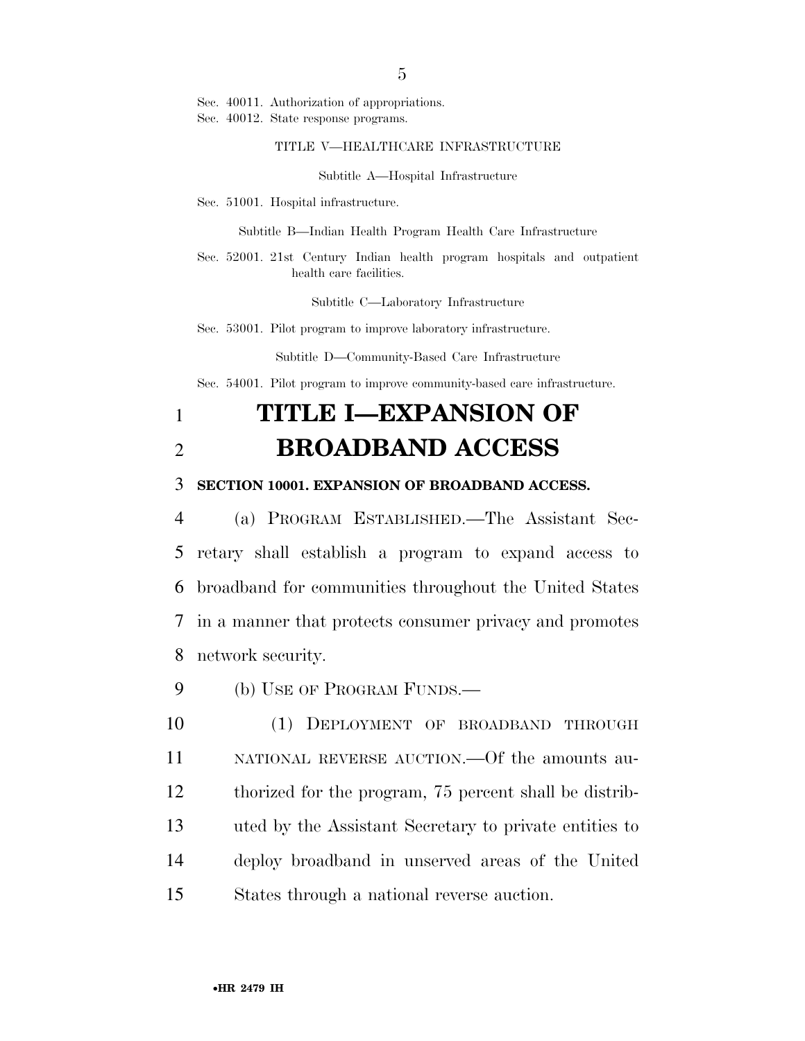Sec. 40011. Authorization of appropriations.
Sec. 40012. State response programs.

TITLE V—HEALTHCARE INFRASTRUCTURE

Subtitle A—Hospital Infrastructure

Sec. 51001. Hospital infrastructure.

Subtitle B—Indian Health Program Health Care Infrastructure

Sec. 52001. 21st Century Indian health program hospitals and outpatient health care facilities.

Subtitle C—Laboratory Infrastructure

Sec. 53001. Pilot program to improve laboratory infrastructure.

Subtitle D—Community-Based Care Infrastructure

Sec. 54001. Pilot program to improve community-based care infrastructure.

# TITLE I—EXPANSION OF BROADBAND ACCESS

**SECTION 10001. EXPANSION OF BROADBAND ACCESS.**

(a) PROGRAM ESTABLISHED.—The Assistant Secretary shall establish a program to expand access to broadband for communities throughout the United States in a manner that protects consumer privacy and promotes network security.

(b) USE OF PROGRAM FUNDS.—

(1) DEPLOYMENT OF BROADBAND THROUGH NATIONAL REVERSE AUCTION.—Of the amounts authorized for the program, 75 percent shall be distributed by the Assistant Secretary to private entities to deploy broadband in unserved areas of the United States through a national reverse auction.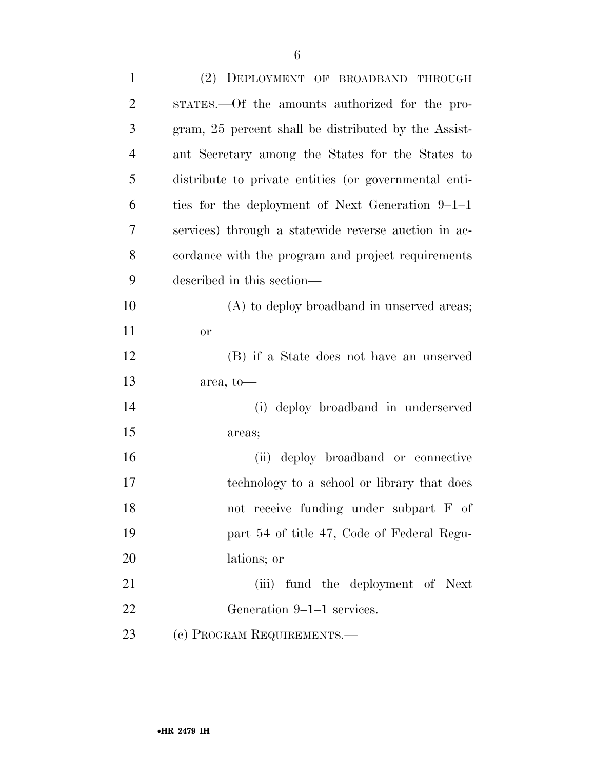(2) DEPLOYMENT OF BROADBAND THROUGH STATES.—Of the amounts authorized for the program, 25 percent shall be distributed by the Assistant Secretary among the States for the States to distribute to private entities (or governmental entities for the deployment of Next Generation 9–1–1 services) through a statewide reverse auction in accordance with the program and project requirements described in this section—

(A) to deploy broadband in unserved areas; or

(B) if a State does not have an unserved area, to—

(i) deploy broadband in underserved areas;

(ii) deploy broadband or connective technology to a school or library that does not receive funding under subpart F of part 54 of title 47, Code of Federal Regulations; or

(iii) fund the deployment of Next Generation 9–1–1 services.

(c) PROGRAM REQUIREMENTS.—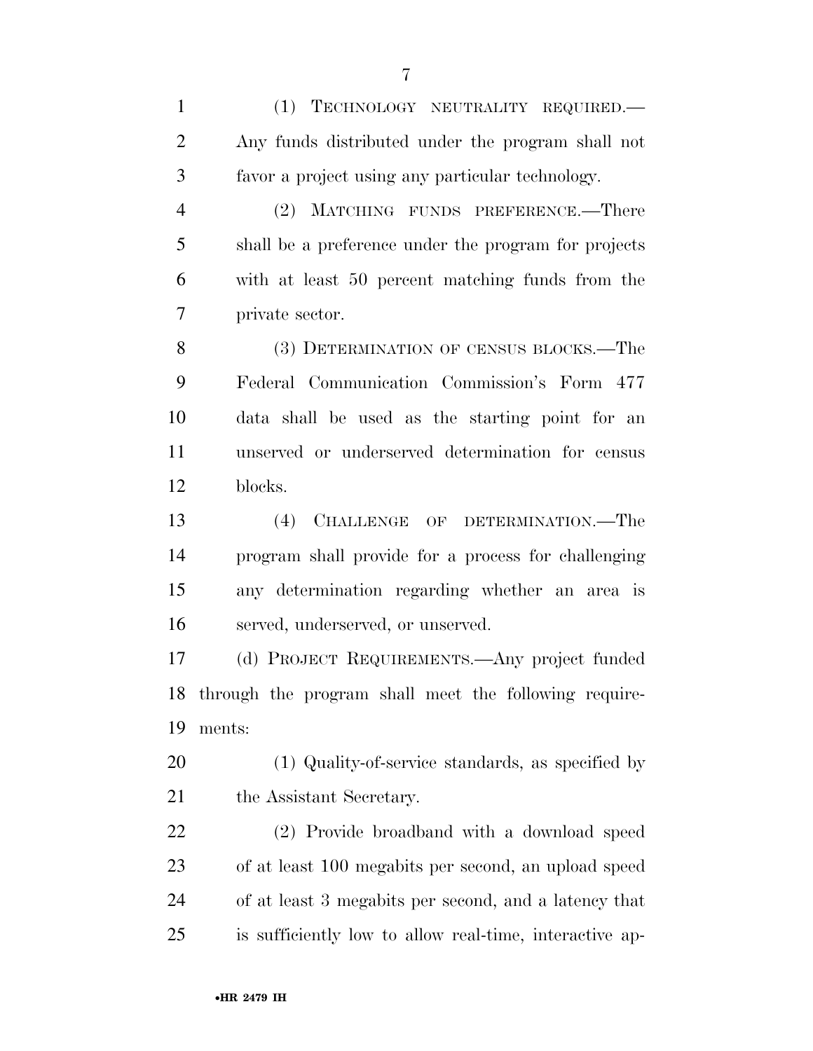(1) TECHNOLOGY NEUTRALITY REQUIRED.—Any funds distributed under the program shall not favor a project using any particular technology.

(2) MATCHING FUNDS PREFERENCE.—There shall be a preference under the program for projects with at least 50 percent matching funds from the private sector.

(3) DETERMINATION OF CENSUS BLOCKS.—The Federal Communication Commission's Form 477 data shall be used as the starting point for an unserved or underserved determination for census blocks.

(4) CHALLENGE OF DETERMINATION.—The program shall provide for a process for challenging any determination regarding whether an area is served, underserved, or unserved.

(d) PROJECT REQUIREMENTS.—Any project funded through the program shall meet the following requirements:

(1) Quality-of-service standards, as specified by the Assistant Secretary.

(2) Provide broadband with a download speed of at least 100 megabits per second, an upload speed of at least 3 megabits per second, and a latency that is sufficiently low to allow real-time, interactive ap-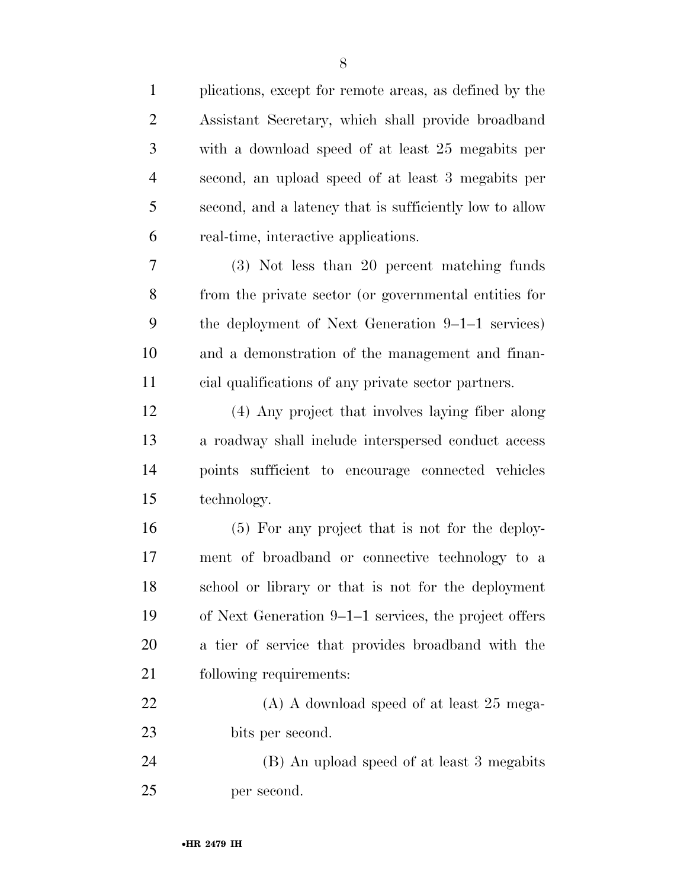plications, except for remote areas, as defined by the Assistant Secretary, which shall provide broadband with a download speed of at least 25 megabits per second, an upload speed of at least 3 megabits per second, and a latency that is sufficiently low to allow real-time, interactive applications.

(3) Not less than 20 percent matching funds from the private sector (or governmental entities for the deployment of Next Generation 9–1–1 services) and a demonstration of the management and financial qualifications of any private sector partners.

(4) Any project that involves laying fiber along a roadway shall include interspersed conduct access points sufficient to encourage connected vehicles technology.

(5) For any project that is not for the deployment of broadband or connective technology to a school or library or that is not for the deployment of Next Generation 9–1–1 services, the project offers a tier of service that provides broadband with the following requirements:

(A) A download speed of at least 25 megabits per second.

(B) An upload speed of at least 3 megabits per second.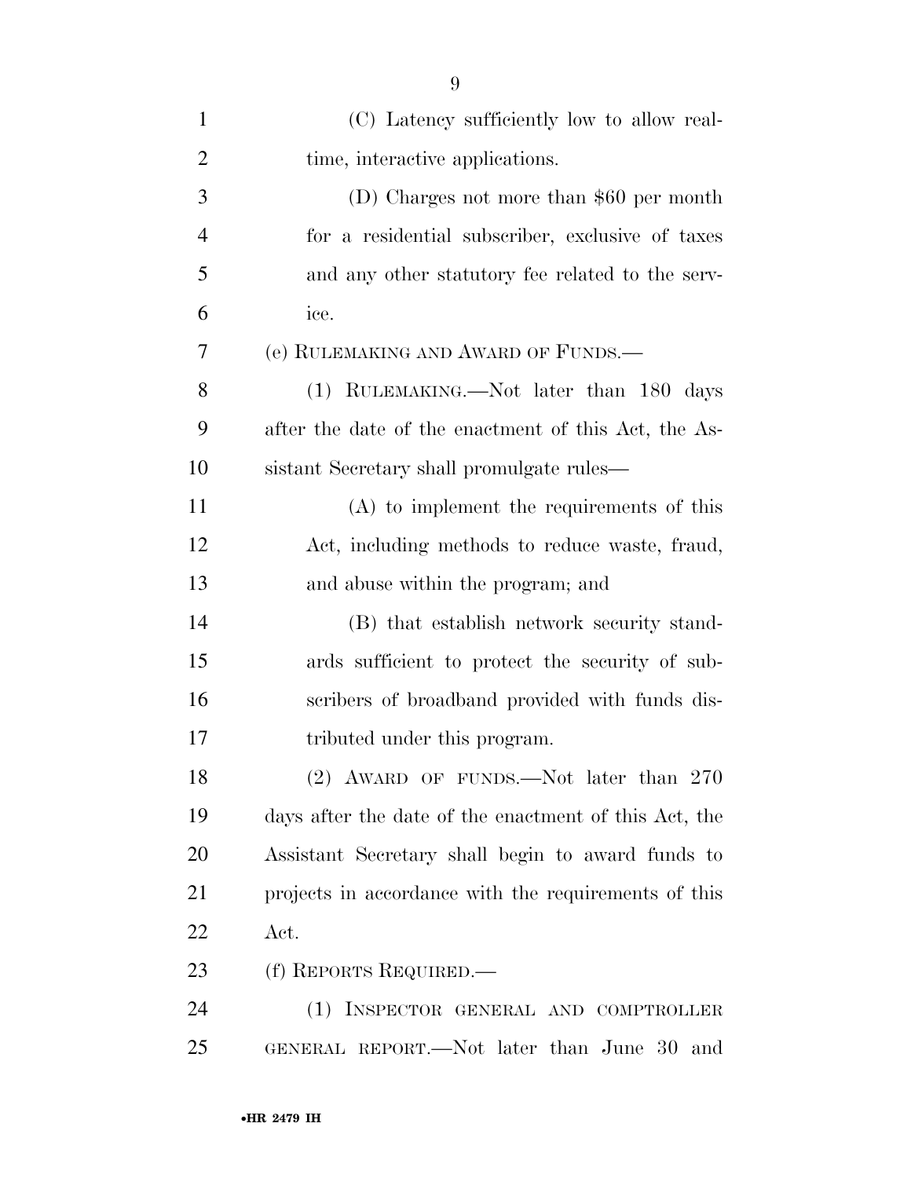(C) Latency sufficiently low to allow real-time, interactive applications.

(D) Charges not more than $60 per month for a residential subscriber, exclusive of taxes and any other statutory fee related to the service.

(e) RULEMAKING AND AWARD OF FUNDS.—

(1) RULEMAKING.—Not later than 180 days after the date of the enactment of this Act, the Assistant Secretary shall promulgate rules—

(A) to implement the requirements of this Act, including methods to reduce waste, fraud, and abuse within the program; and

(B) that establish network security standards sufficient to protect the security of subscribers of broadband provided with funds distributed under this program.

(2) AWARD OF FUNDS.—Not later than 270 days after the date of the enactment of this Act, the Assistant Secretary shall begin to award funds to projects in accordance with the requirements of this Act.

(f) REPORTS REQUIRED.—

(1) INSPECTOR GENERAL AND COMPTROLLER GENERAL REPORT.—Not later than June 30 and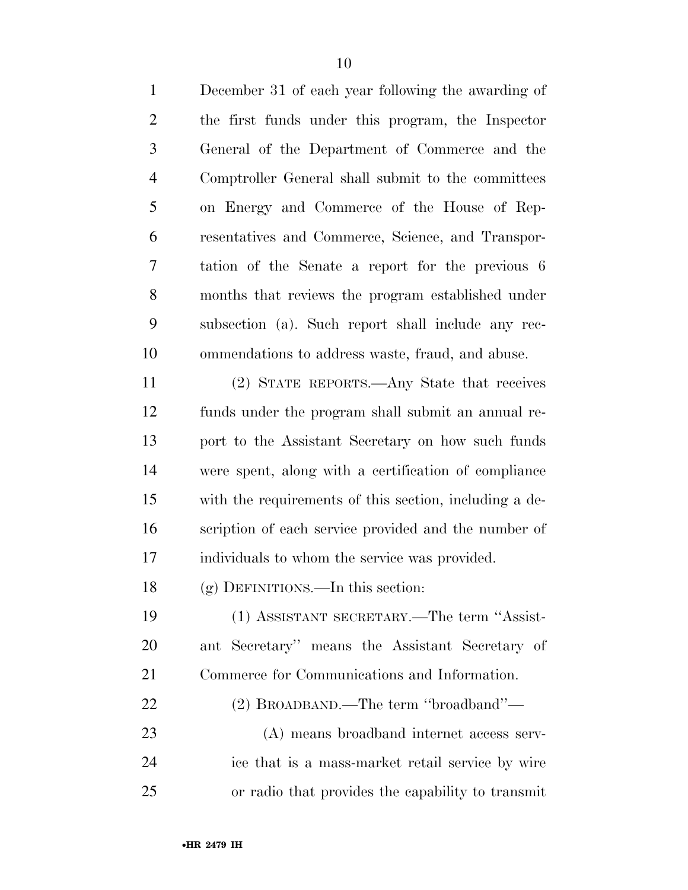December 31 of each year following the awarding of the first funds under this program, the Inspector General of the Department of Commerce and the Comptroller General shall submit to the committees on Energy and Commerce of the House of Representatives and Commerce, Science, and Transportation of the Senate a report for the previous 6 months that reviews the program established under subsection (a). Such report shall include any recommendations to address waste, fraud, and abuse.

(2) STATE REPORTS.—Any State that receives funds under the program shall submit an annual report to the Assistant Secretary on how such funds were spent, along with a certification of compliance with the requirements of this section, including a description of each service provided and the number of individuals to whom the service was provided.

(g) DEFINITIONS.—In this section:

(1) ASSISTANT SECRETARY.—The term ''Assistant Secretary'' means the Assistant Secretary of Commerce for Communications and Information.

(2) BROADBAND.—The term ''broadband''—

(A) means broadband internet access service that is a mass-market retail service by wire or radio that provides the capability to transmit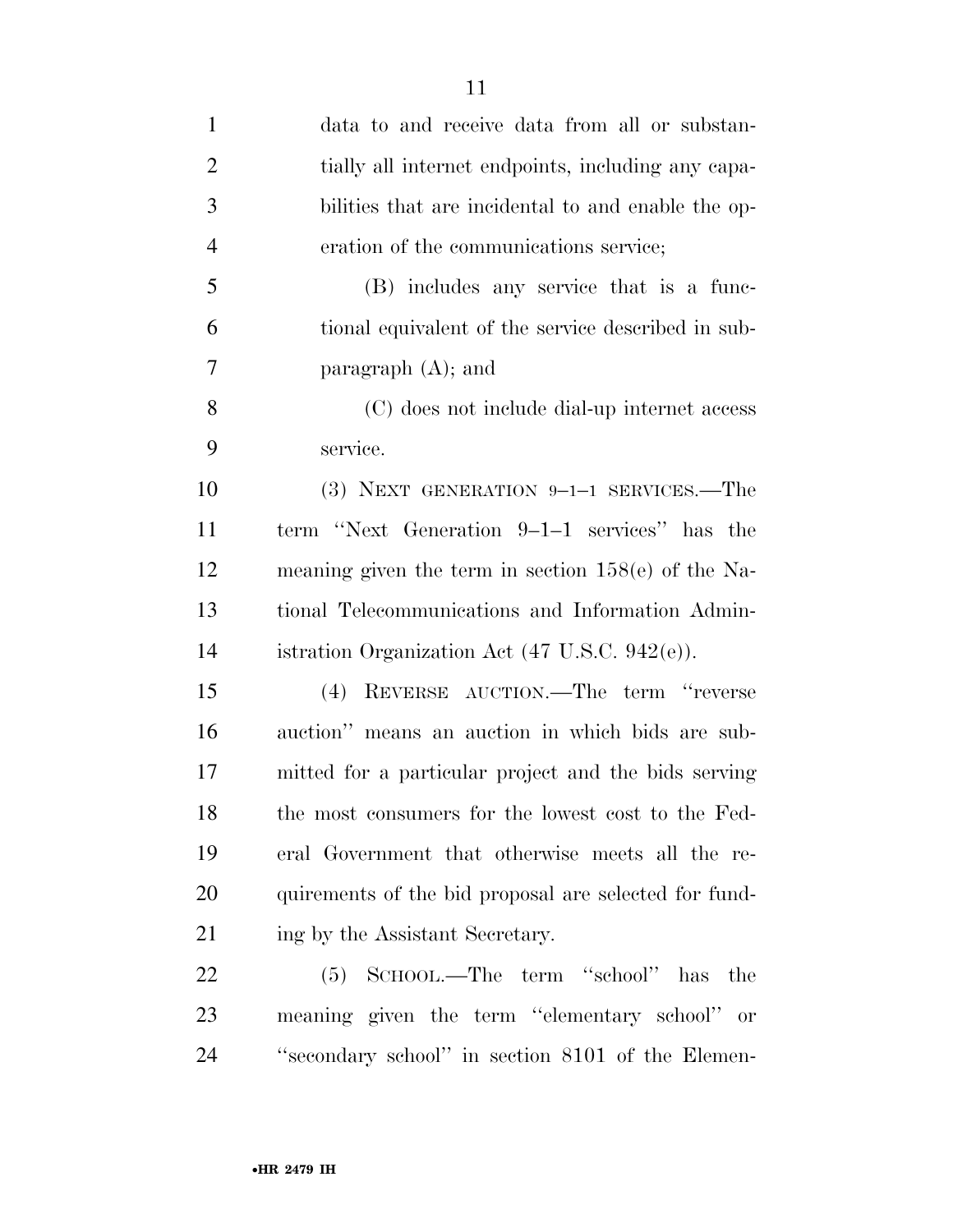data to and receive data from all or substantially all internet endpoints, including any capabilities that are incidental to and enable the operation of the communications service;

(B) includes any service that is a functional equivalent of the service described in subparagraph (A); and

(C) does not include dial-up internet access service.

(3) NEXT GENERATION 9–1–1 SERVICES.—The term ''Next Generation 9–1–1 services'' has the meaning given the term in section 158(e) of the National Telecommunications and Information Administration Organization Act (47 U.S.C. 942(e)).

(4) REVERSE AUCTION.—The term ''reverse auction'' means an auction in which bids are submitted for a particular project and the bids serving the most consumers for the lowest cost to the Federal Government that otherwise meets all the requirements of the bid proposal are selected for funding by the Assistant Secretary.

(5) SCHOOL.—The term ''school'' has the meaning given the term ''elementary school'' or ''secondary school'' in section 8101 of the Elemen-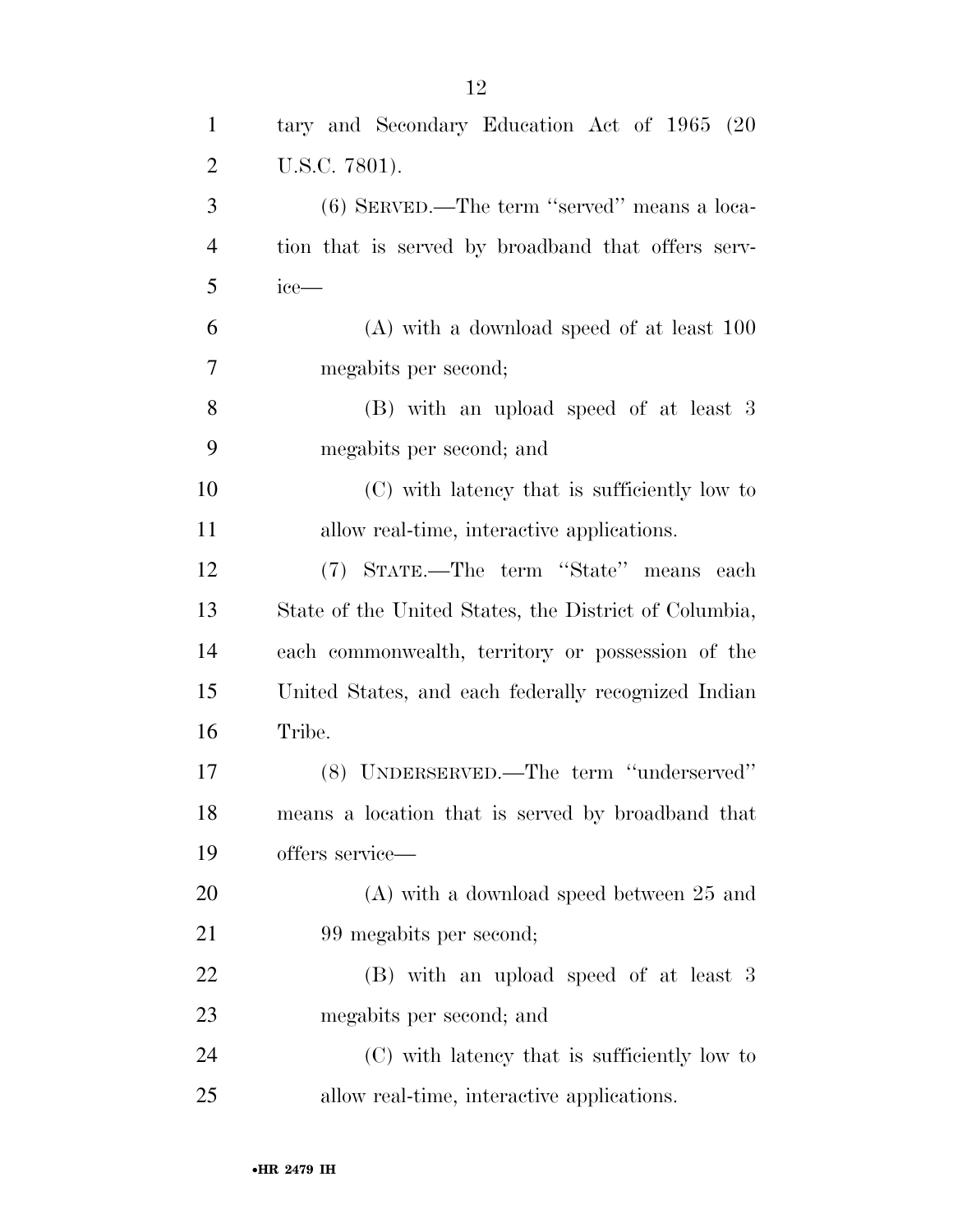tary and Secondary Education Act of 1965 (20 U.S.C. 7801).

(6) SERVED.—The term "served" means a location that is served by broadband that offers service—

(A) with a download speed of at least 100 megabits per second;

(B) with an upload speed of at least 3 megabits per second; and

(C) with latency that is sufficiently low to allow real-time, interactive applications.

(7) STATE.—The term "State" means each State of the United States, the District of Columbia, each commonwealth, territory or possession of the United States, and each federally recognized Indian Tribe.

(8) UNDERSERVED.—The term "underserved" means a location that is served by broadband that offers service—

(A) with a download speed between 25 and 99 megabits per second;

(B) with an upload speed of at least 3 megabits per second; and

(C) with latency that is sufficiently low to allow real-time, interactive applications.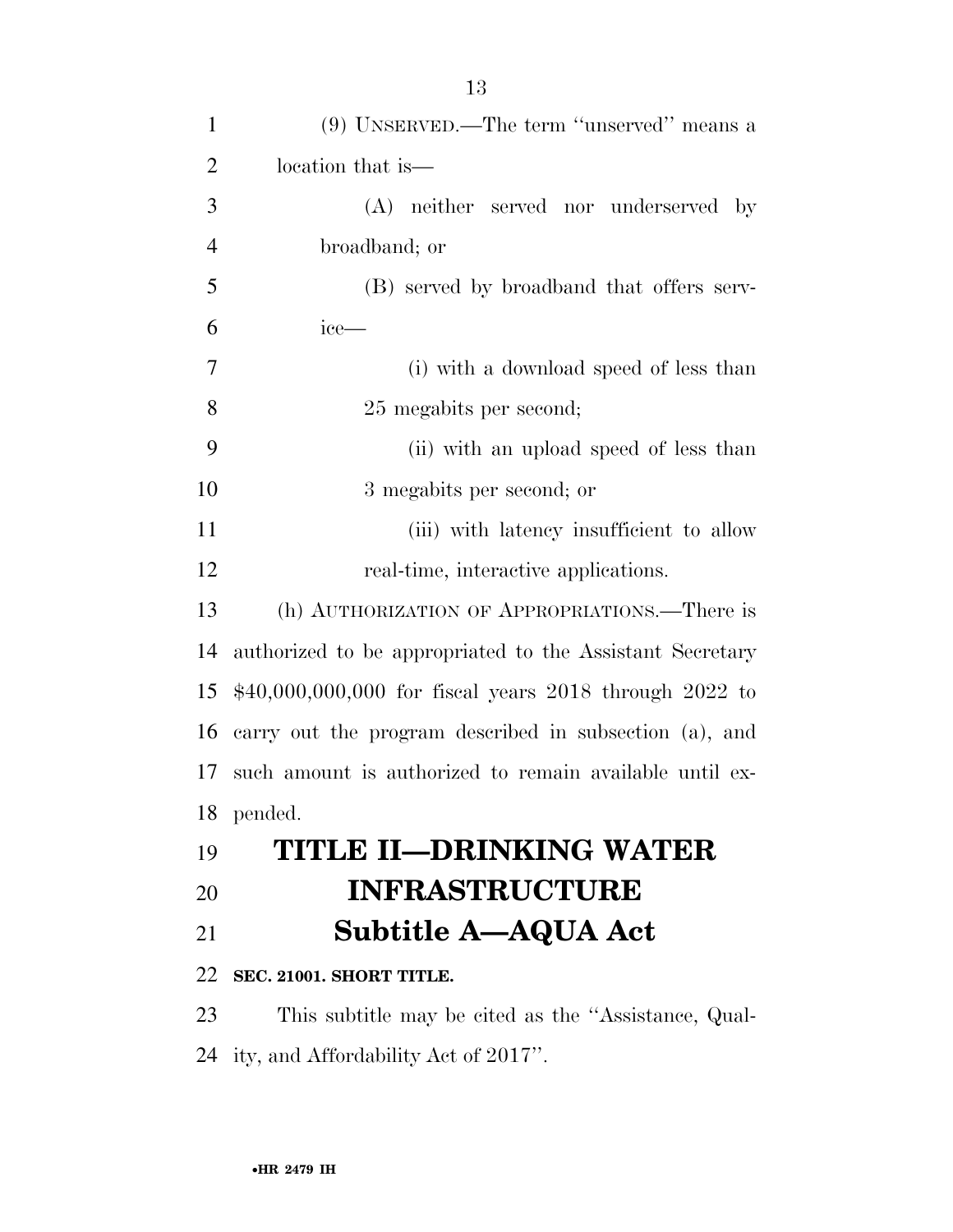(9) UNSERVED.—The term ''unserved'' means a location that is—

(A) neither served nor underserved by broadband; or

(B) served by broadband that offers service—

(i) with a download speed of less than 25 megabits per second;

(ii) with an upload speed of less than 3 megabits per second; or

(iii) with latency insufficient to allow real-time, interactive applications.

(h) AUTHORIZATION OF APPROPRIATIONS.—There is authorized to be appropriated to the Assistant Secretary $40,000,000,000 for fiscal years 2018 through 2022 to carry out the program described in subsection (a), and such amount is authorized to remain available until expended.

# TITLE II—DRINKING WATER INFRASTRUCTURE

## Subtitle A—AQUA Act

### SEC. 21001. SHORT TITLE.

This subtitle may be cited as the ''Assistance, Quality, and Affordability Act of 2017''.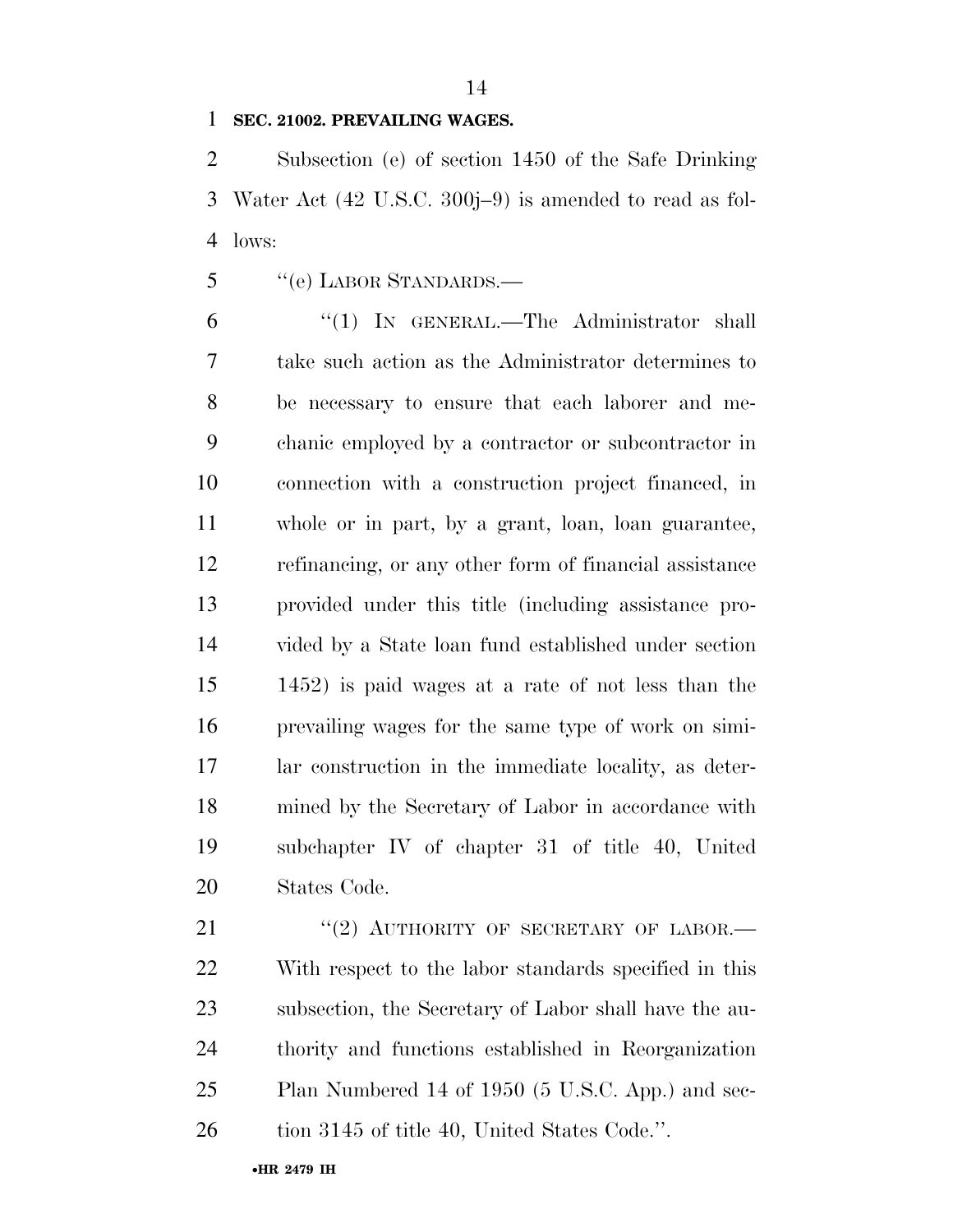**SEC. 21002. PREVAILING WAGES.**

Subsection (e) of section 1450 of the Safe Drinking Water Act (42 U.S.C. 300j–9) is amended to read as follows:

"(e) LABOR STANDARDS.—

"(1) IN GENERAL.—The Administrator shall take such action as the Administrator determines to be necessary to ensure that each laborer and mechanic employed by a contractor or subcontractor in connection with a construction project financed, in whole or in part, by a grant, loan, loan guarantee, refinancing, or any other form of financial assistance provided under this title (including assistance provided by a State loan fund established under section 1452) is paid wages at a rate of not less than the prevailing wages for the same type of work on similar construction in the immediate locality, as determined by the Secretary of Labor in accordance with subchapter IV of chapter 31 of title 40, United States Code.

"(2) AUTHORITY OF SECRETARY OF LABOR.—With respect to the labor standards specified in this subsection, the Secretary of Labor shall have the authority and functions established in Reorganization Plan Numbered 14 of 1950 (5 U.S.C. App.) and section 3145 of title 40, United States Code.".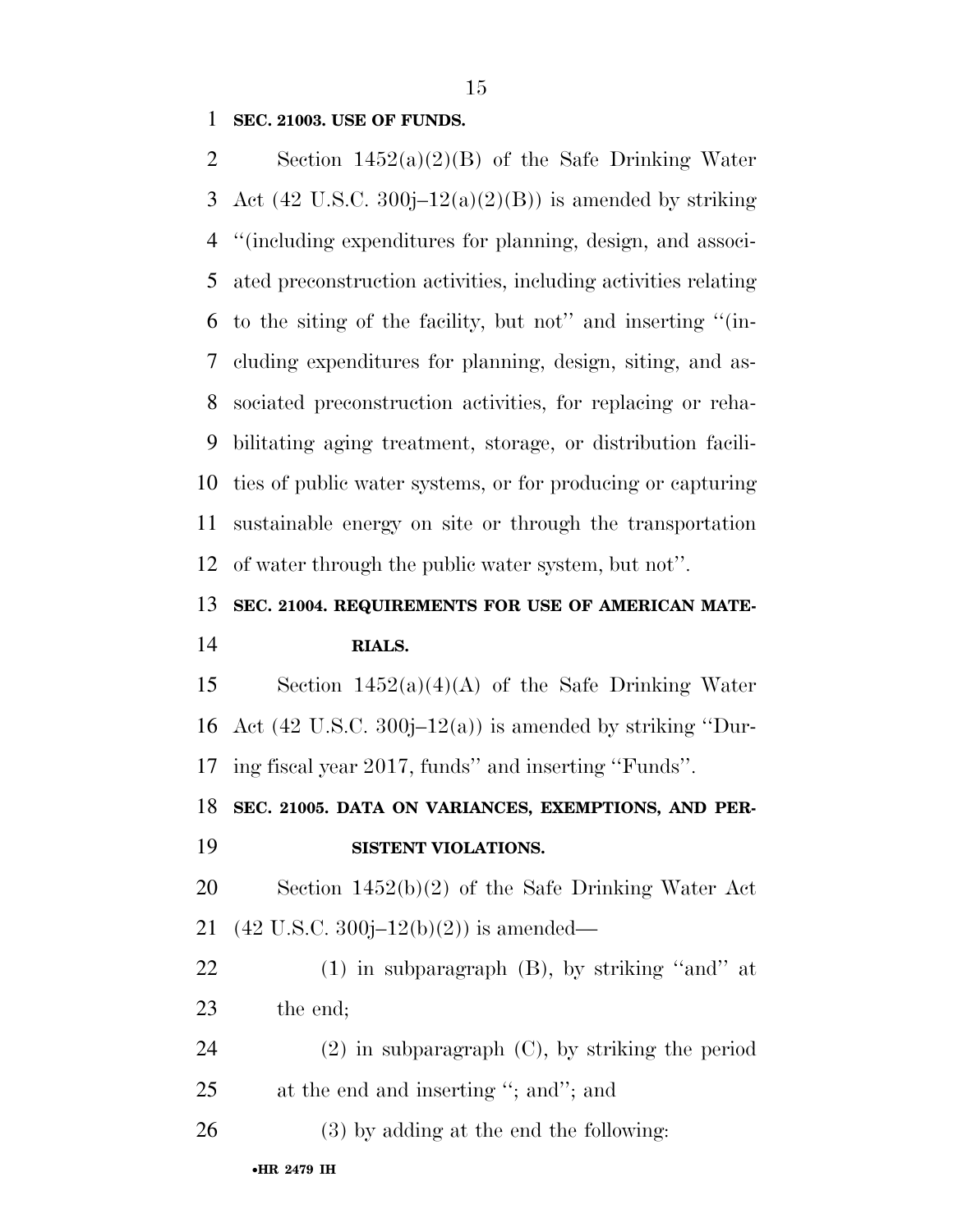**SEC. 21003. USE OF FUNDS.**

Section 1452(a)(2)(B) of the Safe Drinking Water Act (42 U.S.C. 300j–12(a)(2)(B)) is amended by striking ''(including expenditures for planning, design, and associated preconstruction activities, including activities relating to the siting of the facility, but not'' and inserting ''(including expenditures for planning, design, siting, and associated preconstruction activities, for replacing or rehabilitating aging treatment, storage, or distribution facilities of public water systems, or for producing or capturing sustainable energy on site or through the transportation of water through the public water system, but not''.

**SEC. 21004. REQUIREMENTS FOR USE OF AMERICAN MATERIALS.**

Section 1452(a)(4)(A) of the Safe Drinking Water Act (42 U.S.C. 300j–12(a)) is amended by striking ''During fiscal year 2017, funds'' and inserting ''Funds''.

**SEC. 21005. DATA ON VARIANCES, EXEMPTIONS, AND PERSISTENT VIOLATIONS.**

Section 1452(b)(2) of the Safe Drinking Water Act (42 U.S.C. 300j–12(b)(2)) is amended—

(1) in subparagraph (B), by striking ''and'' at the end;

(2) in subparagraph (C), by striking the period at the end and inserting ''; and''; and

(3) by adding at the end the following: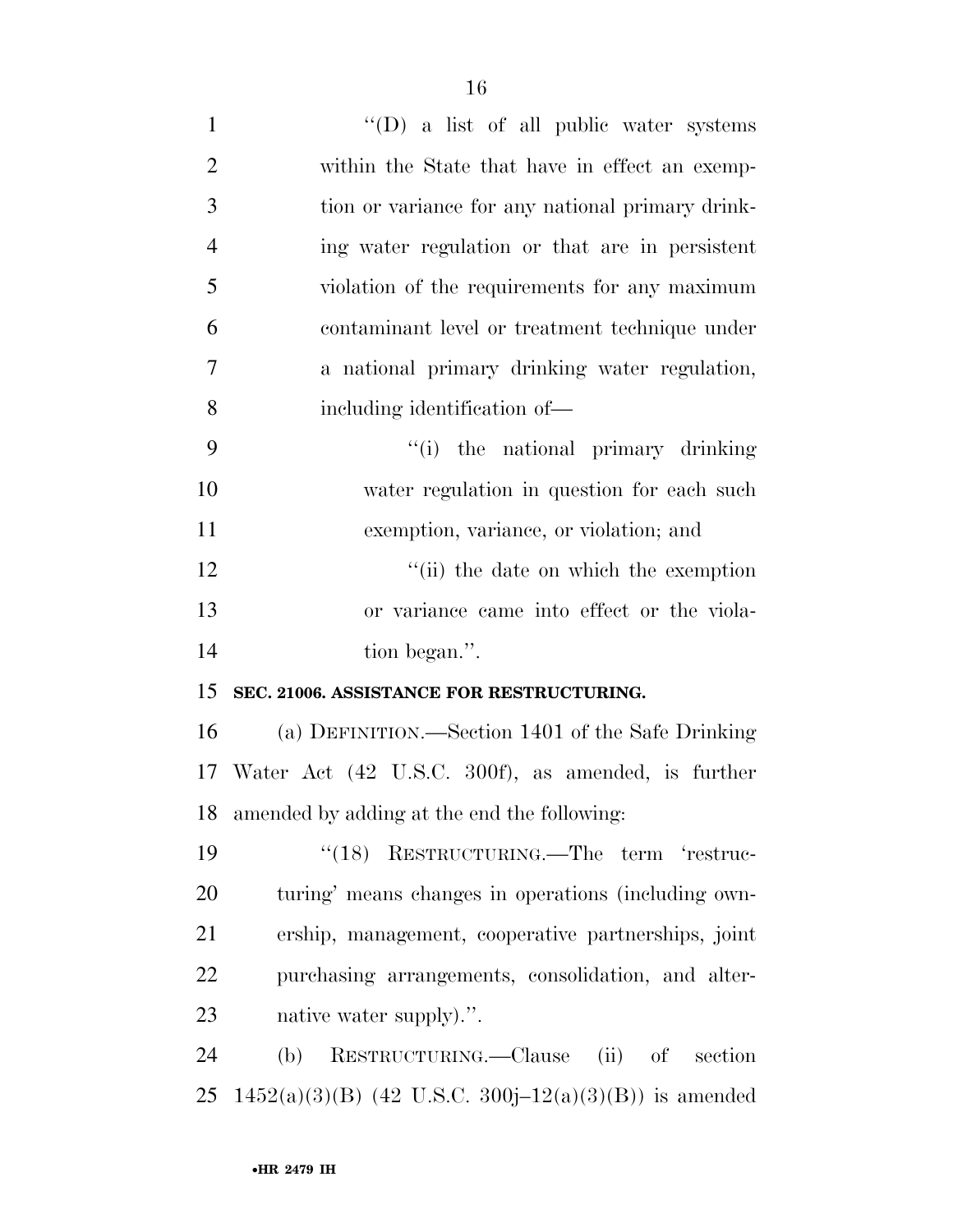"(D) a list of all public water systems within the State that have in effect an exemption or variance for any national primary drinking water regulation or that are in persistent violation of the requirements for any maximum contaminant level or treatment technique under a national primary drinking water regulation, including identification of—

"(i) the national primary drinking water regulation in question for each such exemption, variance, or violation; and

"(ii) the date on which the exemption or variance came into effect or the violation began.".

**SEC. 21006. ASSISTANCE FOR RESTRUCTURING.**

(a) DEFINITION.—Section 1401 of the Safe Drinking Water Act (42 U.S.C. 300f), as amended, is further amended by adding at the end the following:

"(18) RESTRUCTURING.—The term 'restructuring' means changes in operations (including ownership, management, cooperative partnerships, joint purchasing arrangements, consolidation, and alternative water supply).".

(b) RESTRUCTURING.—Clause (ii) of section 1452(a)(3)(B) (42 U.S.C. 300j–12(a)(3)(B)) is amended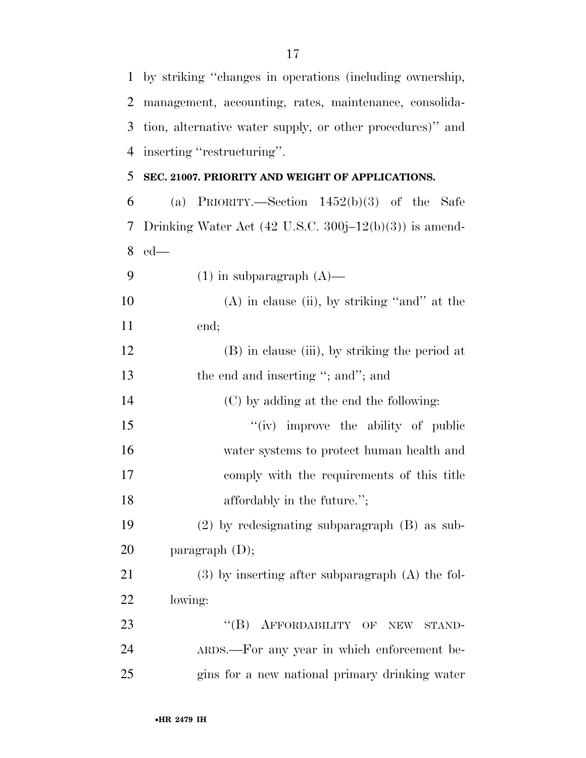by striking ''changes in operations (including ownership, management, accounting, rates, maintenance, consolidation, alternative water supply, or other procedures)'' and inserting ''restructuring''.

**SEC. 21007. PRIORITY AND WEIGHT OF APPLICATIONS.**

(a) PRIORITY.—Section 1452(b)(3) of the Safe Drinking Water Act (42 U.S.C. 300j–12(b)(3)) is amended—

(1) in subparagraph (A)—

(A) in clause (ii), by striking ''and'' at the end;

(B) in clause (iii), by striking the period at the end and inserting ''; and''; and

(C) by adding at the end the following:

''(iv) improve the ability of public water systems to protect human health and comply with the requirements of this title affordably in the future.'';

(2) by redesignating subparagraph (B) as subparagraph (D);

(3) by inserting after subparagraph (A) the following:

''(B) AFFORDABILITY OF NEW STANDARDS.—For any year in which enforcement begins for a new national primary drinking water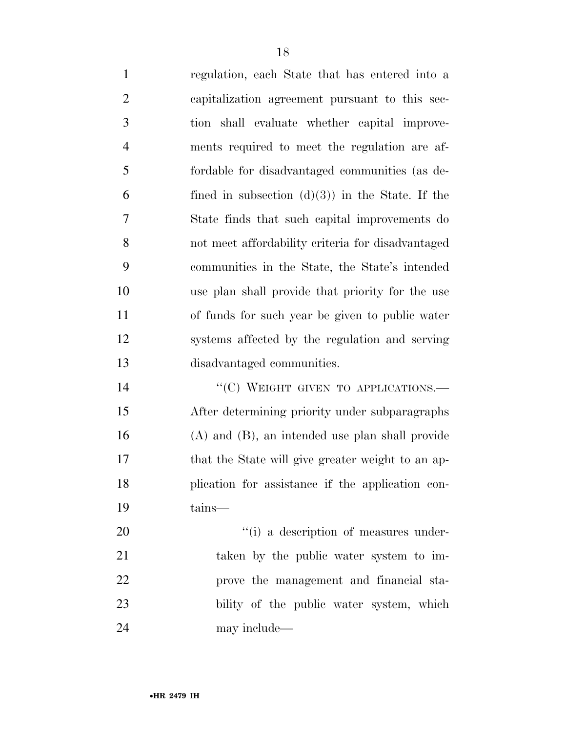regulation, each State that has entered into a capitalization agreement pursuant to this section shall evaluate whether capital improvements required to meet the regulation are affordable for disadvantaged communities (as defined in subsection (d)(3)) in the State. If the State finds that such capital improvements do not meet affordability criteria for disadvantaged communities in the State, the State's intended use plan shall provide that priority for the use of funds for such year be given to public water systems affected by the regulation and serving disadvantaged communities.

"(C) WEIGHT GIVEN TO APPLICATIONS.— After determining priority under subparagraphs (A) and (B), an intended use plan shall provide that the State will give greater weight to an application for assistance if the application contains—

"(i) a description of measures undertaken by the public water system to improve the management and financial stability of the public water system, which may include—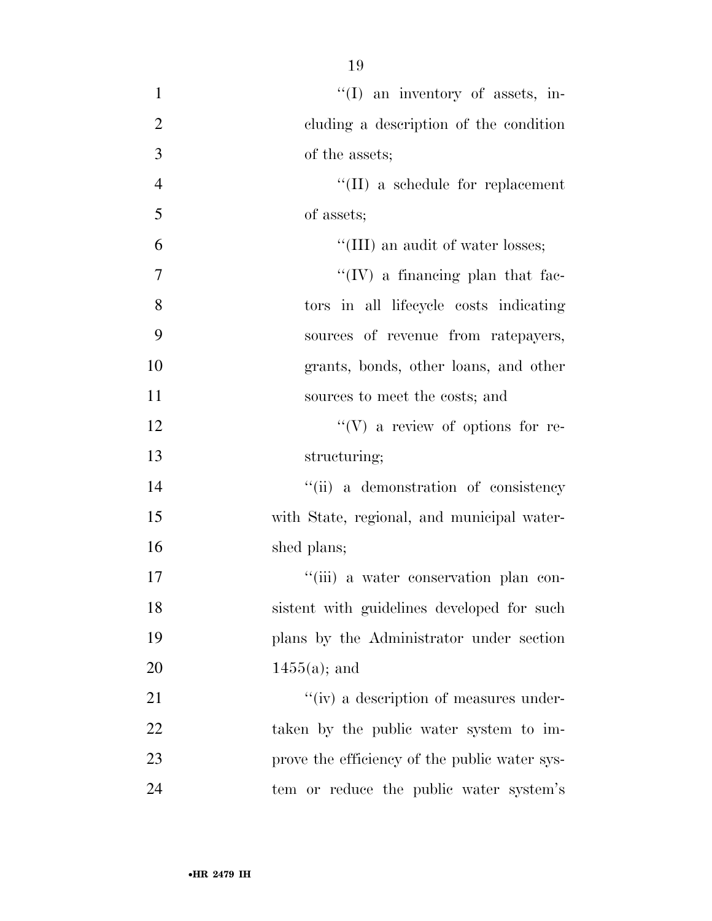''(I) an inventory of assets, including a description of the condition of the assets;

''(II) a schedule for replacement of assets;

''(III) an audit of water losses;

''(IV) a financing plan that factors in all lifecycle costs indicating sources of revenue from ratepayers, grants, bonds, other loans, and other sources to meet the costs; and

''(V) a review of options for restructuring;

''(ii) a demonstration of consistency with State, regional, and municipal watershed plans;

''(iii) a water conservation plan consistent with guidelines developed for such plans by the Administrator under section 1455(a); and

''(iv) a description of measures undertaken by the public water system to improve the efficiency of the public water system or reduce the public water system's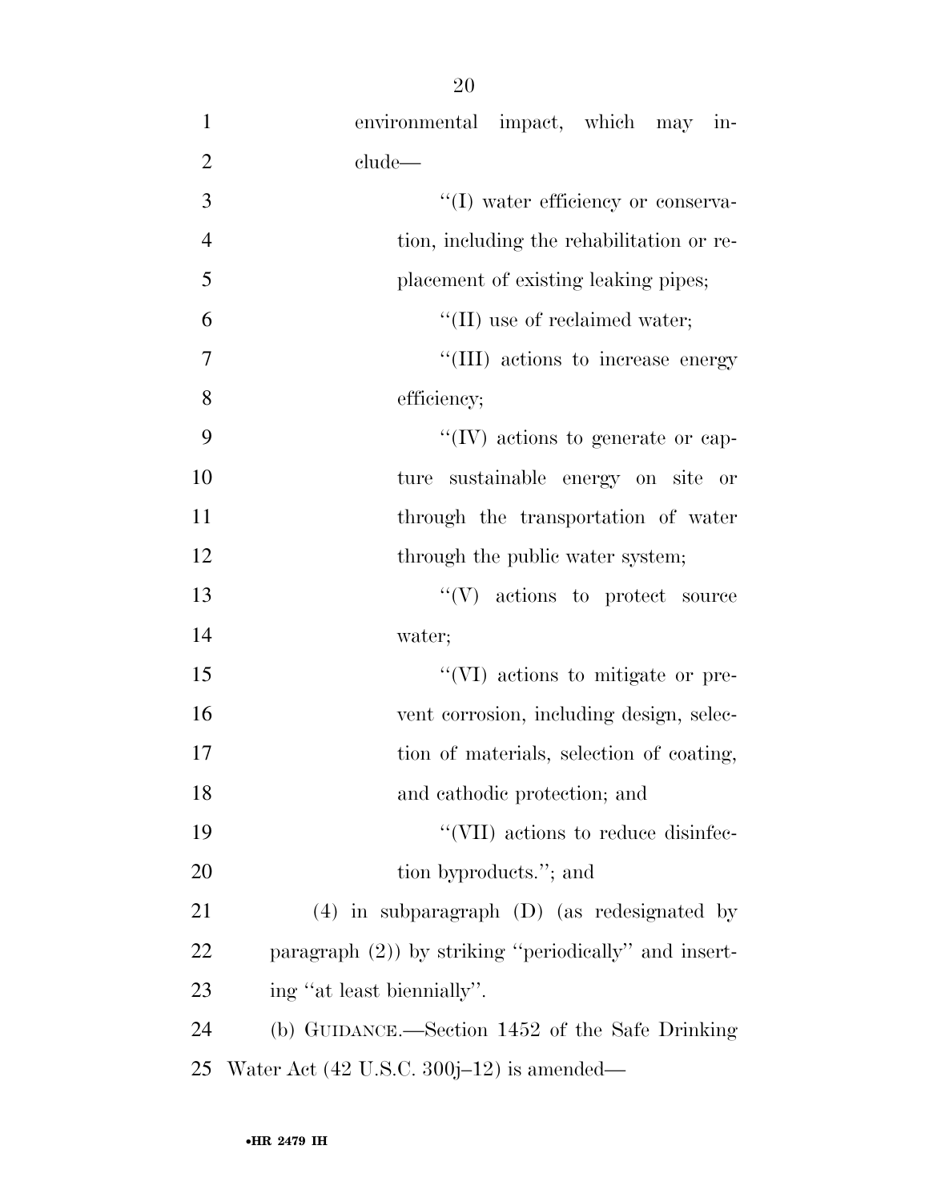environmental impact, which may include—

''(I) water efficiency or conservation, including the rehabilitation or replacement of existing leaking pipes;

''(II) use of reclaimed water;

''(III) actions to increase energy efficiency;

''(IV) actions to generate or capture sustainable energy on site or through the transportation of water through the public water system;

''(V) actions to protect source water;

''(VI) actions to mitigate or prevent corrosion, including design, selection of materials, selection of coating, and cathodic protection; and

''(VII) actions to reduce disinfection byproducts.''; and

(4) in subparagraph (D) (as redesignated by paragraph (2)) by striking ''periodically'' and inserting ''at least biennially''.

(b) GUIDANCE.—Section 1452 of the Safe Drinking Water Act (42 U.S.C. 300j–12) is amended—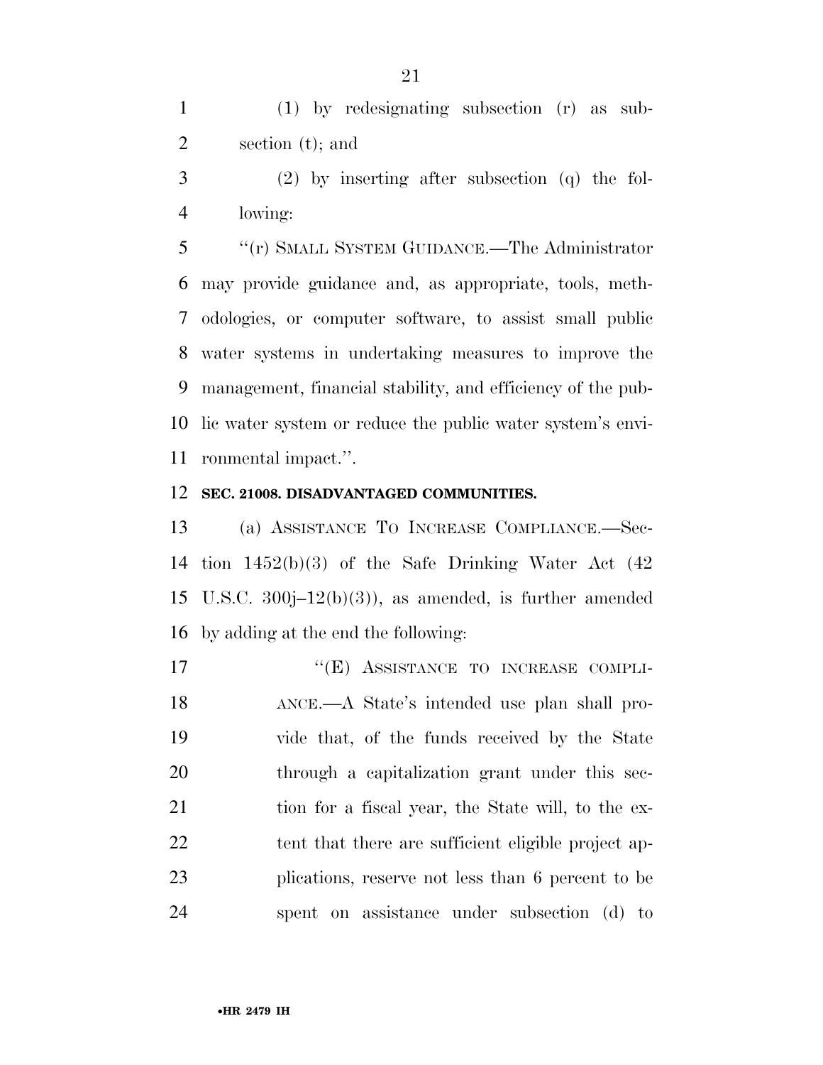(1) by redesignating subsection (r) as subsection (t); and

(2) by inserting after subsection (q) the following:

''(r) SMALL SYSTEM GUIDANCE.—The Administrator may provide guidance and, as appropriate, tools, methodologies, or computer software, to assist small public water systems in undertaking measures to improve the management, financial stability, and efficiency of the public water system or reduce the public water system's environmental impact.''.

**SEC. 21008. DISADVANTAGED COMMUNITIES.**

(a) ASSISTANCE TO INCREASE COMPLIANCE.—Section 1452(b)(3) of the Safe Drinking Water Act (42 U.S.C. 300j–12(b)(3)), as amended, is further amended by adding at the end the following:

''(E) ASSISTANCE TO INCREASE COMPLIANCE.—A State's intended use plan shall provide that, of the funds received by the State through a capitalization grant under this section for a fiscal year, the State will, to the extent that there are sufficient eligible project applications, reserve not less than 6 percent to be spent on assistance under subsection (d) to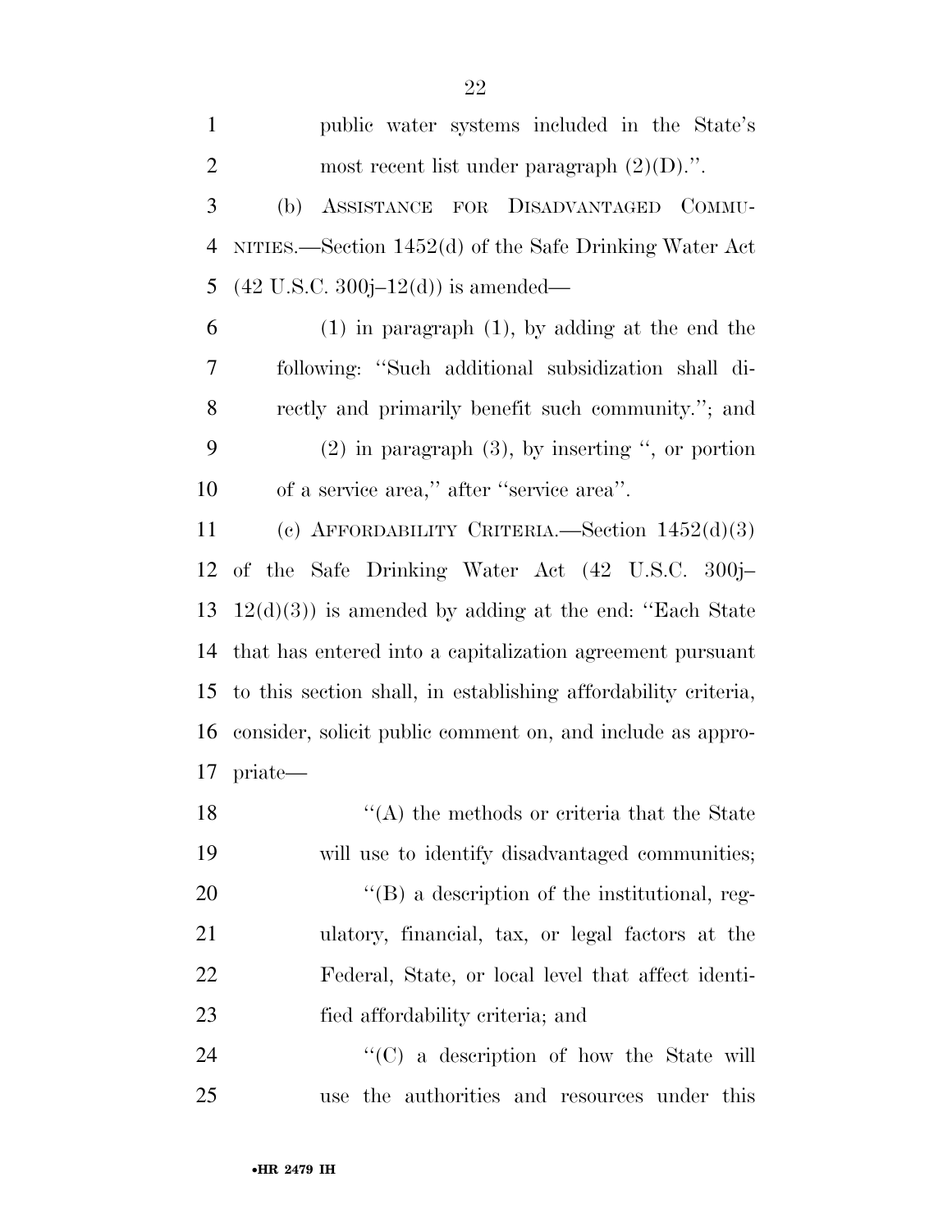public water systems included in the State's most recent list under paragraph (2)(D).''.

(b) ASSISTANCE FOR DISADVANTAGED COMMUNITIES.—Section 1452(d) of the Safe Drinking Water Act (42 U.S.C. 300j–12(d)) is amended—

(1) in paragraph (1), by adding at the end the following: ''Such additional subsidization shall directly and primarily benefit such community.''; and

(2) in paragraph (3), by inserting '', or portion of a service area,'' after ''service area''.

(c) AFFORDABILITY CRITERIA.—Section 1452(d)(3) of the Safe Drinking Water Act (42 U.S.C. 300j–12(d)(3)) is amended by adding at the end: ''Each State that has entered into a capitalization agreement pursuant to this section shall, in establishing affordability criteria, consider, solicit public comment on, and include as appropriate—

''(A) the methods or criteria that the State will use to identify disadvantaged communities;

''(B) a description of the institutional, regulatory, financial, tax, or legal factors at the Federal, State, or local level that affect identified affordability criteria; and

''(C) a description of how the State will use the authorities and resources under this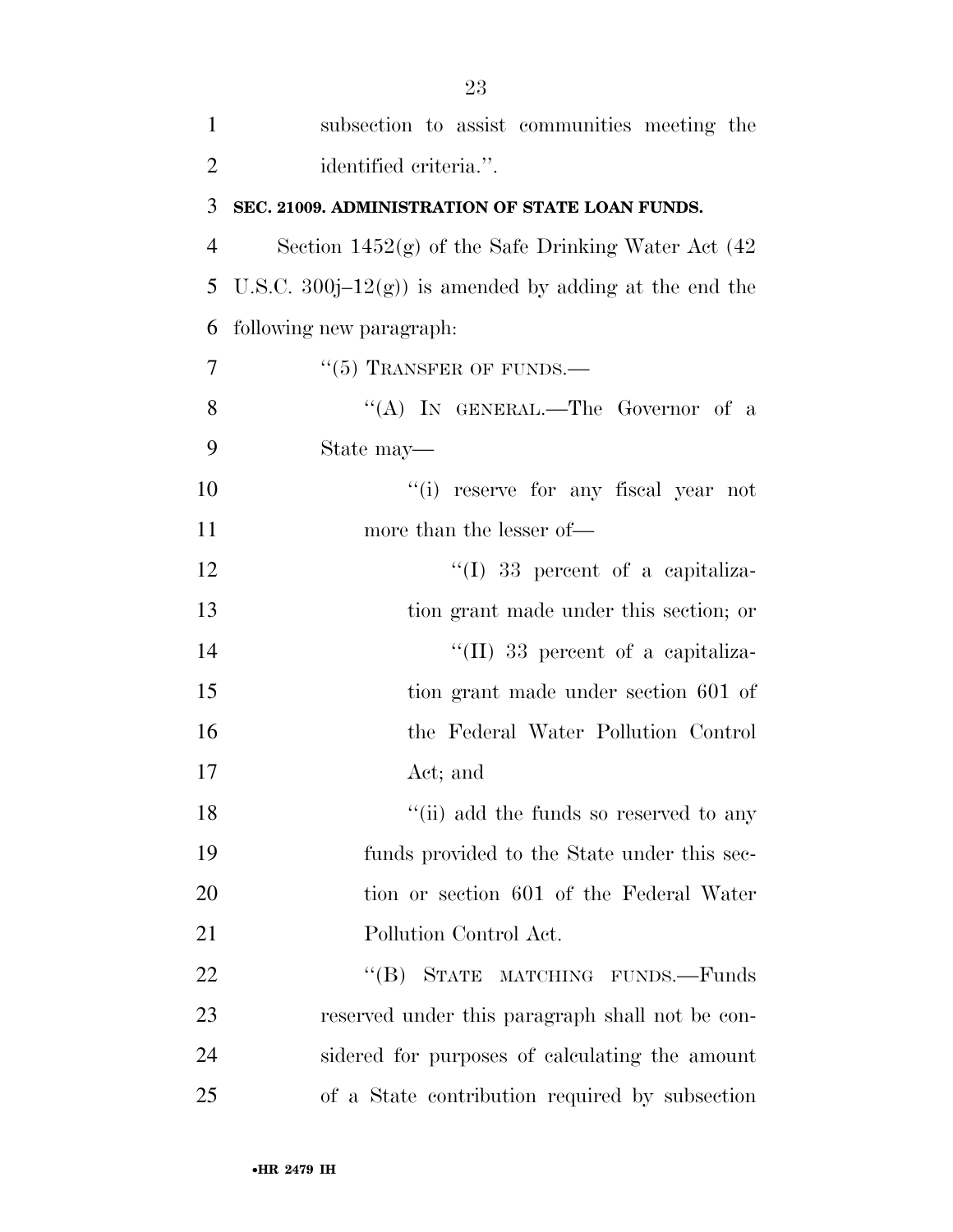subsection to assist communities meeting the identified criteria.''.

**SEC. 21009. ADMINISTRATION OF STATE LOAN FUNDS.**

Section 1452(g) of the Safe Drinking Water Act (42 U.S.C. 300j–12(g)) is amended by adding at the end the following new paragraph:

''(5) TRANSFER OF FUNDS.—

''(A) IN GENERAL.—The Governor of a State may—

''(i) reserve for any fiscal year not more than the lesser of—

''(I) 33 percent of a capitalization grant made under this section; or

''(II) 33 percent of a capitalization grant made under section 601 of the Federal Water Pollution Control Act; and

''(ii) add the funds so reserved to any funds provided to the State under this section or section 601 of the Federal Water Pollution Control Act.

''(B) STATE MATCHING FUNDS.—Funds reserved under this paragraph shall not be considered for purposes of calculating the amount of a State contribution required by subsection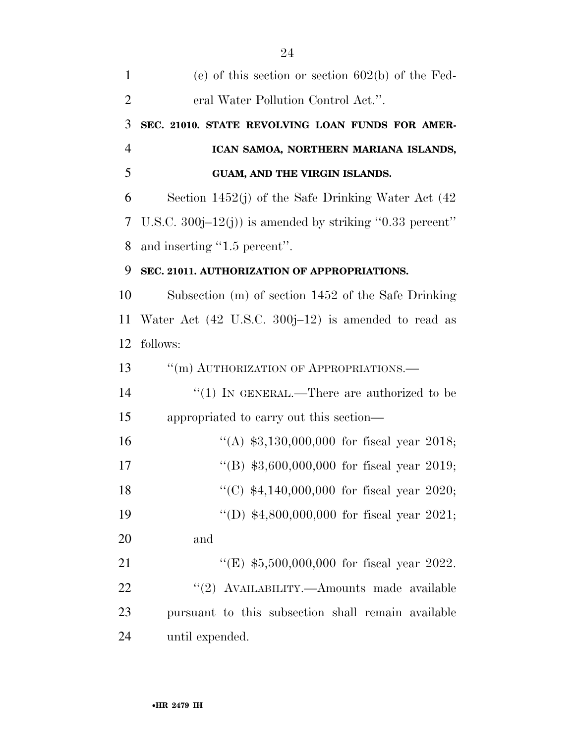(e) of this section or section 602(b) of the Federal Water Pollution Control Act.''.

**SEC. 21010. STATE REVOLVING LOAN FUNDS FOR AMERICAN SAMOA, NORTHERN MARIANA ISLANDS, GUAM, AND THE VIRGIN ISLANDS.**

Section 1452(j) of the Safe Drinking Water Act (42 U.S.C. 300j–12(j)) is amended by striking ''0.33 percent'' and inserting ''1.5 percent''.

**SEC. 21011. AUTHORIZATION OF APPROPRIATIONS.**

Subsection (m) of section 1452 of the Safe Drinking Water Act (42 U.S.C. 300j–12) is amended to read as follows:

''(m) AUTHORIZATION OF APPROPRIATIONS.—

''(1) IN GENERAL.—There are authorized to be appropriated to carry out this section—

''(A) $3,130,000,000 for fiscal year 2018;

''(B) $3,600,000,000 for fiscal year 2019;

''(C) $4,140,000,000 for fiscal year 2020;

''(D) $4,800,000,000 for fiscal year 2021; and

''(E) $5,500,000,000 for fiscal year 2022.

''(2) AVAILABILITY.—Amounts made available pursuant to this subsection shall remain available until expended.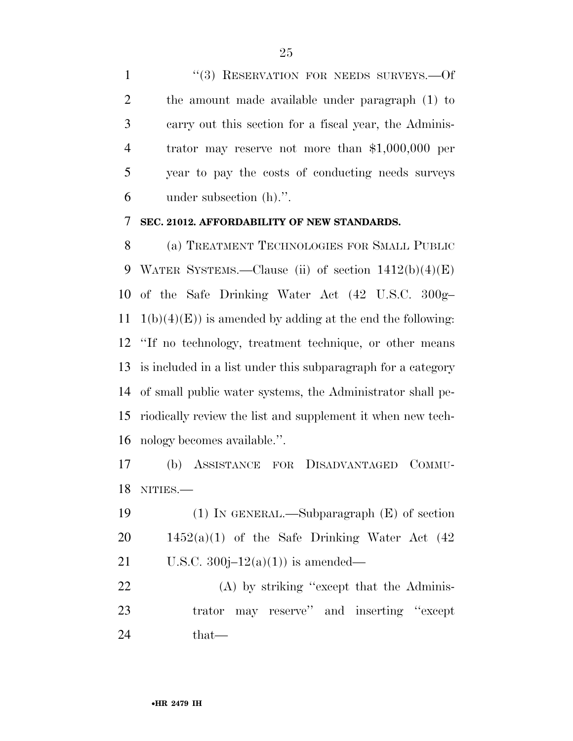''(3) RESERVATION FOR NEEDS SURVEYS.—Of the amount made available under paragraph (1) to carry out this section for a fiscal year, the Administrator may reserve not more than $1,000,000 per year to pay the costs of conducting needs surveys under subsection (h).''.

**SEC. 21012. AFFORDABILITY OF NEW STANDARDS.**

(a) TREATMENT TECHNOLOGIES FOR SMALL PUBLIC WATER SYSTEMS.—Clause (ii) of section 1412(b)(4)(E) of the Safe Drinking Water Act (42 U.S.C. 300g–1(b)(4)(E)) is amended by adding at the end the following: ''If no technology, treatment technique, or other means is included in a list under this subparagraph for a category of small public water systems, the Administrator shall periodically review the list and supplement it when new technology becomes available.''.

(b) ASSISTANCE FOR DISADVANTAGED COMMUNITIES.—

(1) IN GENERAL.—Subparagraph (E) of section 1452(a)(1) of the Safe Drinking Water Act (42 U.S.C. 300j–12(a)(1)) is amended—

(A) by striking ''except that the Administrator may reserve'' and inserting ''except that—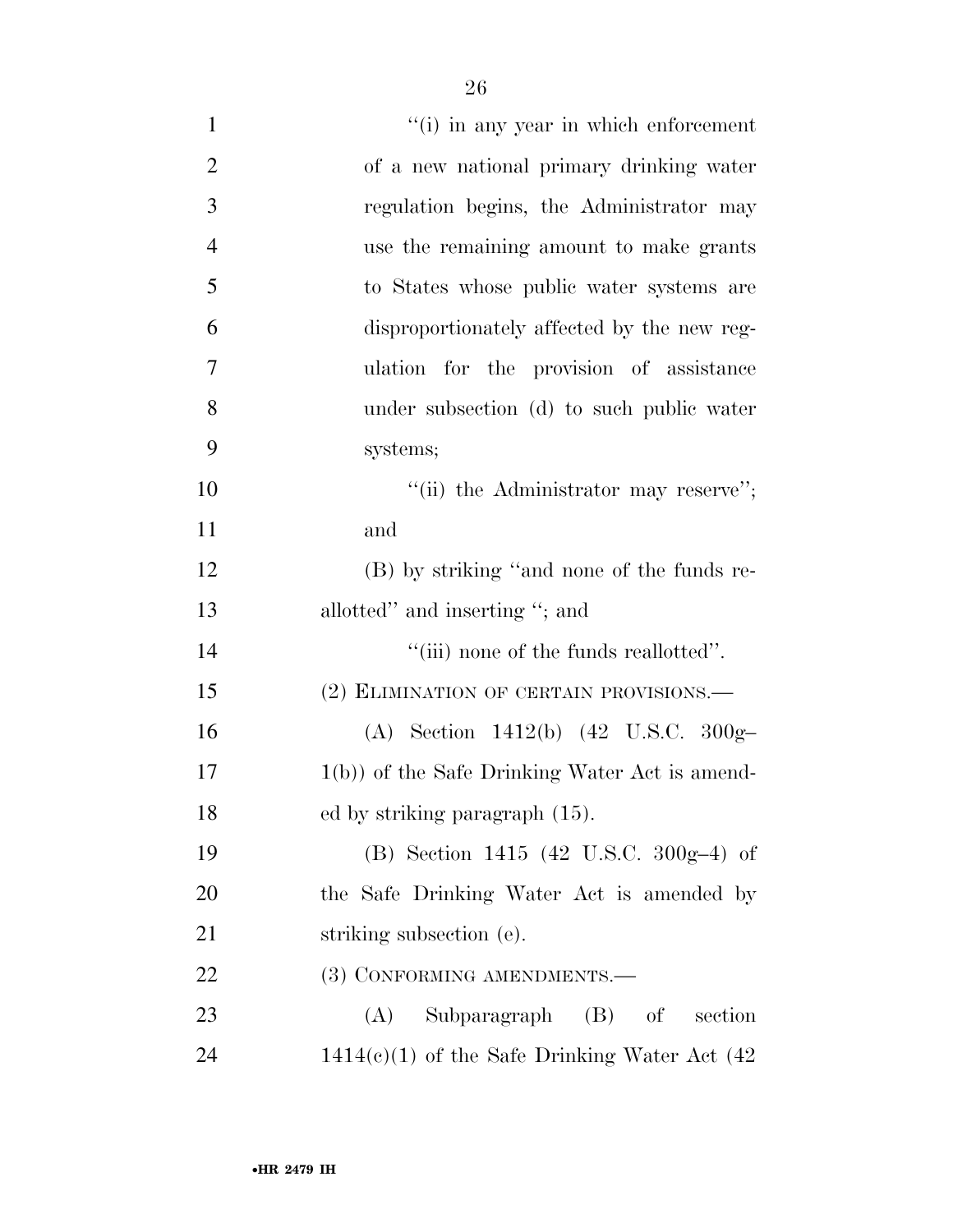"(i) in any year in which enforcement of a new national primary drinking water regulation begins, the Administrator may use the remaining amount to make grants to States whose public water systems are disproportionately affected by the new regulation for the provision of assistance under subsection (d) to such public water systems;

"(ii) the Administrator may reserve"; and

(B) by striking "and none of the funds reallotted" and inserting "; and

"(iii) none of the funds reallotted".

(2) ELIMINATION OF CERTAIN PROVISIONS.—

(A) Section 1412(b) (42 U.S.C. 300g–1(b)) of the Safe Drinking Water Act is amended by striking paragraph (15).

(B) Section 1415 (42 U.S.C. 300g–4) of the Safe Drinking Water Act is amended by striking subsection (e).

(3) CONFORMING AMENDMENTS.—

(A) Subparagraph (B) of section 1414(c)(1) of the Safe Drinking Water Act (42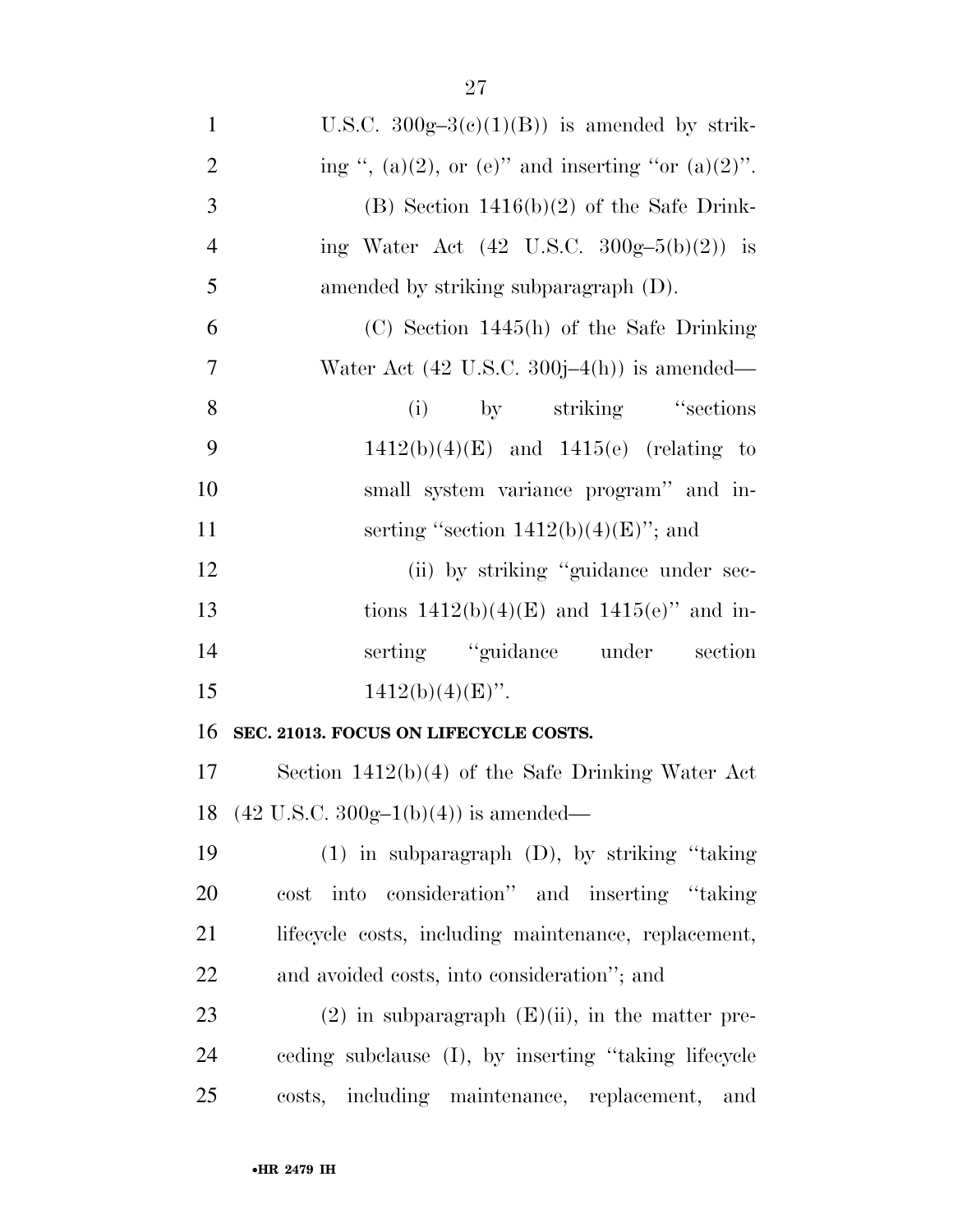U.S.C. 300g–3(c)(1)(B)) is amended by striking ", (a)(2), or (e)" and inserting "or (a)(2)".

(B) Section 1416(b)(2) of the Safe Drinking Water Act (42 U.S.C. 300g–5(b)(2)) is amended by striking subparagraph (D).

(C) Section 1445(h) of the Safe Drinking Water Act (42 U.S.C. 300j–4(h)) is amended—

(i) by striking "sections 1412(b)(4)(E) and 1415(e) (relating to small system variance program" and inserting "section 1412(b)(4)(E)"; and

(ii) by striking "guidance under sections 1412(b)(4)(E) and 1415(e)" and inserting "guidance under section 1412(b)(4)(E)".

**SEC. 21013. FOCUS ON LIFECYCLE COSTS.**

Section 1412(b)(4) of the Safe Drinking Water Act (42 U.S.C. 300g–1(b)(4)) is amended—

(1) in subparagraph (D), by striking "taking cost into consideration" and inserting "taking lifecycle costs, including maintenance, replacement, and avoided costs, into consideration"; and

(2) in subparagraph (E)(ii), in the matter preceding subclause (I), by inserting "taking lifecycle costs, including maintenance, replacement, and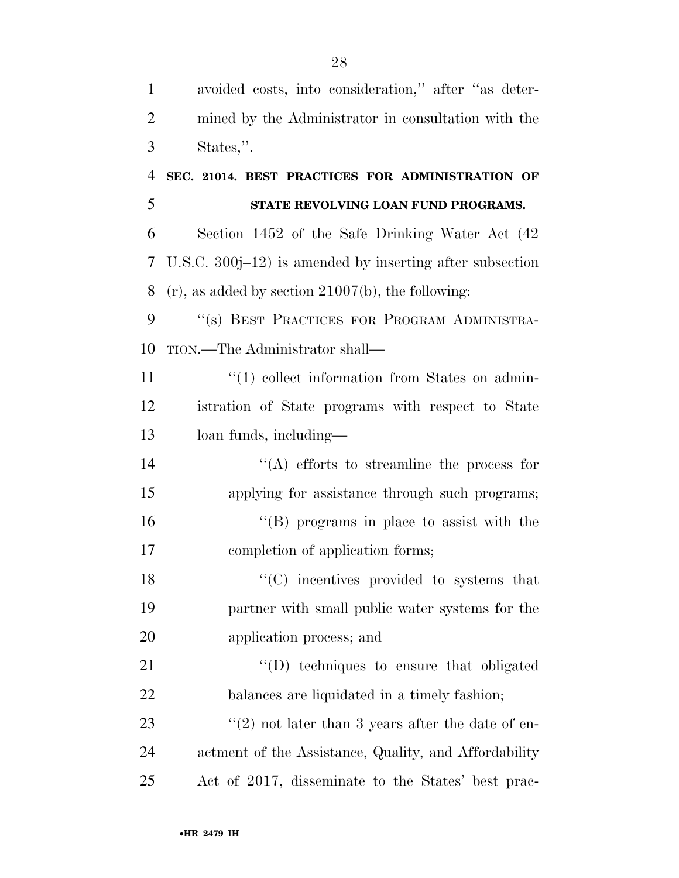avoided costs, into consideration," after "as determined by the Administrator in consultation with the States,".

**SEC. 21014. BEST PRACTICES FOR ADMINISTRATION OF STATE REVOLVING LOAN FUND PROGRAMS.**

Section 1452 of the Safe Drinking Water Act (42 U.S.C. 300j–12) is amended by inserting after subsection (r), as added by section 21007(b), the following:

"(s) BEST PRACTICES FOR PROGRAM ADMINISTRATION.—The Administrator shall—

"(1) collect information from States on administration of State programs with respect to State loan funds, including—

"(A) efforts to streamline the process for applying for assistance through such programs;

"(B) programs in place to assist with the completion of application forms;

"(C) incentives provided to systems that partner with small public water systems for the application process; and

"(D) techniques to ensure that obligated balances are liquidated in a timely fashion;

"(2) not later than 3 years after the date of enactment of the Assistance, Quality, and Affordability Act of 2017, disseminate to the States' best prac-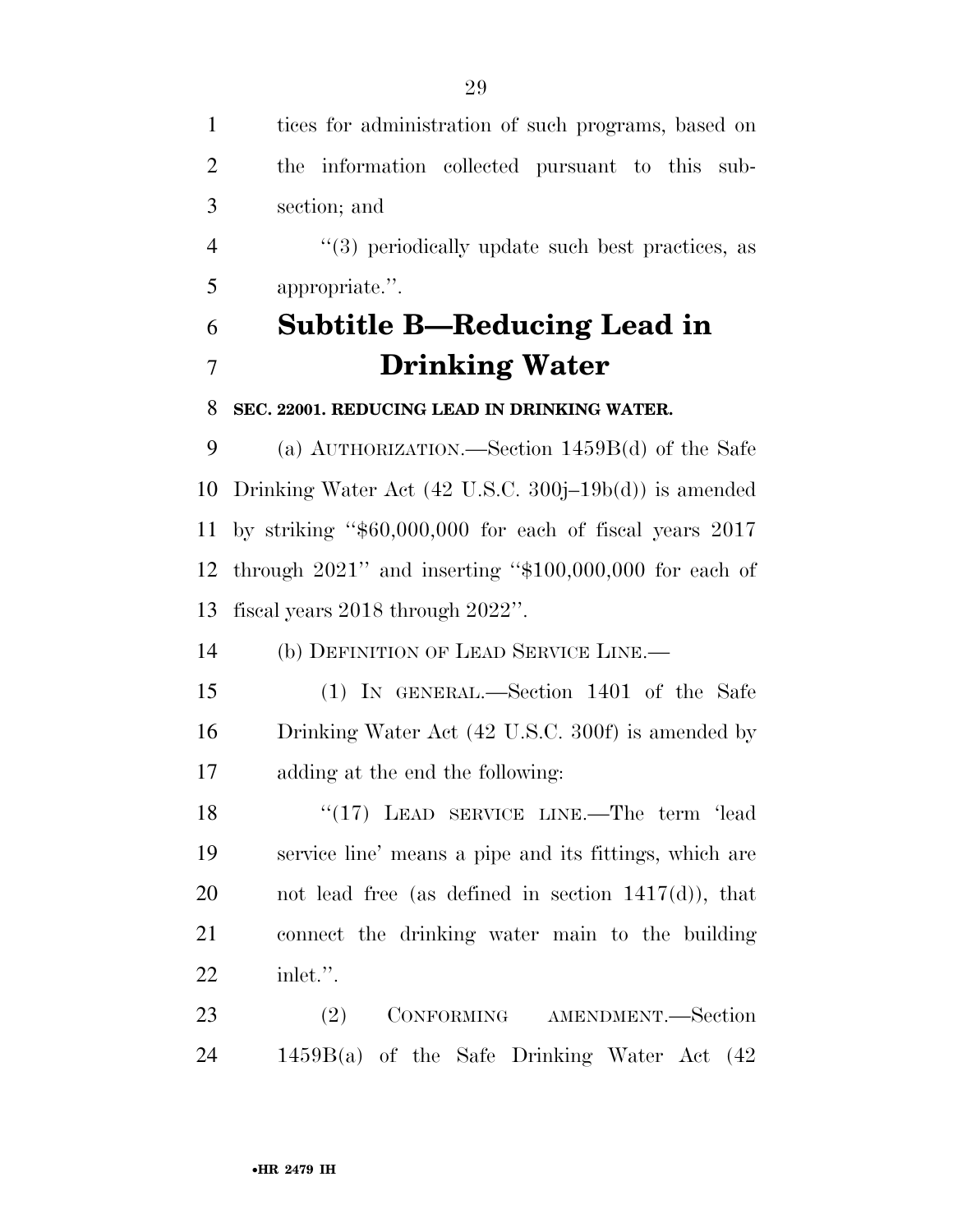tices for administration of such programs, based on the information collected pursuant to this subsection; and

''(3) periodically update such best practices, as appropriate.''.

## Subtitle B—Reducing Lead in Drinking Water

**SEC. 22001. REDUCING LEAD IN DRINKING WATER.**

(a) AUTHORIZATION.—Section 1459B(d) of the Safe Drinking Water Act (42 U.S.C. 300j–19b(d)) is amended by striking ''$60,000,000 for each of fiscal years 2017 through 2021'' and inserting ''$100,000,000 for each of fiscal years 2018 through 2022''.

(b) DEFINITION OF LEAD SERVICE LINE.—

(1) IN GENERAL.—Section 1401 of the Safe Drinking Water Act (42 U.S.C. 300f) is amended by adding at the end the following:

''(17) LEAD SERVICE LINE.—The term 'lead service line' means a pipe and its fittings, which are not lead free (as defined in section 1417(d)), that connect the drinking water main to the building inlet.''.

(2) CONFORMING AMENDMENT.—Section 1459B(a) of the Safe Drinking Water Act (42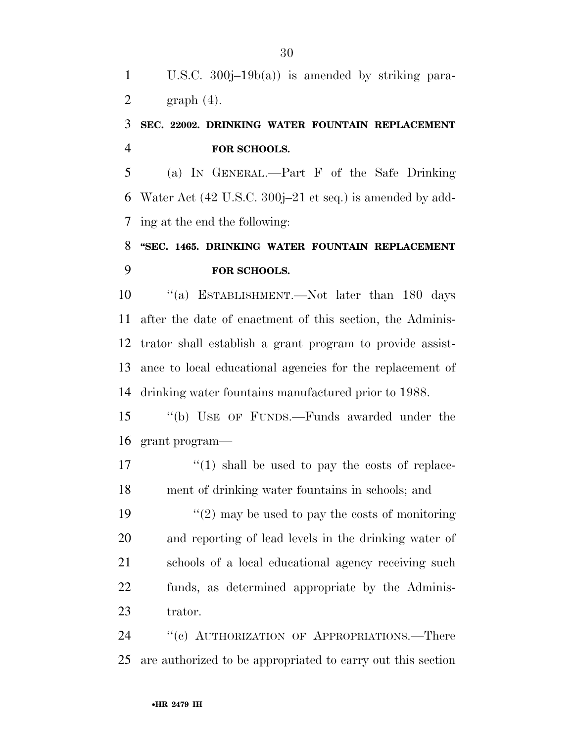U.S.C. 300j–19b(a)) is amended by striking paragraph (4).

**SEC. 22002. DRINKING WATER FOUNTAIN REPLACEMENT FOR SCHOOLS.**

(a) IN GENERAL.—Part F of the Safe Drinking Water Act (42 U.S.C. 300j–21 et seq.) is amended by adding at the end the following:

**"SEC. 1465. DRINKING WATER FOUNTAIN REPLACEMENT FOR SCHOOLS.**

"(a) ESTABLISHMENT.—Not later than 180 days after the date of enactment of this section, the Administrator shall establish a grant program to provide assistance to local educational agencies for the replacement of drinking water fountains manufactured prior to 1988.

"(b) USE OF FUNDS.—Funds awarded under the grant program—

"(1) shall be used to pay the costs of replacement of drinking water fountains in schools; and

"(2) may be used to pay the costs of monitoring and reporting of lead levels in the drinking water of schools of a local educational agency receiving such funds, as determined appropriate by the Administrator.

"(c) AUTHORIZATION OF APPROPRIATIONS.—There are authorized to be appropriated to carry out this section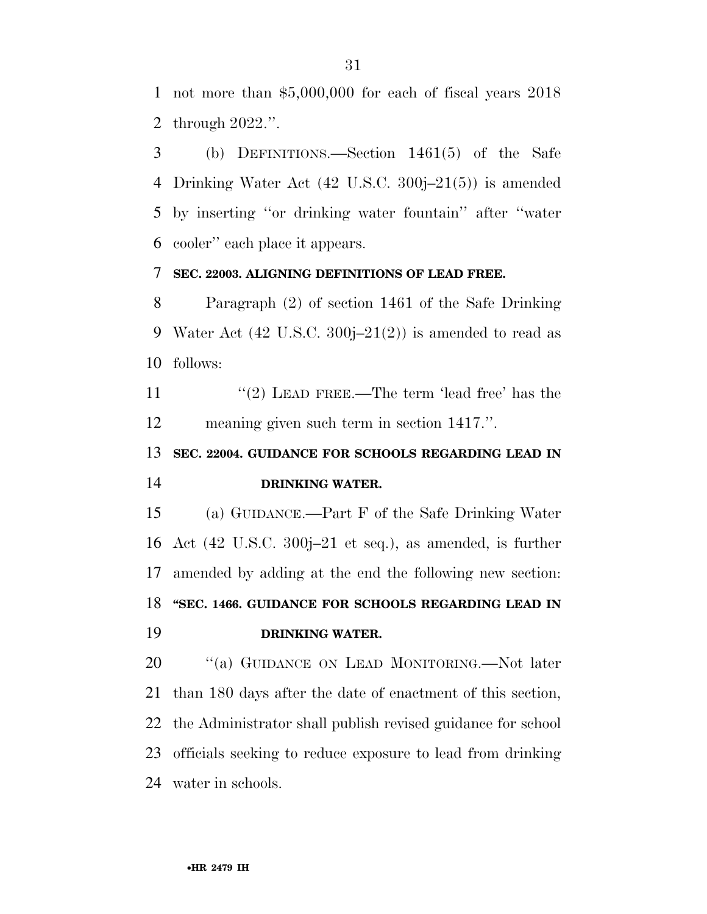not more than $5,000,000 for each of fiscal years 2018 through 2022.''.

(b) DEFINITIONS.—Section 1461(5) of the Safe Drinking Water Act (42 U.S.C. 300j–21(5)) is amended by inserting ''or drinking water fountain'' after ''water cooler'' each place it appears.

**SEC. 22003. ALIGNING DEFINITIONS OF LEAD FREE.**

Paragraph (2) of section 1461 of the Safe Drinking Water Act (42 U.S.C. 300j–21(2)) is amended to read as follows:

''(2) LEAD FREE.—The term 'lead free' has the meaning given such term in section 1417.''.

**SEC. 22004. GUIDANCE FOR SCHOOLS REGARDING LEAD IN DRINKING WATER.**

(a) GUIDANCE.—Part F of the Safe Drinking Water Act (42 U.S.C. 300j–21 et seq.), as amended, is further amended by adding at the end the following new section:

**''SEC. 1466. GUIDANCE FOR SCHOOLS REGARDING LEAD IN DRINKING WATER.**

''(a) GUIDANCE ON LEAD MONITORING.—Not later than 180 days after the date of enactment of this section, the Administrator shall publish revised guidance for school officials seeking to reduce exposure to lead from drinking water in schools.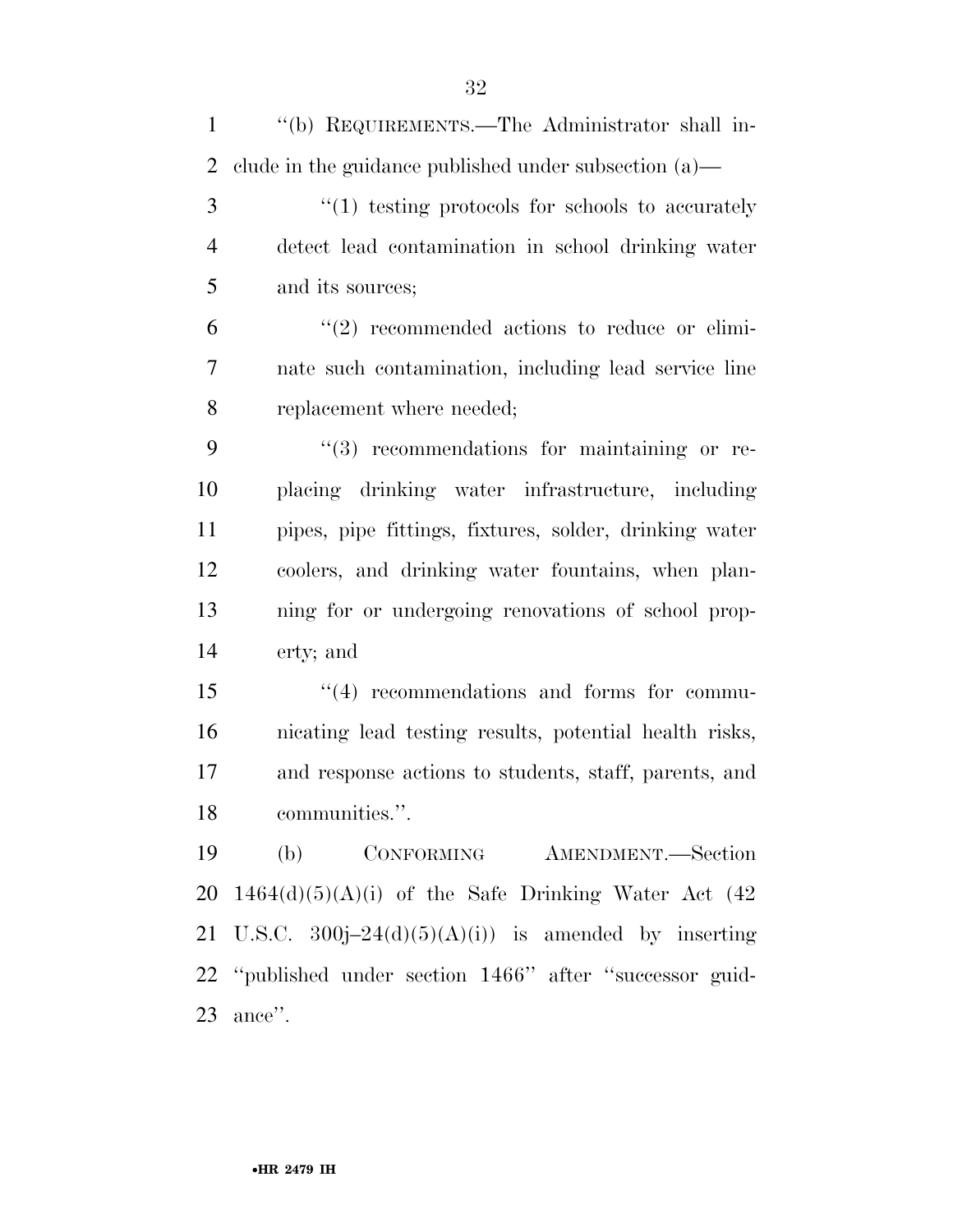''(b) REQUIREMENTS.—The Administrator shall include in the guidance published under subsection (a)—

''(1) testing protocols for schools to accurately detect lead contamination in school drinking water and its sources;

''(2) recommended actions to reduce or eliminate such contamination, including lead service line replacement where needed;

''(3) recommendations for maintaining or replacing drinking water infrastructure, including pipes, pipe fittings, fixtures, solder, drinking water coolers, and drinking water fountains, when planning for or undergoing renovations of school property; and

''(4) recommendations and forms for communicating lead testing results, potential health risks, and response actions to students, staff, parents, and communities.''.

(b) CONFORMING AMENDMENT.—Section 1464(d)(5)(A)(i) of the Safe Drinking Water Act (42 U.S.C. 300j–24(d)(5)(A)(i)) is amended by inserting ''published under section 1466'' after ''successor guidance''.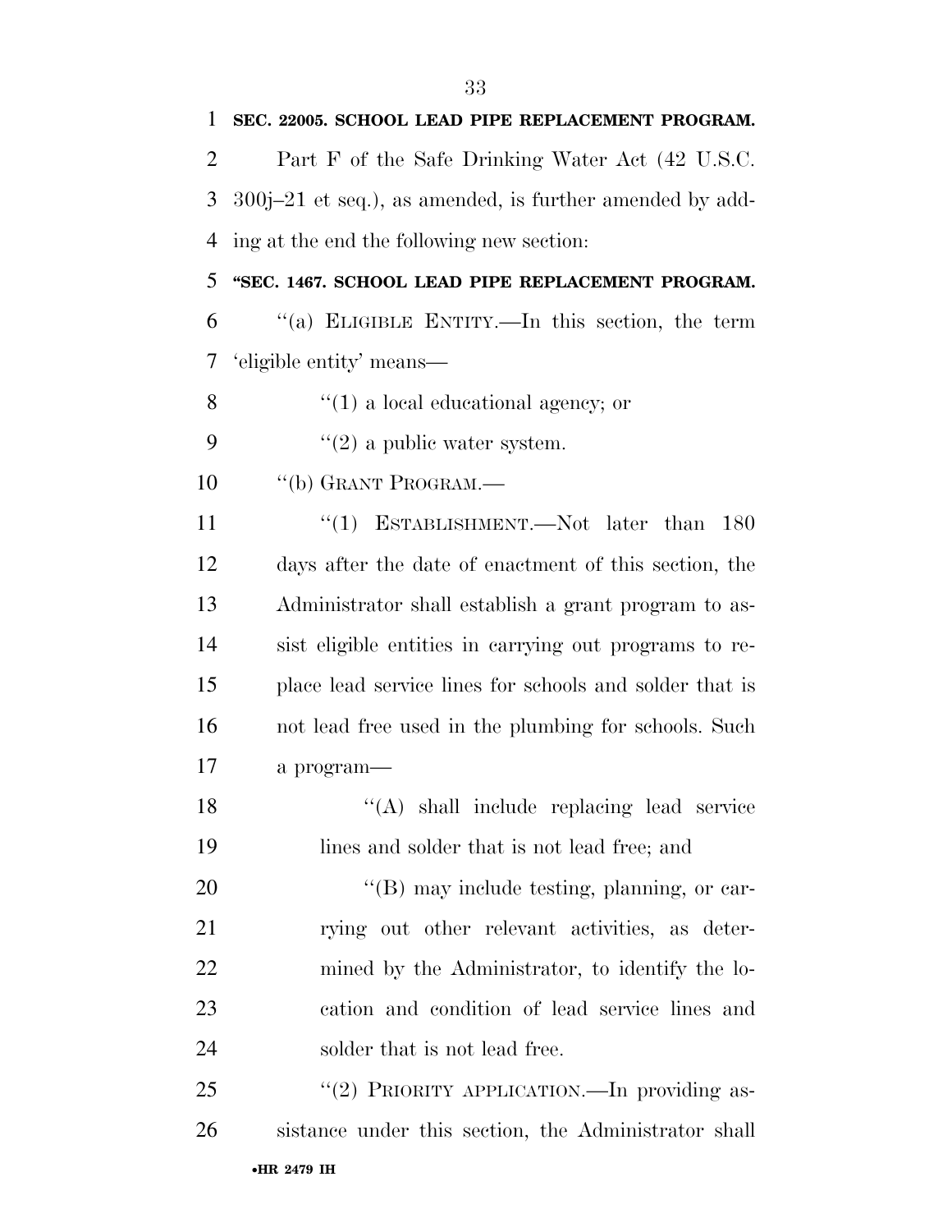**SEC. 22005. SCHOOL LEAD PIPE REPLACEMENT PROGRAM.**

Part F of the Safe Drinking Water Act (42 U.S.C. 300j–21 et seq.), as amended, is further amended by adding at the end the following new section:

**"SEC. 1467. SCHOOL LEAD PIPE REPLACEMENT PROGRAM.**

"(a) ELIGIBLE ENTITY.—In this section, the term 'eligible entity' means—

"(1) a local educational agency; or

"(2) a public water system.

"(b) GRANT PROGRAM.—

"(1) ESTABLISHMENT.—Not later than 180 days after the date of enactment of this section, the Administrator shall establish a grant program to assist eligible entities in carrying out programs to replace lead service lines for schools and solder that is not lead free used in the plumbing for schools. Such a program—

"(A) shall include replacing lead service lines and solder that is not lead free; and

"(B) may include testing, planning, or carrying out other relevant activities, as determined by the Administrator, to identify the location and condition of lead service lines and solder that is not lead free.

"(2) PRIORITY APPLICATION.—In providing assistance under this section, the Administrator shall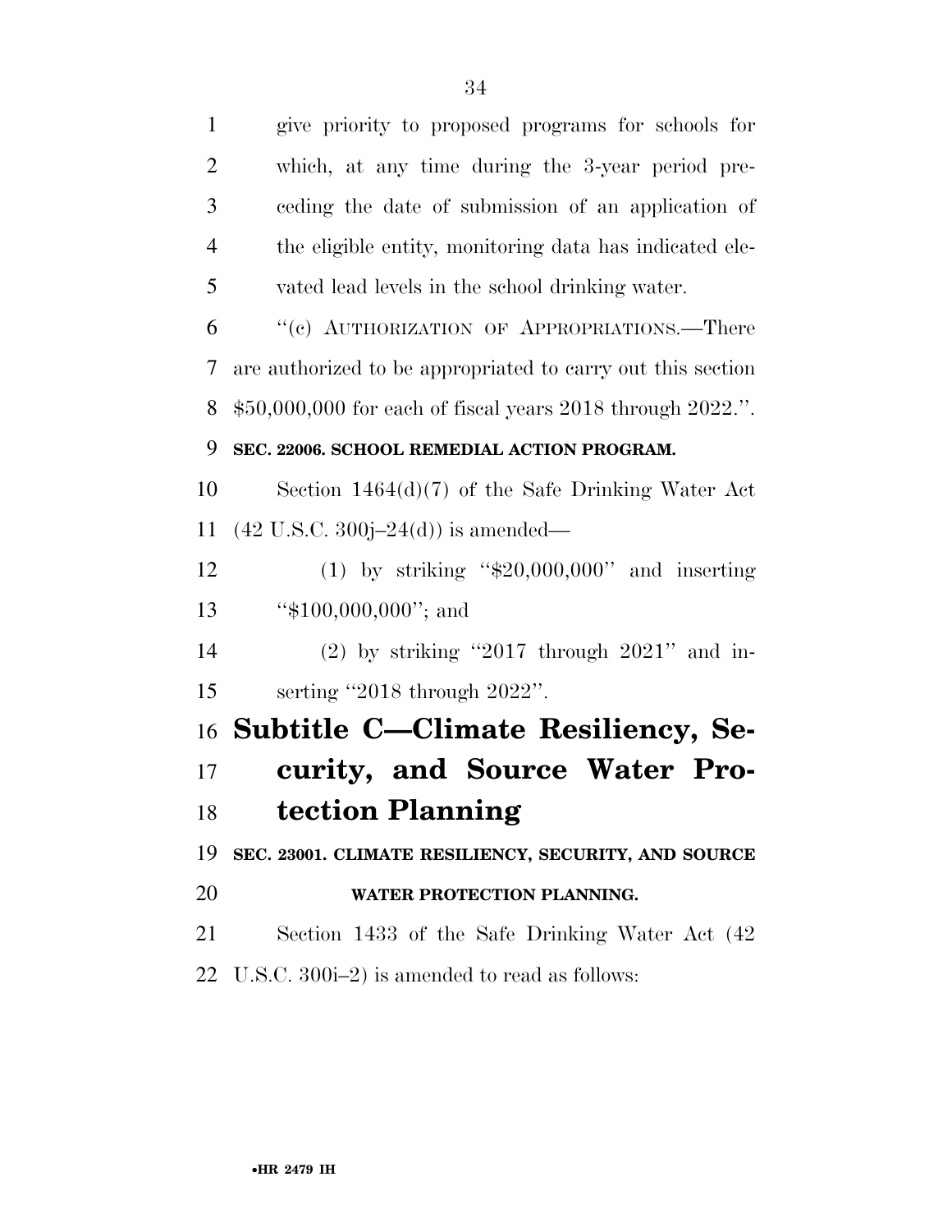give priority to proposed programs for schools for which, at any time during the 3-year period preceding the date of submission of an application of the eligible entity, monitoring data has indicated elevated lead levels in the school drinking water.

''(c) AUTHORIZATION OF APPROPRIATIONS.—There are authorized to be appropriated to carry out this section $50,000,000 for each of fiscal years 2018 through 2022.''.

**SEC. 22006. SCHOOL REMEDIAL ACTION PROGRAM.**

Section 1464(d)(7) of the Safe Drinking Water Act (42 U.S.C. 300j–24(d)) is amended—

(1) by striking ''$20,000,000'' and inserting ''$100,000,000''; and

(2) by striking ''2017 through 2021'' and inserting ''2018 through 2022''.

# Subtitle C—Climate Resiliency, Security, and Source Water Protection Planning

**SEC. 23001. CLIMATE RESILIENCY, SECURITY, AND SOURCE WATER PROTECTION PLANNING.**

Section 1433 of the Safe Drinking Water Act (42 U.S.C. 300i–2) is amended to read as follows: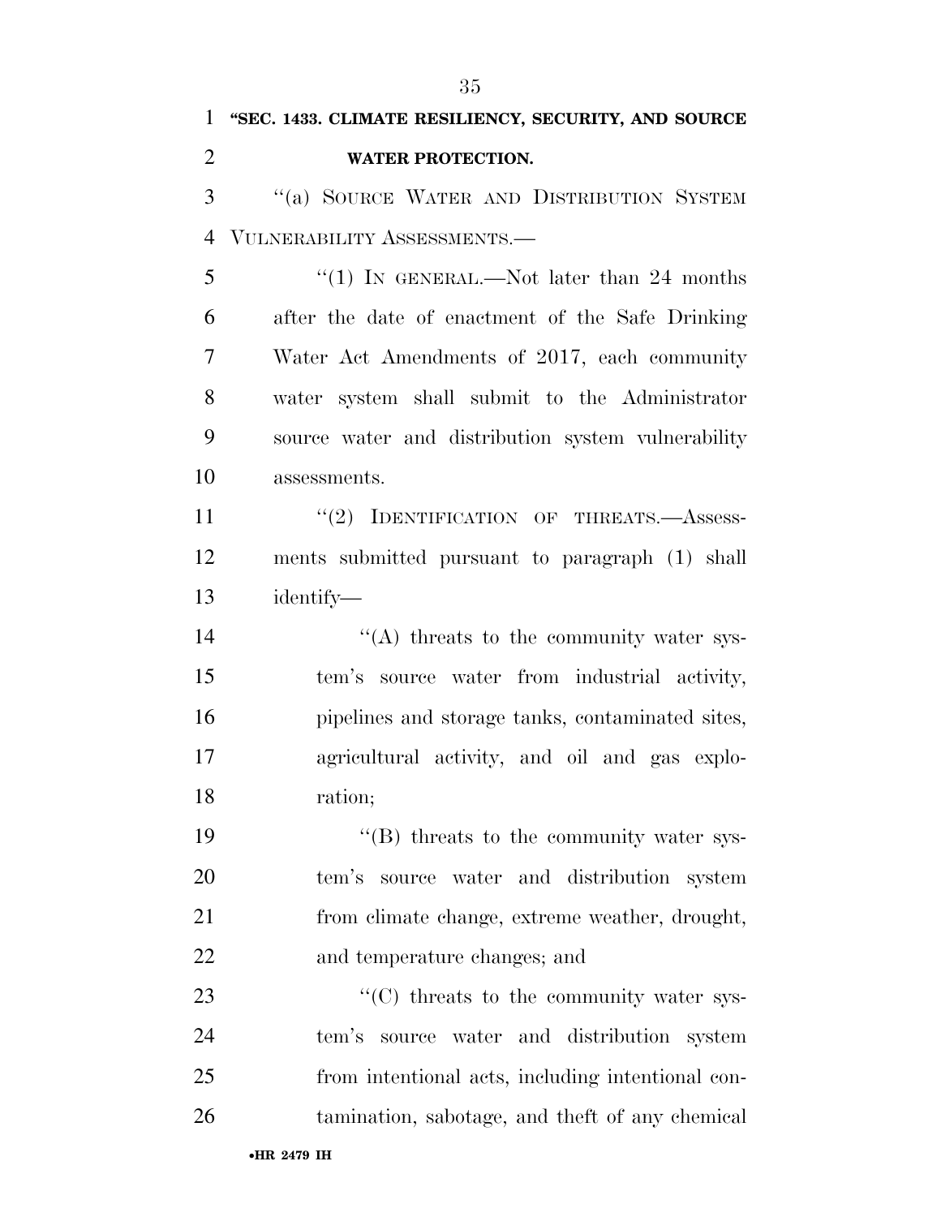**"SEC. 1433. CLIMATE RESILIENCY, SECURITY, AND SOURCE WATER PROTECTION.**

"(a) SOURCE WATER AND DISTRIBUTION SYSTEM VULNERABILITY ASSESSMENTS.—

"(1) IN GENERAL.—Not later than 24 months after the date of enactment of the Safe Drinking Water Act Amendments of 2017, each community water system shall submit to the Administrator source water and distribution system vulnerability assessments.

"(2) IDENTIFICATION OF THREATS.—Assessments submitted pursuant to paragraph (1) shall identify—

"(A) threats to the community water system's source water from industrial activity, pipelines and storage tanks, contaminated sites, agricultural activity, and oil and gas exploration;

"(B) threats to the community water system's source water and distribution system from climate change, extreme weather, drought, and temperature changes; and

"(C) threats to the community water system's source water and distribution system from intentional acts, including intentional contamination, sabotage, and theft of any chemical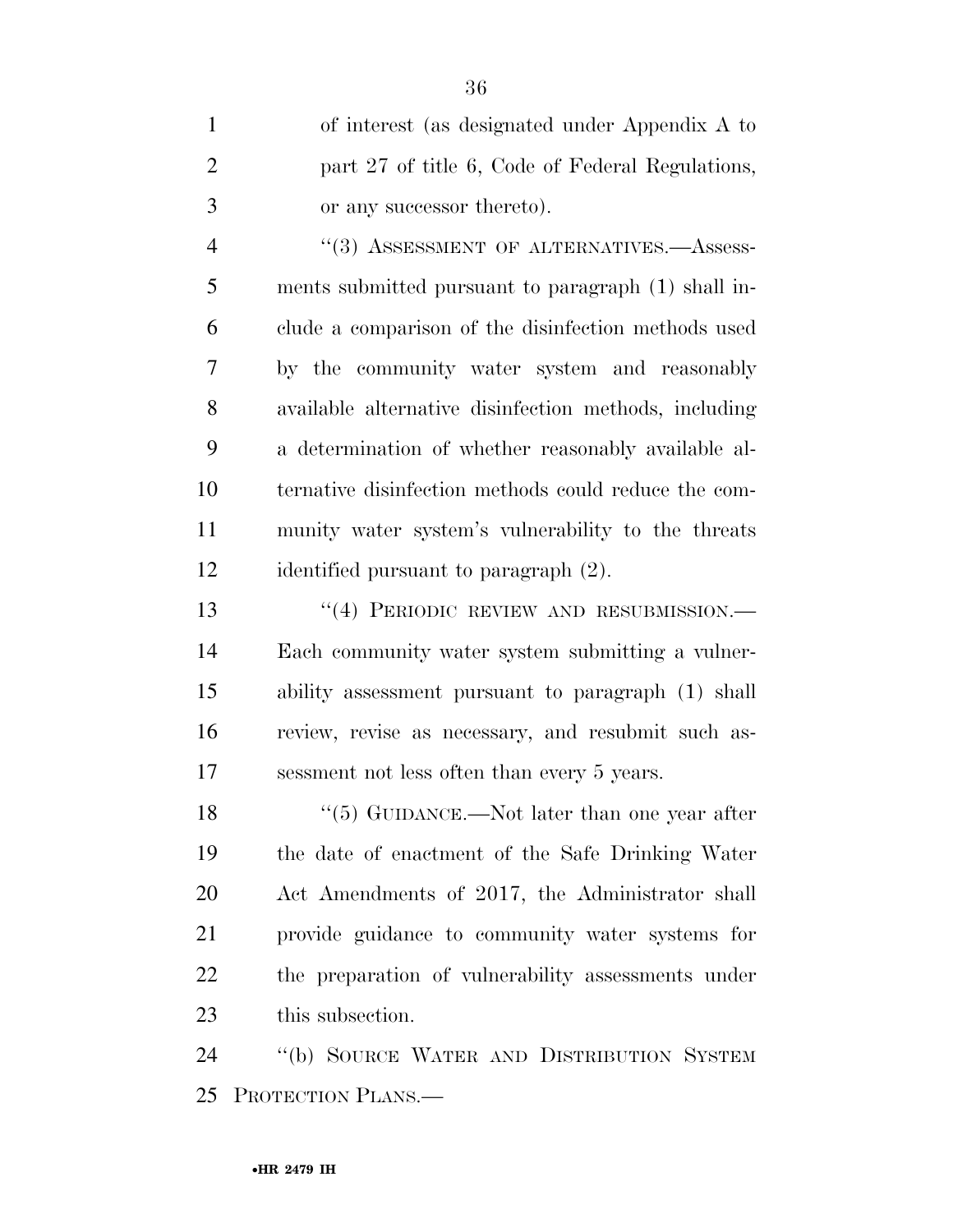of interest (as designated under Appendix A to part 27 of title 6, Code of Federal Regulations, or any successor thereto).

"(3) ASSESSMENT OF ALTERNATIVES.—Assessments submitted pursuant to paragraph (1) shall include a comparison of the disinfection methods used by the community water system and reasonably available alternative disinfection methods, including a determination of whether reasonably available alternative disinfection methods could reduce the community water system's vulnerability to the threats identified pursuant to paragraph (2).

"(4) PERIODIC REVIEW AND RESUBMISSION.—Each community water system submitting a vulnerability assessment pursuant to paragraph (1) shall review, revise as necessary, and resubmit such assessment not less often than every 5 years.

"(5) GUIDANCE.—Not later than one year after the date of enactment of the Safe Drinking Water Act Amendments of 2017, the Administrator shall provide guidance to community water systems for the preparation of vulnerability assessments under this subsection.

"(b) SOURCE WATER AND DISTRIBUTION SYSTEM PROTECTION PLANS.—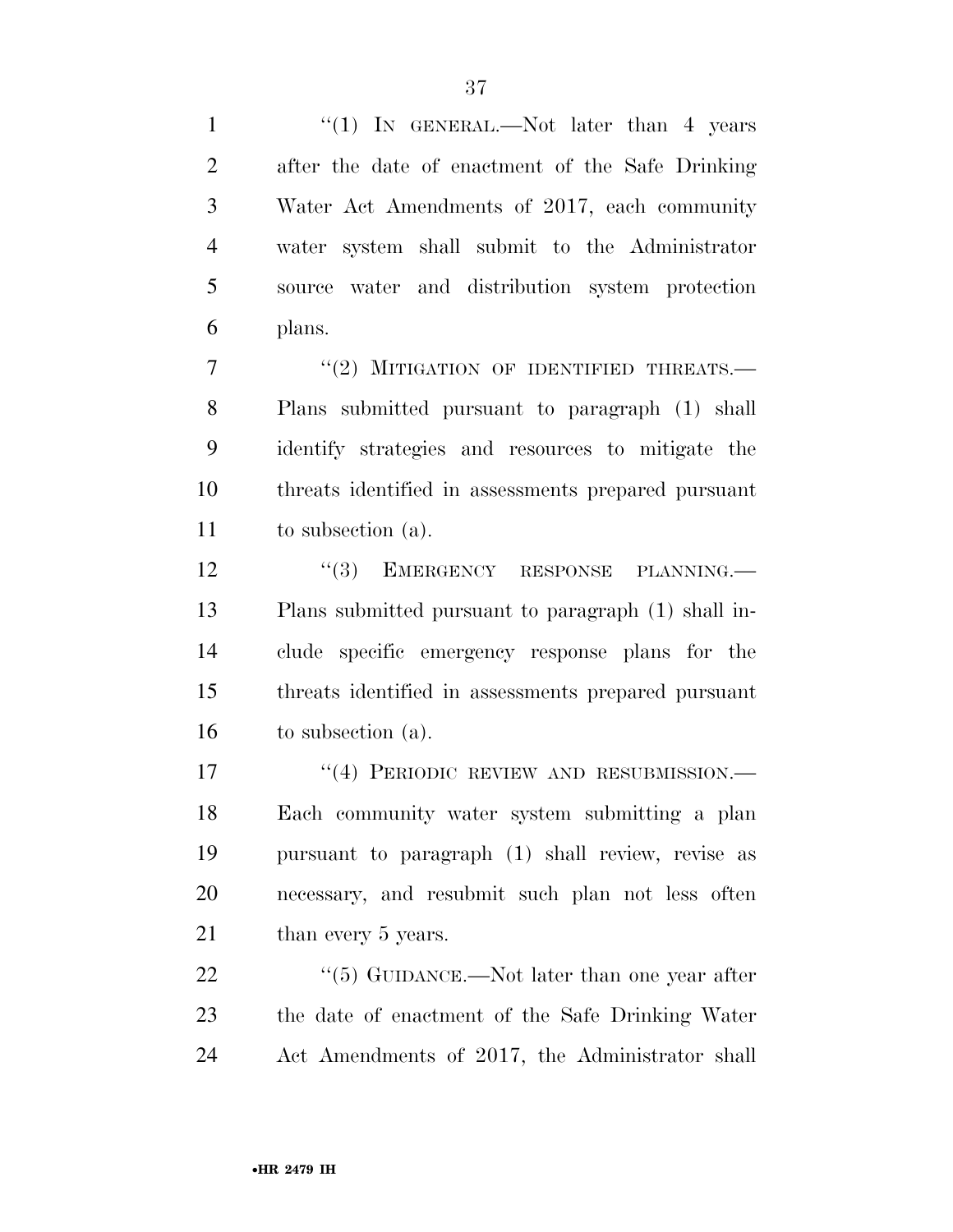"(1) IN GENERAL.—Not later than 4 years after the date of enactment of the Safe Drinking Water Act Amendments of 2017, each community water system shall submit to the Administrator source water and distribution system protection plans.

"(2) MITIGATION OF IDENTIFIED THREATS.—Plans submitted pursuant to paragraph (1) shall identify strategies and resources to mitigate the threats identified in assessments prepared pursuant to subsection (a).

"(3) EMERGENCY RESPONSE PLANNING.—Plans submitted pursuant to paragraph (1) shall include specific emergency response plans for the threats identified in assessments prepared pursuant to subsection (a).

"(4) PERIODIC REVIEW AND RESUBMISSION.—Each community water system submitting a plan pursuant to paragraph (1) shall review, revise as necessary, and resubmit such plan not less often than every 5 years.

"(5) GUIDANCE.—Not later than one year after the date of enactment of the Safe Drinking Water Act Amendments of 2017, the Administrator shall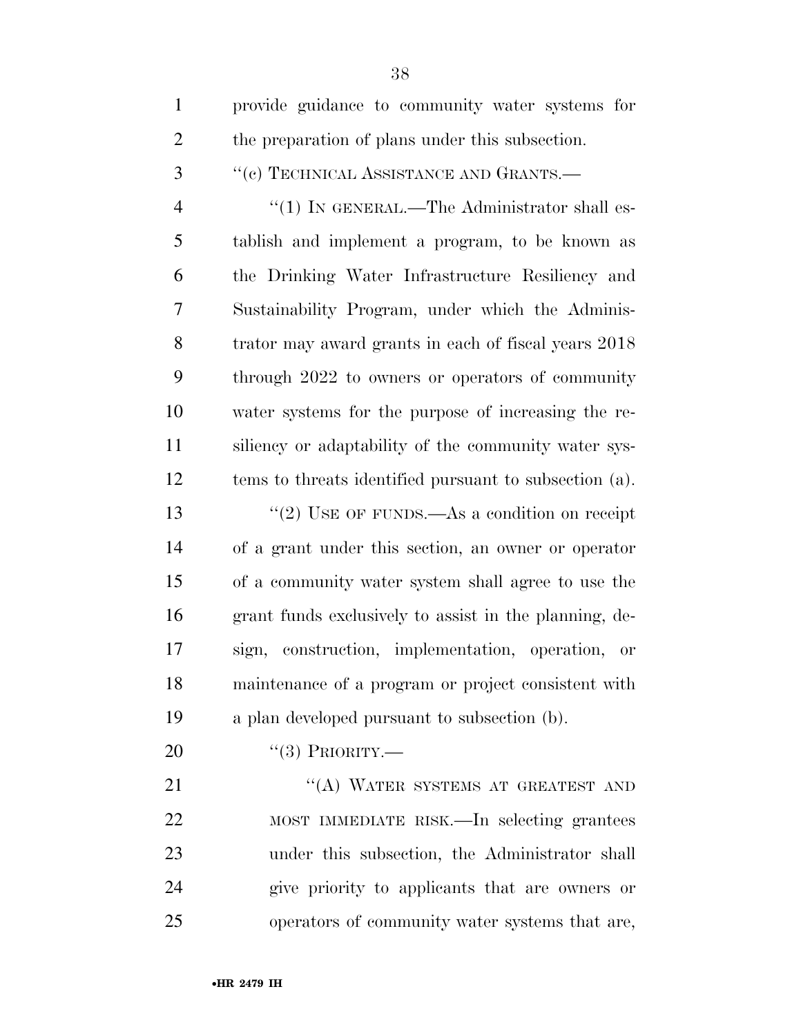provide guidance to community water systems for the preparation of plans under this subsection.

"(c) TECHNICAL ASSISTANCE AND GRANTS.—

"(1) IN GENERAL.—The Administrator shall establish and implement a program, to be known as the Drinking Water Infrastructure Resiliency and Sustainability Program, under which the Administrator may award grants in each of fiscal years 2018 through 2022 to owners or operators of community water systems for the purpose of increasing the resiliency or adaptability of the community water systems to threats identified pursuant to subsection (a).

"(2) USE OF FUNDS.—As a condition on receipt of a grant under this section, an owner or operator of a community water system shall agree to use the grant funds exclusively to assist in the planning, design, construction, implementation, operation, or maintenance of a program or project consistent with a plan developed pursuant to subsection (b).

"(3) PRIORITY.—

"(A) WATER SYSTEMS AT GREATEST AND MOST IMMEDIATE RISK.—In selecting grantees under this subsection, the Administrator shall give priority to applicants that are owners or operators of community water systems that are,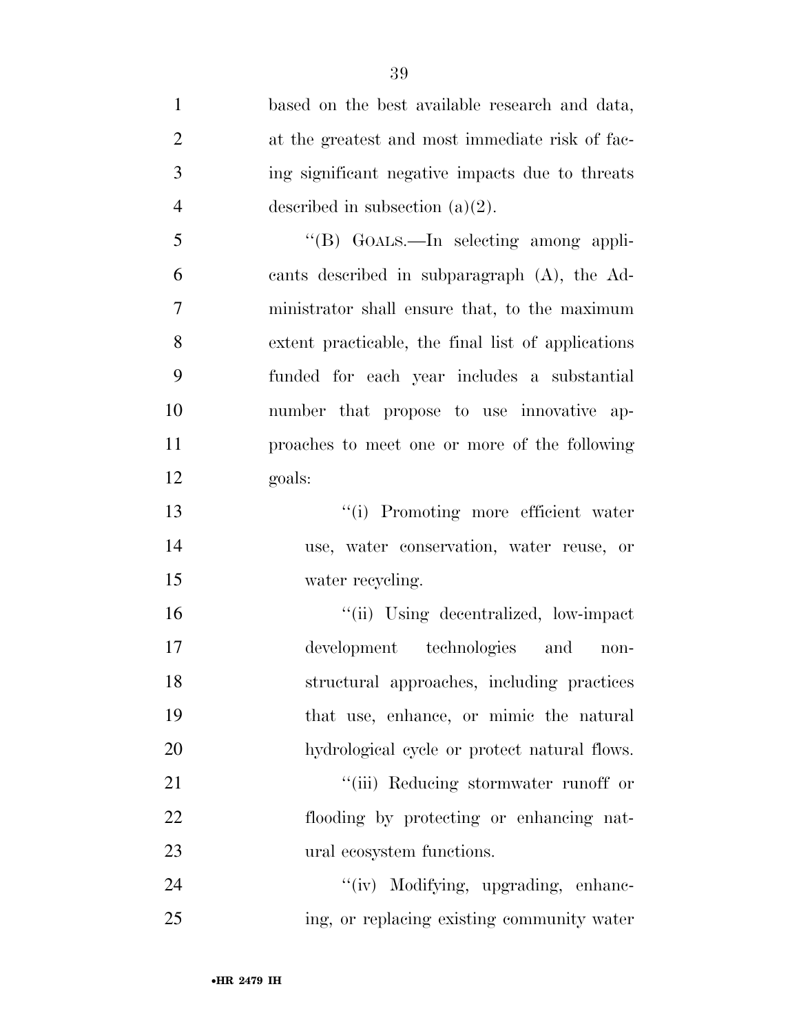based on the best available research and data, at the greatest and most immediate risk of facing significant negative impacts due to threats described in subsection (a)(2).

"(B) GOALS.—In selecting among applicants described in subparagraph (A), the Administrator shall ensure that, to the maximum extent practicable, the final list of applications funded for each year includes a substantial number that propose to use innovative approaches to meet one or more of the following goals:

"(i) Promoting more efficient water use, water conservation, water reuse, or water recycling.

"(ii) Using decentralized, low-impact development technologies and nonstructural approaches, including practices that use, enhance, or mimic the natural hydrological cycle or protect natural flows.

"(iii) Reducing stormwater runoff or flooding by protecting or enhancing natural ecosystem functions.

"(iv) Modifying, upgrading, enhancing, or replacing existing community water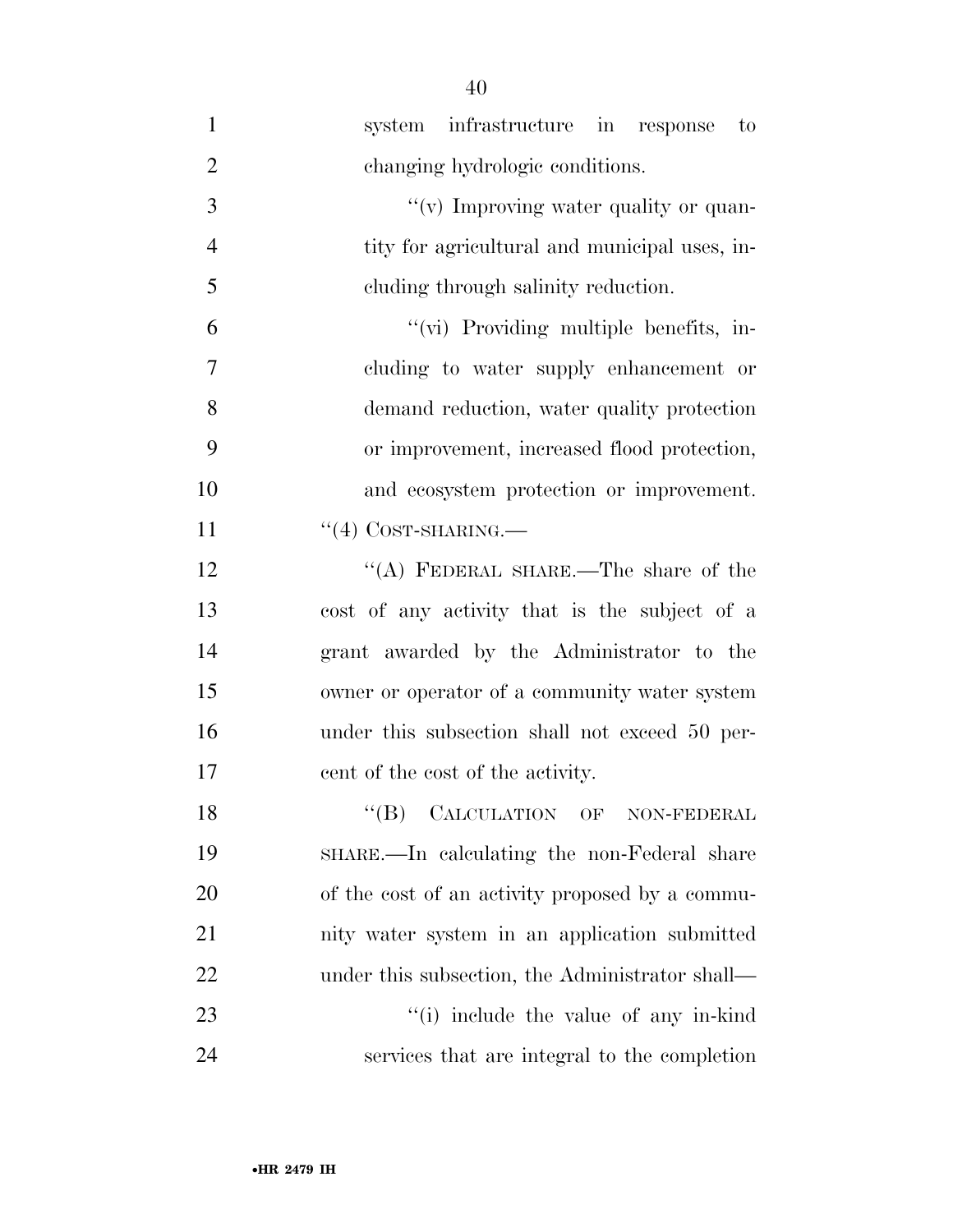system infrastructure in response to changing hydrologic conditions.

"(v) Improving water quality or quantity for agricultural and municipal uses, including through salinity reduction.

"(vi) Providing multiple benefits, including to water supply enhancement or demand reduction, water quality protection or improvement, increased flood protection, and ecosystem protection or improvement.

"(4) COST-SHARING.—

"(A) FEDERAL SHARE.—The share of the cost of any activity that is the subject of a grant awarded by the Administrator to the owner or operator of a community water system under this subsection shall not exceed 50 percent of the cost of the activity.

"(B) CALCULATION OF NON-FEDERAL SHARE.—In calculating the non-Federal share of the cost of an activity proposed by a community water system in an application submitted under this subsection, the Administrator shall—

"(i) include the value of any in-kind services that are integral to the completion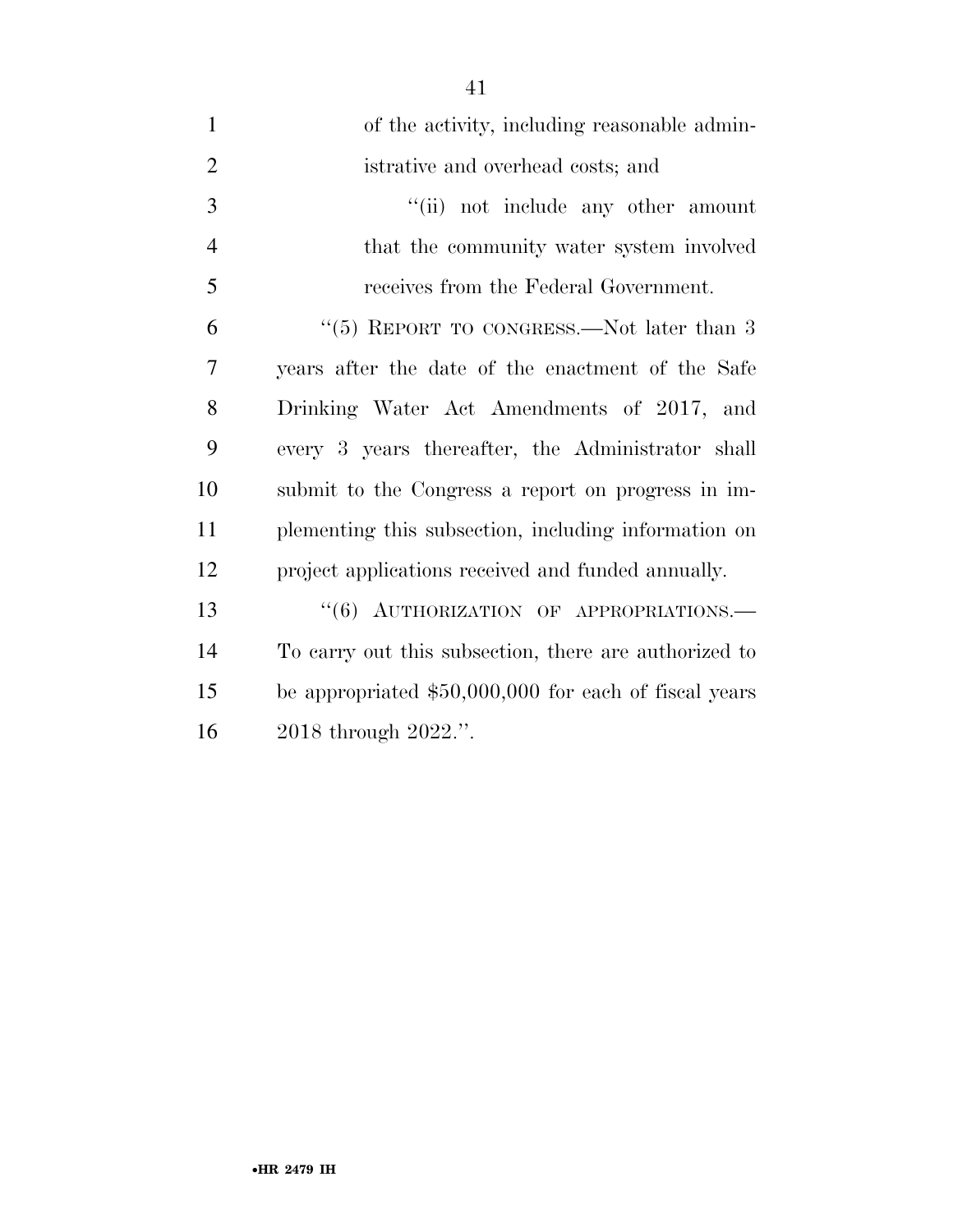of the activity, including reasonable administrative and overhead costs; and

"(ii) not include any other amount that the community water system involved receives from the Federal Government.

"(5) REPORT TO CONGRESS.—Not later than 3 years after the date of the enactment of the Safe Drinking Water Act Amendments of 2017, and every 3 years thereafter, the Administrator shall submit to the Congress a report on progress in implementing this subsection, including information on project applications received and funded annually.

"(6) AUTHORIZATION OF APPROPRIATIONS.—To carry out this subsection, there are authorized to be appropriated $50,000,000 for each of fiscal years 2018 through 2022.".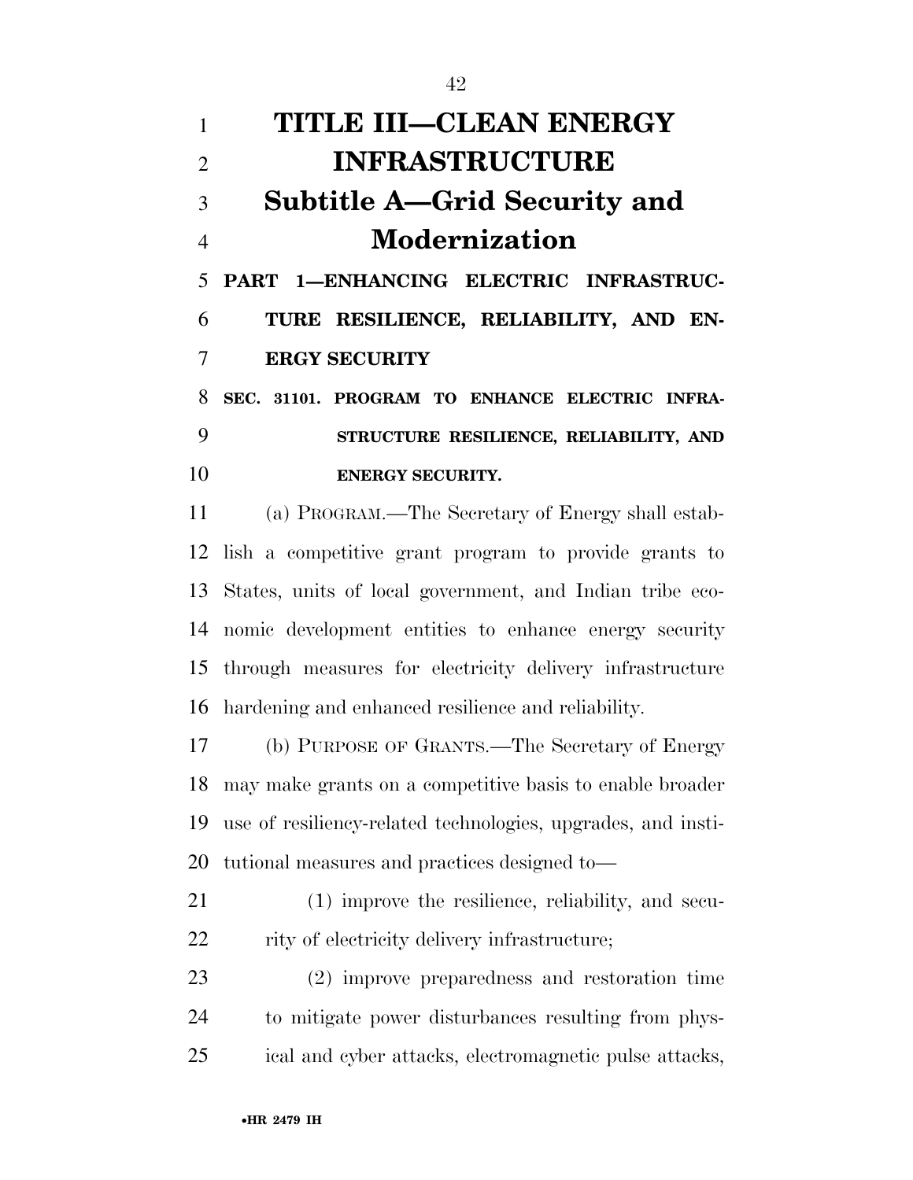# TITLE III—CLEAN ENERGY INFRASTRUCTURE

## Subtitle A—Grid Security and Modernization

### PART 1—ENHANCING ELECTRIC INFRASTRUCTURE RESILIENCE, RELIABILITY, AND ENERGY SECURITY

**SEC. 31101. PROGRAM TO ENHANCE ELECTRIC INFRASTRUCTURE RESILIENCE, RELIABILITY, AND ENERGY SECURITY.**

(a) PROGRAM.—The Secretary of Energy shall establish a competitive grant program to provide grants to States, units of local government, and Indian tribe economic development entities to enhance energy security through measures for electricity delivery infrastructure hardening and enhanced resilience and reliability.

(b) PURPOSE OF GRANTS.—The Secretary of Energy may make grants on a competitive basis to enable broader use of resiliency-related technologies, upgrades, and institutional measures and practices designed to—

(1) improve the resilience, reliability, and security of electricity delivery infrastructure;

(2) improve preparedness and restoration time to mitigate power disturbances resulting from physical and cyber attacks, electromagnetic pulse attacks,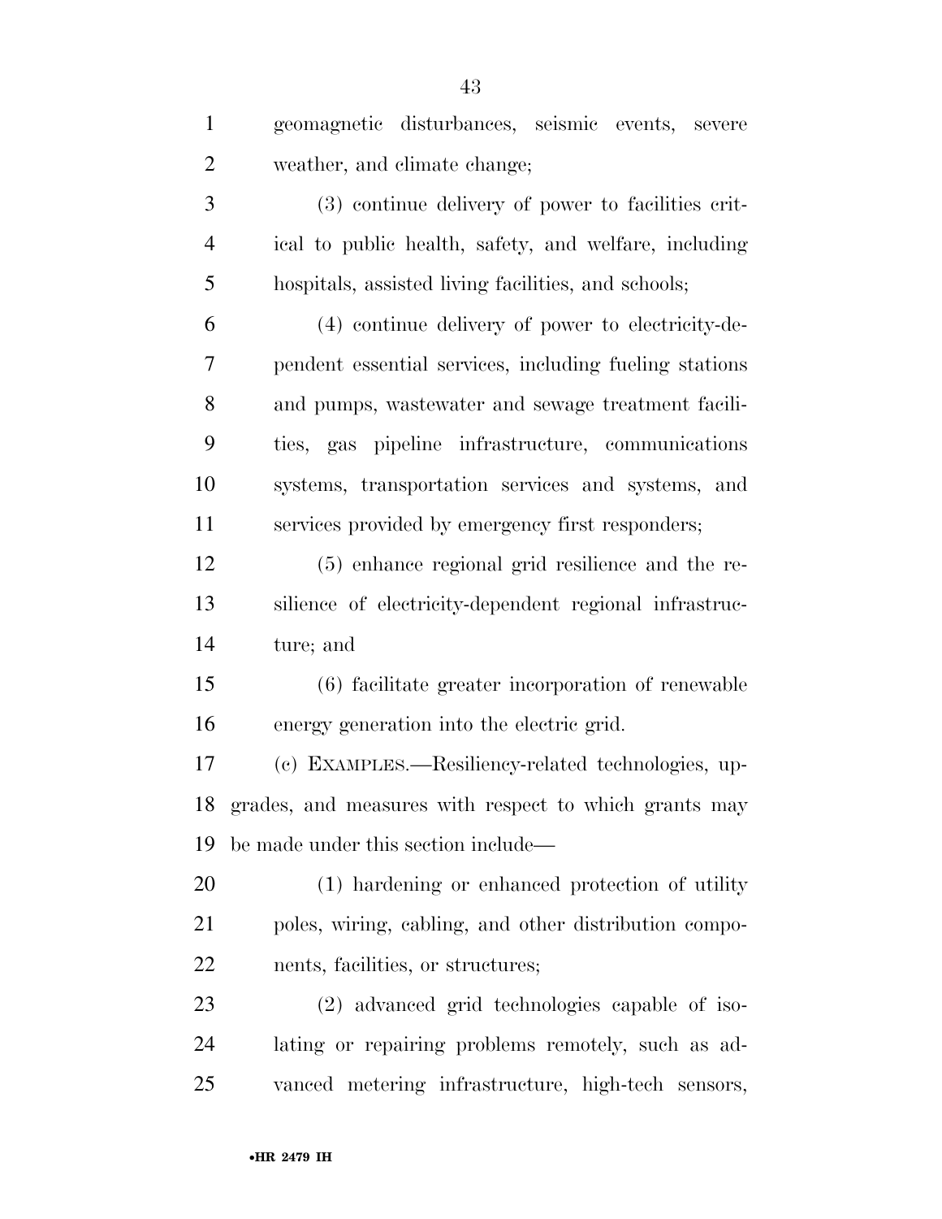geomagnetic disturbances, seismic events, severe weather, and climate change;

(3) continue delivery of power to facilities critical to public health, safety, and welfare, including hospitals, assisted living facilities, and schools;

(4) continue delivery of power to electricity-dependent essential services, including fueling stations and pumps, wastewater and sewage treatment facilities, gas pipeline infrastructure, communications systems, transportation services and systems, and services provided by emergency first responders;

(5) enhance regional grid resilience and the resilience of electricity-dependent regional infrastructure; and

(6) facilitate greater incorporation of renewable energy generation into the electric grid.

(c) EXAMPLES.—Resiliency-related technologies, upgrades, and measures with respect to which grants may be made under this section include—

(1) hardening or enhanced protection of utility poles, wiring, cabling, and other distribution components, facilities, or structures;

(2) advanced grid technologies capable of isolating or repairing problems remotely, such as advanced metering infrastructure, high-tech sensors,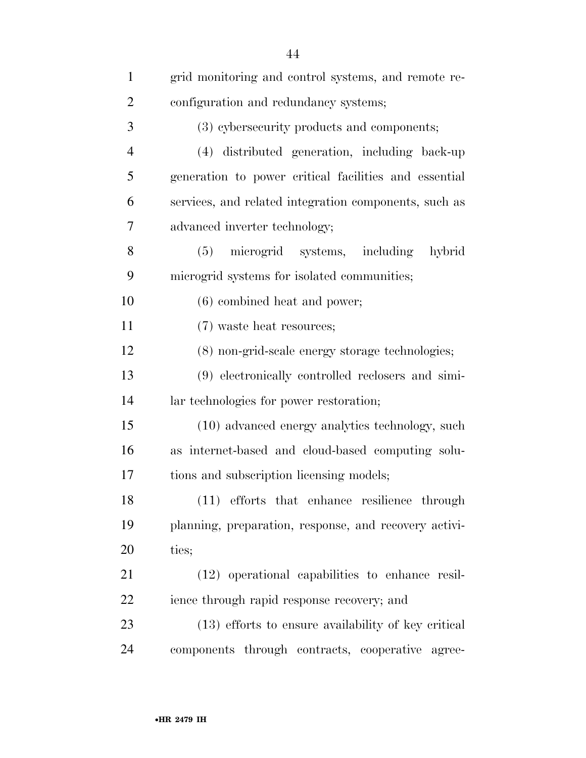grid monitoring and control systems, and remote reconfiguration and redundancy systems;

(3) cybersecurity products and components;

(4) distributed generation, including back-up generation to power critical facilities and essential services, and related integration components, such as advanced inverter technology;

(5) microgrid systems, including hybrid microgrid systems for isolated communities;

(6) combined heat and power;

(7) waste heat resources;

(8) non-grid-scale energy storage technologies;

(9) electronically controlled reclosers and similar technologies for power restoration;

(10) advanced energy analytics technology, such as internet-based and cloud-based computing solutions and subscription licensing models;

(11) efforts that enhance resilience through planning, preparation, response, and recovery activities;

(12) operational capabilities to enhance resilience through rapid response recovery; and

(13) efforts to ensure availability of key critical components through contracts, cooperative agree-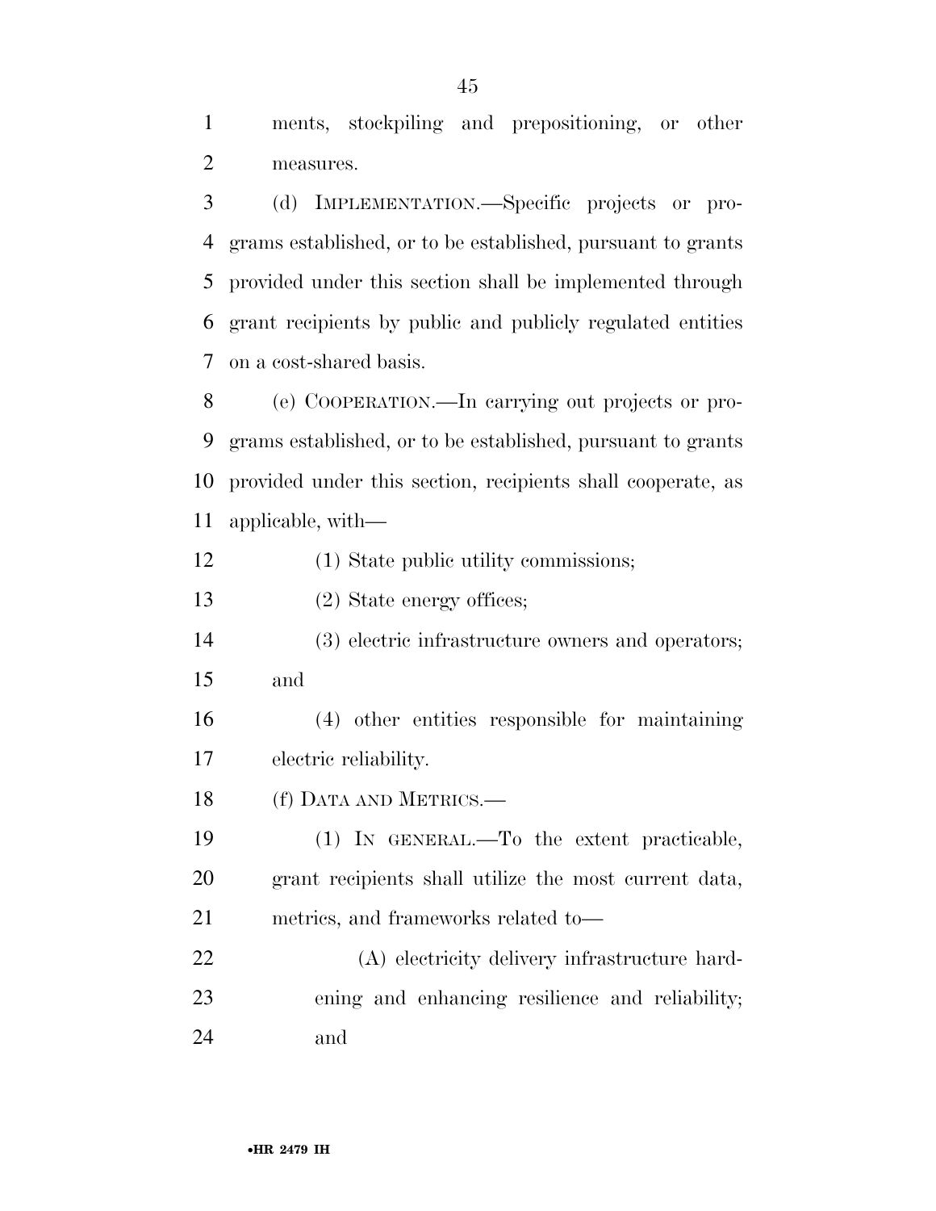ments, stockpiling and prepositioning, or other measures.

(d) IMPLEMENTATION.—Specific projects or programs established, or to be established, pursuant to grants provided under this section shall be implemented through grant recipients by public and publicly regulated entities on a cost-shared basis.

(e) COOPERATION.—In carrying out projects or programs established, or to be established, pursuant to grants provided under this section, recipients shall cooperate, as applicable, with—

(1) State public utility commissions;

(2) State energy offices;

(3) electric infrastructure owners and operators; and

(4) other entities responsible for maintaining electric reliability.

(f) DATA AND METRICS.—

(1) IN GENERAL.—To the extent practicable, grant recipients shall utilize the most current data, metrics, and frameworks related to—

(A) electricity delivery infrastructure hardening and enhancing resilience and reliability; and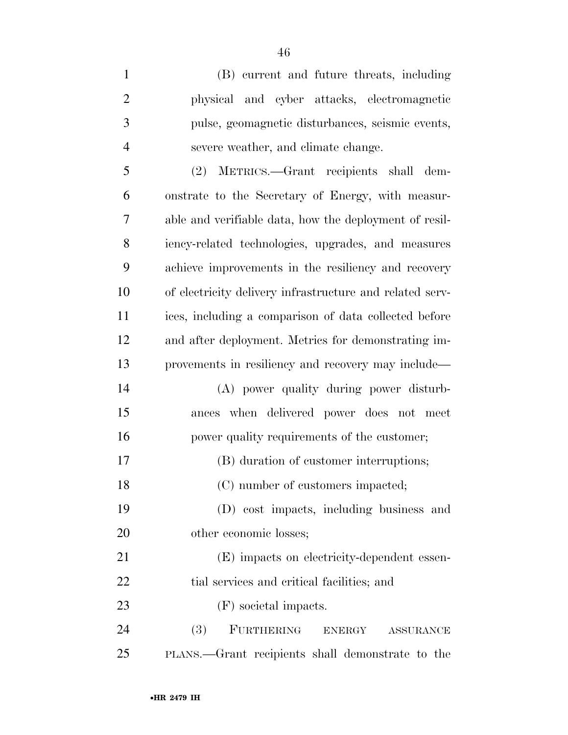(B) current and future threats, including physical and cyber attacks, electromagnetic pulse, geomagnetic disturbances, seismic events, severe weather, and climate change.

(2) METRICS.—Grant recipients shall demonstrate to the Secretary of Energy, with measurable and verifiable data, how the deployment of resiliency-related technologies, upgrades, and measures achieve improvements in the resiliency and recovery of electricity delivery infrastructure and related services, including a comparison of data collected before and after deployment. Metrics for demonstrating improvements in resiliency and recovery may include—

(A) power quality during power disturbances when delivered power does not meet power quality requirements of the customer;

(B) duration of customer interruptions;

(C) number of customers impacted;

(D) cost impacts, including business and other economic losses;

(E) impacts on electricity-dependent essential services and critical facilities; and

(F) societal impacts.

(3) FURTHERING ENERGY ASSURANCE PLANS.—Grant recipients shall demonstrate to the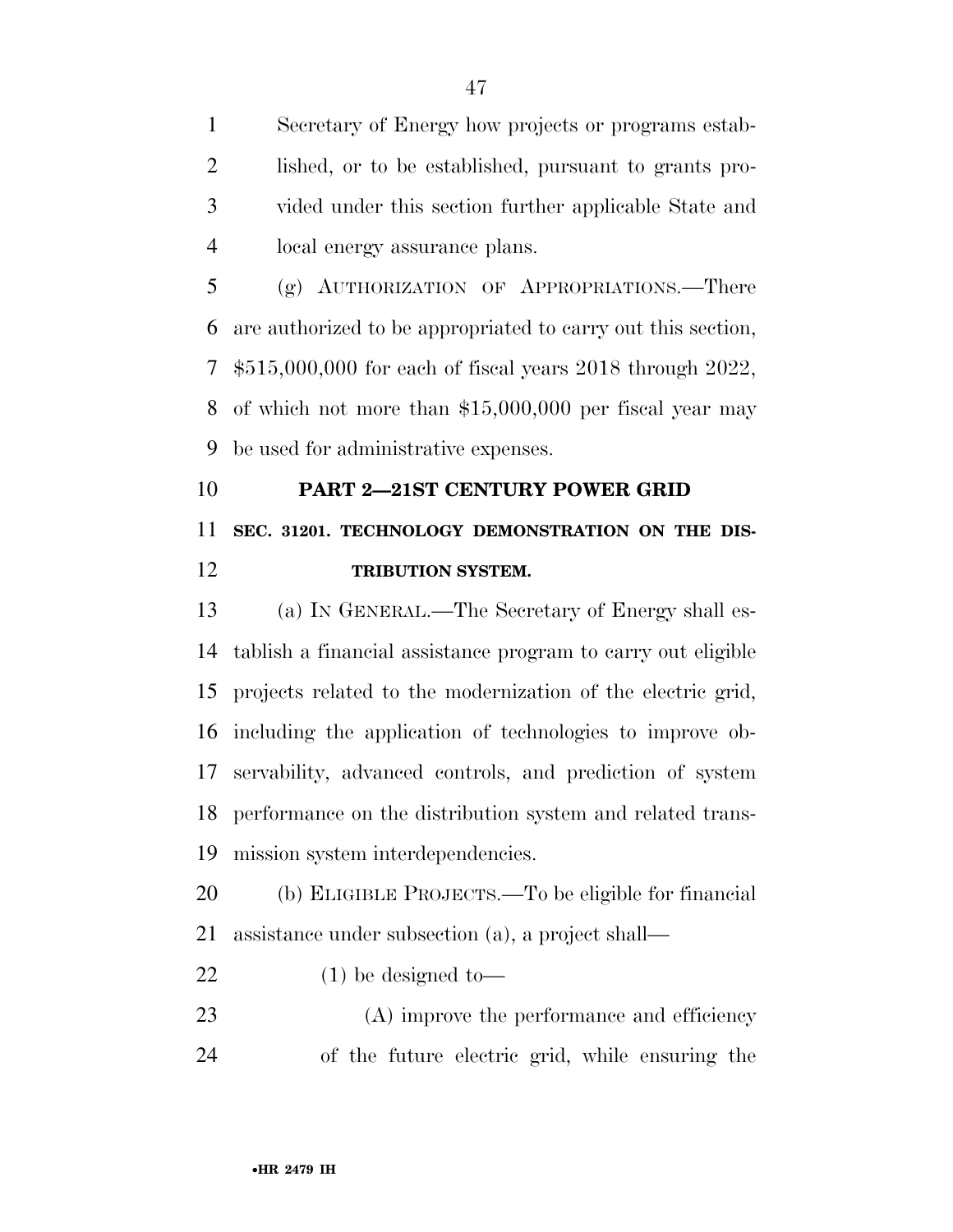Secretary of Energy how projects or programs established, or to be established, pursuant to grants provided under this section further applicable State and local energy assurance plans.

(g) AUTHORIZATION OF APPROPRIATIONS.—There are authorized to be appropriated to carry out this section, $515,000,000 for each of fiscal years 2018 through 2022, of which not more than $15,000,000 per fiscal year may be used for administrative expenses.

## PART 2—21ST CENTURY POWER GRID

### SEC. 31201. TECHNOLOGY DEMONSTRATION ON THE DISTRIBUTION SYSTEM.

(a) IN GENERAL.—The Secretary of Energy shall establish a financial assistance program to carry out eligible projects related to the modernization of the electric grid, including the application of technologies to improve observability, advanced controls, and prediction of system performance on the distribution system and related transmission system interdependencies.

(b) ELIGIBLE PROJECTS.—To be eligible for financial assistance under subsection (a), a project shall—

(1) be designed to—

(A) improve the performance and efficiency of the future electric grid, while ensuring the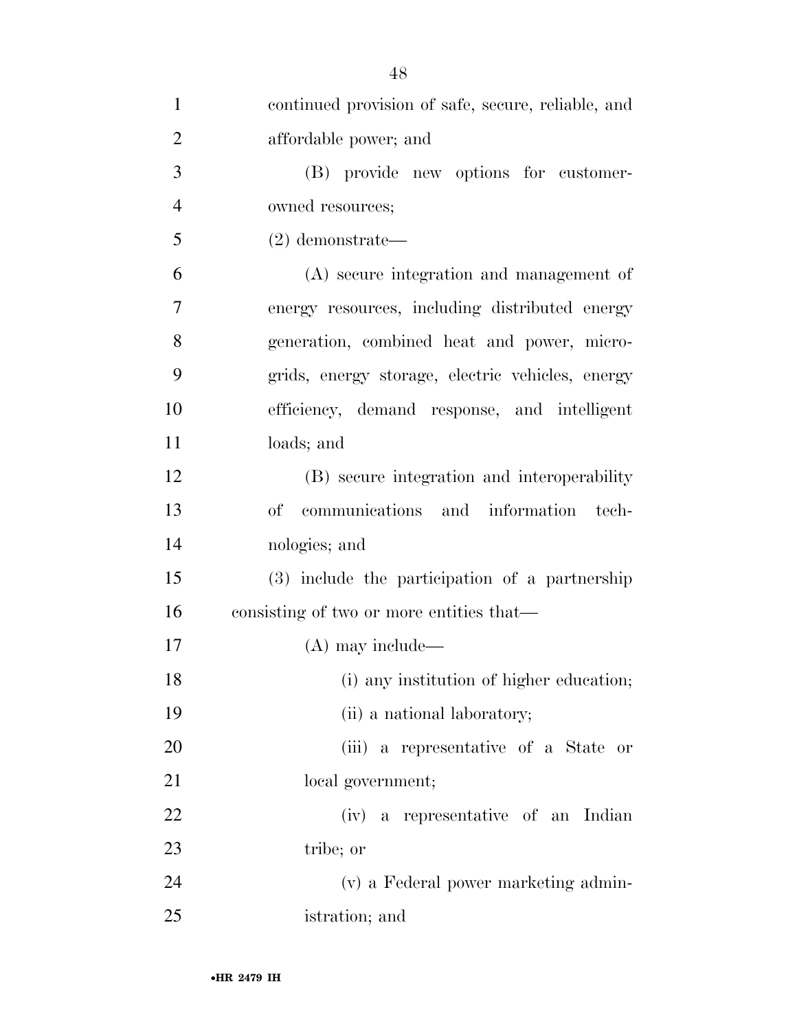continued provision of safe, secure, reliable, and affordable power; and

(B) provide new options for customer-owned resources;

(2) demonstrate—

(A) secure integration and management of energy resources, including distributed energy generation, combined heat and power, micro-grids, energy storage, electric vehicles, energy efficiency, demand response, and intelligent loads; and

(B) secure integration and interoperability of communications and information technologies; and

(3) include the participation of a partnership consisting of two or more entities that—

(A) may include—

(i) any institution of higher education;

(ii) a national laboratory;

(iii) a representative of a State or local government;

(iv) a representative of an Indian tribe; or

(v) a Federal power marketing administration; and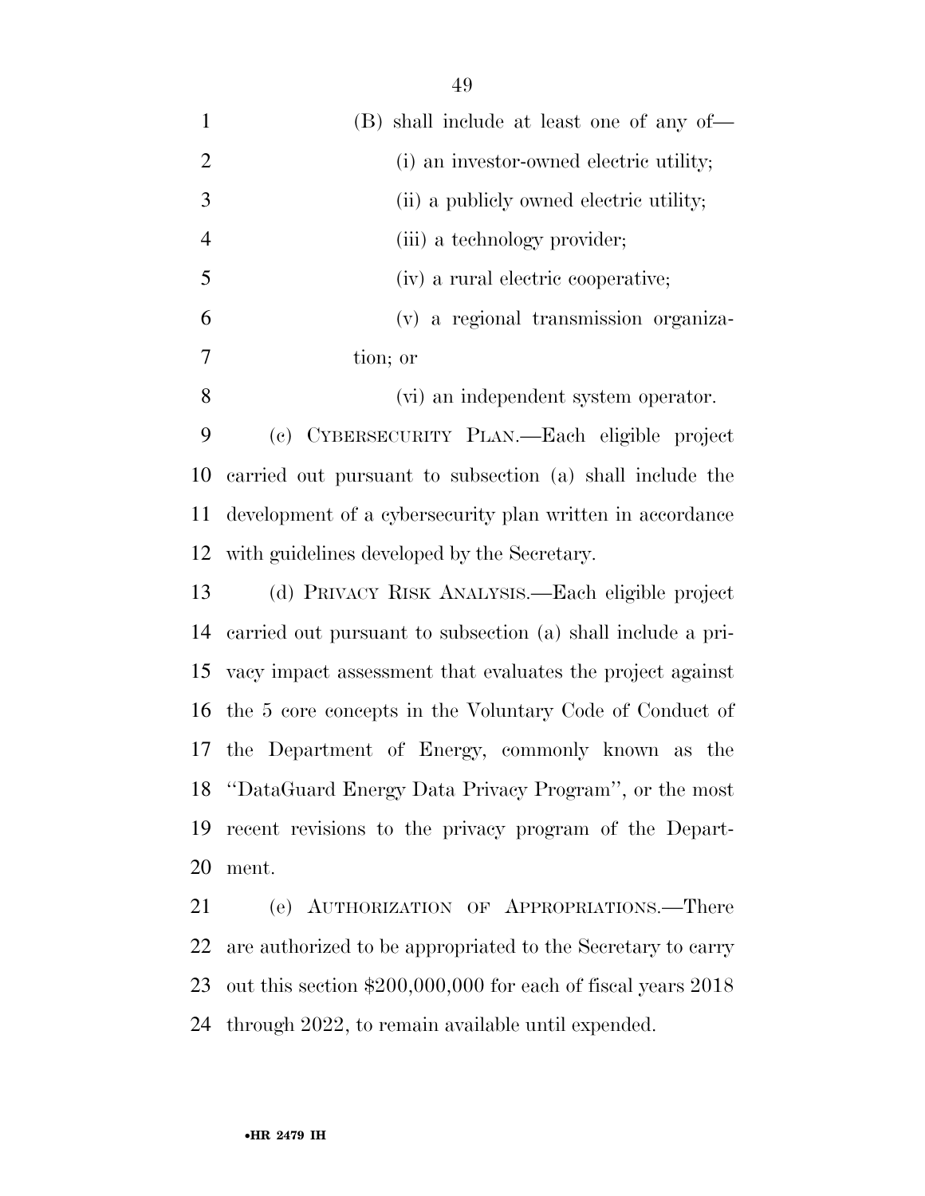(B) shall include at least one of any of—

(i) an investor-owned electric utility;

(ii) a publicly owned electric utility;

(iii) a technology provider;

(iv) a rural electric cooperative;

(v) a regional transmission organization; or

(vi) an independent system operator.

(c) CYBERSECURITY PLAN.—Each eligible project carried out pursuant to subsection (a) shall include the development of a cybersecurity plan written in accordance with guidelines developed by the Secretary.

(d) PRIVACY RISK ANALYSIS.—Each eligible project carried out pursuant to subsection (a) shall include a privacy impact assessment that evaluates the project against the 5 core concepts in the Voluntary Code of Conduct of the Department of Energy, commonly known as the ''DataGuard Energy Data Privacy Program'', or the most recent revisions to the privacy program of the Department.

(e) AUTHORIZATION OF APPROPRIATIONS.—There are authorized to be appropriated to the Secretary to carry out this section $200,000,000 for each of fiscal years 2018 through 2022, to remain available until expended.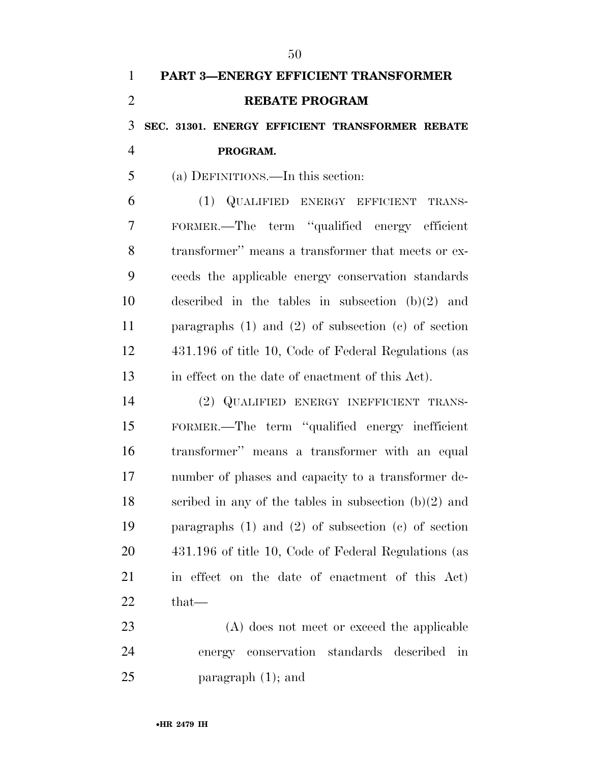## PART 3—ENERGY EFFICIENT TRANSFORMER REBATE PROGRAM

### SEC. 31301. ENERGY EFFICIENT TRANSFORMER REBATE PROGRAM.

(a) DEFINITIONS.—In this section:

(1) QUALIFIED ENERGY EFFICIENT TRANSFORMER.—The term ''qualified energy efficient transformer'' means a transformer that meets or exceeds the applicable energy conservation standards described in the tables in subsection (b)(2) and paragraphs (1) and (2) of subsection (c) of section 431.196 of title 10, Code of Federal Regulations (as in effect on the date of enactment of this Act).

(2) QUALIFIED ENERGY INEFFICIENT TRANSFORMER.—The term ''qualified energy inefficient transformer'' means a transformer with an equal number of phases and capacity to a transformer described in any of the tables in subsection (b)(2) and paragraphs (1) and (2) of subsection (c) of section 431.196 of title 10, Code of Federal Regulations (as in effect on the date of enactment of this Act) that—

(A) does not meet or exceed the applicable energy conservation standards described in paragraph (1); and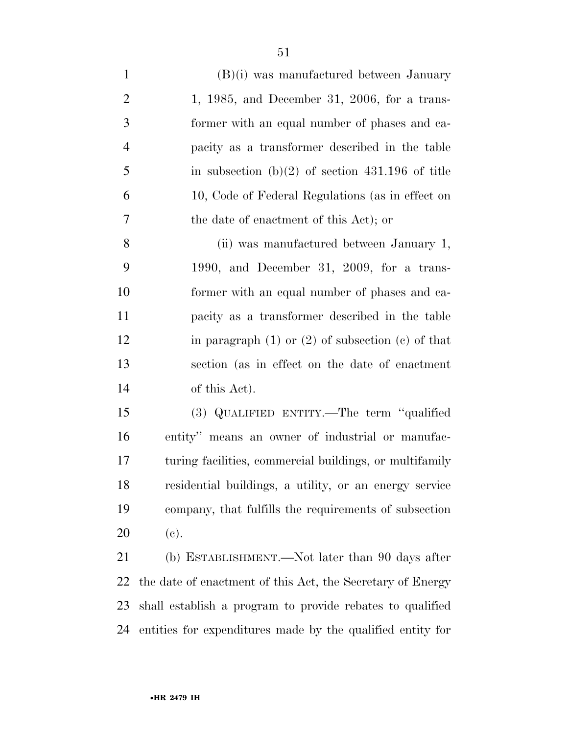(B)(i) was manufactured between January 1, 1985, and December 31, 2006, for a transformer with an equal number of phases and capacity as a transformer described in the table in subsection (b)(2) of section 431.196 of title 10, Code of Federal Regulations (as in effect on the date of enactment of this Act); or

(ii) was manufactured between January 1, 1990, and December 31, 2009, for a transformer with an equal number of phases and capacity as a transformer described in the table in paragraph (1) or (2) of subsection (c) of that section (as in effect on the date of enactment of this Act).

(3) QUALIFIED ENTITY.—The term ''qualified entity'' means an owner of industrial or manufacturing facilities, commercial buildings, or multifamily residential buildings, a utility, or an energy service company, that fulfills the requirements of subsection (c).

(b) ESTABLISHMENT.—Not later than 90 days after the date of enactment of this Act, the Secretary of Energy shall establish a program to provide rebates to qualified entities for expenditures made by the qualified entity for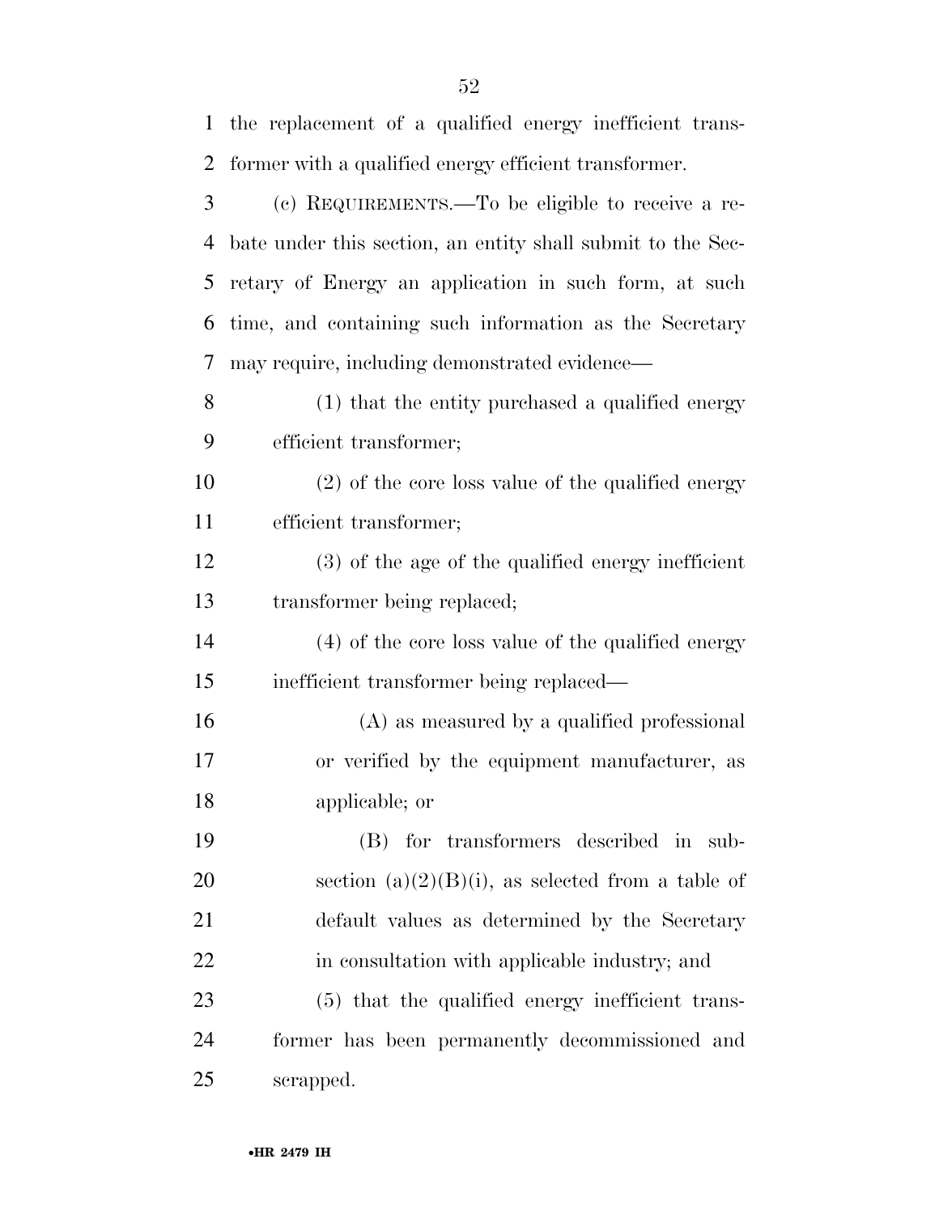the replacement of a qualified energy inefficient transformer with a qualified energy efficient transformer.

(c) REQUIREMENTS.—To be eligible to receive a rebate under this section, an entity shall submit to the Secretary of Energy an application in such form, at such time, and containing such information as the Secretary may require, including demonstrated evidence—

(1) that the entity purchased a qualified energy efficient transformer;

(2) of the core loss value of the qualified energy efficient transformer;

(3) of the age of the qualified energy inefficient transformer being replaced;

(4) of the core loss value of the qualified energy inefficient transformer being replaced—

(A) as measured by a qualified professional or verified by the equipment manufacturer, as applicable; or

(B) for transformers described in subsection (a)(2)(B)(i), as selected from a table of default values as determined by the Secretary in consultation with applicable industry; and

(5) that the qualified energy inefficient transformer has been permanently decommissioned and scrapped.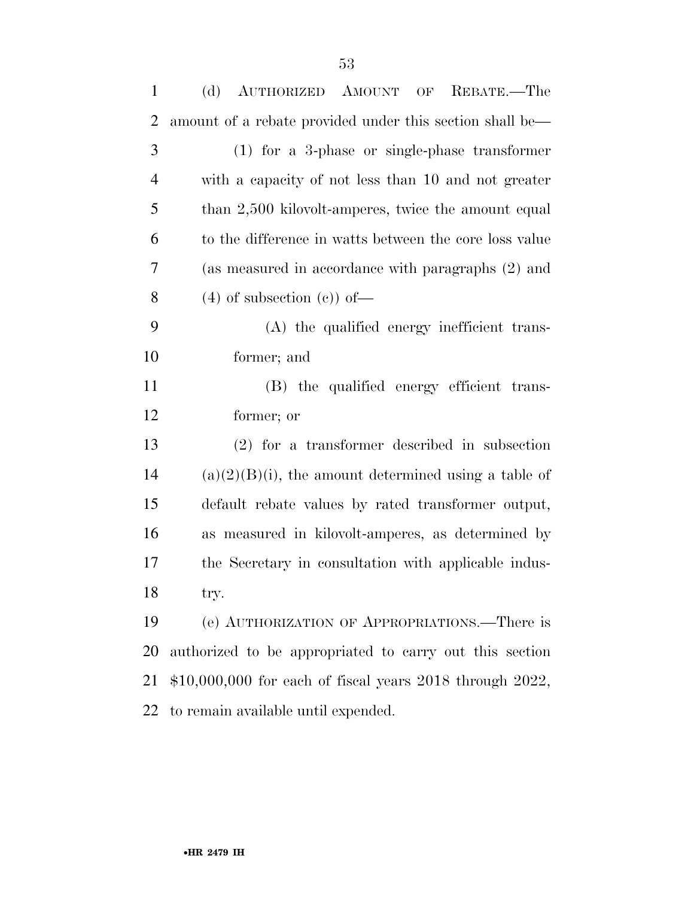(d) AUTHORIZED AMOUNT OF REBATE.—The amount of a rebate provided under this section shall be—

(1) for a 3-phase or single-phase transformer with a capacity of not less than 10 and not greater than 2,500 kilovolt-amperes, twice the amount equal to the difference in watts between the core loss value (as measured in accordance with paragraphs (2) and (4) of subsection (c)) of—

(A) the qualified energy inefficient transformer; and

(B) the qualified energy efficient transformer; or

(2) for a transformer described in subsection (a)(2)(B)(i), the amount determined using a table of default rebate values by rated transformer output, as measured in kilovolt-amperes, as determined by the Secretary in consultation with applicable industry.

(e) AUTHORIZATION OF APPROPRIATIONS.—There is authorized to be appropriated to carry out this section $10,000,000 for each of fiscal years 2018 through 2022, to remain available until expended.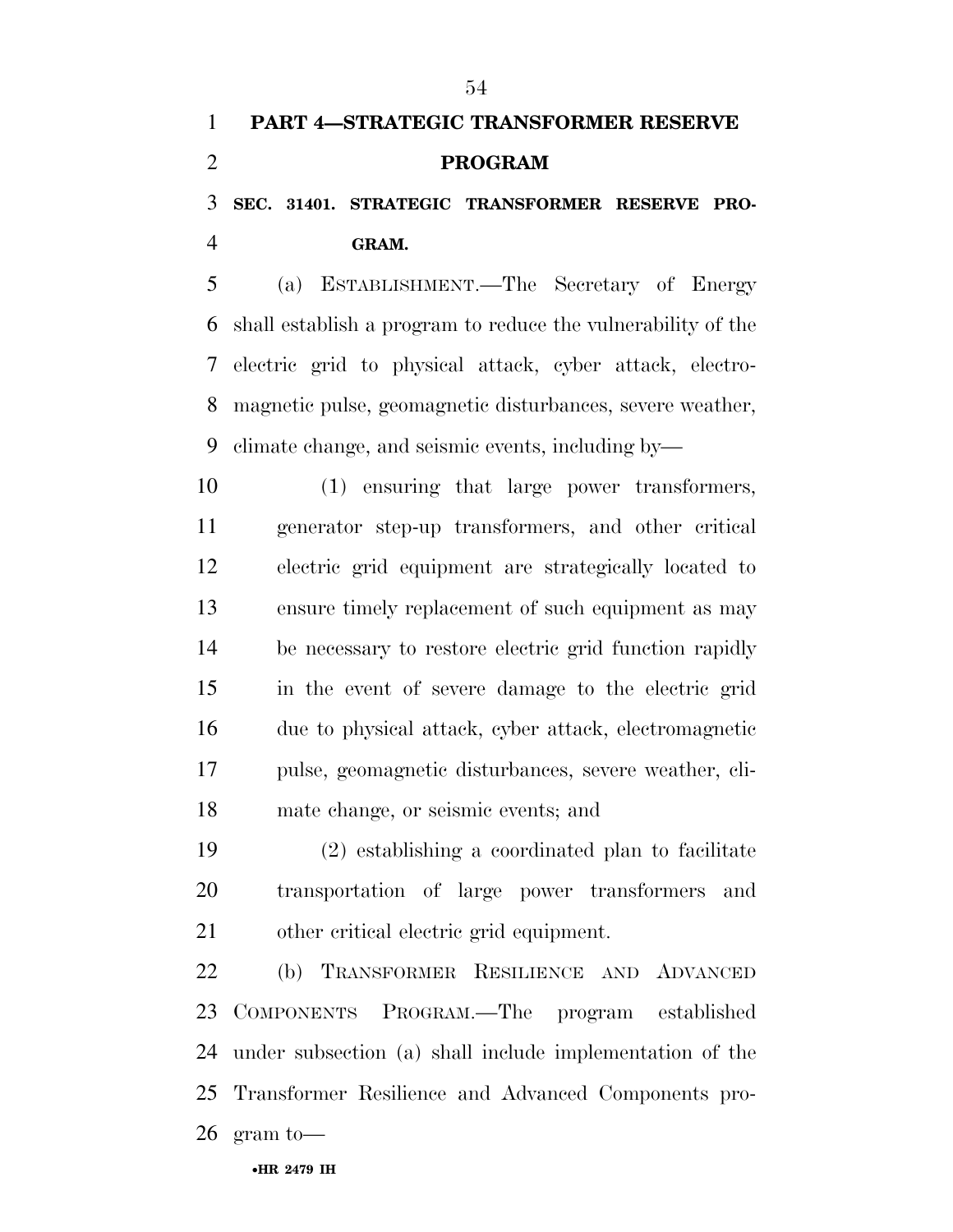## PART 4—STRATEGIC TRANSFORMER RESERVE PROGRAM

### SEC. 31401. STRATEGIC TRANSFORMER RESERVE PROGRAM.

(a) ESTABLISHMENT.—The Secretary of Energy shall establish a program to reduce the vulnerability of the electric grid to physical attack, cyber attack, electromagnetic pulse, geomagnetic disturbances, severe weather, climate change, and seismic events, including by—

(1) ensuring that large power transformers, generator step-up transformers, and other critical electric grid equipment are strategically located to ensure timely replacement of such equipment as may be necessary to restore electric grid function rapidly in the event of severe damage to the electric grid due to physical attack, cyber attack, electromagnetic pulse, geomagnetic disturbances, severe weather, climate change, or seismic events; and

(2) establishing a coordinated plan to facilitate transportation of large power transformers and other critical electric grid equipment.

(b) TRANSFORMER RESILIENCE AND ADVANCED COMPONENTS PROGRAM.—The program established under subsection (a) shall include implementation of the Transformer Resilience and Advanced Components program to—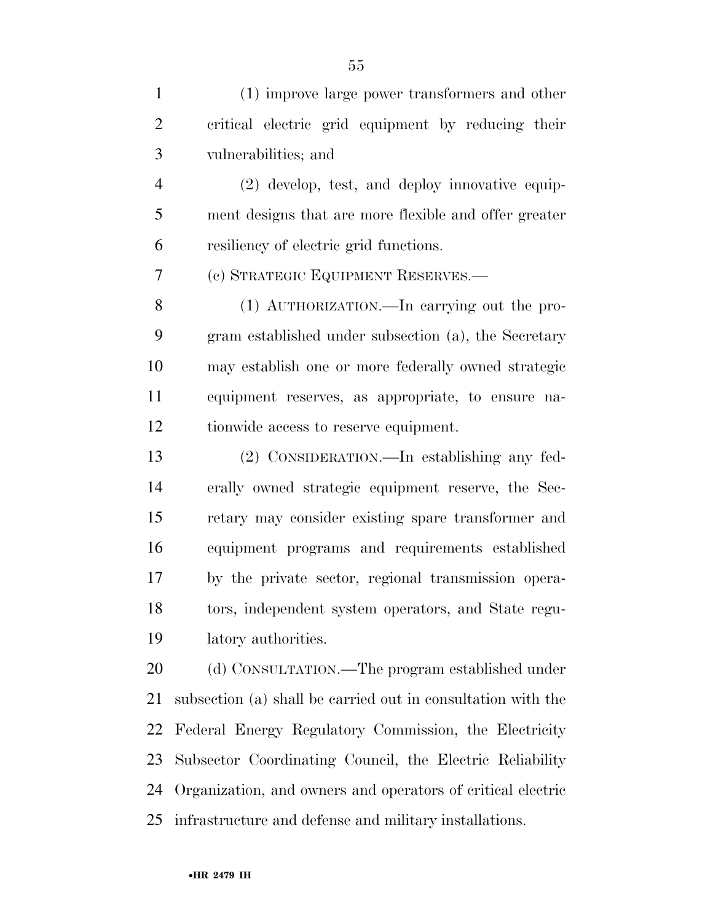(1) improve large power transformers and other critical electric grid equipment by reducing their vulnerabilities; and

(2) develop, test, and deploy innovative equipment designs that are more flexible and offer greater resiliency of electric grid functions.

(c) STRATEGIC EQUIPMENT RESERVES.—

(1) AUTHORIZATION.—In carrying out the program established under subsection (a), the Secretary may establish one or more federally owned strategic equipment reserves, as appropriate, to ensure nationwide access to reserve equipment.

(2) CONSIDERATION.—In establishing any federally owned strategic equipment reserve, the Secretary may consider existing spare transformer and equipment programs and requirements established by the private sector, regional transmission operators, independent system operators, and State regulatory authorities.

(d) CONSULTATION.—The program established under subsection (a) shall be carried out in consultation with the Federal Energy Regulatory Commission, the Electricity Subsector Coordinating Council, the Electric Reliability Organization, and owners and operators of critical electric infrastructure and defense and military installations.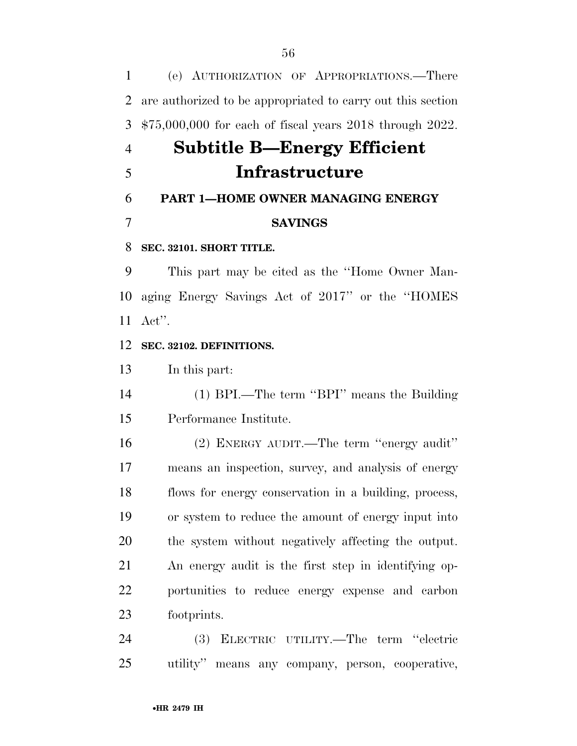(e) AUTHORIZATION OF APPROPRIATIONS.—There are authorized to be appropriated to carry out this section $75,000,000 for each of fiscal years 2018 through 2022.

# Subtitle B—Energy Efficient Infrastructure

## PART 1—HOME OWNER MANAGING ENERGY SAVINGS

### SEC. 32101. SHORT TITLE.

This part may be cited as the ''Home Owner Managing Energy Savings Act of 2017'' or the ''HOMES Act''.

### SEC. 32102. DEFINITIONS.

In this part:

(1) BPI.—The term ''BPI'' means the Building Performance Institute.

(2) ENERGY AUDIT.—The term ''energy audit'' means an inspection, survey, and analysis of energy flows for energy conservation in a building, process, or system to reduce the amount of energy input into the system without negatively affecting the output. An energy audit is the first step in identifying opportunities to reduce energy expense and carbon footprints.

(3) ELECTRIC UTILITY.—The term ''electric utility'' means any company, person, cooperative,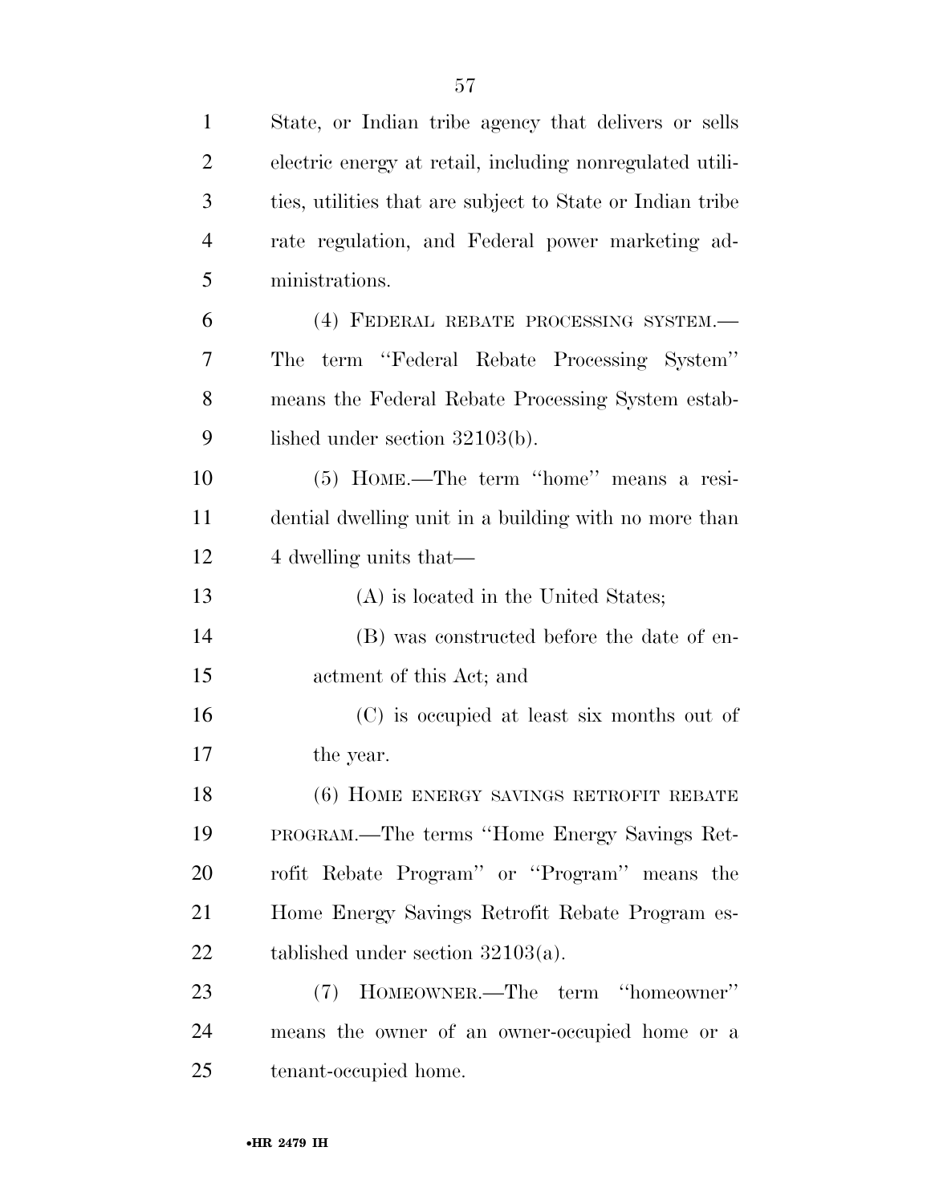State, or Indian tribe agency that delivers or sells electric energy at retail, including nonregulated utilities, utilities that are subject to State or Indian tribe rate regulation, and Federal power marketing administrations.

(4) FEDERAL REBATE PROCESSING SYSTEM.—The term ''Federal Rebate Processing System'' means the Federal Rebate Processing System established under section 32103(b).

(5) HOME.—The term ''home'' means a residential dwelling unit in a building with no more than 4 dwelling units that—

(A) is located in the United States;

(B) was constructed before the date of enactment of this Act; and

(C) is occupied at least six months out of the year.

(6) HOME ENERGY SAVINGS RETROFIT REBATE PROGRAM.—The terms ''Home Energy Savings Retrofit Rebate Program'' or ''Program'' means the Home Energy Savings Retrofit Rebate Program established under section 32103(a).

(7) HOMEOWNER.—The term ''homeowner'' means the owner of an owner-occupied home or a tenant-occupied home.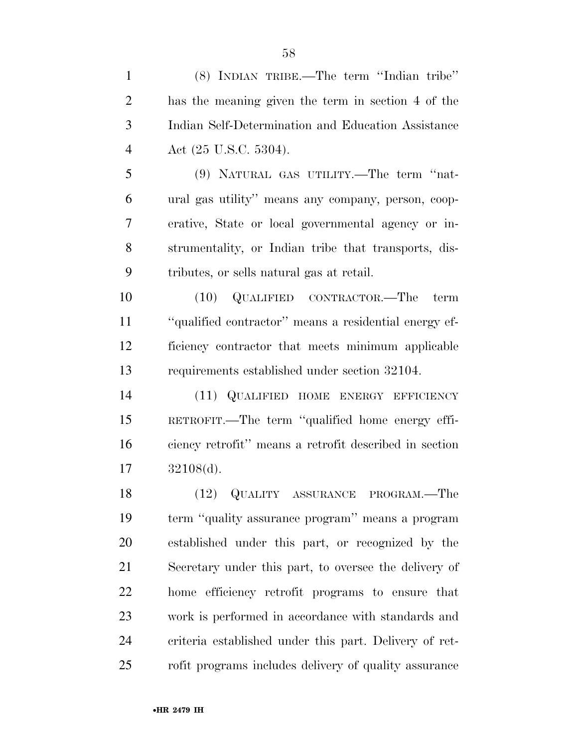(8) INDIAN TRIBE.—The term ''Indian tribe'' has the meaning given the term in section 4 of the Indian Self-Determination and Education Assistance Act (25 U.S.C. 5304).

(9) NATURAL GAS UTILITY.—The term ''natural gas utility'' means any company, person, cooperative, State or local governmental agency or instrumentality, or Indian tribe that transports, distributes, or sells natural gas at retail.

(10) QUALIFIED CONTRACTOR.—The term ''qualified contractor'' means a residential energy efficiency contractor that meets minimum applicable requirements established under section 32104.

(11) QUALIFIED HOME ENERGY EFFICIENCY RETROFIT.—The term ''qualified home energy efficiency retrofit'' means a retrofit described in section 32108(d).

(12) QUALITY ASSURANCE PROGRAM.—The term ''quality assurance program'' means a program established under this part, or recognized by the Secretary under this part, to oversee the delivery of home efficiency retrofit programs to ensure that work is performed in accordance with standards and criteria established under this part. Delivery of retrofit programs includes delivery of quality assurance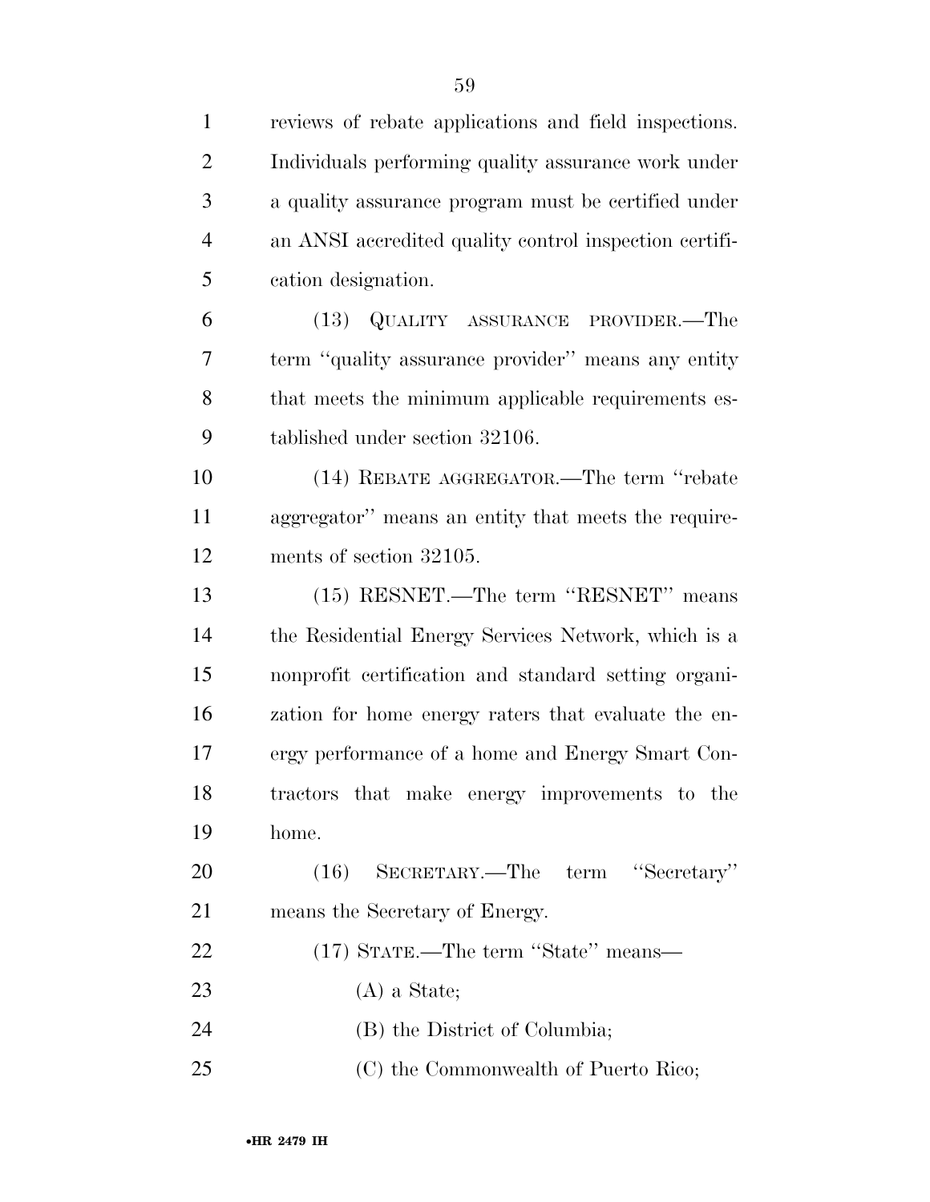reviews of rebate applications and field inspections. Individuals performing quality assurance work under a quality assurance program must be certified under an ANSI accredited quality control inspection certification designation.

(13) QUALITY ASSURANCE PROVIDER.—The term ''quality assurance provider'' means any entity that meets the minimum applicable requirements established under section 32106.

(14) REBATE AGGREGATOR.—The term ''rebate aggregator'' means an entity that meets the requirements of section 32105.

(15) RESNET.—The term ''RESNET'' means the Residential Energy Services Network, which is a nonprofit certification and standard setting organization for home energy raters that evaluate the energy performance of a home and Energy Smart Contractors that make energy improvements to the home.

(16) SECRETARY.—The term ''Secretary'' means the Secretary of Energy.

(17) STATE.—The term ''State'' means—

(A) a State;

(B) the District of Columbia;

(C) the Commonwealth of Puerto Rico;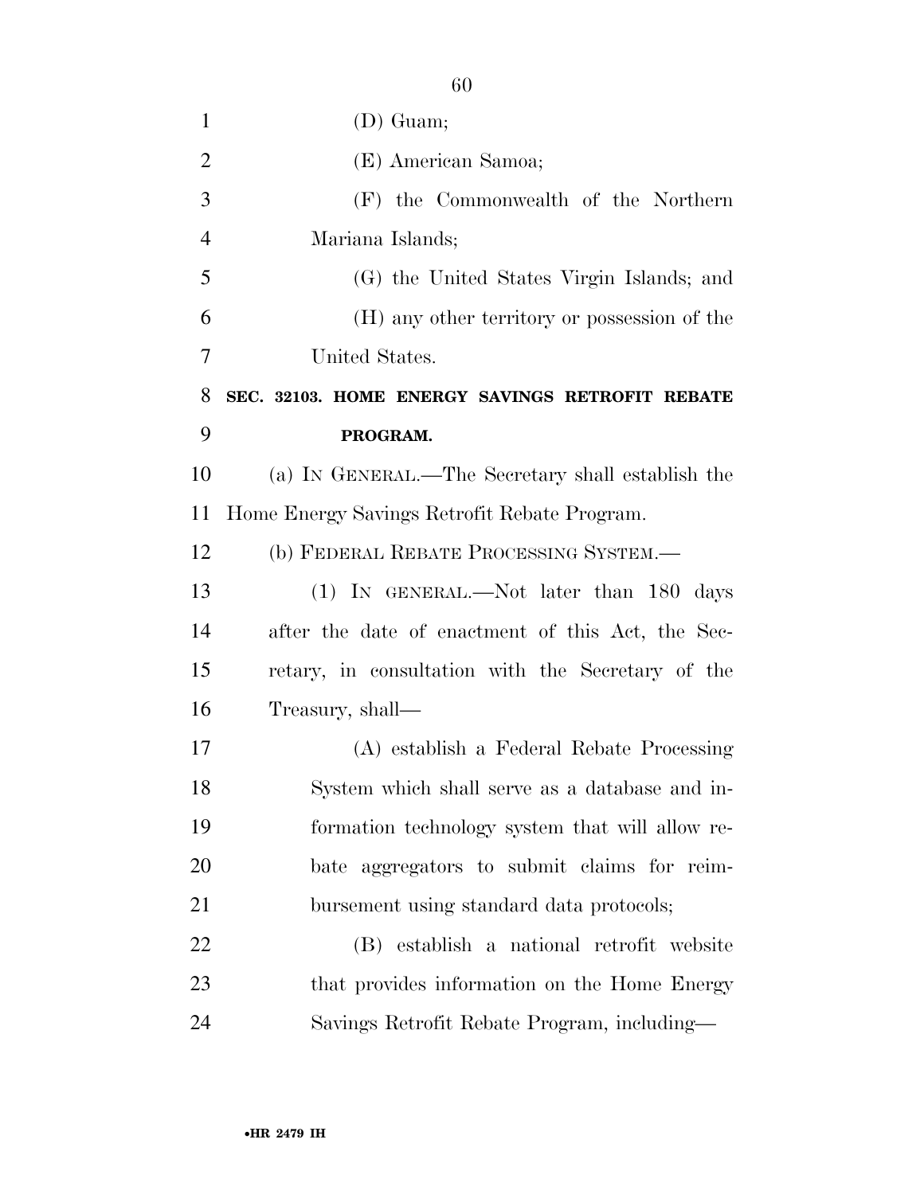(D) Guam;

(E) American Samoa;

(F) the Commonwealth of the Northern Mariana Islands;

(G) the United States Virgin Islands; and

(H) any other territory or possession of the United States.

**SEC. 32103. HOME ENERGY SAVINGS RETROFIT REBATE PROGRAM.**

(a) IN GENERAL.—The Secretary shall establish the Home Energy Savings Retrofit Rebate Program.

(b) FEDERAL REBATE PROCESSING SYSTEM.—

(1) IN GENERAL.—Not later than 180 days after the date of enactment of this Act, the Secretary, in consultation with the Secretary of the Treasury, shall—

(A) establish a Federal Rebate Processing System which shall serve as a database and information technology system that will allow rebate aggregators to submit claims for reimbursement using standard data protocols;

(B) establish a national retrofit website that provides information on the Home Energy Savings Retrofit Rebate Program, including—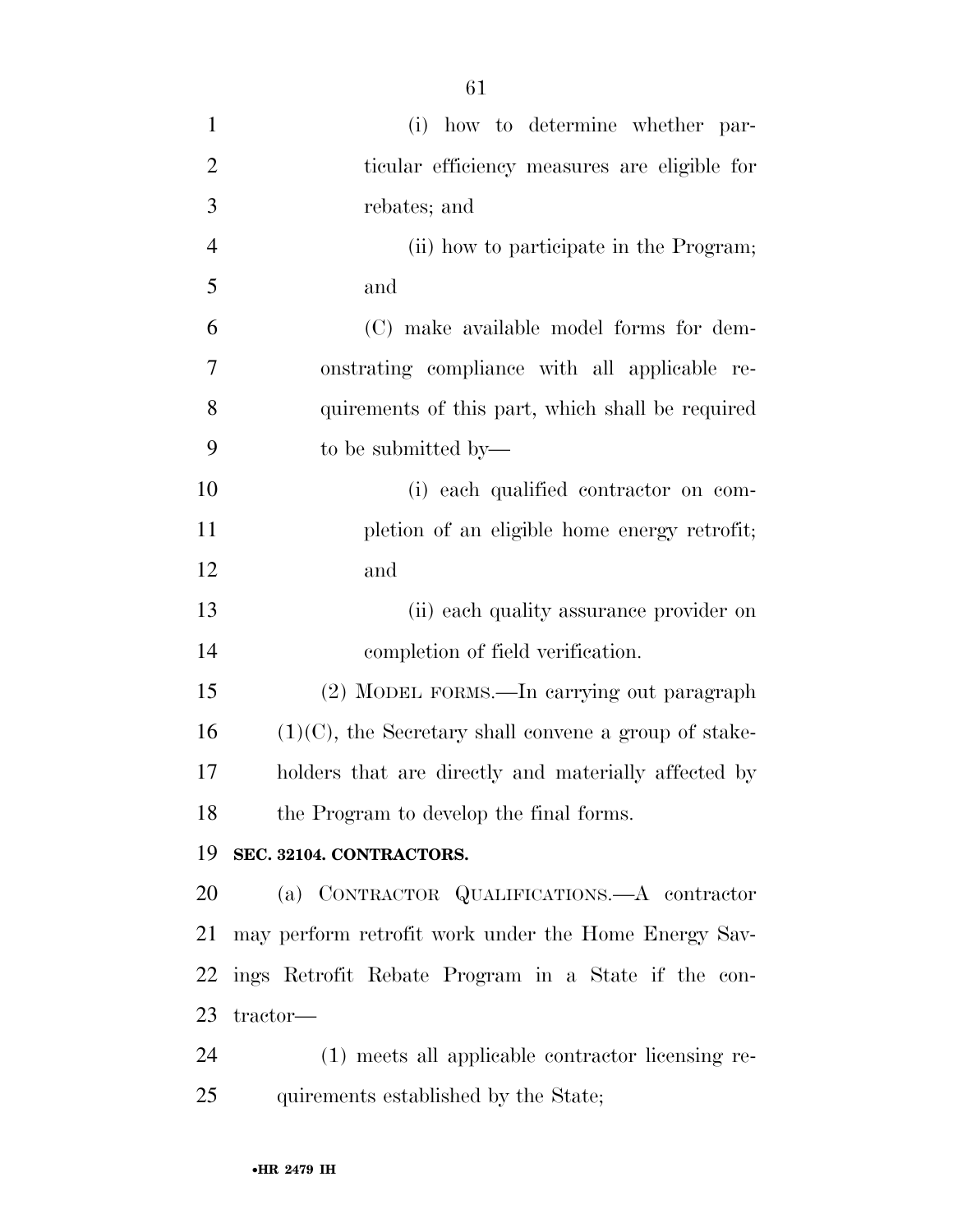(i) how to determine whether particular efficiency measures are eligible for rebates; and

(ii) how to participate in the Program; and

(C) make available model forms for demonstrating compliance with all applicable requirements of this part, which shall be required to be submitted by—

(i) each qualified contractor on completion of an eligible home energy retrofit; and

(ii) each quality assurance provider on completion of field verification.

(2) MODEL FORMS.—In carrying out paragraph (1)(C), the Secretary shall convene a group of stakeholders that are directly and materially affected by the Program to develop the final forms.

**SEC. 32104. CONTRACTORS.**

(a) CONTRACTOR QUALIFICATIONS.—A contractor may perform retrofit work under the Home Energy Savings Retrofit Rebate Program in a State if the contractor—

(1) meets all applicable contractor licensing requirements established by the State;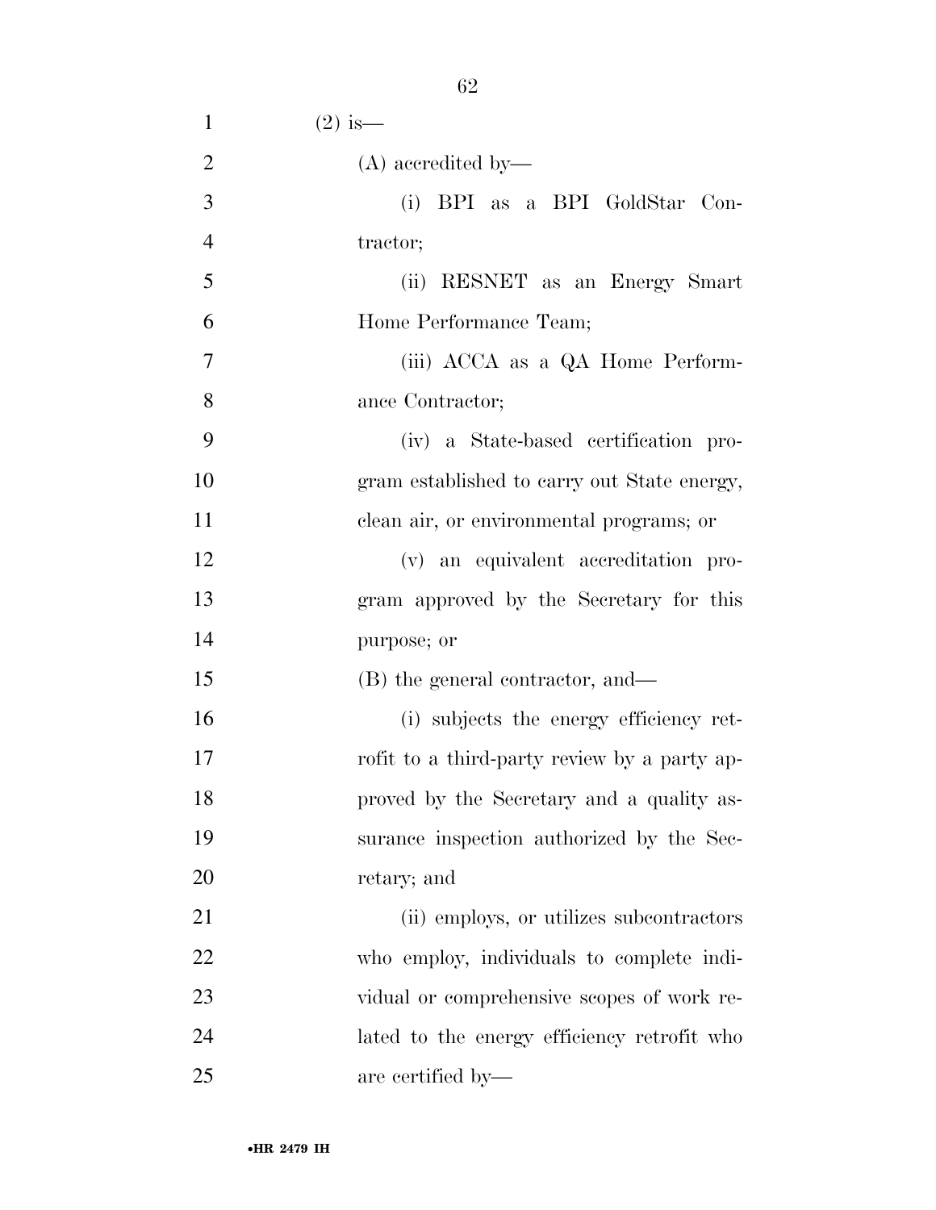(2) is—

(A) accredited by—

(i) BPI as a BPI GoldStar Contractor;

(ii) RESNET as an Energy Smart Home Performance Team;

(iii) ACCA as a QA Home Performance Contractor;

(iv) a State-based certification program established to carry out State energy, clean air, or environmental programs; or

(v) an equivalent accreditation program approved by the Secretary for this purpose; or

(B) the general contractor, and—

(i) subjects the energy efficiency retrofit to a third-party review by a party approved by the Secretary and a quality assurance inspection authorized by the Secretary; and

(ii) employs, or utilizes subcontractors who employ, individuals to complete individual or comprehensive scopes of work related to the energy efficiency retrofit who are certified by—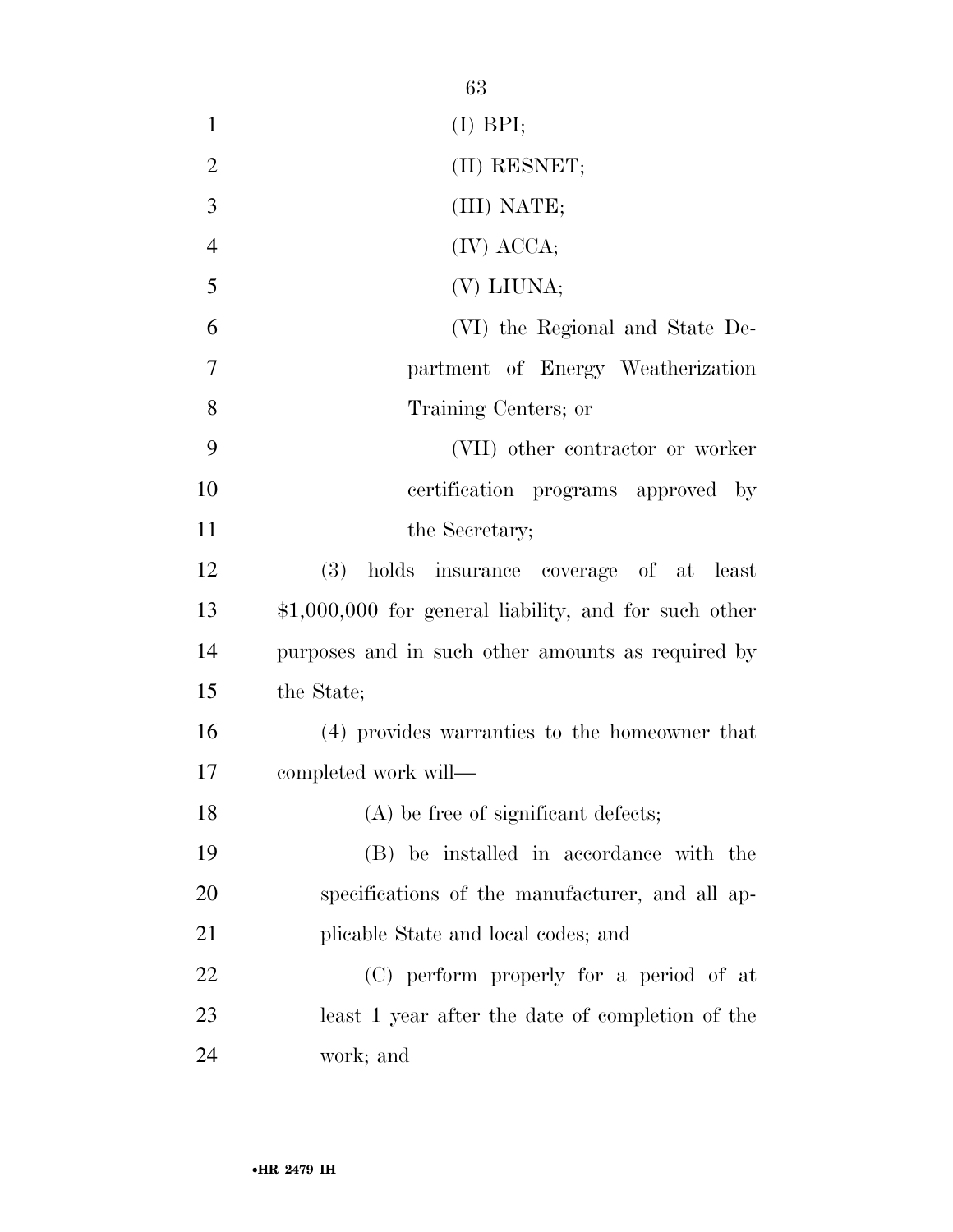(I) BPI;

(II) RESNET;

(III) NATE;

(IV) ACCA;

(V) LIUNA;

(VI) the Regional and State Department of Energy Weatherization Training Centers; or

(VII) other contractor or worker certification programs approved by the Secretary;

(3) holds insurance coverage of at least $1,000,000 for general liability, and for such other purposes and in such other amounts as required by the State;

(4) provides warranties to the homeowner that completed work will—

(A) be free of significant defects;

(B) be installed in accordance with the specifications of the manufacturer, and all applicable State and local codes; and

(C) perform properly for a period of at least 1 year after the date of completion of the work; and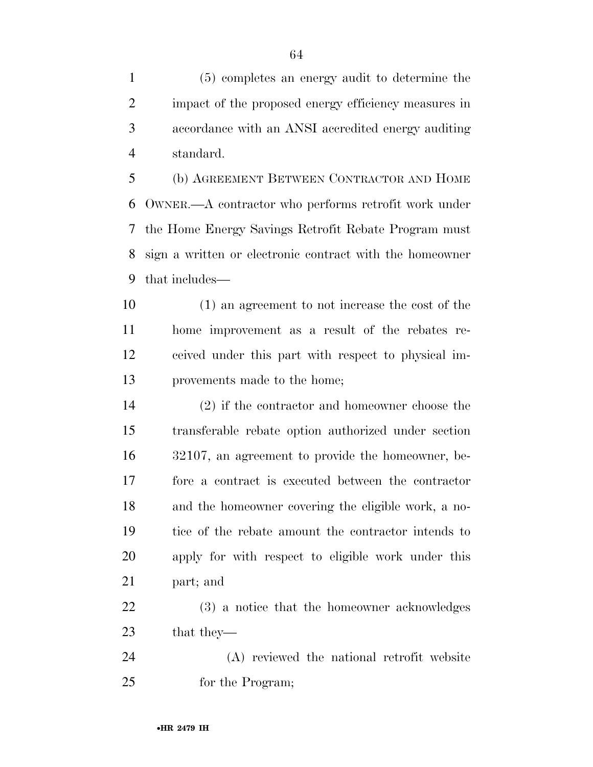(5) completes an energy audit to determine the impact of the proposed energy efficiency measures in accordance with an ANSI accredited energy auditing standard.

(b) AGREEMENT BETWEEN CONTRACTOR AND HOME OWNER.—A contractor who performs retrofit work under the Home Energy Savings Retrofit Rebate Program must sign a written or electronic contract with the homeowner that includes—

(1) an agreement to not increase the cost of the home improvement as a result of the rebates received under this part with respect to physical improvements made to the home;

(2) if the contractor and homeowner choose the transferable rebate option authorized under section 32107, an agreement to provide the homeowner, before a contract is executed between the contractor and the homeowner covering the eligible work, a notice of the rebate amount the contractor intends to apply for with respect to eligible work under this part; and

(3) a notice that the homeowner acknowledges that they—

(A) reviewed the national retrofit website for the Program;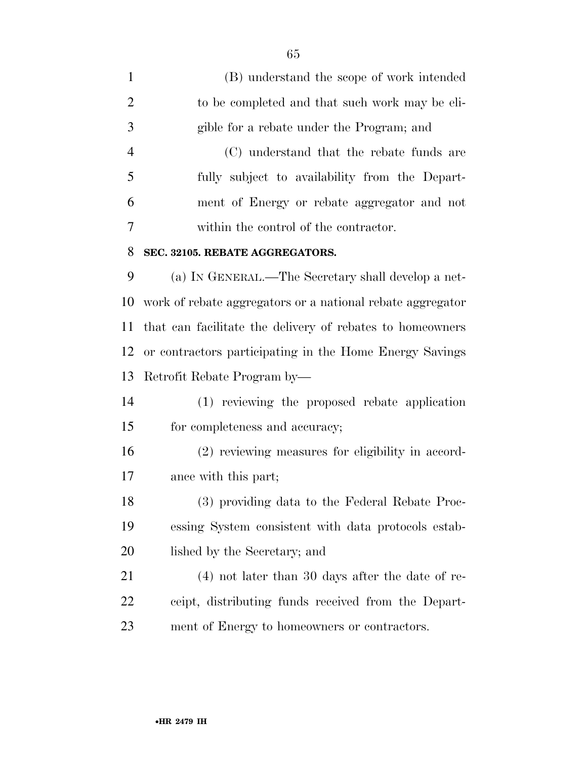(B) understand the scope of work intended to be completed and that such work may be eligible for a rebate under the Program; and

(C) understand that the rebate funds are fully subject to availability from the Department of Energy or rebate aggregator and not within the control of the contractor.

**SEC. 32105. REBATE AGGREGATORS.**

(a) IN GENERAL.—The Secretary shall develop a network of rebate aggregators or a national rebate aggregator that can facilitate the delivery of rebates to homeowners or contractors participating in the Home Energy Savings Retrofit Rebate Program by—

(1) reviewing the proposed rebate application for completeness and accuracy;

(2) reviewing measures for eligibility in accordance with this part;

(3) providing data to the Federal Rebate Processing System consistent with data protocols established by the Secretary; and

(4) not later than 30 days after the date of receipt, distributing funds received from the Department of Energy to homeowners or contractors.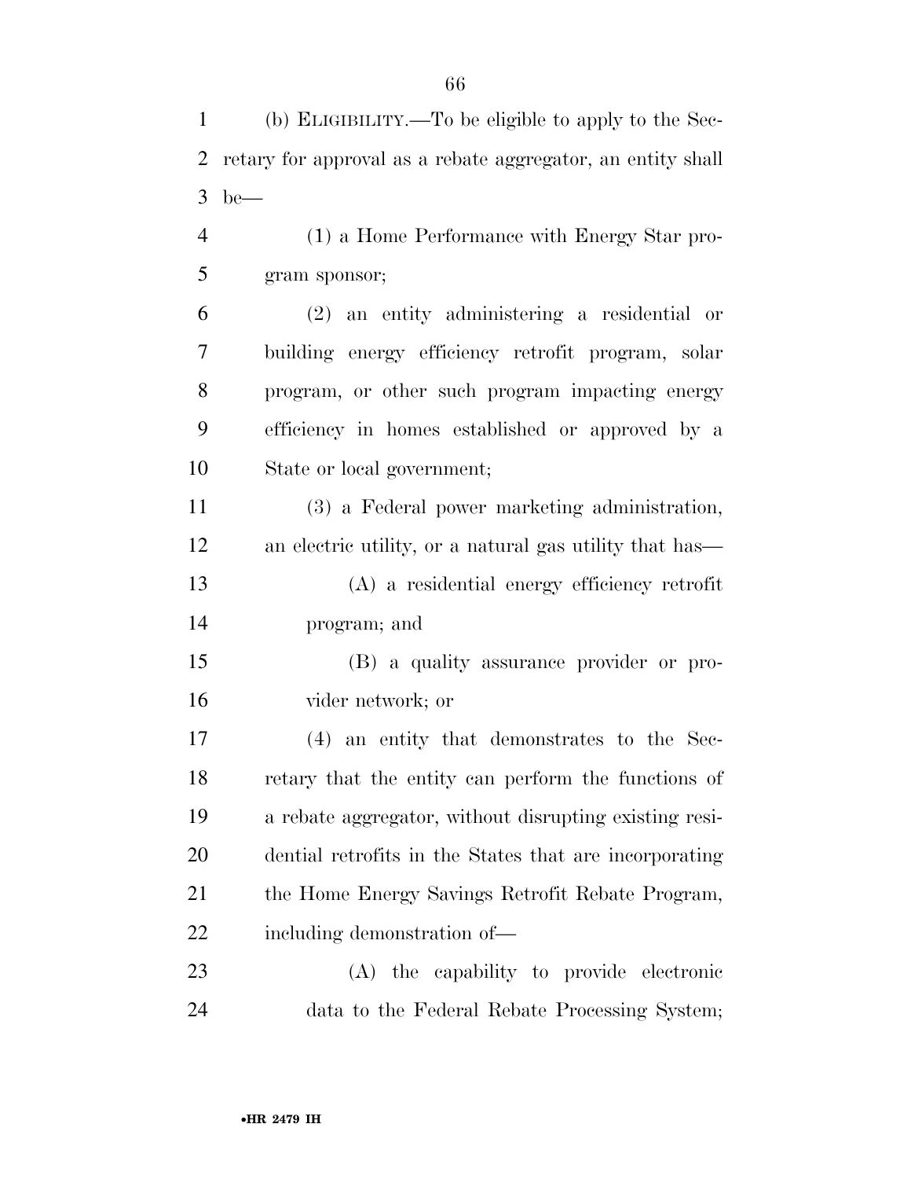(b) ELIGIBILITY.—To be eligible to apply to the Secretary for approval as a rebate aggregator, an entity shall be—

(1) a Home Performance with Energy Star program sponsor;

(2) an entity administering a residential or building energy efficiency retrofit program, solar program, or other such program impacting energy efficiency in homes established or approved by a State or local government;

(3) a Federal power marketing administration, an electric utility, or a natural gas utility that has—

(A) a residential energy efficiency retrofit program; and

(B) a quality assurance provider or provider network; or

(4) an entity that demonstrates to the Secretary that the entity can perform the functions of a rebate aggregator, without disrupting existing residential retrofits in the States that are incorporating the Home Energy Savings Retrofit Rebate Program, including demonstration of—

(A) the capability to provide electronic data to the Federal Rebate Processing System;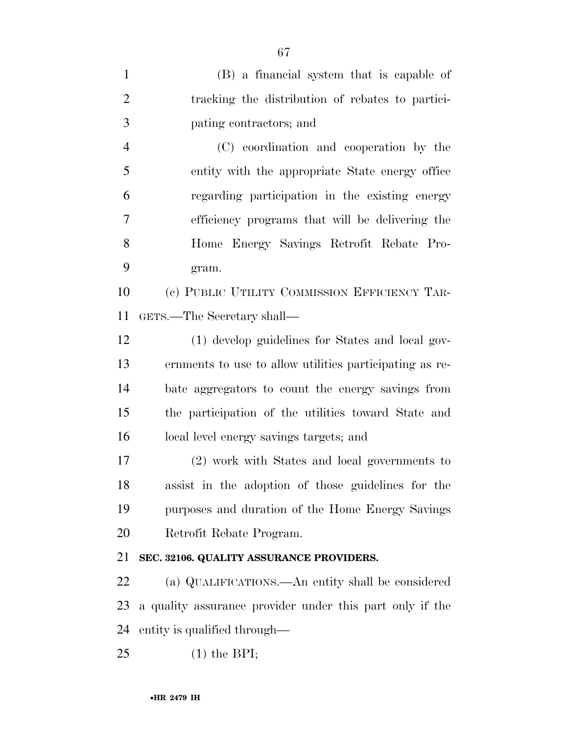(B) a financial system that is capable of tracking the distribution of rebates to participating contractors; and

(C) coordination and cooperation by the entity with the appropriate State energy office regarding participation in the existing energy efficiency programs that will be delivering the Home Energy Savings Retrofit Rebate Program.

(c) PUBLIC UTILITY COMMISSION EFFICIENCY TARGETS.—The Secretary shall—

(1) develop guidelines for States and local governments to use to allow utilities participating as rebate aggregators to count the energy savings from the participation of the utilities toward State and local level energy savings targets; and

(2) work with States and local governments to assist in the adoption of those guidelines for the purposes and duration of the Home Energy Savings Retrofit Rebate Program.

**SEC. 32106. QUALITY ASSURANCE PROVIDERS.**

(a) QUALIFICATIONS.—An entity shall be considered a quality assurance provider under this part only if the entity is qualified through—

(1) the BPI;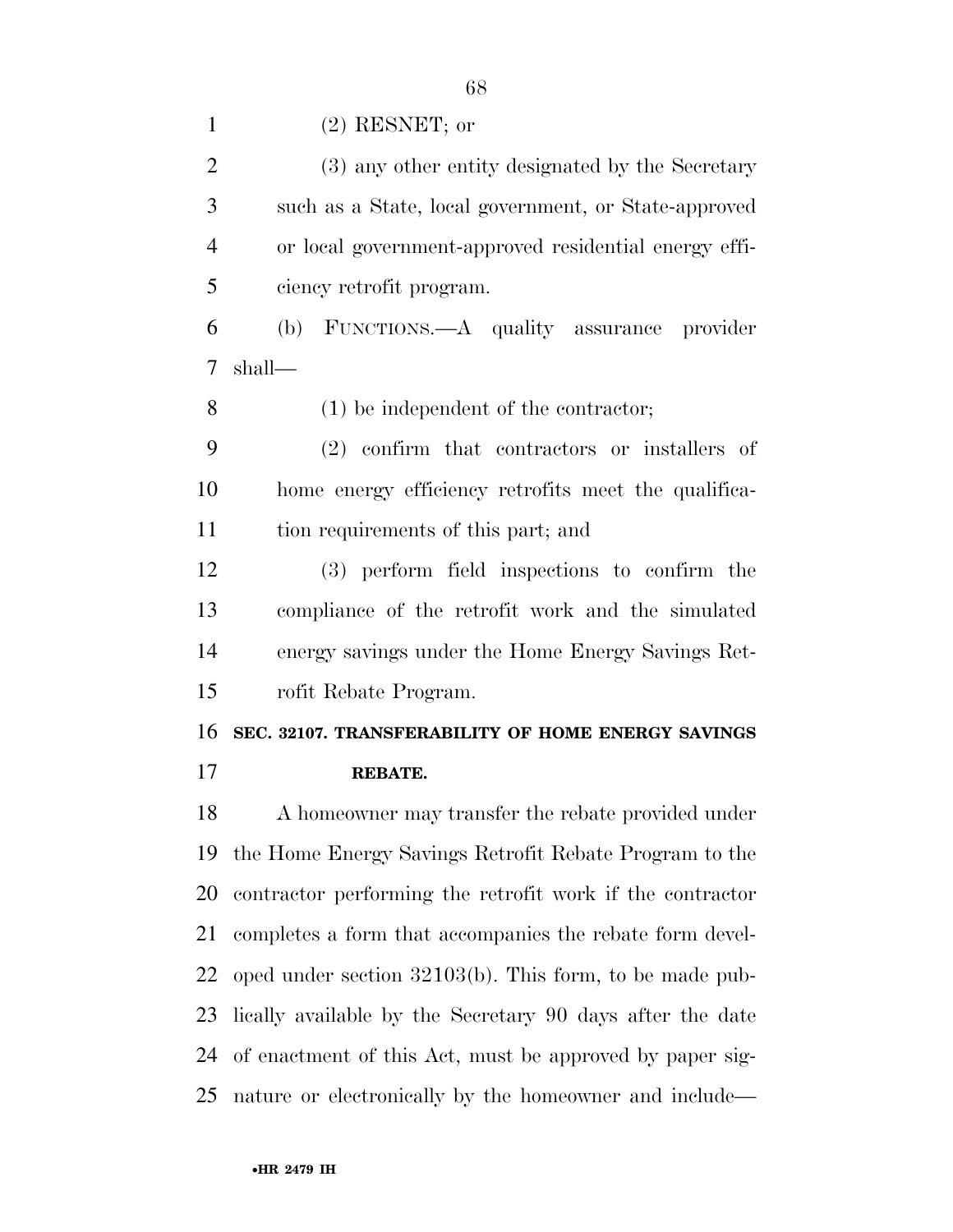(2) RESNET; or

(3) any other entity designated by the Secretary such as a State, local government, or State-approved or local government-approved residential energy efficiency retrofit program.

(b) FUNCTIONS.—A quality assurance provider shall—

(1) be independent of the contractor;

(2) confirm that contractors or installers of home energy efficiency retrofits meet the qualification requirements of this part; and

(3) perform field inspections to confirm the compliance of the retrofit work and the simulated energy savings under the Home Energy Savings Retrofit Rebate Program.

**SEC. 32107. TRANSFERABILITY OF HOME ENERGY SAVINGS REBATE.**

A homeowner may transfer the rebate provided under the Home Energy Savings Retrofit Rebate Program to the contractor performing the retrofit work if the contractor completes a form that accompanies the rebate form developed under section 32103(b). This form, to be made publically available by the Secretary 90 days after the date of enactment of this Act, must be approved by paper signature or electronically by the homeowner and include—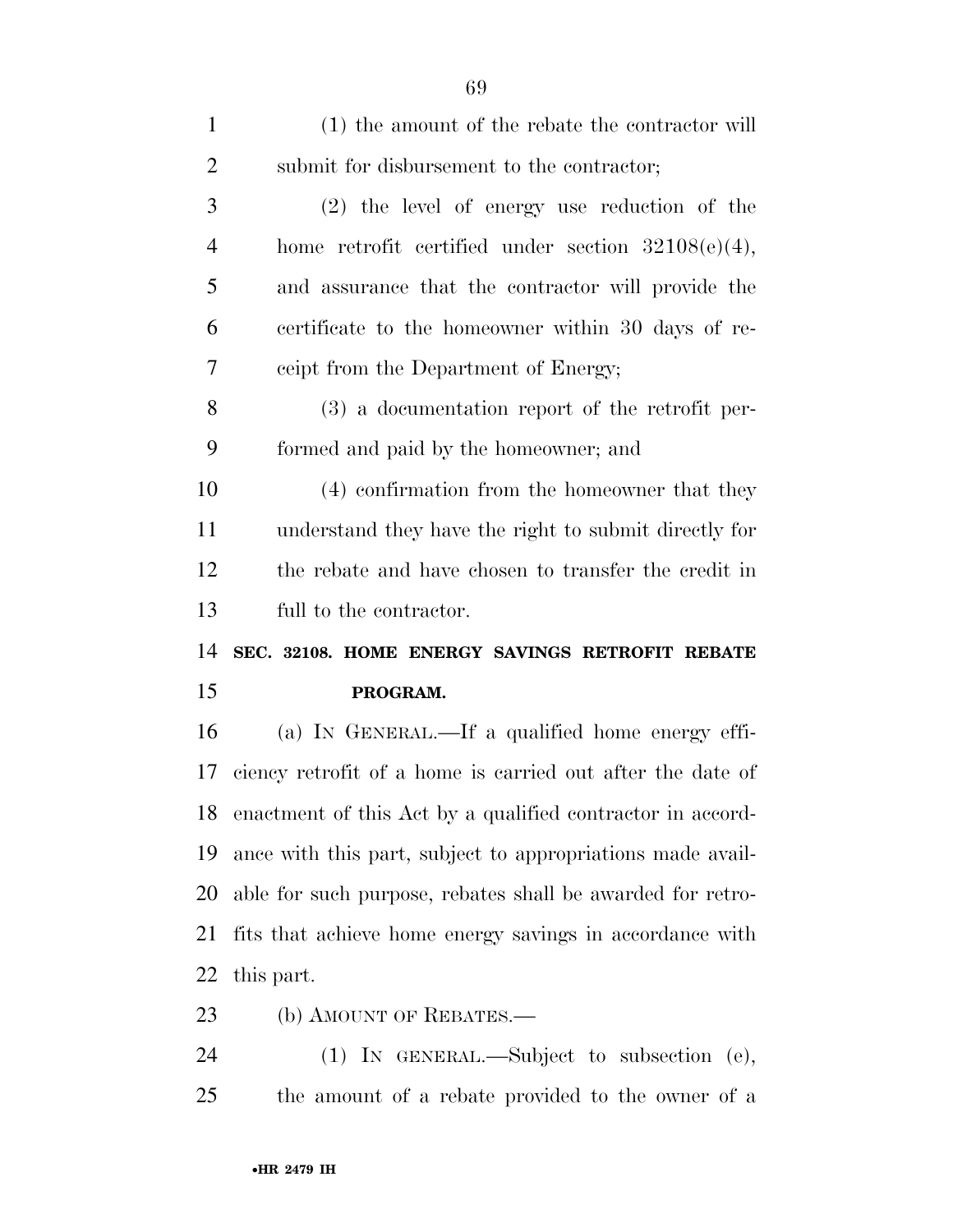(1) the amount of the rebate the contractor will submit for disbursement to the contractor;

(2) the level of energy use reduction of the home retrofit certified under section 32108(e)(4), and assurance that the contractor will provide the certificate to the homeowner within 30 days of receipt from the Department of Energy;

(3) a documentation report of the retrofit performed and paid by the homeowner; and

(4) confirmation from the homeowner that they understand they have the right to submit directly for the rebate and have chosen to transfer the credit in full to the contractor.

**SEC. 32108. HOME ENERGY SAVINGS RETROFIT REBATE PROGRAM.**

(a) IN GENERAL.—If a qualified home energy efficiency retrofit of a home is carried out after the date of enactment of this Act by a qualified contractor in accordance with this part, subject to appropriations made available for such purpose, rebates shall be awarded for retrofits that achieve home energy savings in accordance with this part.

(b) AMOUNT OF REBATES.—

(1) IN GENERAL.—Subject to subsection (e), the amount of a rebate provided to the owner of a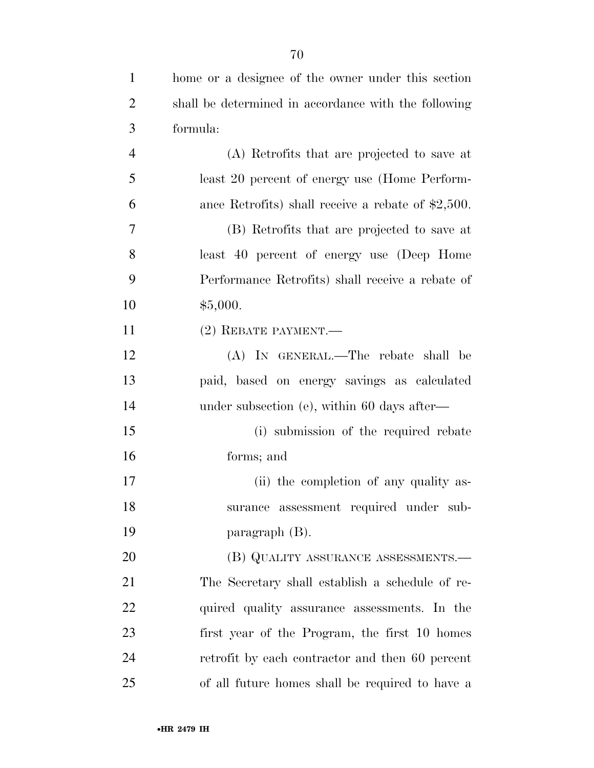home or a designee of the owner under this section shall be determined in accordance with the following formula:

(A) Retrofits that are projected to save at least 20 percent of energy use (Home Performance Retrofits) shall receive a rebate of $2,500.

(B) Retrofits that are projected to save at least 40 percent of energy use (Deep Home Performance Retrofits) shall receive a rebate of $5,000.

(2) REBATE PAYMENT.—

(A) IN GENERAL.—The rebate shall be paid, based on energy savings as calculated under subsection (e), within 60 days after—

(i) submission of the required rebate forms; and

(ii) the completion of any quality assurance assessment required under subparagraph (B).

(B) QUALITY ASSURANCE ASSESSMENTS.—The Secretary shall establish a schedule of required quality assurance assessments. In the first year of the Program, the first 10 homes retrofit by each contractor and then 60 percent of all future homes shall be required to have a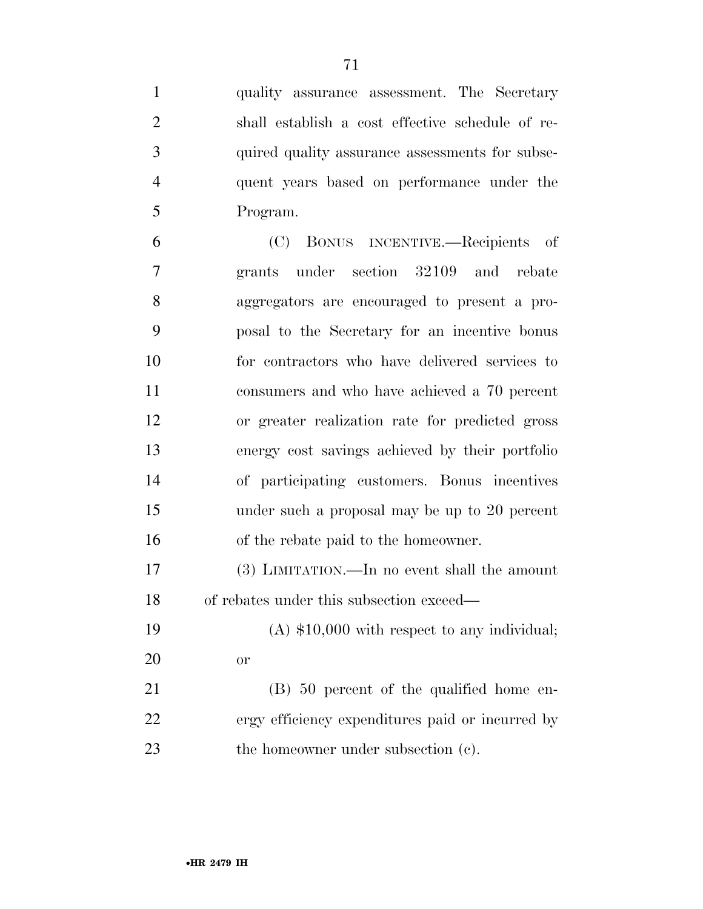quality assurance assessment. The Secretary shall establish a cost effective schedule of required quality assurance assessments for subsequent years based on performance under the Program.

(C) BONUS INCENTIVE.—Recipients of grants under section 32109 and rebate aggregators are encouraged to present a proposal to the Secretary for an incentive bonus for contractors who have delivered services to consumers and who have achieved a 70 percent or greater realization rate for predicted gross energy cost savings achieved by their portfolio of participating customers. Bonus incentives under such a proposal may be up to 20 percent of the rebate paid to the homeowner.

(3) LIMITATION.—In no event shall the amount of rebates under this subsection exceed—

(A) $10,000 with respect to any individual; or

(B) 50 percent of the qualified home energy efficiency expenditures paid or incurred by the homeowner under subsection (c).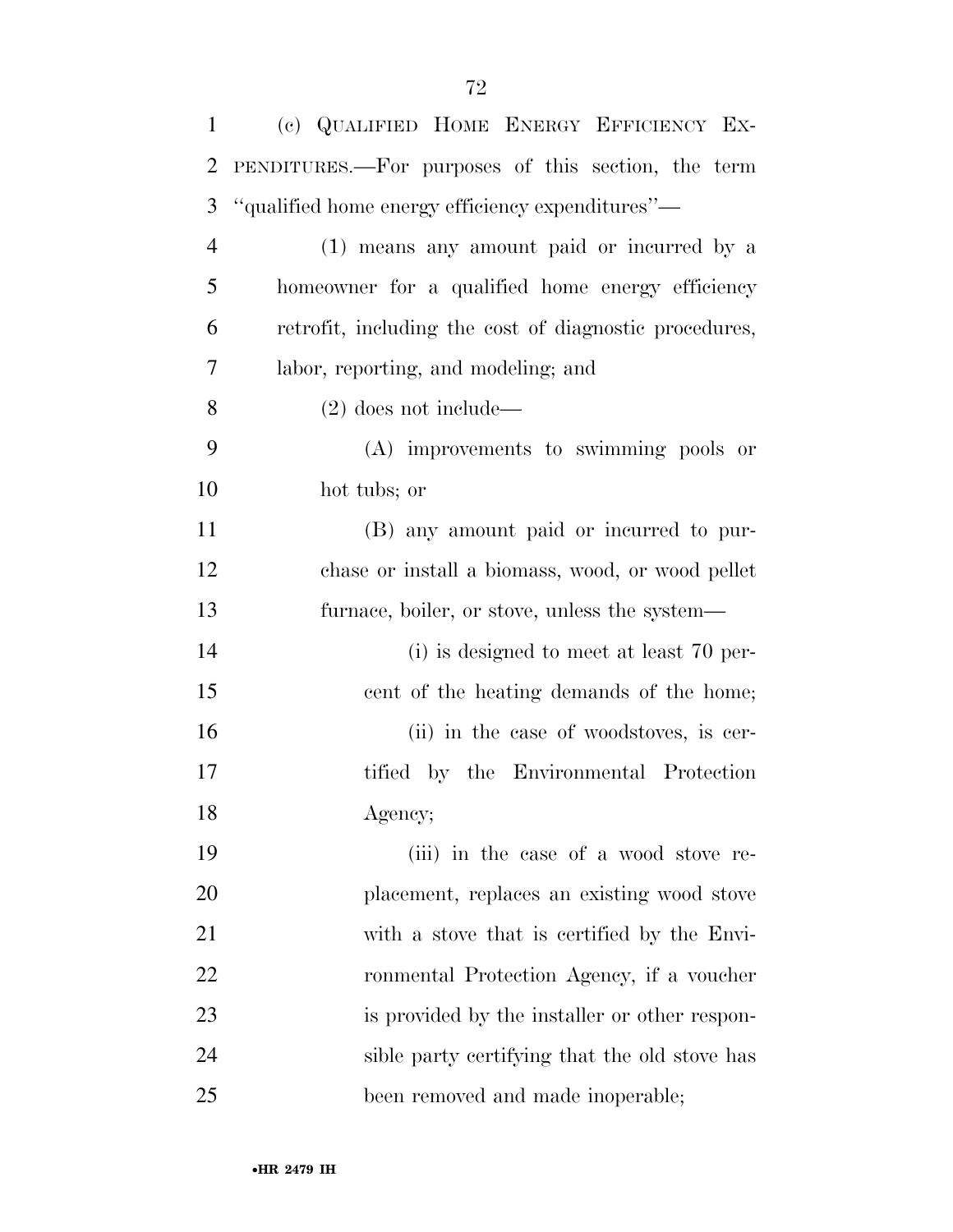(c) QUALIFIED HOME ENERGY EFFICIENCY EXPENDITURES.—For purposes of this section, the term "qualified home energy efficiency expenditures"—

(1) means any amount paid or incurred by a homeowner for a qualified home energy efficiency retrofit, including the cost of diagnostic procedures, labor, reporting, and modeling; and

(2) does not include—

(A) improvements to swimming pools or hot tubs; or

(B) any amount paid or incurred to purchase or install a biomass, wood, or wood pellet furnace, boiler, or stove, unless the system—

(i) is designed to meet at least 70 percent of the heating demands of the home;

(ii) in the case of woodstoves, is certified by the Environmental Protection Agency;

(iii) in the case of a wood stove replacement, replaces an existing wood stove with a stove that is certified by the Environmental Protection Agency, if a voucher is provided by the installer or other responsible party certifying that the old stove has been removed and made inoperable;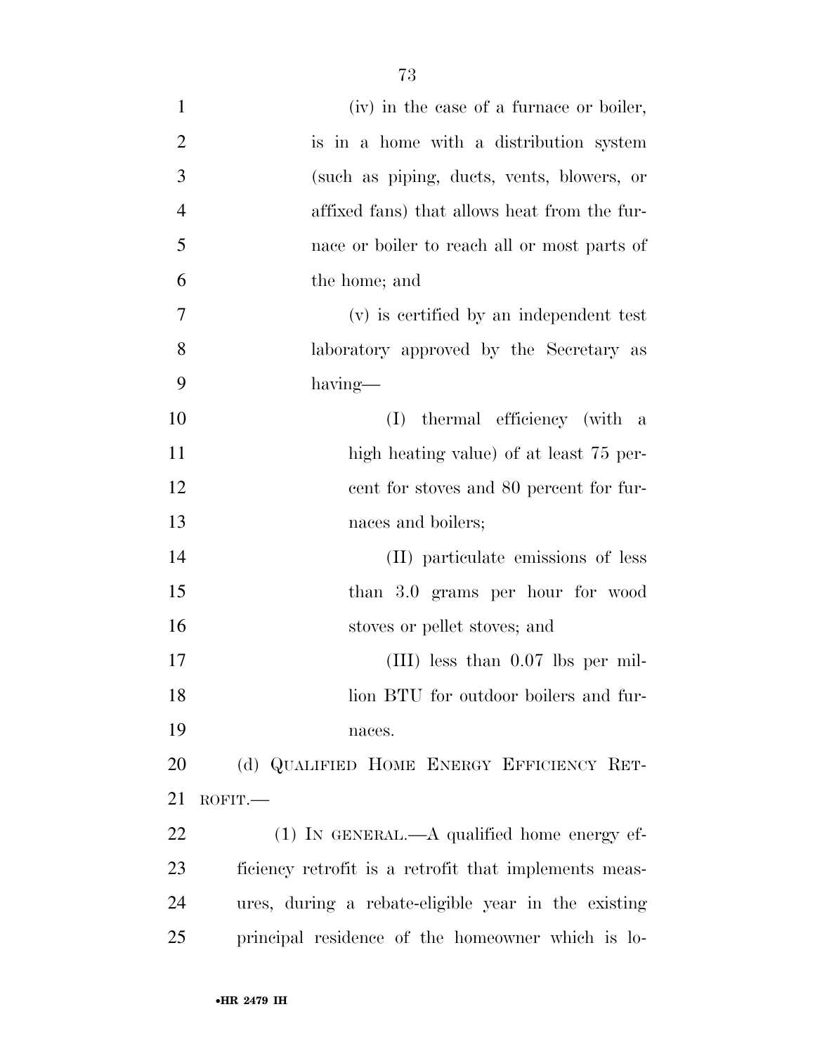(iv) in the case of a furnace or boiler, is in a home with a distribution system (such as piping, ducts, vents, blowers, or affixed fans) that allows heat from the furnace or boiler to reach all or most parts of the home; and

(v) is certified by an independent test laboratory approved by the Secretary as having—

(I) thermal efficiency (with a high heating value) of at least 75 percent for stoves and 80 percent for furnaces and boilers;

(II) particulate emissions of less than 3.0 grams per hour for wood stoves or pellet stoves; and

(III) less than 0.07 lbs per million BTU for outdoor boilers and furnaces.

(d) QUALIFIED HOME ENERGY EFFICIENCY RETROFIT.—

(1) IN GENERAL.—A qualified home energy efficiency retrofit is a retrofit that implements measures, during a rebate-eligible year in the existing principal residence of the homeowner which is lo-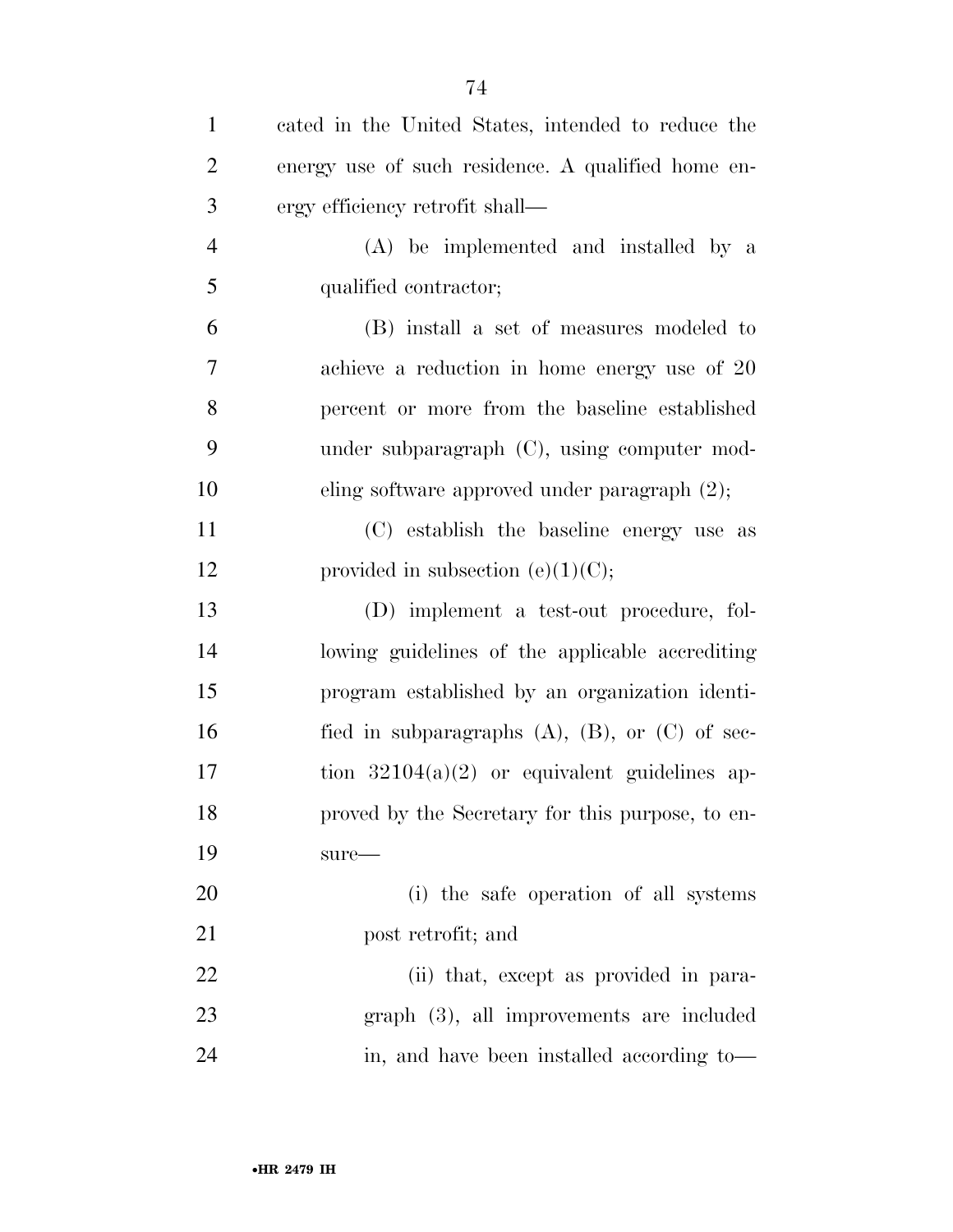cated in the United States, intended to reduce the energy use of such residence. A qualified home energy efficiency retrofit shall—

(A) be implemented and installed by a qualified contractor;

(B) install a set of measures modeled to achieve a reduction in home energy use of 20 percent or more from the baseline established under subparagraph (C), using computer modeling software approved under paragraph (2);

(C) establish the baseline energy use as provided in subsection (e)(1)(C);

(D) implement a test-out procedure, following guidelines of the applicable accrediting program established by an organization identified in subparagraphs (A), (B), or (C) of section 32104(a)(2) or equivalent guidelines approved by the Secretary for this purpose, to ensure—

(i) the safe operation of all systems post retrofit; and

(ii) that, except as provided in paragraph (3), all improvements are included in, and have been installed according to—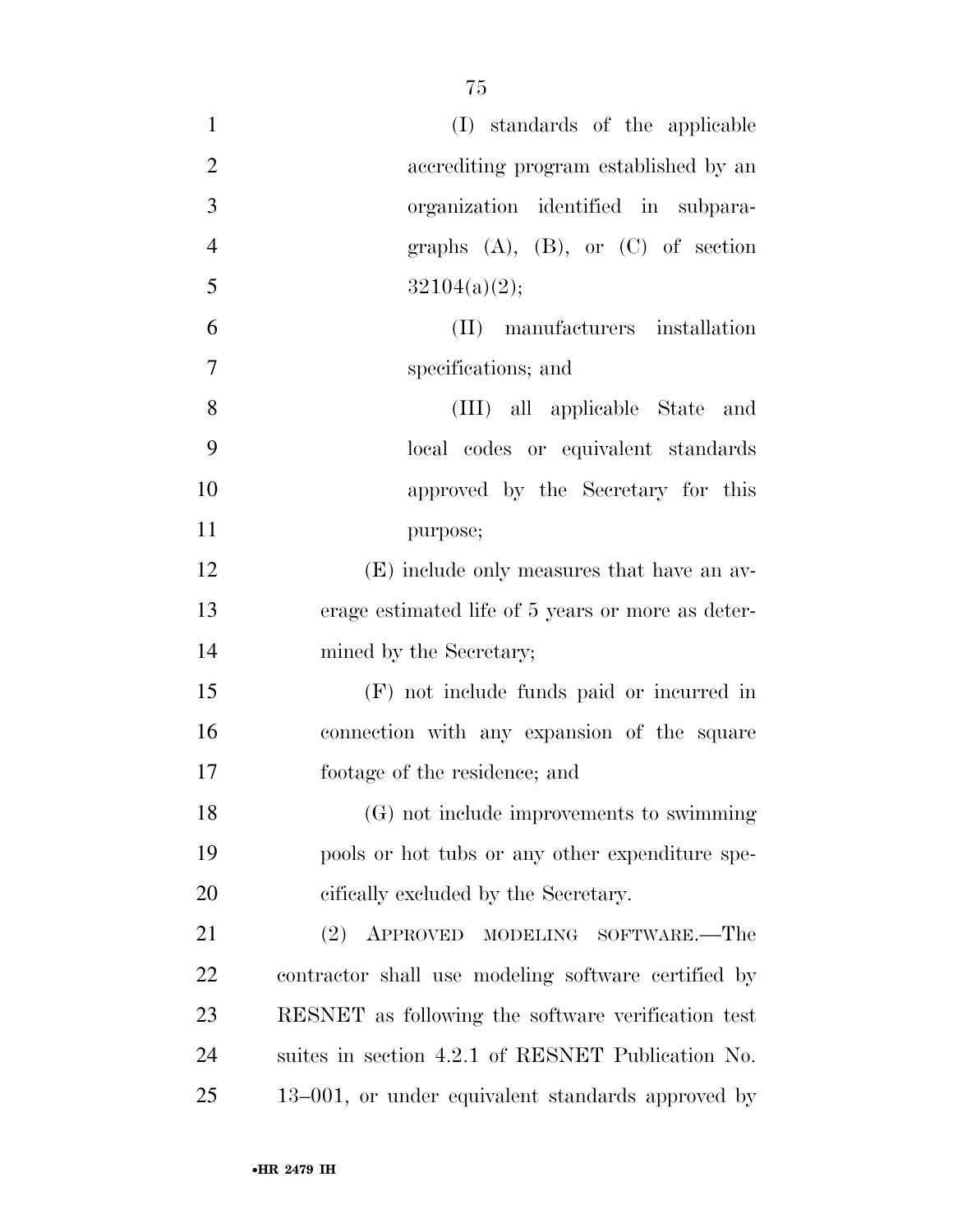(I) standards of the applicable accrediting program established by an organization identified in subparagraphs (A), (B), or (C) of section 32104(a)(2);

(II) manufacturers installation specifications; and

(III) all applicable State and local codes or equivalent standards approved by the Secretary for this purpose;

(E) include only measures that have an average estimated life of 5 years or more as determined by the Secretary;

(F) not include funds paid or incurred in connection with any expansion of the square footage of the residence; and

(G) not include improvements to swimming pools or hot tubs or any other expenditure specifically excluded by the Secretary.

(2) APPROVED MODELING SOFTWARE.—The contractor shall use modeling software certified by RESNET as following the software verification test suites in section 4.2.1 of RESNET Publication No. 13–001, or under equivalent standards approved by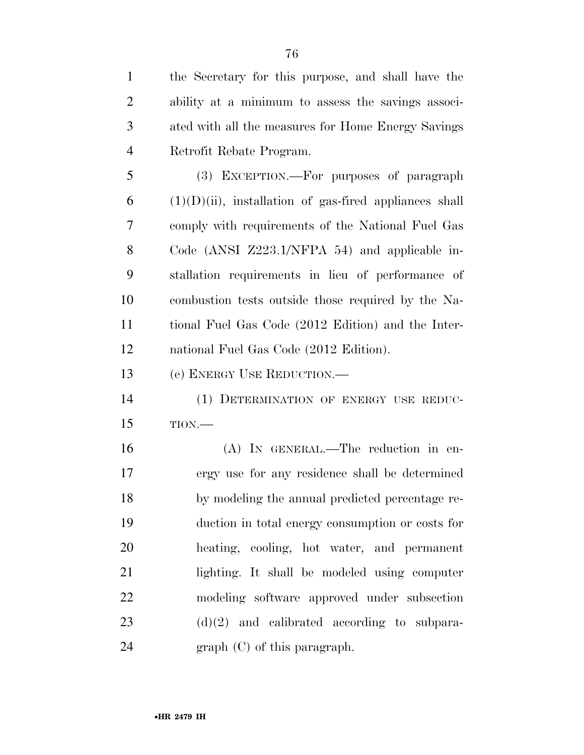the Secretary for this purpose, and shall have the ability at a minimum to assess the savings associated with all the measures for Home Energy Savings Retrofit Rebate Program.

(3) EXCEPTION.—For purposes of paragraph (1)(D)(ii), installation of gas-fired appliances shall comply with requirements of the National Fuel Gas Code (ANSI Z223.1/NFPA 54) and applicable installation requirements in lieu of performance of combustion tests outside those required by the National Fuel Gas Code (2012 Edition) and the International Fuel Gas Code (2012 Edition).

(e) ENERGY USE REDUCTION.—

(1) DETERMINATION OF ENERGY USE REDUCTION.—

(A) IN GENERAL.—The reduction in energy use for any residence shall be determined by modeling the annual predicted percentage reduction in total energy consumption or costs for heating, cooling, hot water, and permanent lighting. It shall be modeled using computer modeling software approved under subsection (d)(2) and calibrated according to subparagraph (C) of this paragraph.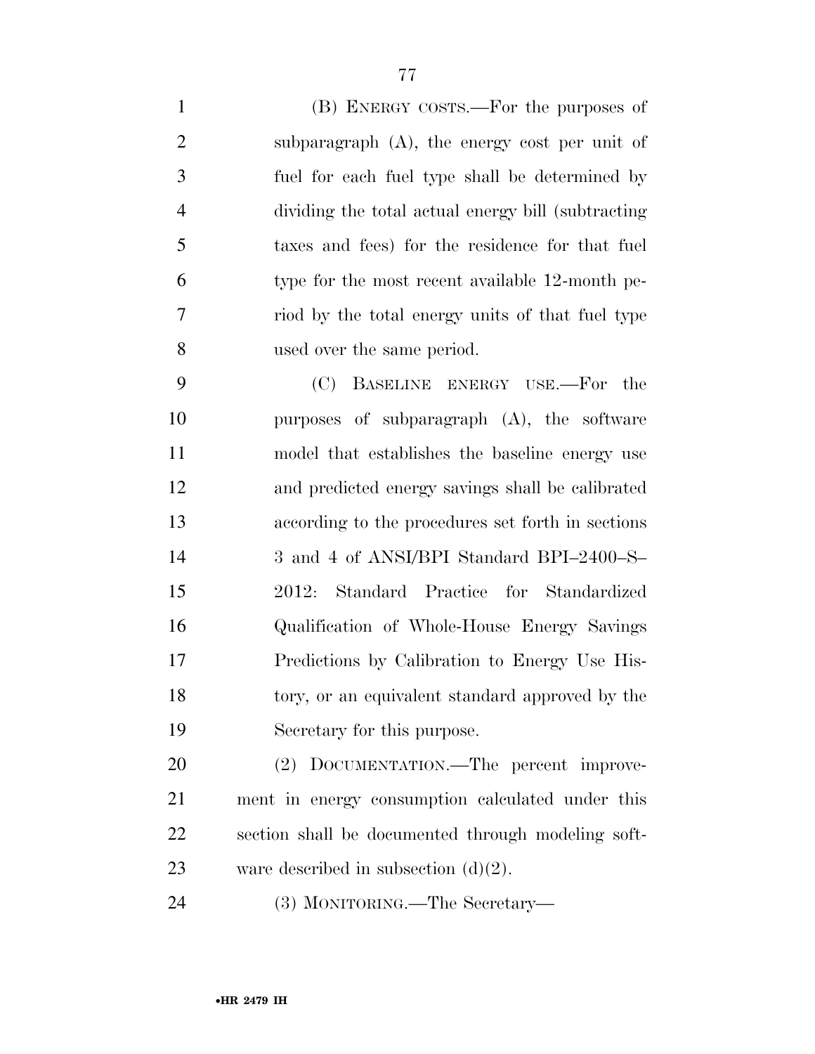(B) ENERGY COSTS.—For the purposes of subparagraph (A), the energy cost per unit of fuel for each fuel type shall be determined by dividing the total actual energy bill (subtracting taxes and fees) for the residence for that fuel type for the most recent available 12-month period by the total energy units of that fuel type used over the same period.

(C) BASELINE ENERGY USE.—For the purposes of subparagraph (A), the software model that establishes the baseline energy use and predicted energy savings shall be calibrated according to the procedures set forth in sections 3 and 4 of ANSI/BPI Standard BPI–2400–S–2012: Standard Practice for Standardized Qualification of Whole-House Energy Savings Predictions by Calibration to Energy Use History, or an equivalent standard approved by the Secretary for this purpose.

(2) DOCUMENTATION.—The percent improvement in energy consumption calculated under this section shall be documented through modeling software described in subsection (d)(2).

(3) MONITORING.—The Secretary—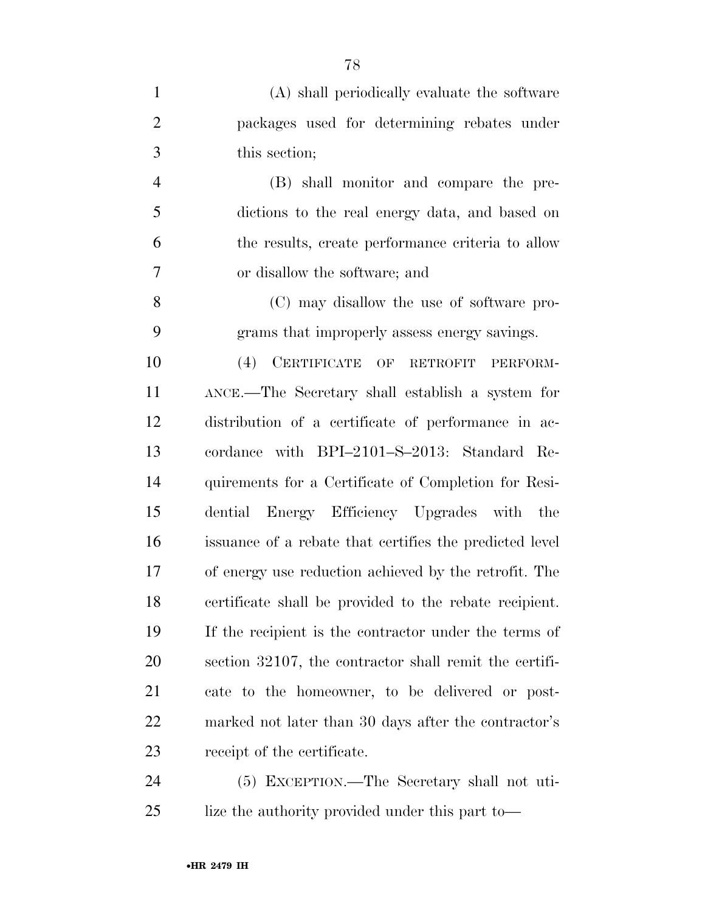(A) shall periodically evaluate the software packages used for determining rebates under this section;

(B) shall monitor and compare the predictions to the real energy data, and based on the results, create performance criteria to allow or disallow the software; and

(C) may disallow the use of software programs that improperly assess energy savings.

(4) CERTIFICATE OF RETROFIT PERFORMANCE.—The Secretary shall establish a system for distribution of a certificate of performance in accordance with BPI–2101–S–2013: Standard Requirements for a Certificate of Completion for Residential Energy Efficiency Upgrades with the issuance of a rebate that certifies the predicted level of energy use reduction achieved by the retrofit. The certificate shall be provided to the rebate recipient. If the recipient is the contractor under the terms of section 32107, the contractor shall remit the certificate to the homeowner, to be delivered or postmarked not later than 30 days after the contractor's receipt of the certificate.

(5) EXCEPTION.—The Secretary shall not utilize the authority provided under this part to—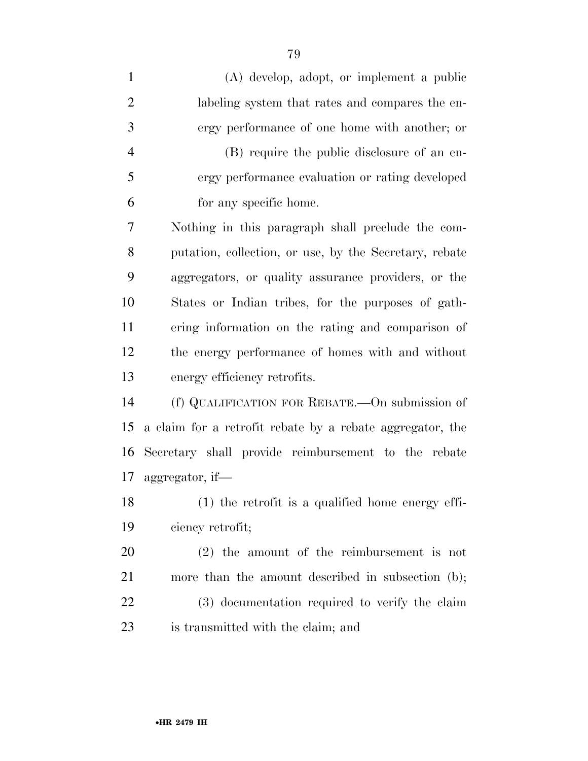(A) develop, adopt, or implement a public labeling system that rates and compares the energy performance of one home with another; or

(B) require the public disclosure of an energy performance evaluation or rating developed for any specific home.

Nothing in this paragraph shall preclude the computation, collection, or use, by the Secretary, rebate aggregators, or quality assurance providers, or the States or Indian tribes, for the purposes of gathering information on the rating and comparison of the energy performance of homes with and without energy efficiency retrofits.

(f) QUALIFICATION FOR REBATE.—On submission of a claim for a retrofit rebate by a rebate aggregator, the Secretary shall provide reimbursement to the rebate aggregator, if—

(1) the retrofit is a qualified home energy efficiency retrofit;

(2) the amount of the reimbursement is not more than the amount described in subsection (b);

(3) documentation required to verify the claim is transmitted with the claim; and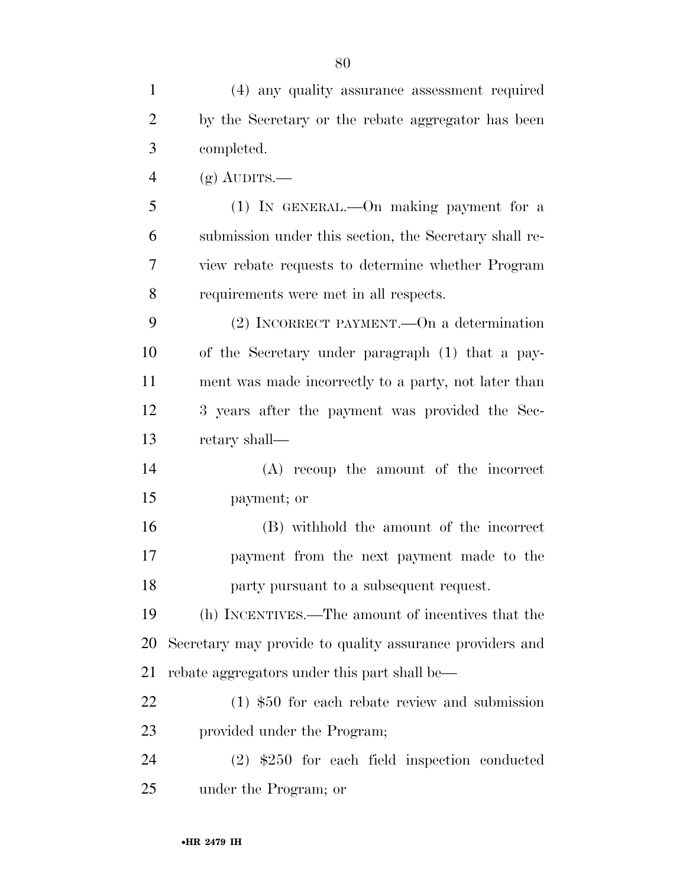(4) any quality assurance assessment required by the Secretary or the rebate aggregator has been completed.

(g) AUDITS.—

(1) IN GENERAL.—On making payment for a submission under this section, the Secretary shall review rebate requests to determine whether Program requirements were met in all respects.

(2) INCORRECT PAYMENT.—On a determination of the Secretary under paragraph (1) that a payment was made incorrectly to a party, not later than 3 years after the payment was provided the Secretary shall—

(A) recoup the amount of the incorrect payment; or

(B) withhold the amount of the incorrect payment from the next payment made to the party pursuant to a subsequent request.

(h) INCENTIVES.—The amount of incentives that the Secretary may provide to quality assurance providers and rebate aggregators under this part shall be—

(1) $50 for each rebate review and submission provided under the Program;

(2) $250 for each field inspection conducted under the Program; or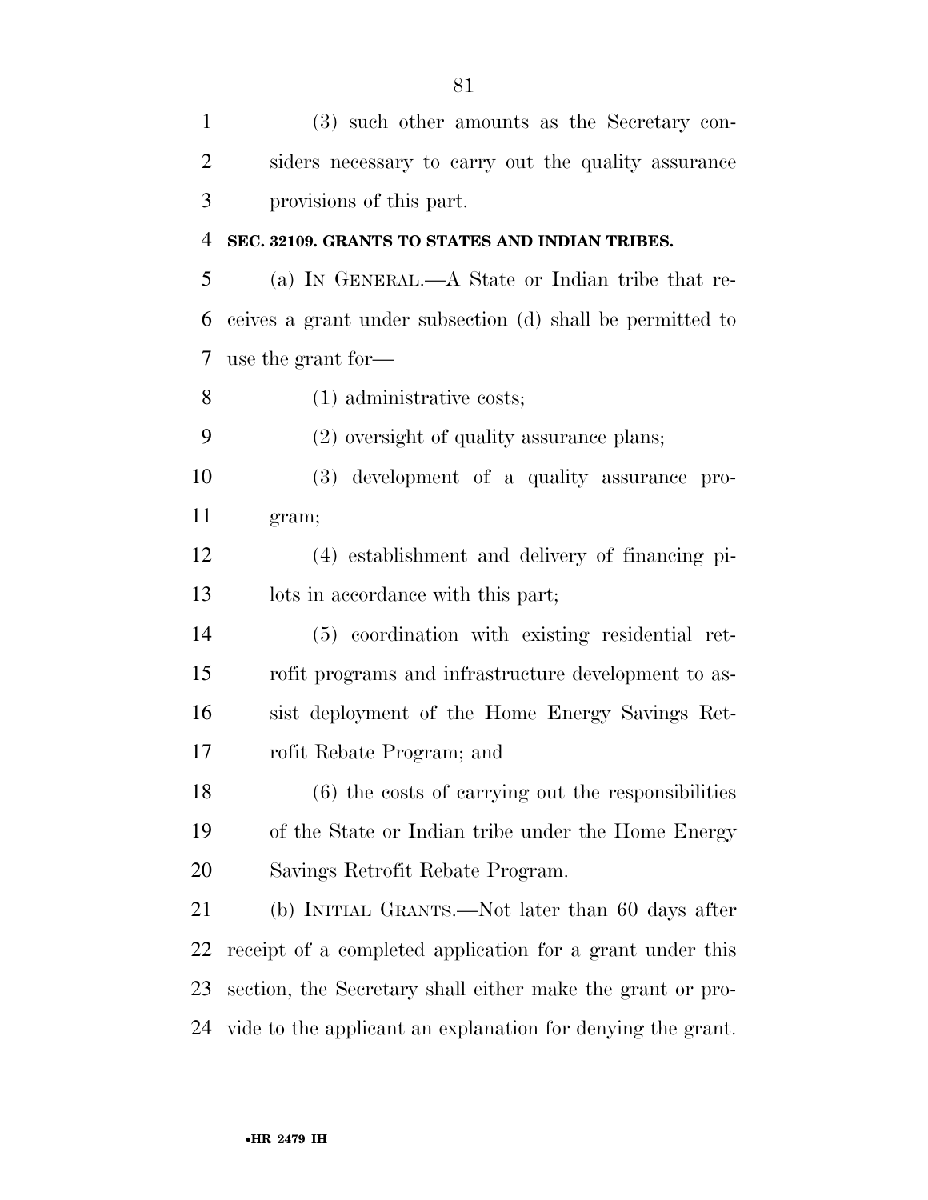(3) such other amounts as the Secretary considers necessary to carry out the quality assurance provisions of this part.

**SEC. 32109. GRANTS TO STATES AND INDIAN TRIBES.**

(a) IN GENERAL.—A State or Indian tribe that receives a grant under subsection (d) shall be permitted to use the grant for—

(1) administrative costs;

(2) oversight of quality assurance plans;

(3) development of a quality assurance program;

(4) establishment and delivery of financing pilots in accordance with this part;

(5) coordination with existing residential retrofit programs and infrastructure development to assist deployment of the Home Energy Savings Retrofit Rebate Program; and

(6) the costs of carrying out the responsibilities of the State or Indian tribe under the Home Energy Savings Retrofit Rebate Program.

(b) INITIAL GRANTS.—Not later than 60 days after receipt of a completed application for a grant under this section, the Secretary shall either make the grant or provide to the applicant an explanation for denying the grant.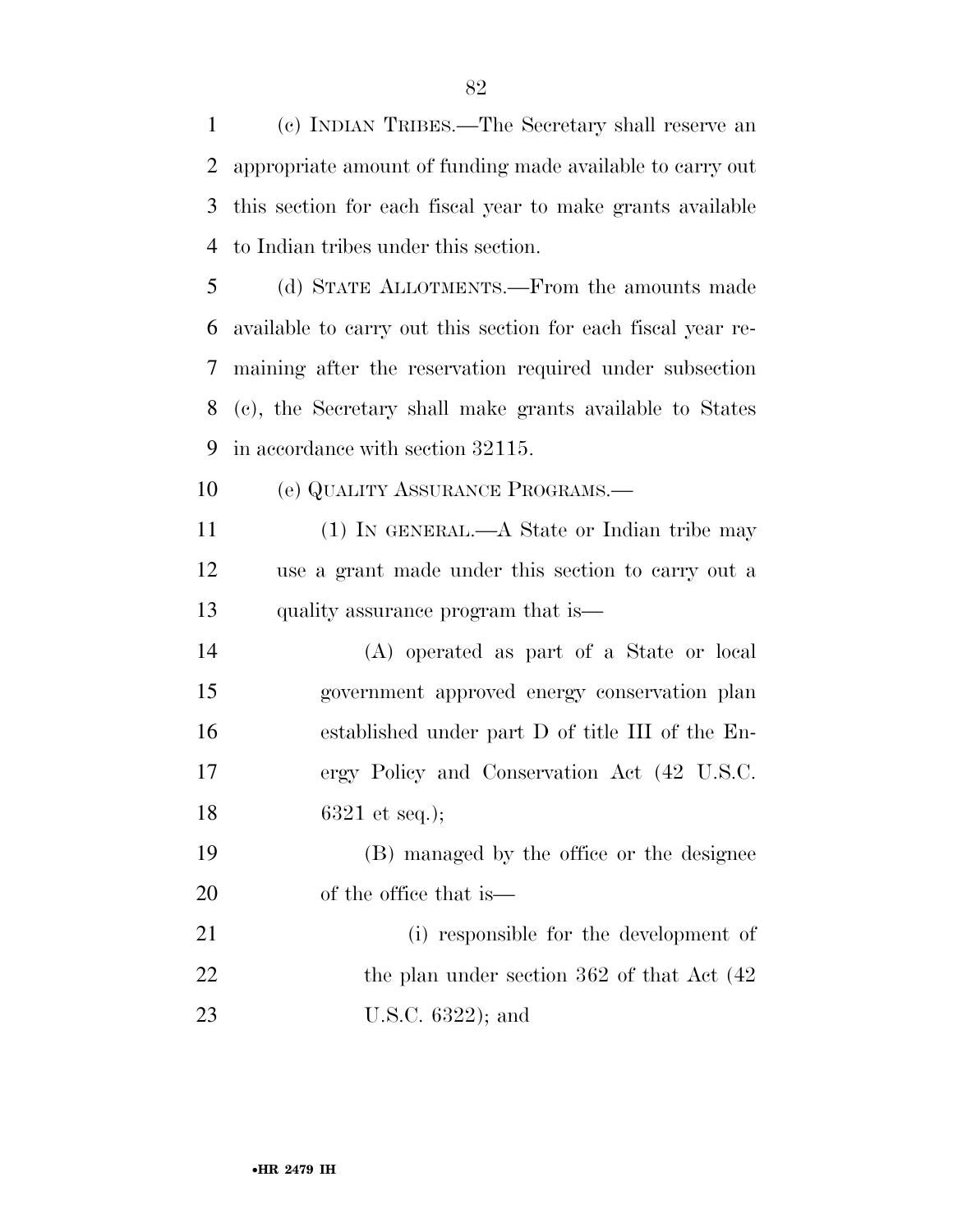(c) INDIAN TRIBES.—The Secretary shall reserve an appropriate amount of funding made available to carry out this section for each fiscal year to make grants available to Indian tribes under this section.

(d) STATE ALLOTMENTS.—From the amounts made available to carry out this section for each fiscal year remaining after the reservation required under subsection (c), the Secretary shall make grants available to States in accordance with section 32115.

(e) QUALITY ASSURANCE PROGRAMS.—

(1) IN GENERAL.—A State or Indian tribe may use a grant made under this section to carry out a quality assurance program that is—

(A) operated as part of a State or local government approved energy conservation plan established under part D of title III of the Energy Policy and Conservation Act (42 U.S.C. 6321 et seq.);

(B) managed by the office or the designee of the office that is—

(i) responsible for the development of the plan under section 362 of that Act (42 U.S.C. 6322); and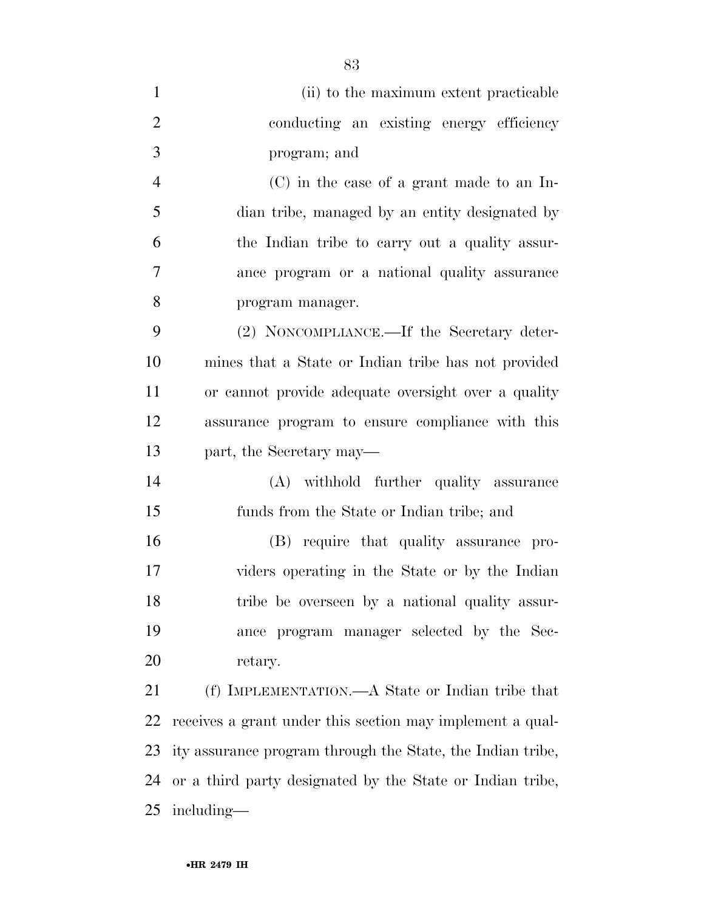(ii) to the maximum extent practicable conducting an existing energy efficiency program; and

(C) in the case of a grant made to an Indian tribe, managed by an entity designated by the Indian tribe to carry out a quality assurance program or a national quality assurance program manager.

(2) NONCOMPLIANCE.—If the Secretary determines that a State or Indian tribe has not provided or cannot provide adequate oversight over a quality assurance program to ensure compliance with this part, the Secretary may—

(A) withhold further quality assurance funds from the State or Indian tribe; and

(B) require that quality assurance providers operating in the State or by the Indian tribe be overseen by a national quality assurance program manager selected by the Secretary.

(f) IMPLEMENTATION.—A State or Indian tribe that receives a grant under this section may implement a quality assurance program through the State, the Indian tribe, or a third party designated by the State or Indian tribe, including—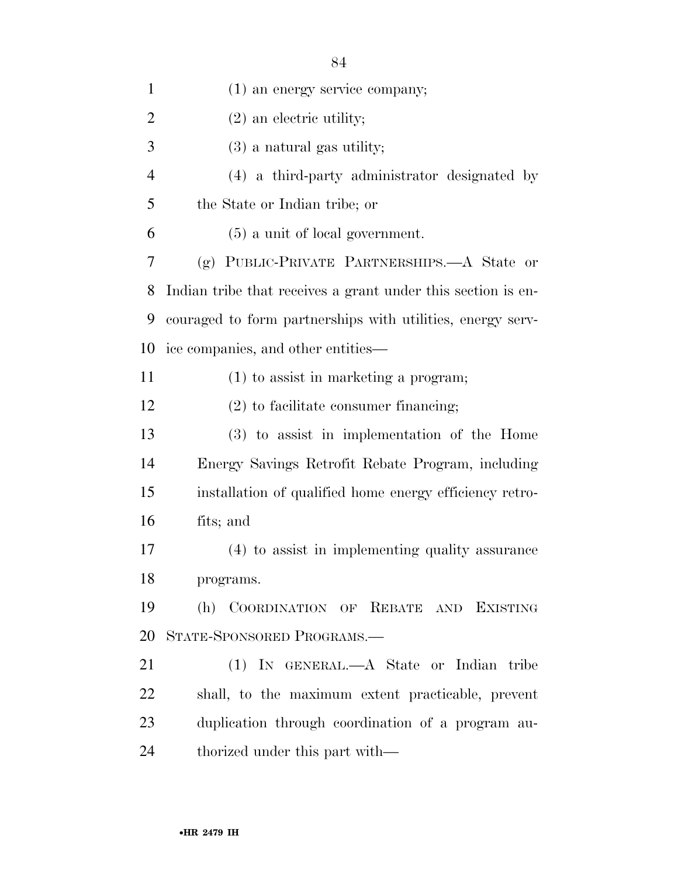(1) an energy service company;

(2) an electric utility;

(3) a natural gas utility;

(4) a third-party administrator designated by the State or Indian tribe; or

(5) a unit of local government.

(g) PUBLIC-PRIVATE PARTNERSHIPS.—A State or Indian tribe that receives a grant under this section is encouraged to form partnerships with utilities, energy service companies, and other entities—

(1) to assist in marketing a program;

(2) to facilitate consumer financing;

(3) to assist in implementation of the Home Energy Savings Retrofit Rebate Program, including installation of qualified home energy efficiency retrofits; and

(4) to assist in implementing quality assurance programs.

(h) COORDINATION OF REBATE AND EXISTING STATE-SPONSORED PROGRAMS.—

(1) IN GENERAL.—A State or Indian tribe shall, to the maximum extent practicable, prevent duplication through coordination of a program authorized under this part with—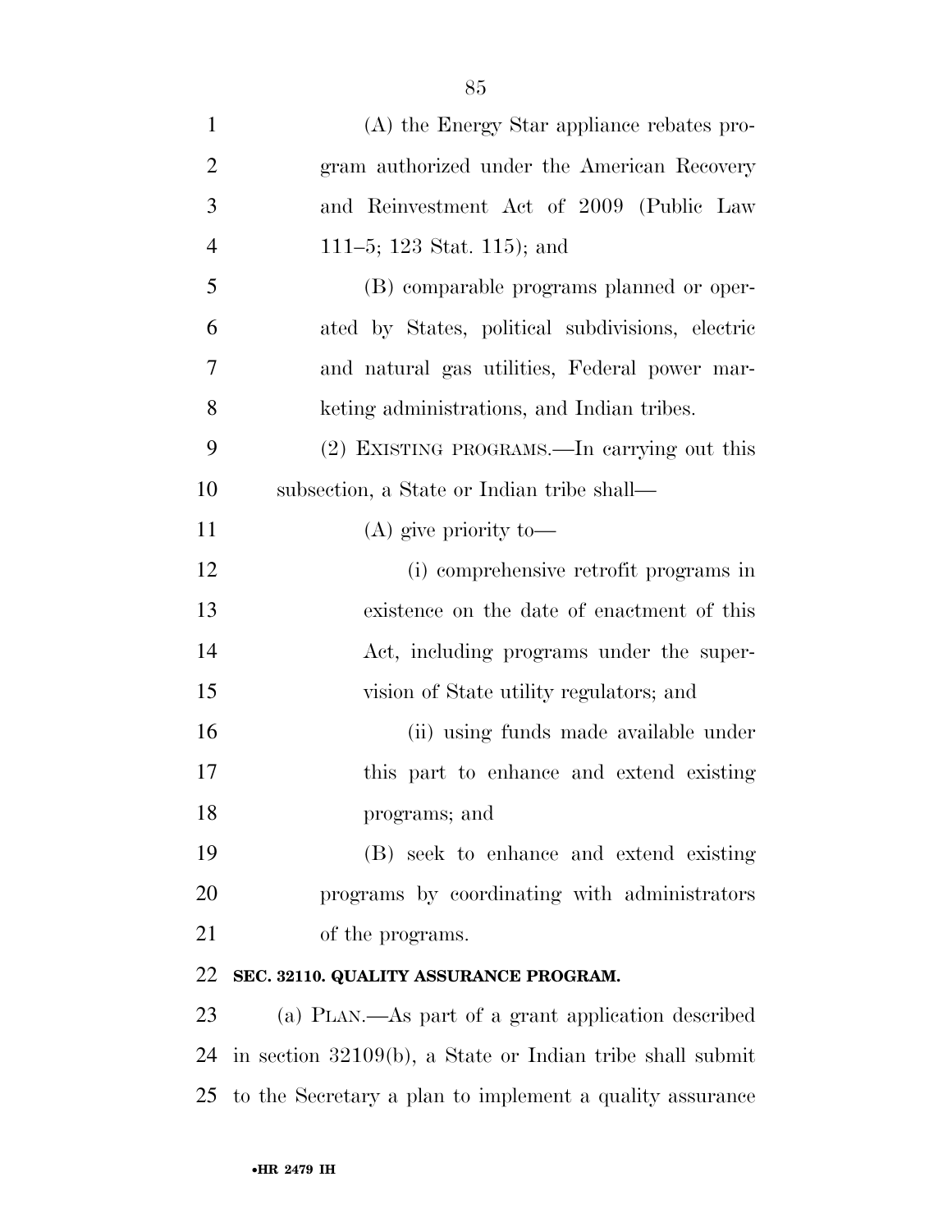(A) the Energy Star appliance rebates program authorized under the American Recovery and Reinvestment Act of 2009 (Public Law 111–5; 123 Stat. 115); and

(B) comparable programs planned or operated by States, political subdivisions, electric and natural gas utilities, Federal power marketing administrations, and Indian tribes.

(2) EXISTING PROGRAMS.—In carrying out this subsection, a State or Indian tribe shall—

(A) give priority to—

(i) comprehensive retrofit programs in existence on the date of enactment of this Act, including programs under the supervision of State utility regulators; and

(ii) using funds made available under this part to enhance and extend existing programs; and

(B) seek to enhance and extend existing programs by coordinating with administrators of the programs.

**SEC. 32110. QUALITY ASSURANCE PROGRAM.**

(a) PLAN.—As part of a grant application described in section 32109(b), a State or Indian tribe shall submit to the Secretary a plan to implement a quality assurance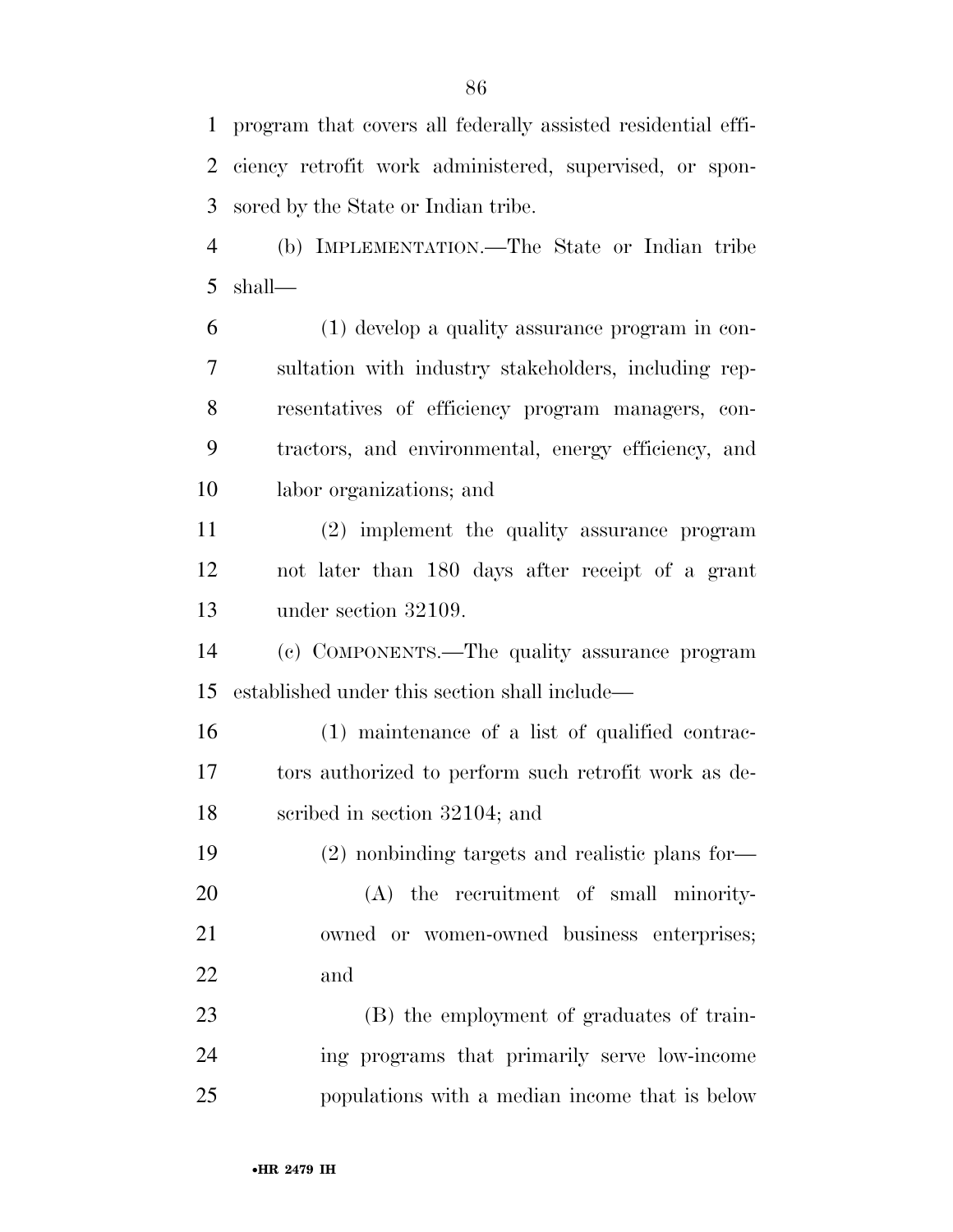program that covers all federally assisted residential efficiency retrofit work administered, supervised, or sponsored by the State or Indian tribe.

(b) IMPLEMENTATION.—The State or Indian tribe shall—

(1) develop a quality assurance program in consultation with industry stakeholders, including representatives of efficiency program managers, contractors, and environmental, energy efficiency, and labor organizations; and

(2) implement the quality assurance program not later than 180 days after receipt of a grant under section 32109.

(c) COMPONENTS.—The quality assurance program established under this section shall include—

(1) maintenance of a list of qualified contractors authorized to perform such retrofit work as described in section 32104; and

(2) nonbinding targets and realistic plans for—

(A) the recruitment of small minority-owned or women-owned business enterprises; and

(B) the employment of graduates of training programs that primarily serve low-income populations with a median income that is below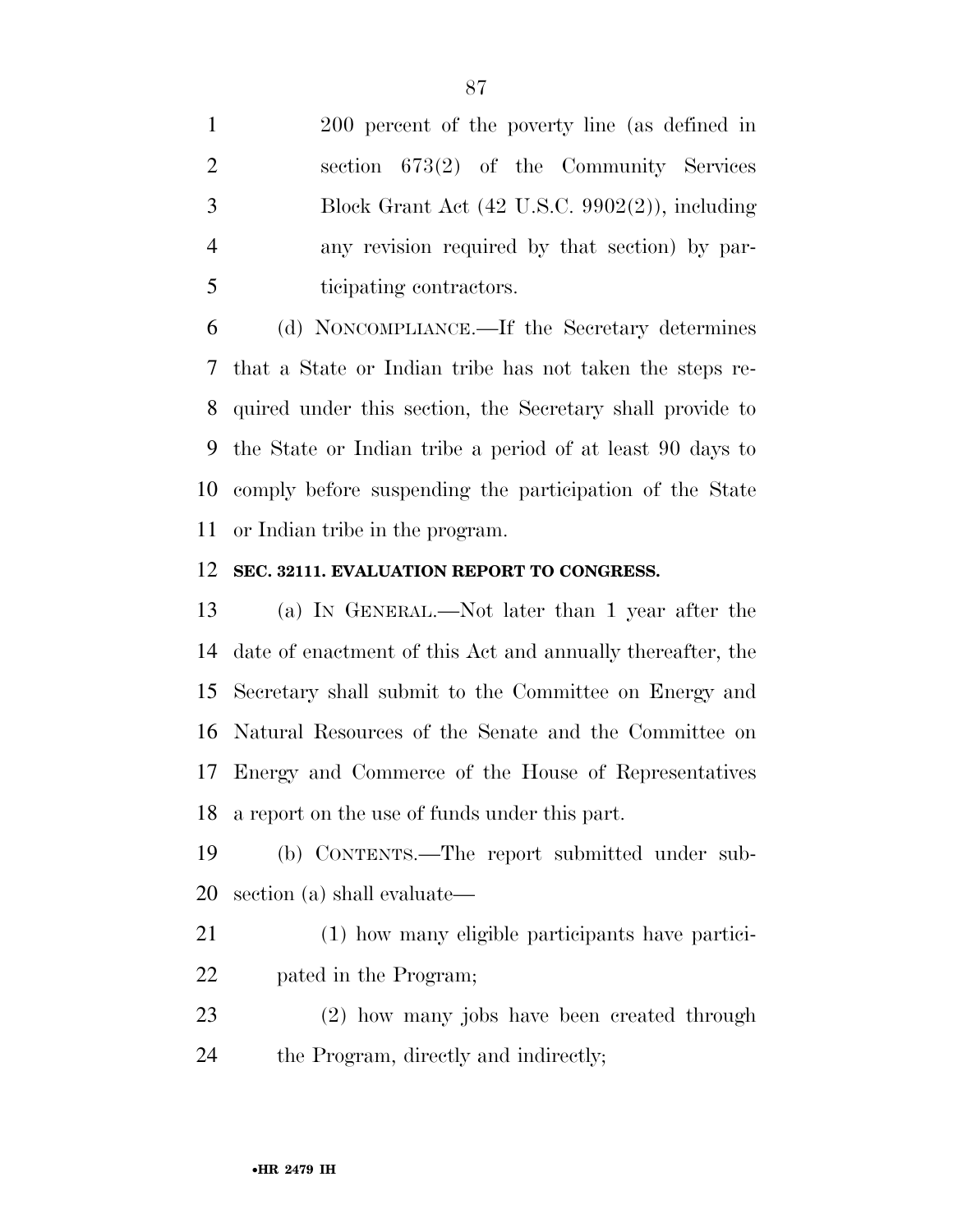200 percent of the poverty line (as defined in section 673(2) of the Community Services Block Grant Act (42 U.S.C. 9902(2)), including any revision required by that section) by participating contractors.

(d) NONCOMPLIANCE.—If the Secretary determines that a State or Indian tribe has not taken the steps required under this section, the Secretary shall provide to the State or Indian tribe a period of at least 90 days to comply before suspending the participation of the State or Indian tribe in the program.

**SEC. 32111. EVALUATION REPORT TO CONGRESS.**

(a) IN GENERAL.—Not later than 1 year after the date of enactment of this Act and annually thereafter, the Secretary shall submit to the Committee on Energy and Natural Resources of the Senate and the Committee on Energy and Commerce of the House of Representatives a report on the use of funds under this part.

(b) CONTENTS.—The report submitted under subsection (a) shall evaluate—

(1) how many eligible participants have participated in the Program;

(2) how many jobs have been created through the Program, directly and indirectly;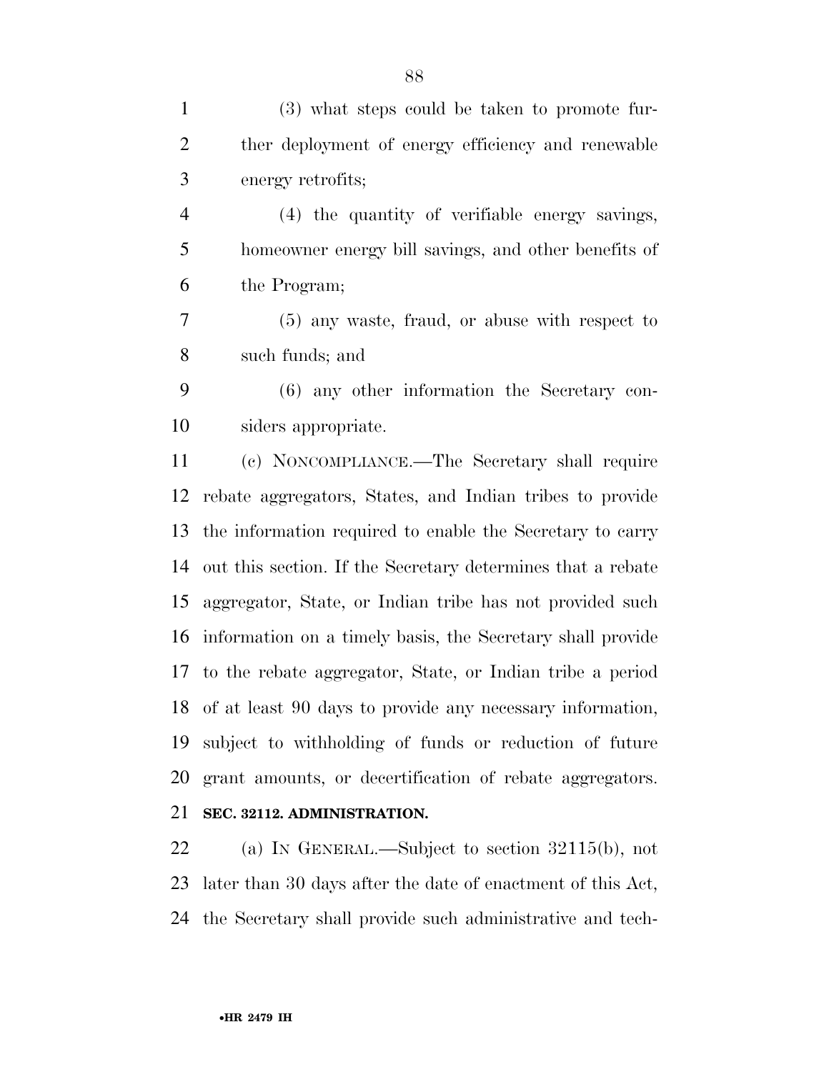(3) what steps could be taken to promote further deployment of energy efficiency and renewable energy retrofits;

(4) the quantity of verifiable energy savings, homeowner energy bill savings, and other benefits of the Program;

(5) any waste, fraud, or abuse with respect to such funds; and

(6) any other information the Secretary considers appropriate.

(c) NONCOMPLIANCE.—The Secretary shall require rebate aggregators, States, and Indian tribes to provide the information required to enable the Secretary to carry out this section. If the Secretary determines that a rebate aggregator, State, or Indian tribe has not provided such information on a timely basis, the Secretary shall provide to the rebate aggregator, State, or Indian tribe a period of at least 90 days to provide any necessary information, subject to withholding of funds or reduction of future grant amounts, or decertification of rebate aggregators.

**SEC. 32112. ADMINISTRATION.**

(a) IN GENERAL.—Subject to section 32115(b), not later than 30 days after the date of enactment of this Act, the Secretary shall provide such administrative and tech-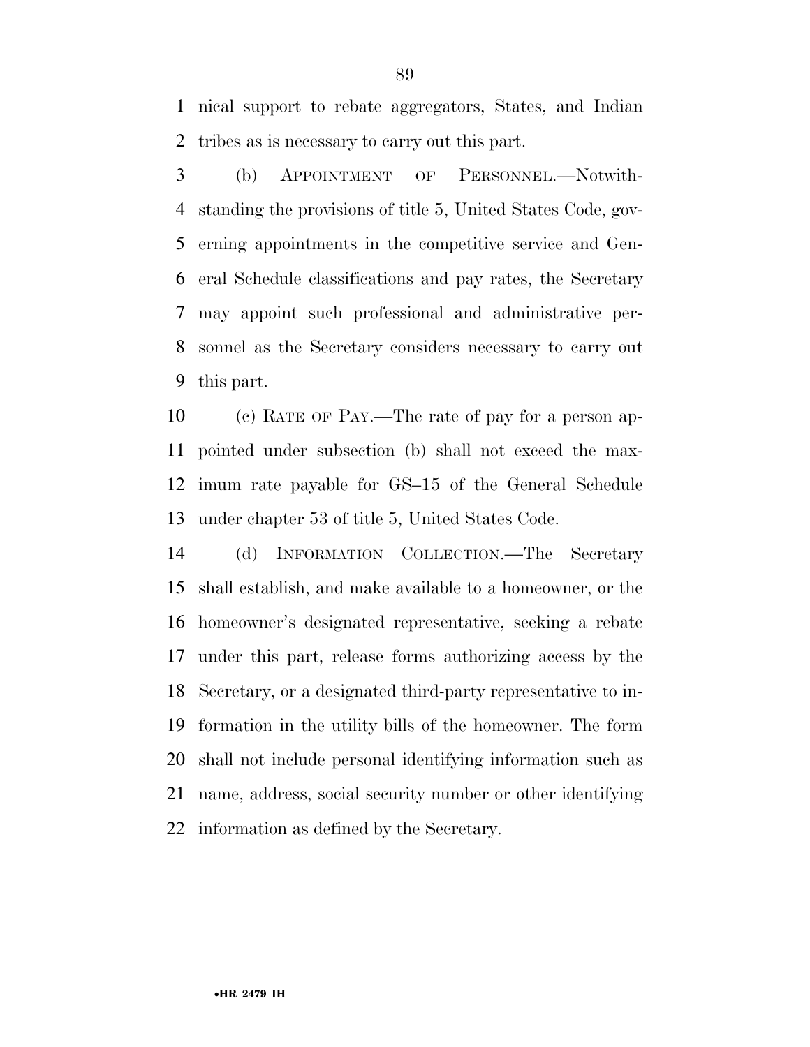nical support to rebate aggregators, States, and Indian tribes as is necessary to carry out this part.

(b) APPOINTMENT OF PERSONNEL.—Notwithstanding the provisions of title 5, United States Code, governing appointments in the competitive service and General Schedule classifications and pay rates, the Secretary may appoint such professional and administrative personnel as the Secretary considers necessary to carry out this part.

(c) RATE OF PAY.—The rate of pay for a person appointed under subsection (b) shall not exceed the maximum rate payable for GS–15 of the General Schedule under chapter 53 of title 5, United States Code.

(d) INFORMATION COLLECTION.—The Secretary shall establish, and make available to a homeowner, or the homeowner's designated representative, seeking a rebate under this part, release forms authorizing access by the Secretary, or a designated third-party representative to information in the utility bills of the homeowner. The form shall not include personal identifying information such as name, address, social security number or other identifying information as defined by the Secretary.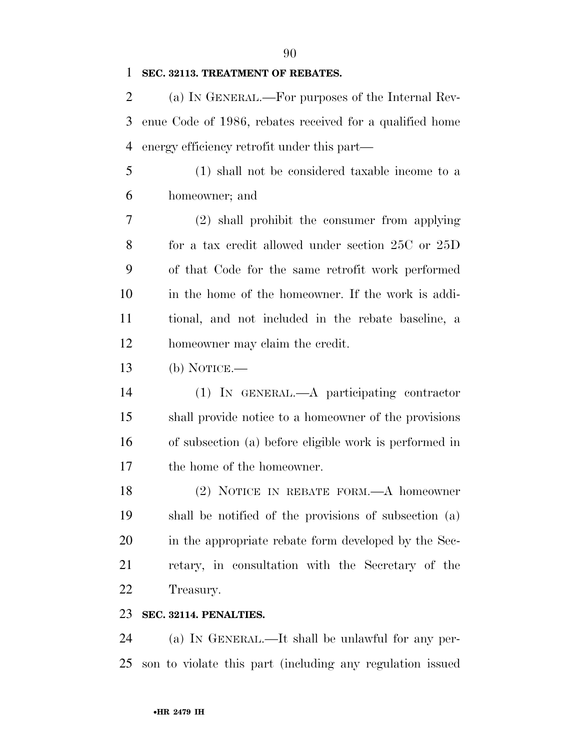**SEC. 32113. TREATMENT OF REBATES.**

(a) IN GENERAL.—For purposes of the Internal Revenue Code of 1986, rebates received for a qualified home energy efficiency retrofit under this part—

(1) shall not be considered taxable income to a homeowner; and

(2) shall prohibit the consumer from applying for a tax credit allowed under section 25C or 25D of that Code for the same retrofit work performed in the home of the homeowner. If the work is additional, and not included in the rebate baseline, a homeowner may claim the credit.

(b) NOTICE.—

(1) IN GENERAL.—A participating contractor shall provide notice to a homeowner of the provisions of subsection (a) before eligible work is performed in the home of the homeowner.

(2) NOTICE IN REBATE FORM.—A homeowner shall be notified of the provisions of subsection (a) in the appropriate rebate form developed by the Secretary, in consultation with the Secretary of the Treasury.

**SEC. 32114. PENALTIES.**

(a) IN GENERAL.—It shall be unlawful for any person to violate this part (including any regulation issued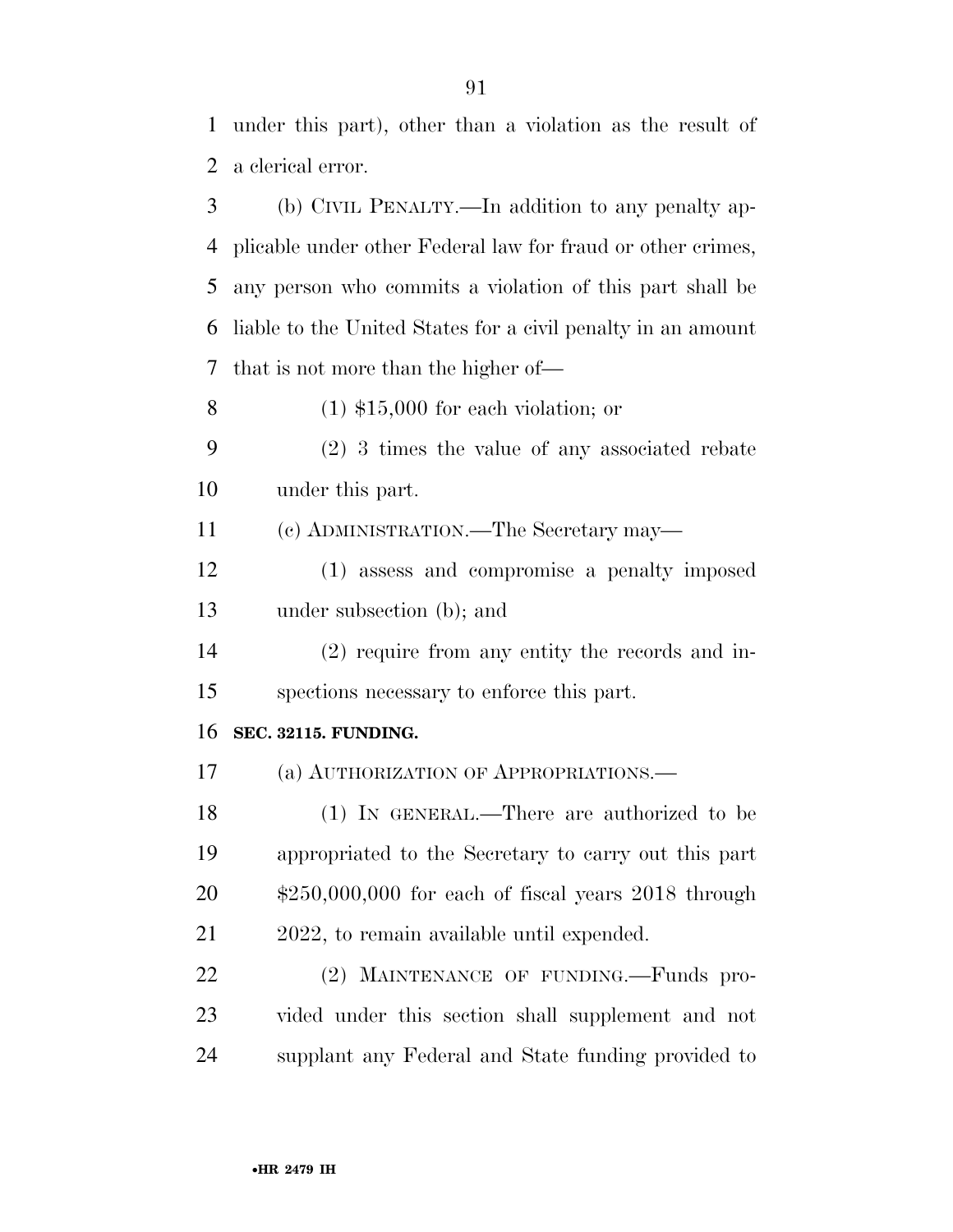under this part), other than a violation as the result of a clerical error.

(b) CIVIL PENALTY.—In addition to any penalty applicable under other Federal law for fraud or other crimes, any person who commits a violation of this part shall be liable to the United States for a civil penalty in an amount that is not more than the higher of—

(1) $15,000 for each violation; or

(2) 3 times the value of any associated rebate under this part.

(c) ADMINISTRATION.—The Secretary may—

(1) assess and compromise a penalty imposed under subsection (b); and

(2) require from any entity the records and inspections necessary to enforce this part.

**SEC. 32115. FUNDING.**

(a) AUTHORIZATION OF APPROPRIATIONS.—

(1) IN GENERAL.—There are authorized to be appropriated to the Secretary to carry out this part $250,000,000 for each of fiscal years 2018 through 2022, to remain available until expended.

(2) MAINTENANCE OF FUNDING.—Funds provided under this section shall supplement and not supplant any Federal and State funding provided to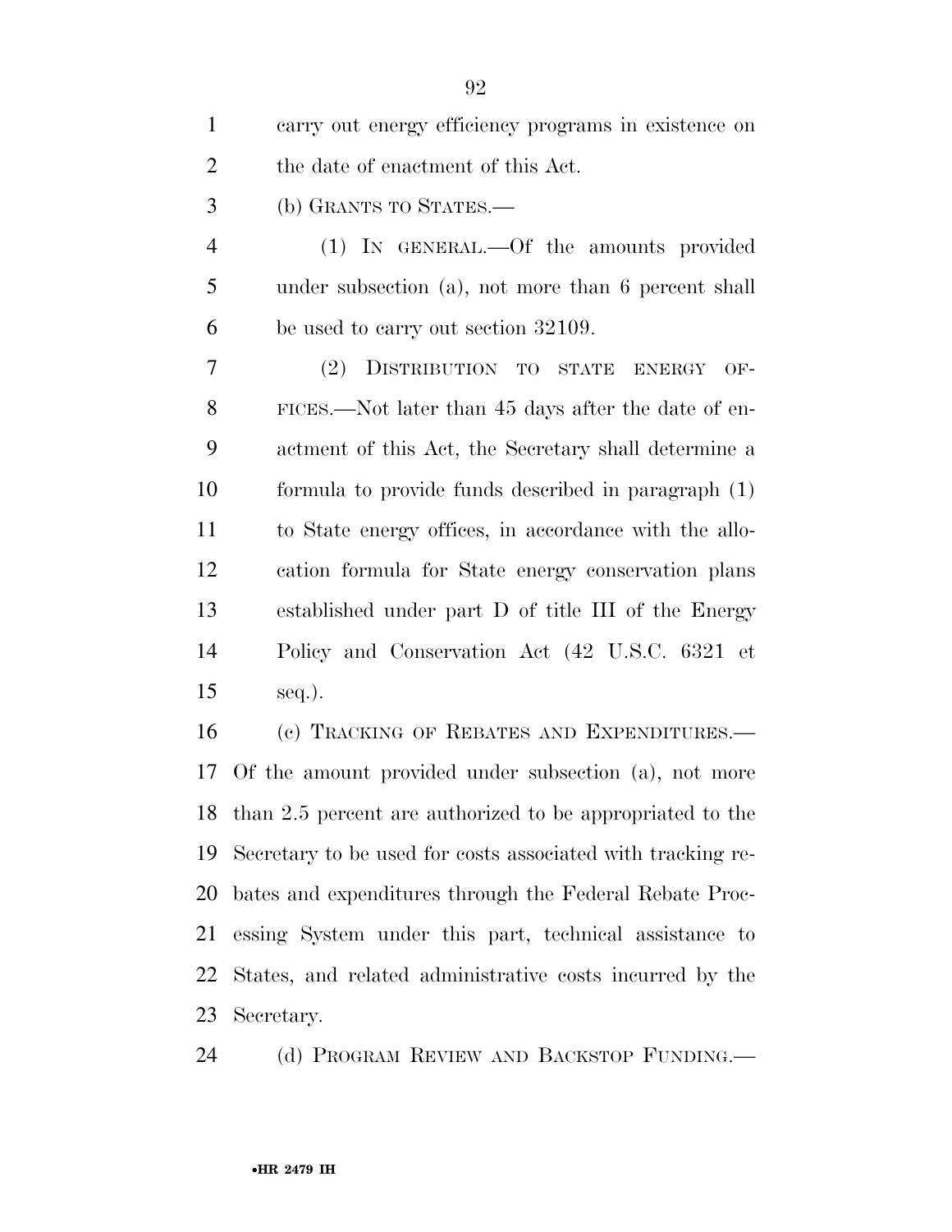carry out energy efficiency programs in existence on the date of enactment of this Act.

(b) GRANTS TO STATES.—

(1) IN GENERAL.—Of the amounts provided under subsection (a), not more than 6 percent shall be used to carry out section 32109.

(2) DISTRIBUTION TO STATE ENERGY OFFICES.—Not later than 45 days after the date of enactment of this Act, the Secretary shall determine a formula to provide funds described in paragraph (1) to State energy offices, in accordance with the allocation formula for State energy conservation plans established under part D of title III of the Energy Policy and Conservation Act (42 U.S.C. 6321 et seq.).

(c) TRACKING OF REBATES AND EXPENDITURES.—Of the amount provided under subsection (a), not more than 2.5 percent are authorized to be appropriated to the Secretary to be used for costs associated with tracking rebates and expenditures through the Federal Rebate Processing System under this part, technical assistance to States, and related administrative costs incurred by the Secretary.

(d) PROGRAM REVIEW AND BACKSTOP FUNDING.—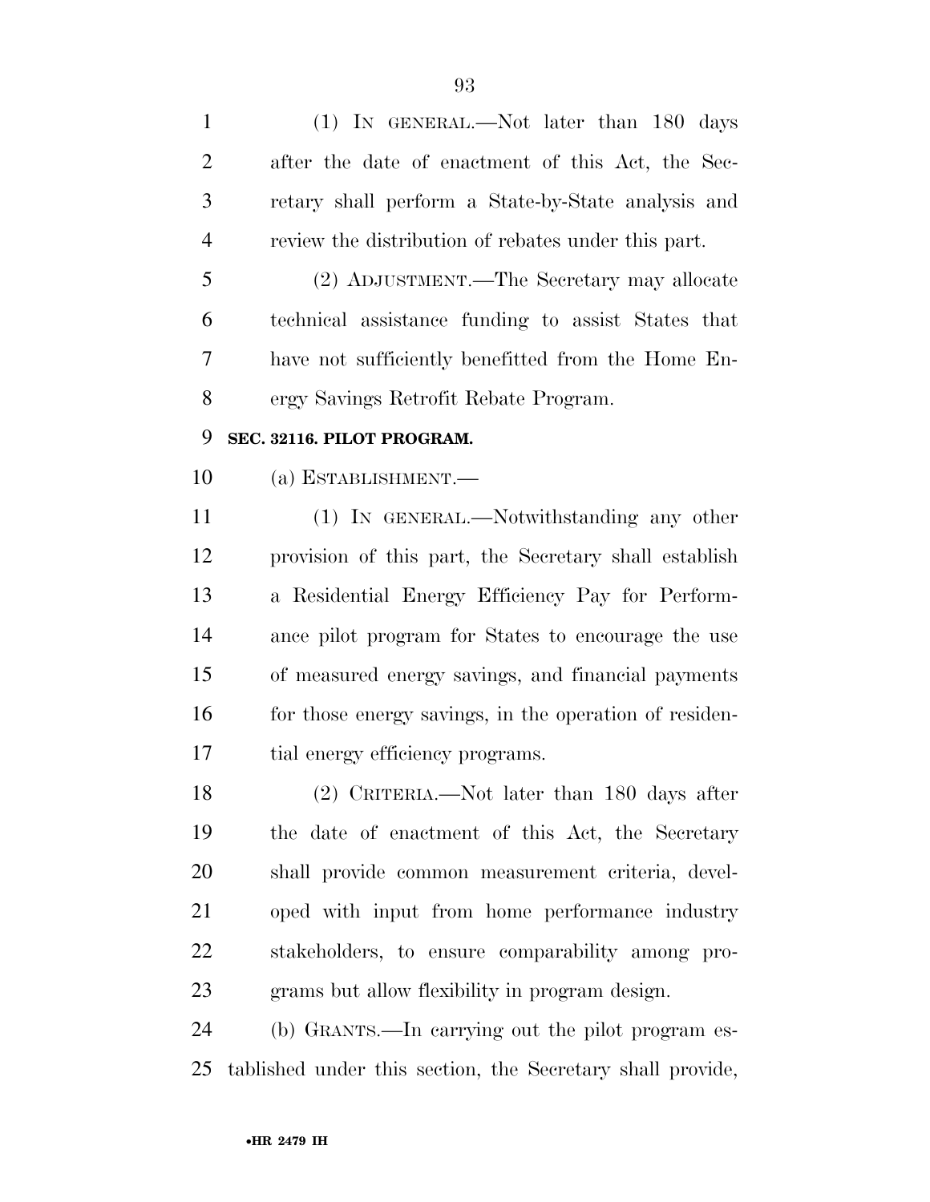(1) IN GENERAL.—Not later than 180 days after the date of enactment of this Act, the Secretary shall perform a State-by-State analysis and review the distribution of rebates under this part.

(2) ADJUSTMENT.—The Secretary may allocate technical assistance funding to assist States that have not sufficiently benefitted from the Home Energy Savings Retrofit Rebate Program.

**SEC. 32116. PILOT PROGRAM.**

(a) ESTABLISHMENT.—

(1) IN GENERAL.—Notwithstanding any other provision of this part, the Secretary shall establish a Residential Energy Efficiency Pay for Performance pilot program for States to encourage the use of measured energy savings, and financial payments for those energy savings, in the operation of residential energy efficiency programs.

(2) CRITERIA.—Not later than 180 days after the date of enactment of this Act, the Secretary shall provide common measurement criteria, developed with input from home performance industry stakeholders, to ensure comparability among programs but allow flexibility in program design.

(b) GRANTS.—In carrying out the pilot program established under this section, the Secretary shall provide,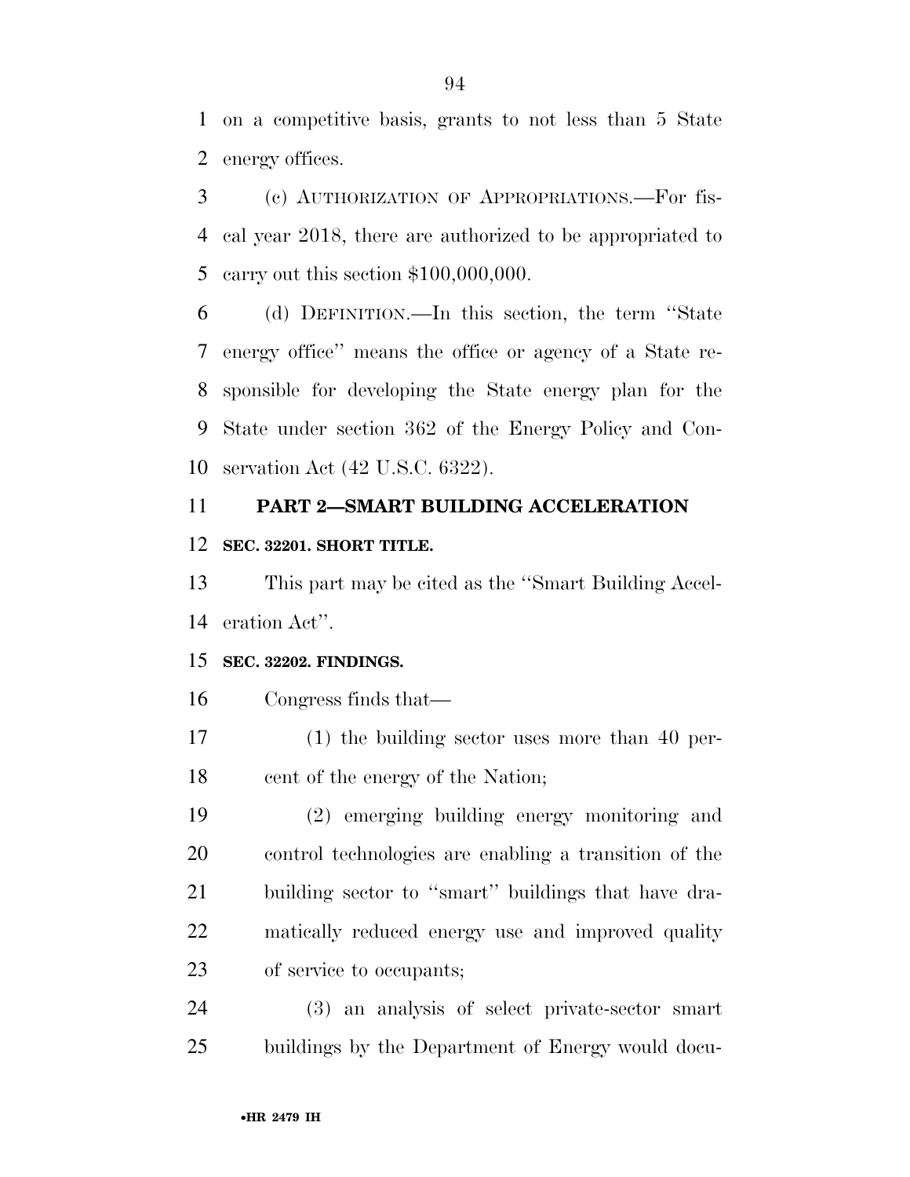on a competitive basis, grants to not less than 5 State energy offices.

(c) AUTHORIZATION OF APPROPRIATIONS.—For fiscal year 2018, there are authorized to be appropriated to carry out this section $100,000,000.

(d) DEFINITION.—In this section, the term ''State energy office'' means the office or agency of a State responsible for developing the State energy plan for the State under section 362 of the Energy Policy and Conservation Act (42 U.S.C. 6322).

## PART 2—SMART BUILDING ACCELERATION

### SEC. 32201. SHORT TITLE.

This part may be cited as the ''Smart Building Acceleration Act''.

### SEC. 32202. FINDINGS.

Congress finds that—

(1) the building sector uses more than 40 percent of the energy of the Nation;

(2) emerging building energy monitoring and control technologies are enabling a transition of the building sector to ''smart'' buildings that have dramatically reduced energy use and improved quality of service to occupants;

(3) an analysis of select private-sector smart buildings by the Department of Energy would docu-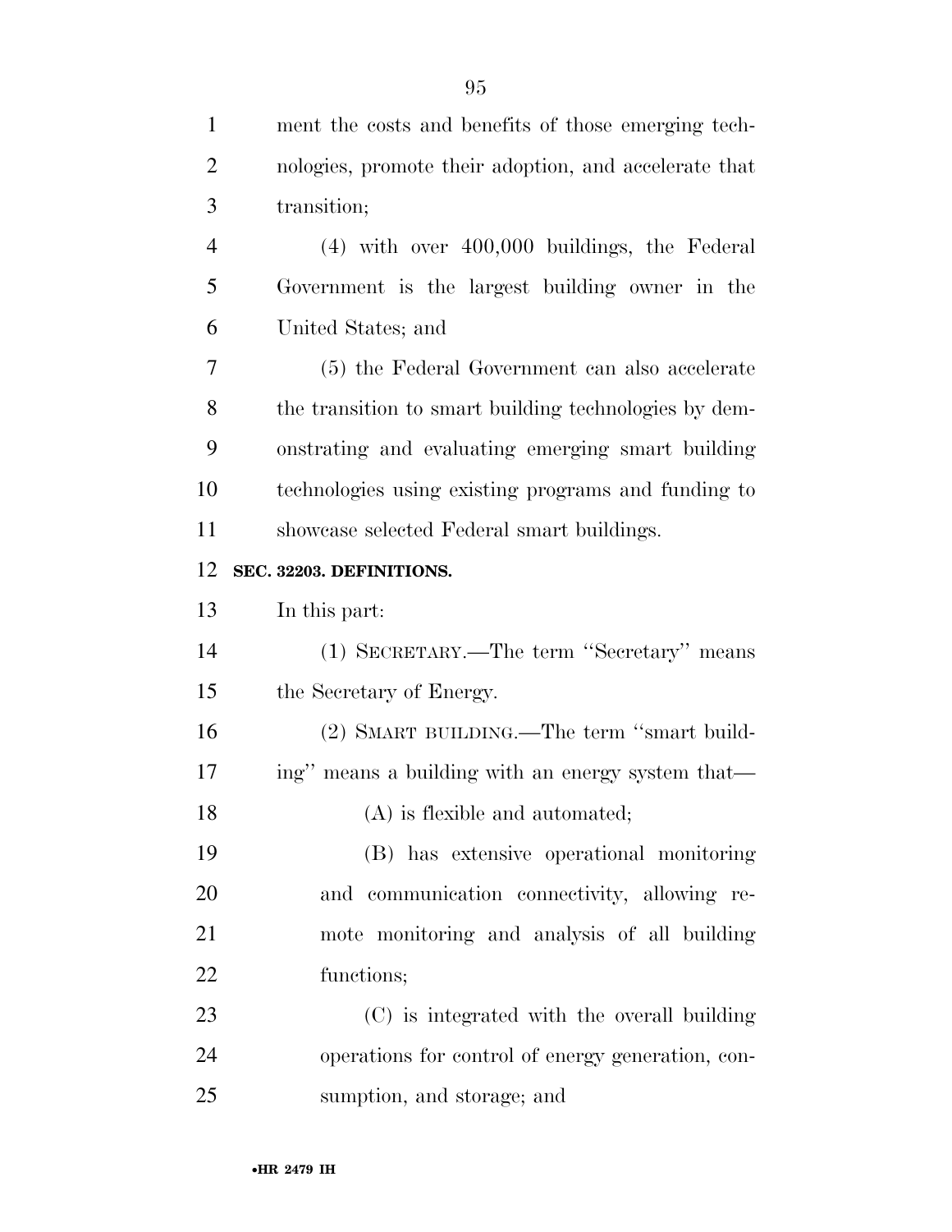ment the costs and benefits of those emerging technologies, promote their adoption, and accelerate that transition;

(4) with over 400,000 buildings, the Federal Government is the largest building owner in the United States; and

(5) the Federal Government can also accelerate the transition to smart building technologies by demonstrating and evaluating emerging smart building technologies using existing programs and funding to showcase selected Federal smart buildings.

**SEC. 32203. DEFINITIONS.**

In this part:

(1) SECRETARY.—The term ''Secretary'' means the Secretary of Energy.

(2) SMART BUILDING.—The term ''smart building'' means a building with an energy system that—

(A) is flexible and automated;

(B) has extensive operational monitoring and communication connectivity, allowing remote monitoring and analysis of all building functions;

(C) is integrated with the overall building operations for control of energy generation, consumption, and storage; and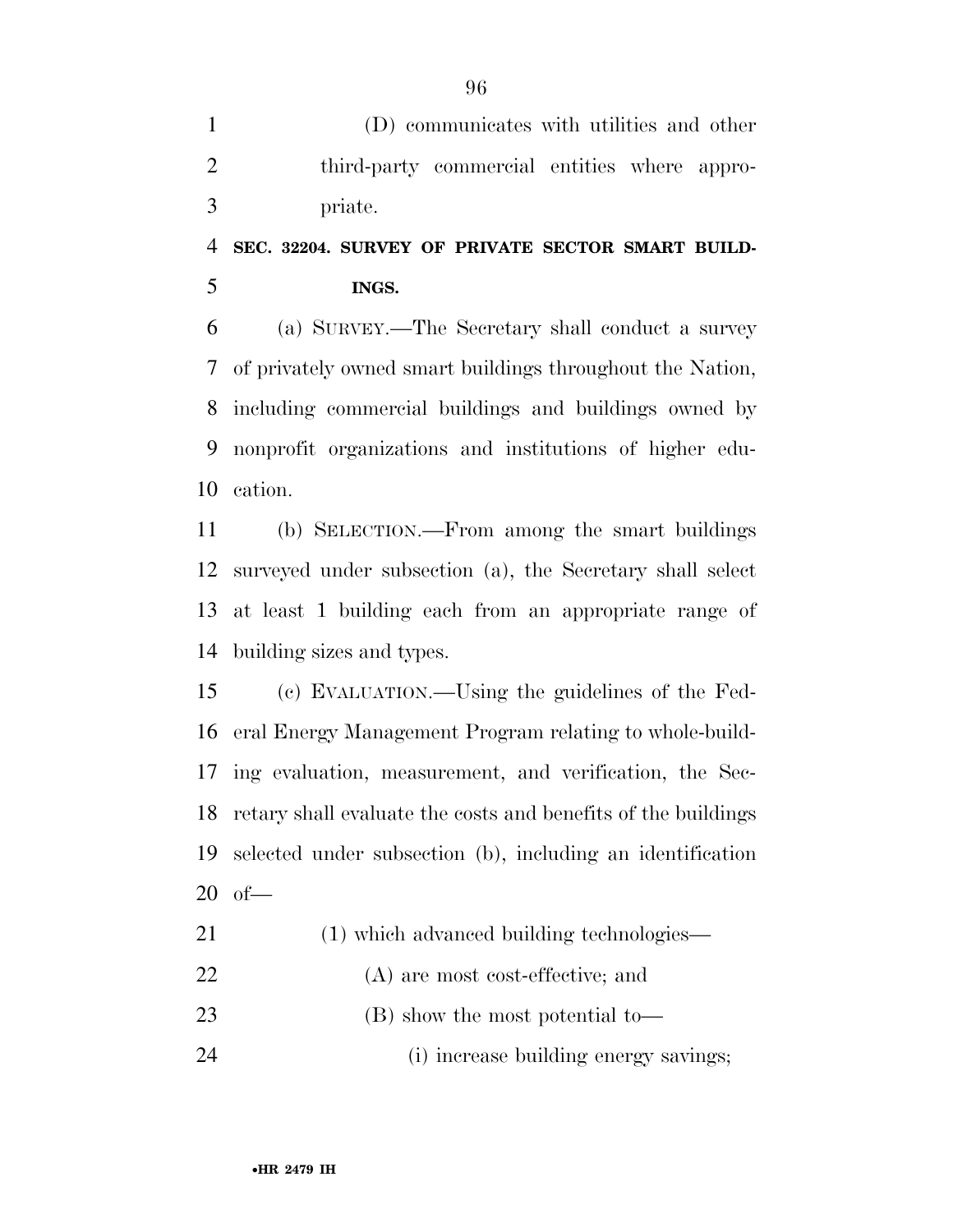(D) communicates with utilities and other third-party commercial entities where appropriate.

**SEC. 32204. SURVEY OF PRIVATE SECTOR SMART BUILDINGS.**

(a) SURVEY.—The Secretary shall conduct a survey of privately owned smart buildings throughout the Nation, including commercial buildings and buildings owned by nonprofit organizations and institutions of higher education.

(b) SELECTION.—From among the smart buildings surveyed under subsection (a), the Secretary shall select at least 1 building each from an appropriate range of building sizes and types.

(c) EVALUATION.—Using the guidelines of the Federal Energy Management Program relating to whole-building evaluation, measurement, and verification, the Secretary shall evaluate the costs and benefits of the buildings selected under subsection (b), including an identification of—

(1) which advanced building technologies—

(A) are most cost-effective; and

(B) show the most potential to—

(i) increase building energy savings;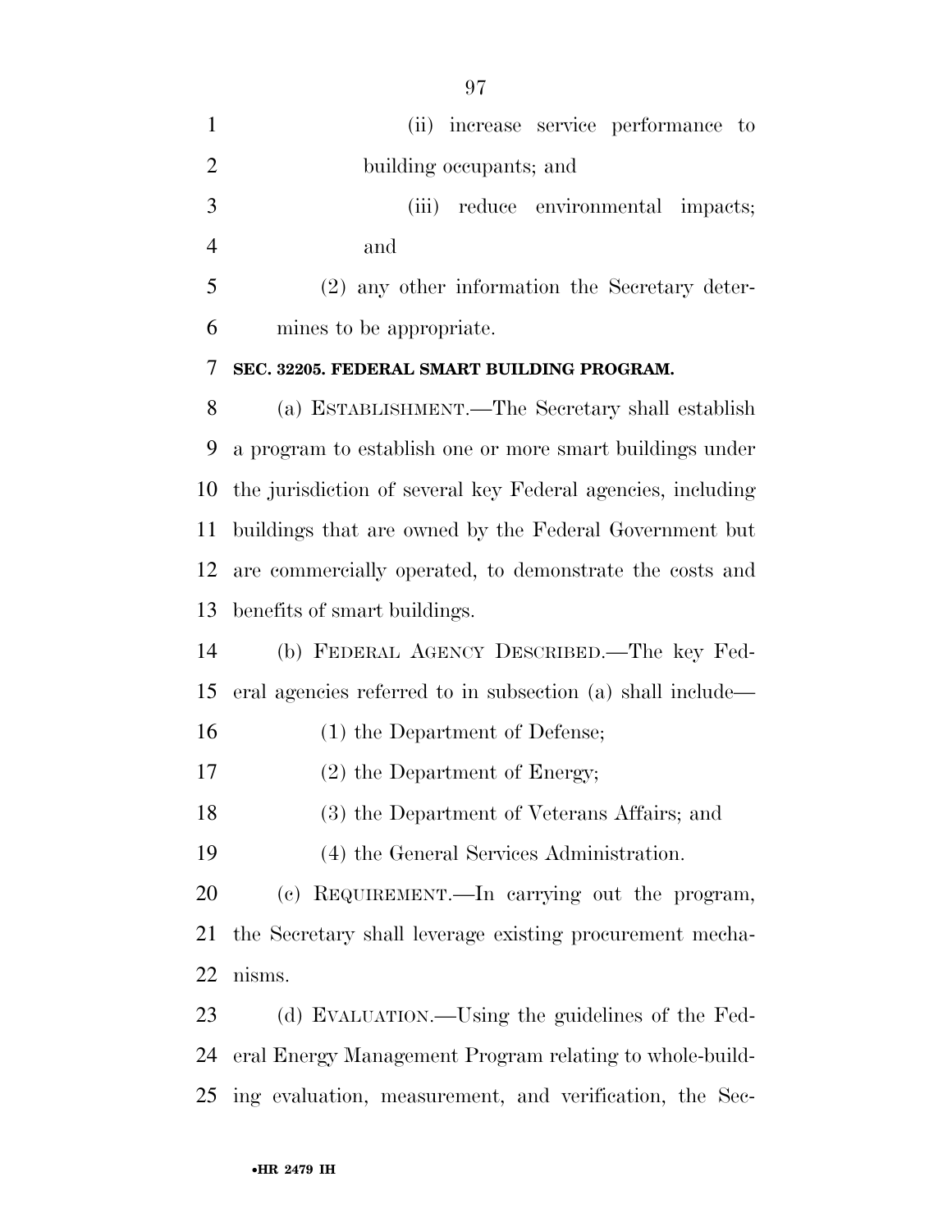(ii) increase service performance to building occupants; and

(iii) reduce environmental impacts; and

(2) any other information the Secretary determines to be appropriate.

**SEC. 32205. FEDERAL SMART BUILDING PROGRAM.**

(a) ESTABLISHMENT.—The Secretary shall establish a program to establish one or more smart buildings under the jurisdiction of several key Federal agencies, including buildings that are owned by the Federal Government but are commercially operated, to demonstrate the costs and benefits of smart buildings.

(b) FEDERAL AGENCY DESCRIBED.—The key Federal agencies referred to in subsection (a) shall include—

(1) the Department of Defense;

(2) the Department of Energy;

(3) the Department of Veterans Affairs; and

(4) the General Services Administration.

(c) REQUIREMENT.—In carrying out the program, the Secretary shall leverage existing procurement mechanisms.

(d) EVALUATION.—Using the guidelines of the Federal Energy Management Program relating to whole-building evaluation, measurement, and verification, the Sec-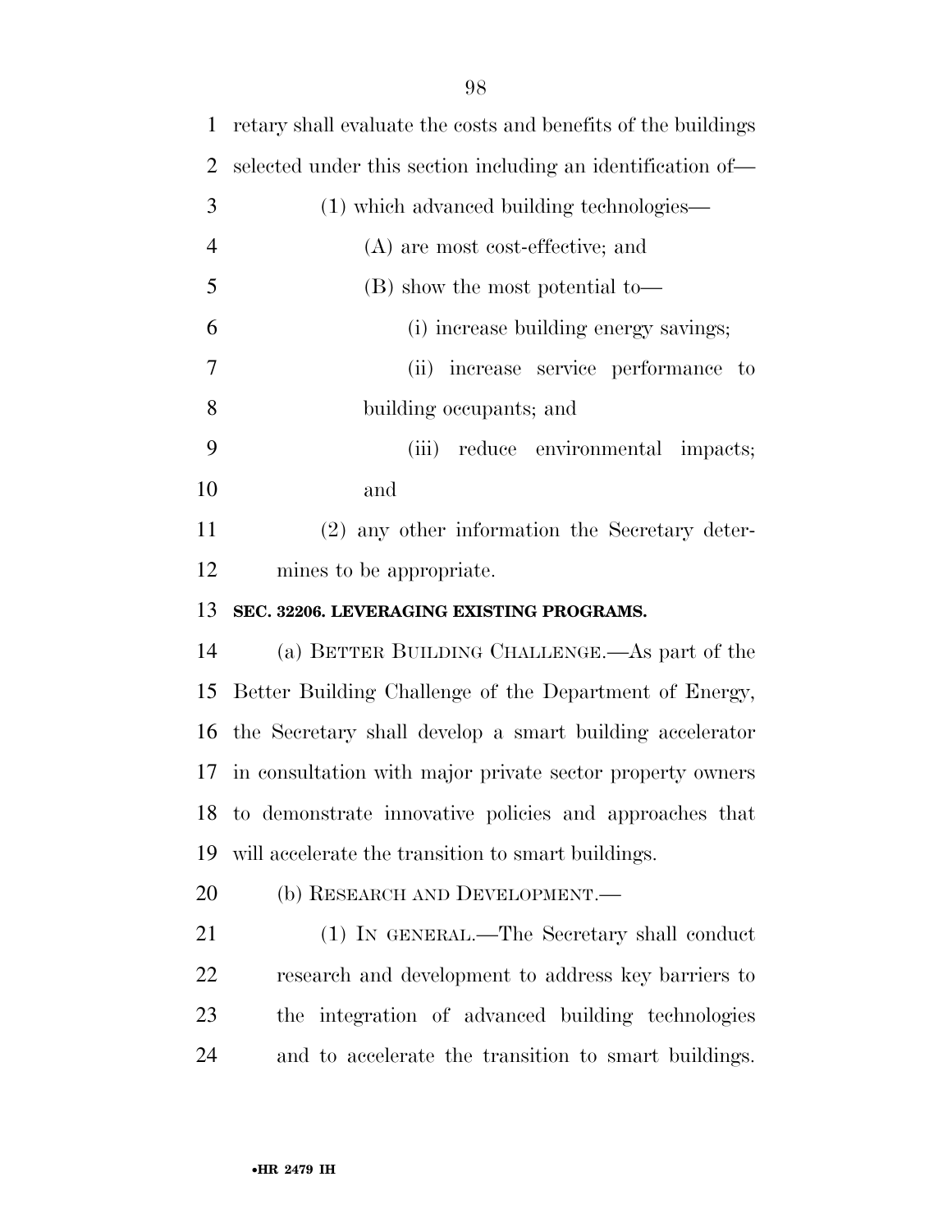retary shall evaluate the costs and benefits of the buildings selected under this section including an identification of—

(1) which advanced building technologies—

(A) are most cost-effective; and

(B) show the most potential to—

(i) increase building energy savings;

(ii) increase service performance to building occupants; and

(iii) reduce environmental impacts; and

(2) any other information the Secretary determines to be appropriate.

**SEC. 32206. LEVERAGING EXISTING PROGRAMS.**

(a) BETTER BUILDING CHALLENGE.—As part of the Better Building Challenge of the Department of Energy, the Secretary shall develop a smart building accelerator in consultation with major private sector property owners to demonstrate innovative policies and approaches that will accelerate the transition to smart buildings.

(b) RESEARCH AND DEVELOPMENT.—

(1) IN GENERAL.—The Secretary shall conduct research and development to address key barriers to the integration of advanced building technologies and to accelerate the transition to smart buildings.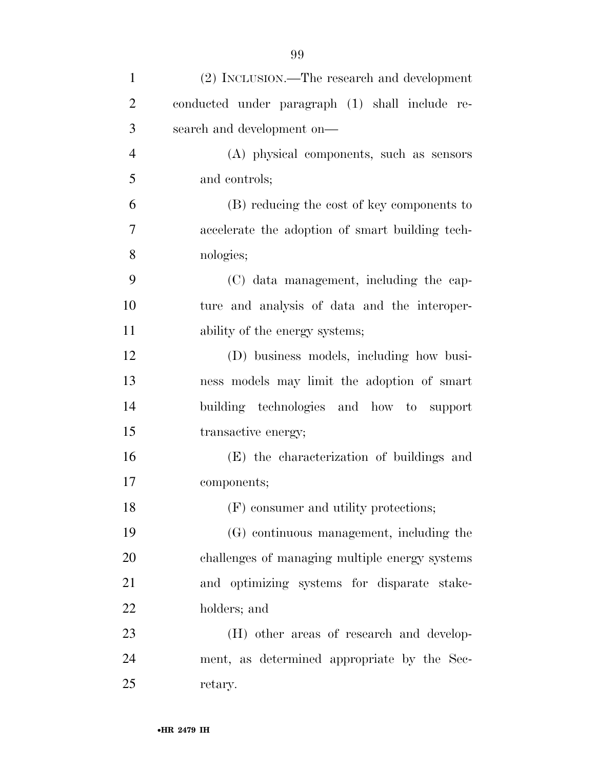(2) INCLUSION.—The research and development conducted under paragraph (1) shall include research and development on—

(A) physical components, such as sensors and controls;

(B) reducing the cost of key components to accelerate the adoption of smart building technologies;

(C) data management, including the capture and analysis of data and the interoperability of the energy systems;

(D) business models, including how business models may limit the adoption of smart building technologies and how to support transactive energy;

(E) the characterization of buildings and components;

(F) consumer and utility protections;

(G) continuous management, including the challenges of managing multiple energy systems and optimizing systems for disparate stakeholders; and

(H) other areas of research and development, as determined appropriate by the Secretary.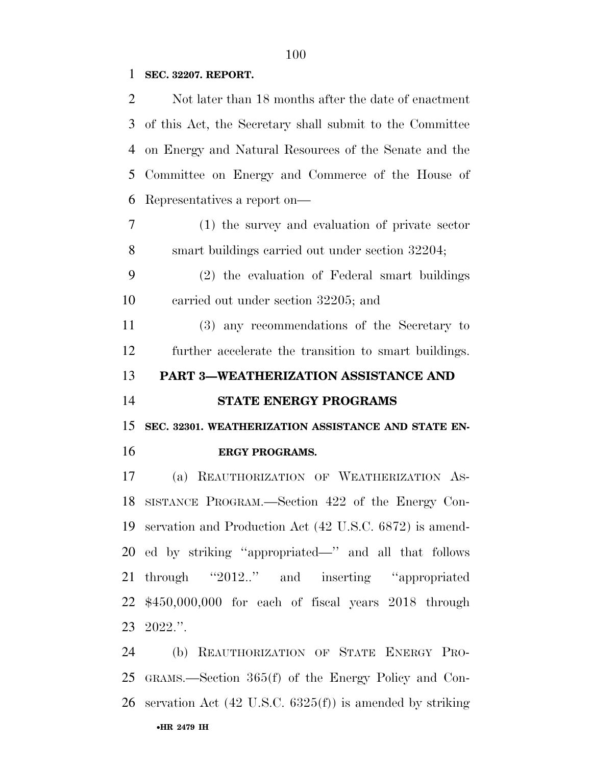**SEC. 32207. REPORT.**

Not later than 18 months after the date of enactment of this Act, the Secretary shall submit to the Committee on Energy and Natural Resources of the Senate and the Committee on Energy and Commerce of the House of Representatives a report on—

(1) the survey and evaluation of private sector smart buildings carried out under section 32204;

(2) the evaluation of Federal smart buildings carried out under section 32205; and

(3) any recommendations of the Secretary to further accelerate the transition to smart buildings.

## PART 3—WEATHERIZATION ASSISTANCE AND STATE ENERGY PROGRAMS

**SEC. 32301. WEATHERIZATION ASSISTANCE AND STATE ENERGY PROGRAMS.**

(a) REAUTHORIZATION OF WEATHERIZATION ASSISTANCE PROGRAM.—Section 422 of the Energy Conservation and Production Act (42 U.S.C. 6872) is amended by striking ''appropriated—'' and all that follows through ''2012..'' and inserting ''appropriated $450,000,000 for each of fiscal years 2018 through 2022.''.

(b) REAUTHORIZATION OF STATE ENERGY PROGRAMS.—Section 365(f) of the Energy Policy and Conservation Act (42 U.S.C. 6325(f)) is amended by striking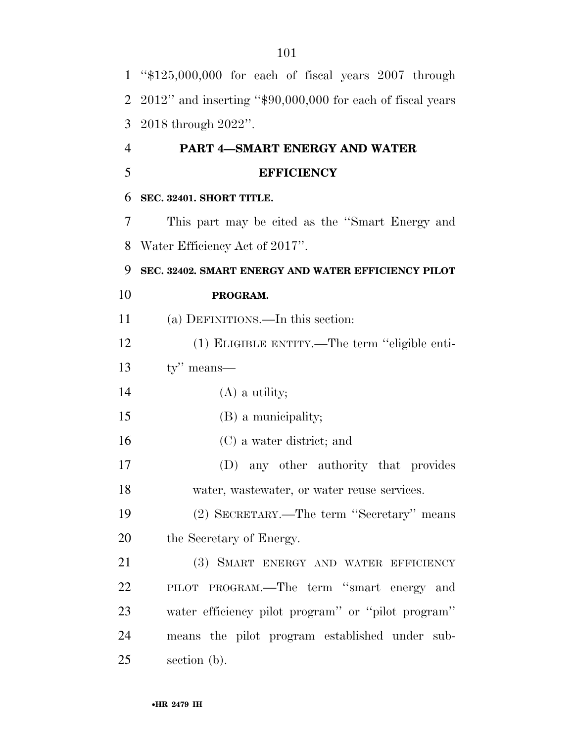''$125,000,000 for each of fiscal years 2007 through 2012'' and inserting ''$90,000,000 for each of fiscal years 2018 through 2022''.

## PART 4—SMART ENERGY AND WATER EFFICIENCY

### SEC. 32401. SHORT TITLE.

This part may be cited as the ''Smart Energy and Water Efficiency Act of 2017''.

### SEC. 32402. SMART ENERGY AND WATER EFFICIENCY PILOT PROGRAM.

(a) DEFINITIONS.—In this section:

(1) ELIGIBLE ENTITY.—The term ''eligible entity'' means—

(A) a utility;

(B) a municipality;

(C) a water district; and

(D) any other authority that provides water, wastewater, or water reuse services.

(2) SECRETARY.—The term ''Secretary'' means the Secretary of Energy.

(3) SMART ENERGY AND WATER EFFICIENCY PILOT PROGRAM.—The term ''smart energy and water efficiency pilot program'' or ''pilot program'' means the pilot program established under subsection (b).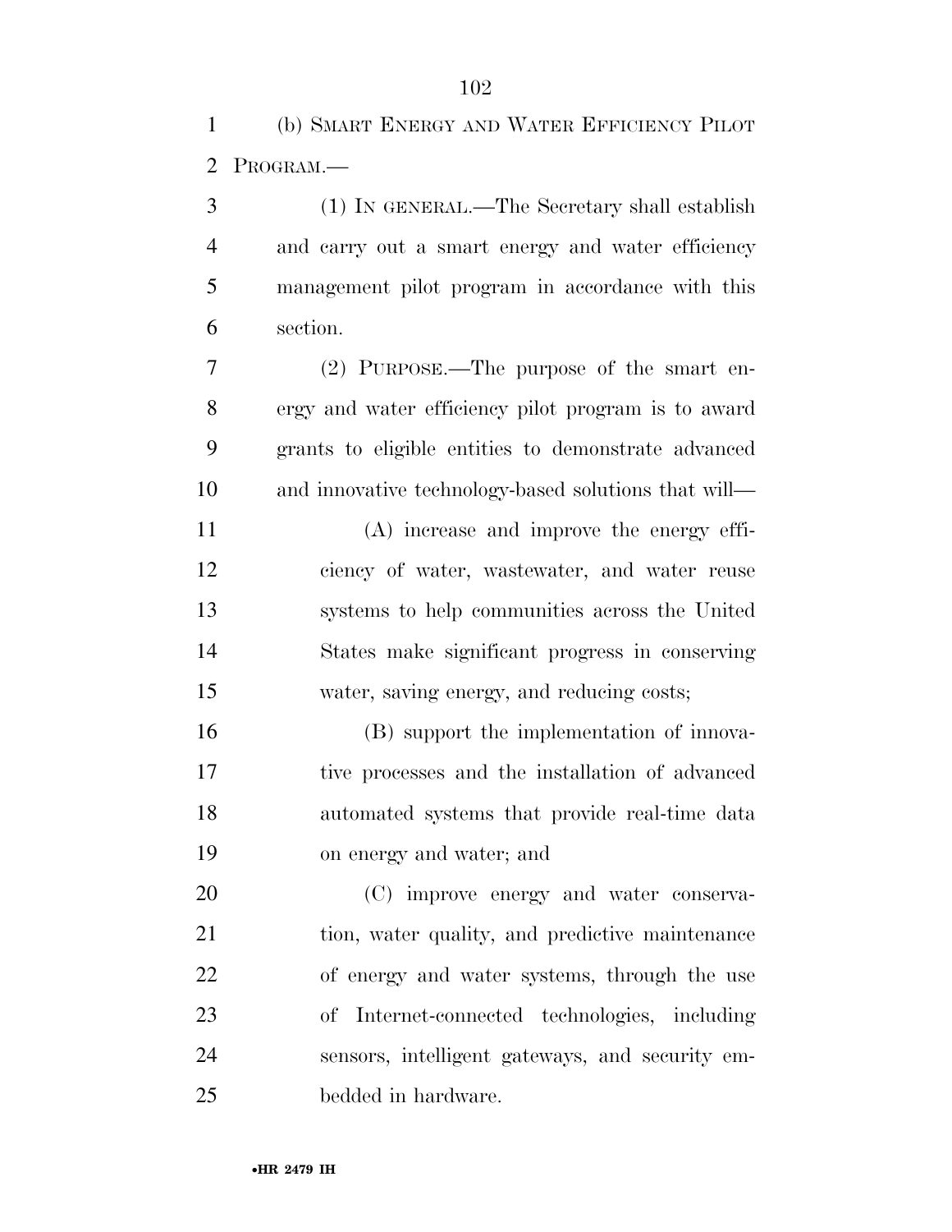(b) SMART ENERGY AND WATER EFFICIENCY PILOT PROGRAM.—

(1) IN GENERAL.—The Secretary shall establish and carry out a smart energy and water efficiency management pilot program in accordance with this section.

(2) PURPOSE.—The purpose of the smart energy and water efficiency pilot program is to award grants to eligible entities to demonstrate advanced and innovative technology-based solutions that will—

(A) increase and improve the energy efficiency of water, wastewater, and water reuse systems to help communities across the United States make significant progress in conserving water, saving energy, and reducing costs;

(B) support the implementation of innovative processes and the installation of advanced automated systems that provide real-time data on energy and water; and

(C) improve energy and water conservation, water quality, and predictive maintenance of energy and water systems, through the use of Internet-connected technologies, including sensors, intelligent gateways, and security embedded in hardware.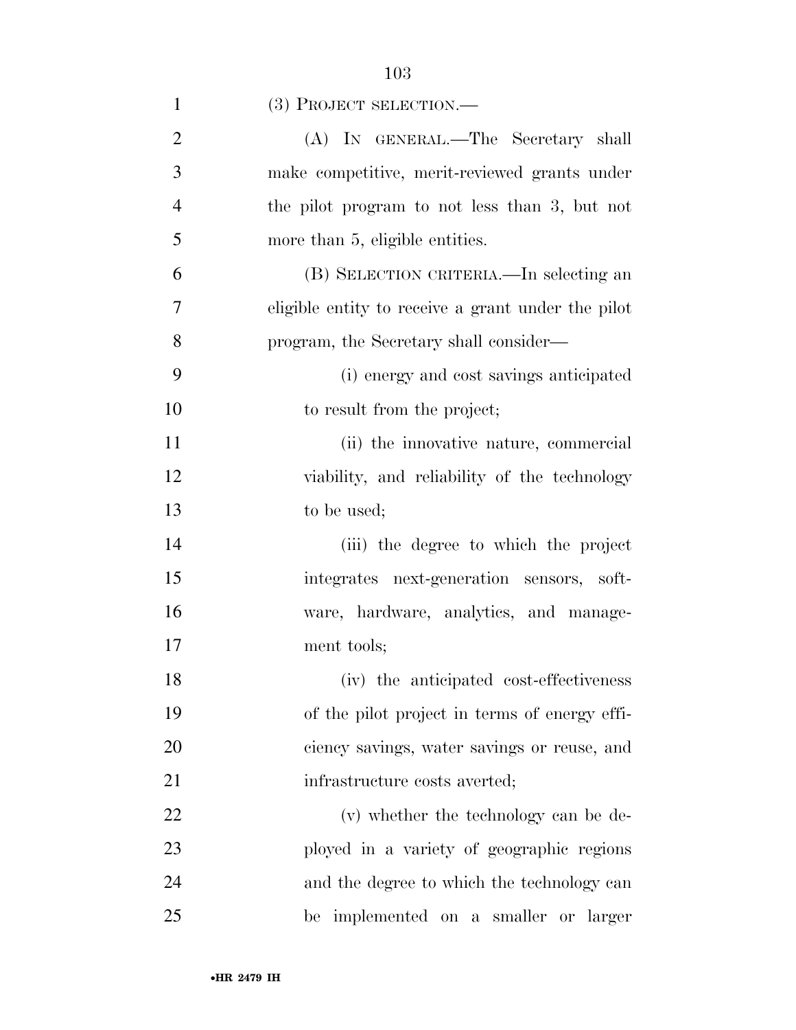(3) PROJECT SELECTION.—

(A) IN GENERAL.—The Secretary shall make competitive, merit-reviewed grants under the pilot program to not less than 3, but not more than 5, eligible entities.

(B) SELECTION CRITERIA.—In selecting an eligible entity to receive a grant under the pilot program, the Secretary shall consider—

(i) energy and cost savings anticipated to result from the project;

(ii) the innovative nature, commercial viability, and reliability of the technology to be used;

(iii) the degree to which the project integrates next-generation sensors, software, hardware, analytics, and management tools;

(iv) the anticipated cost-effectiveness of the pilot project in terms of energy efficiency savings, water savings or reuse, and infrastructure costs averted;

(v) whether the technology can be deployed in a variety of geographic regions and the degree to which the technology can be implemented on a smaller or larger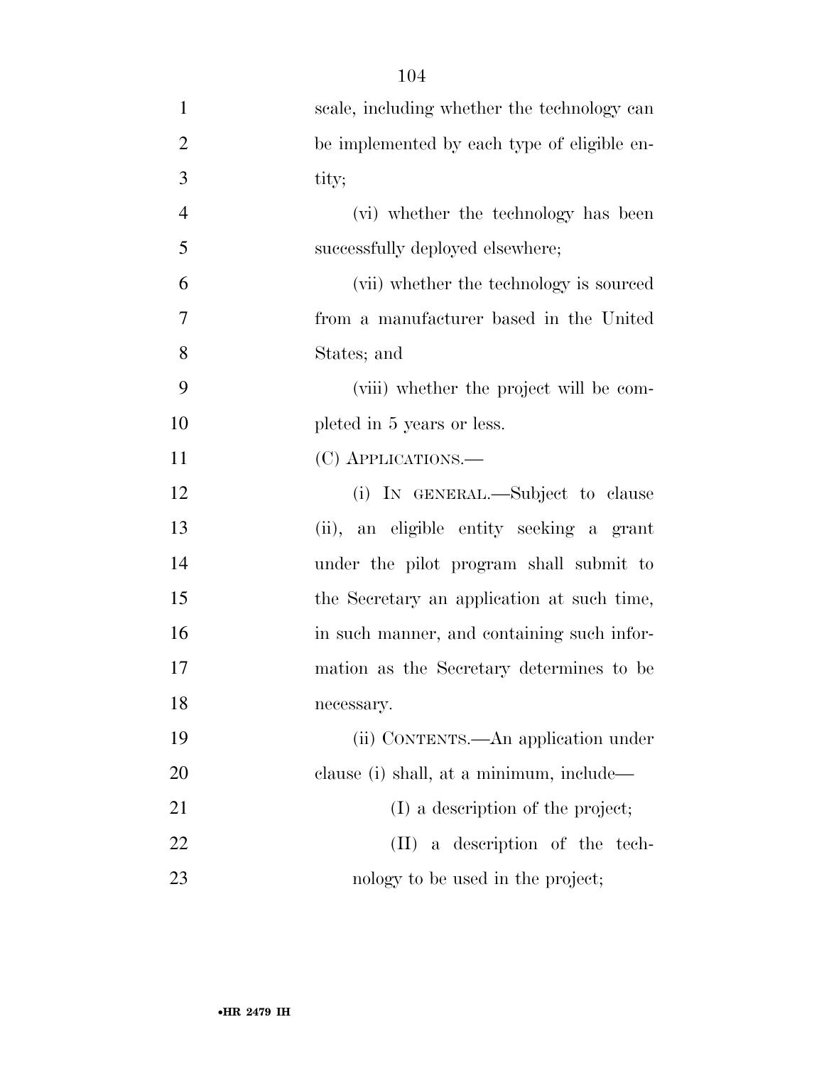scale, including whether the technology can be implemented by each type of eligible entity;

(vi) whether the technology has been successfully deployed elsewhere;

(vii) whether the technology is sourced from a manufacturer based in the United States; and

(viii) whether the project will be completed in 5 years or less.

(C) APPLICATIONS.—

(i) IN GENERAL.—Subject to clause (ii), an eligible entity seeking a grant under the pilot program shall submit to the Secretary an application at such time, in such manner, and containing such information as the Secretary determines to be necessary.

(ii) CONTENTS.—An application under clause (i) shall, at a minimum, include—

(I) a description of the project;

(II) a description of the technology to be used in the project;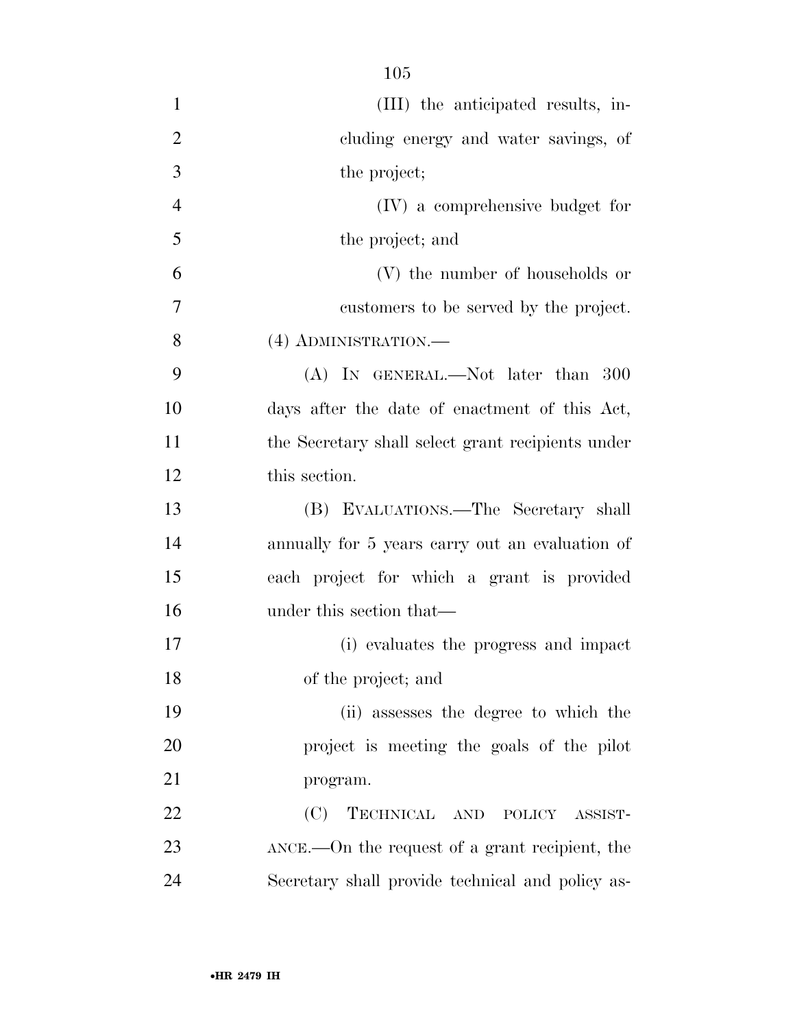(III) the anticipated results, including energy and water savings, of the project;

(IV) a comprehensive budget for the project; and

(V) the number of households or customers to be served by the project.

(4) ADMINISTRATION.—

(A) IN GENERAL.—Not later than 300 days after the date of enactment of this Act, the Secretary shall select grant recipients under this section.

(B) EVALUATIONS.—The Secretary shall annually for 5 years carry out an evaluation of each project for which a grant is provided under this section that—

(i) evaluates the progress and impact of the project; and

(ii) assesses the degree to which the project is meeting the goals of the pilot program.

(C) TECHNICAL AND POLICY ASSISTANCE.—On the request of a grant recipient, the Secretary shall provide technical and policy as-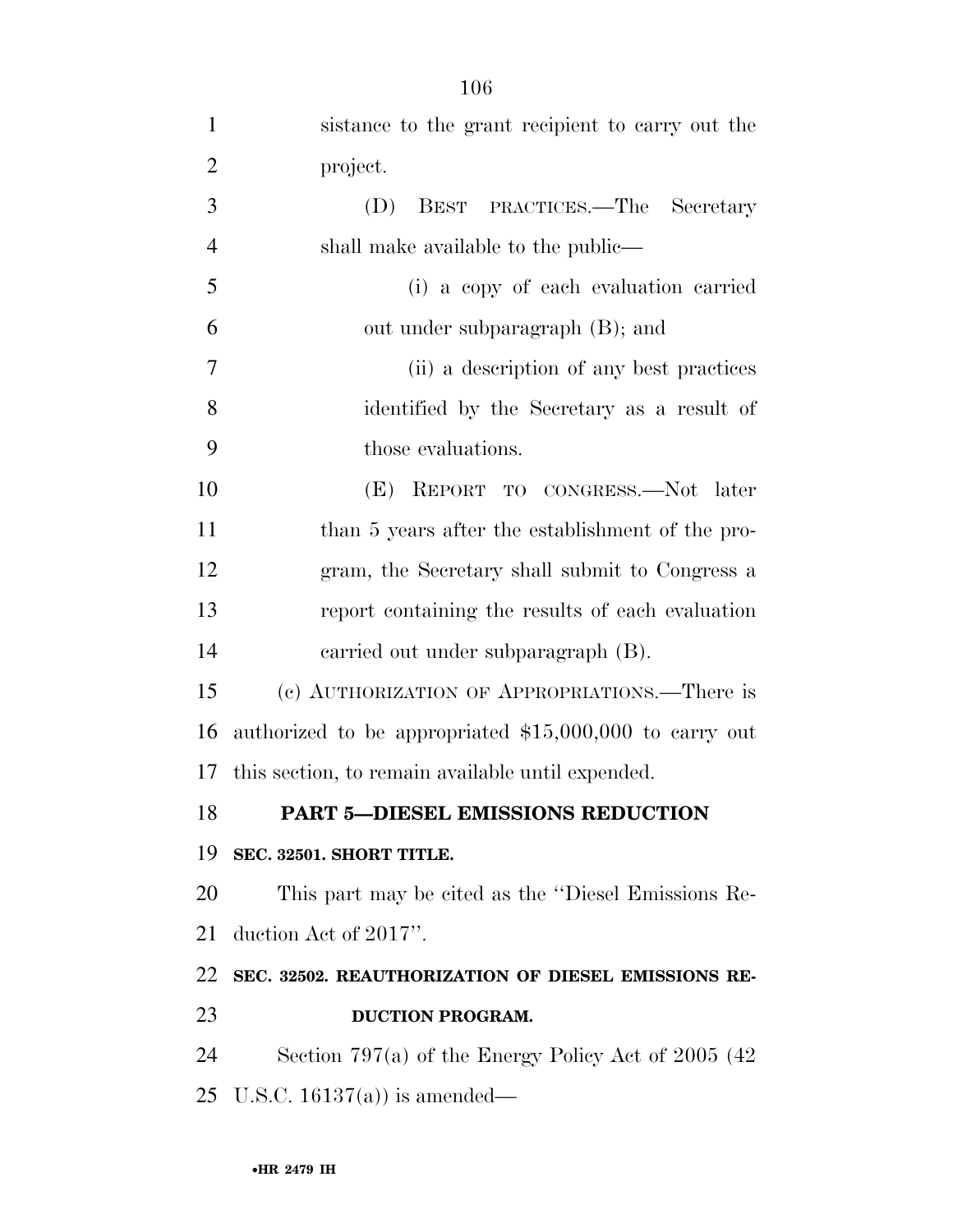sistance to the grant recipient to carry out the project.

(D) BEST PRACTICES.—The Secretary shall make available to the public—

(i) a copy of each evaluation carried out under subparagraph (B); and

(ii) a description of any best practices identified by the Secretary as a result of those evaluations.

(E) REPORT TO CONGRESS.—Not later than 5 years after the establishment of the program, the Secretary shall submit to Congress a report containing the results of each evaluation carried out under subparagraph (B).

(c) AUTHORIZATION OF APPROPRIATIONS.—There is authorized to be appropriated $15,000,000 to carry out this section, to remain available until expended.

## PART 5—DIESEL EMISSIONS REDUCTION

### SEC. 32501. SHORT TITLE.

This part may be cited as the ''Diesel Emissions Reduction Act of 2017''.

### SEC. 32502. REAUTHORIZATION OF DIESEL EMISSIONS REDUCTION PROGRAM.

Section 797(a) of the Energy Policy Act of 2005 (42 U.S.C. 16137(a)) is amended—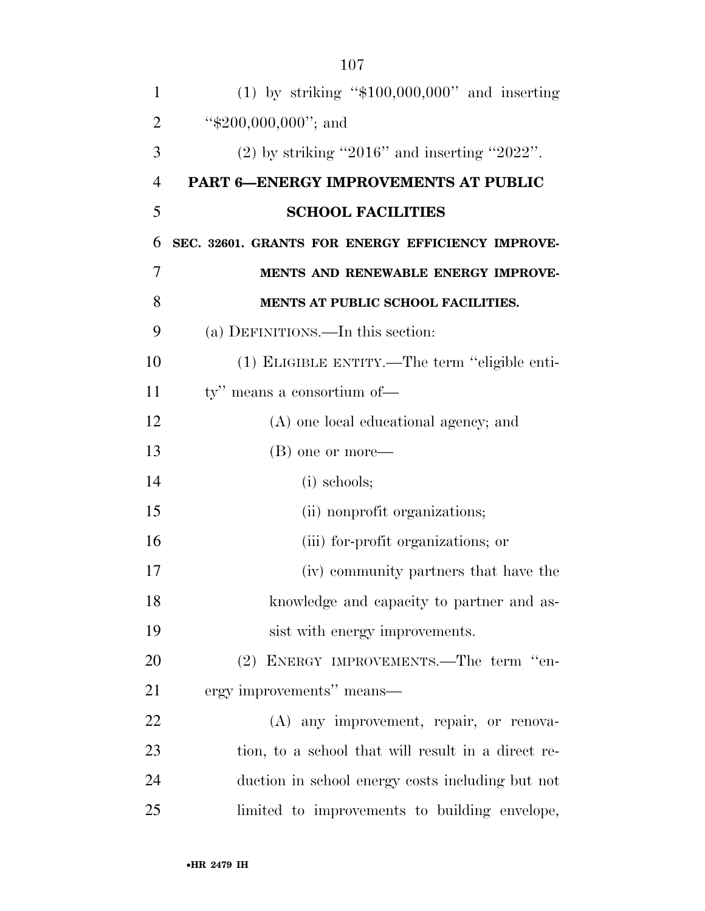(1) by striking "$100,000,000" and inserting "$200,000,000"; and

(2) by striking "2016" and inserting "2022".

## PART 6—ENERGY IMPROVEMENTS AT PUBLIC SCHOOL FACILITIES

### SEC. 32601. GRANTS FOR ENERGY EFFICIENCY IMPROVEMENTS AND RENEWABLE ENERGY IMPROVEMENTS AT PUBLIC SCHOOL FACILITIES.

(a) DEFINITIONS.—In this section:

(1) ELIGIBLE ENTITY.—The term "eligible entity" means a consortium of—

(A) one local educational agency; and

(B) one or more—

(i) schools;

(ii) nonprofit organizations;

(iii) for-profit organizations; or

(iv) community partners that have the knowledge and capacity to partner and assist with energy improvements.

(2) ENERGY IMPROVEMENTS.—The term "energy improvements" means—

(A) any improvement, repair, or renovation, to a school that will result in a direct reduction in school energy costs including but not limited to improvements to building envelope,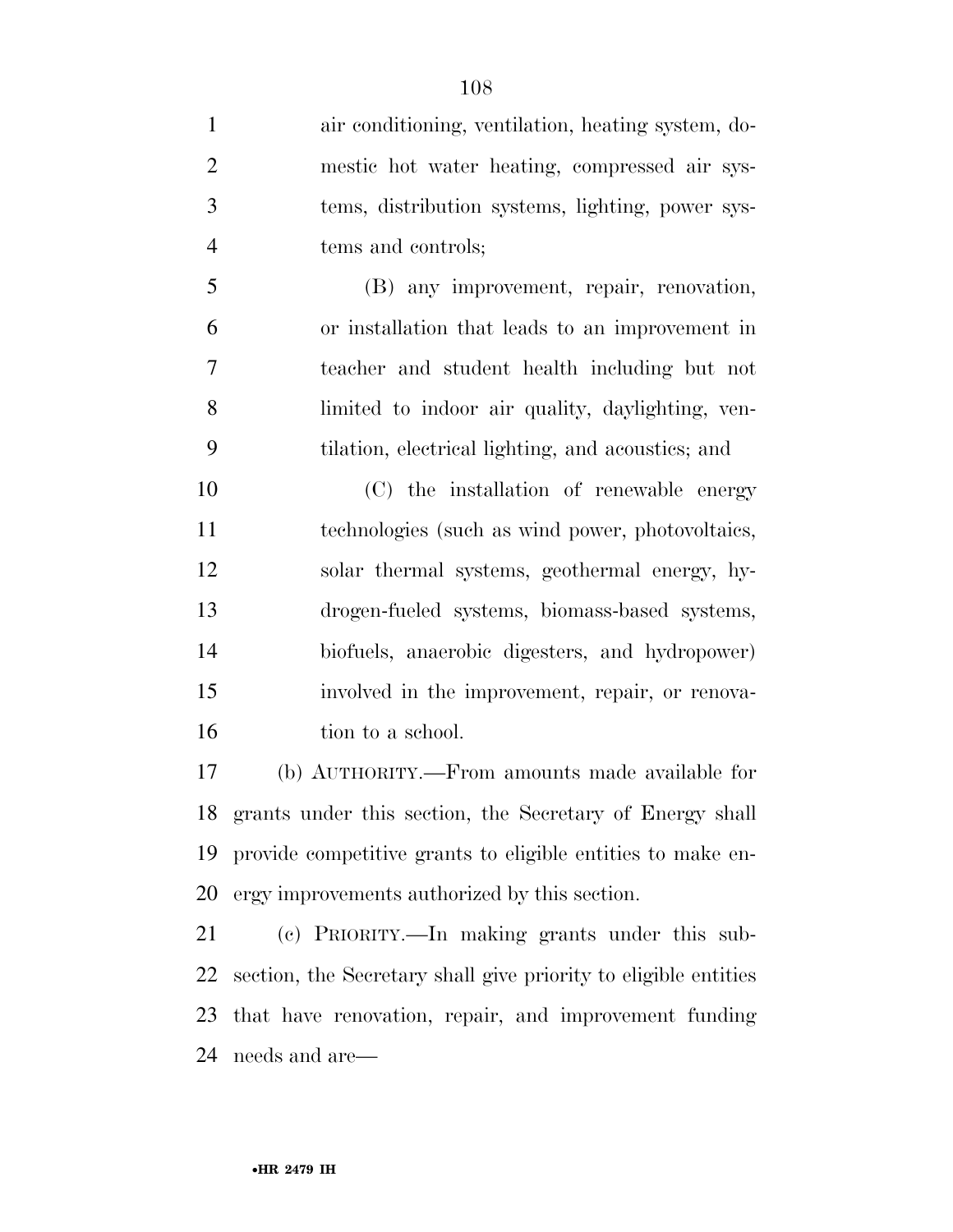air conditioning, ventilation, heating system, domestic hot water heating, compressed air systems, distribution systems, lighting, power systems and controls;

(B) any improvement, repair, renovation, or installation that leads to an improvement in teacher and student health including but not limited to indoor air quality, daylighting, ventilation, electrical lighting, and acoustics; and

(C) the installation of renewable energy technologies (such as wind power, photovoltaics, solar thermal systems, geothermal energy, hydrogen-fueled systems, biomass-based systems, biofuels, anaerobic digesters, and hydropower) involved in the improvement, repair, or renovation to a school.

(b) AUTHORITY.—From amounts made available for grants under this section, the Secretary of Energy shall provide competitive grants to eligible entities to make energy improvements authorized by this section.

(c) PRIORITY.—In making grants under this subsection, the Secretary shall give priority to eligible entities that have renovation, repair, and improvement funding needs and are—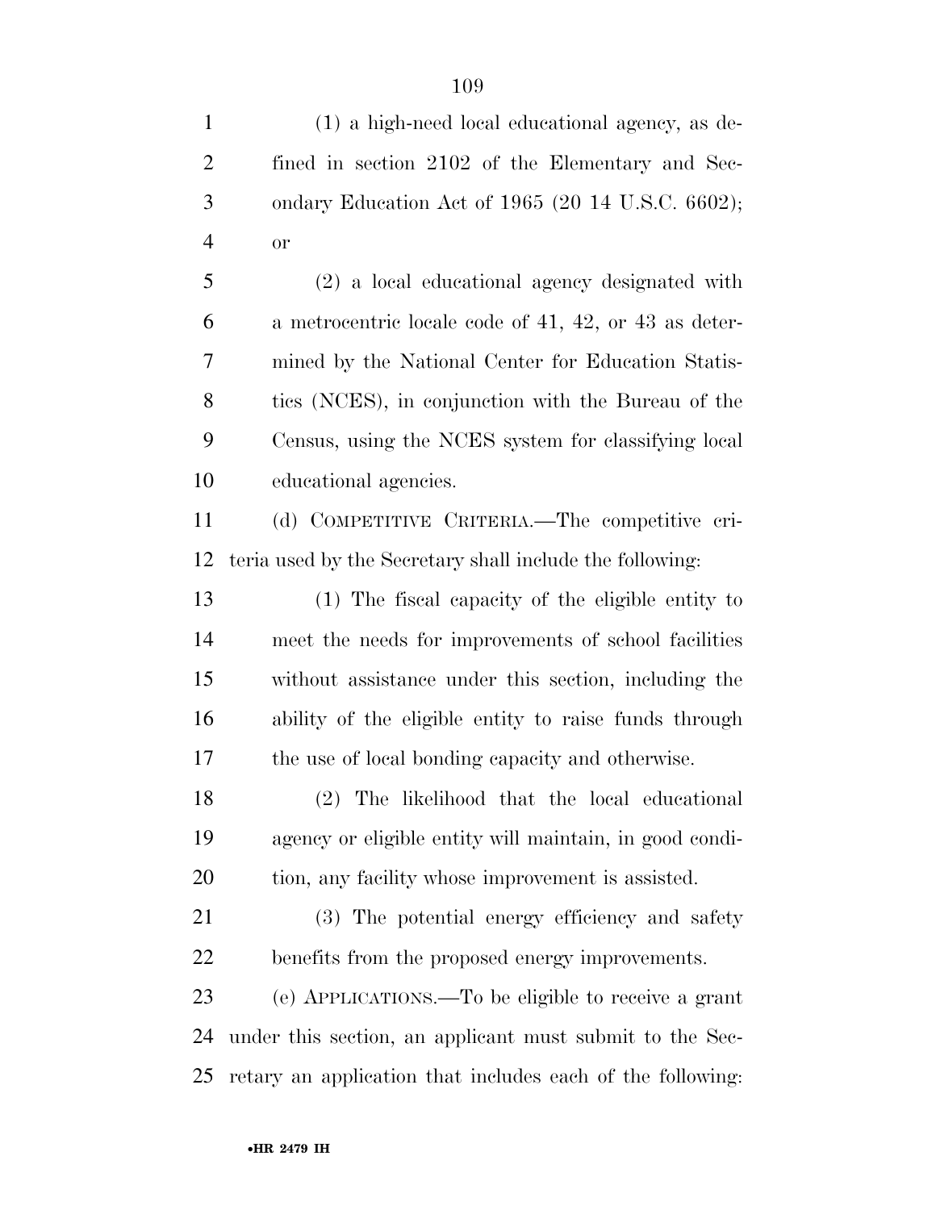(1) a high-need local educational agency, as defined in section 2102 of the Elementary and Secondary Education Act of 1965 (20 14 U.S.C. 6602); or

(2) a local educational agency designated with a metrocentric locale code of 41, 42, or 43 as determined by the National Center for Education Statistics (NCES), in conjunction with the Bureau of the Census, using the NCES system for classifying local educational agencies.

(d) COMPETITIVE CRITERIA.—The competitive criteria used by the Secretary shall include the following:

(1) The fiscal capacity of the eligible entity to meet the needs for improvements of school facilities without assistance under this section, including the ability of the eligible entity to raise funds through the use of local bonding capacity and otherwise.

(2) The likelihood that the local educational agency or eligible entity will maintain, in good condition, any facility whose improvement is assisted.

(3) The potential energy efficiency and safety benefits from the proposed energy improvements.

(e) APPLICATIONS.—To be eligible to receive a grant under this section, an applicant must submit to the Secretary an application that includes each of the following: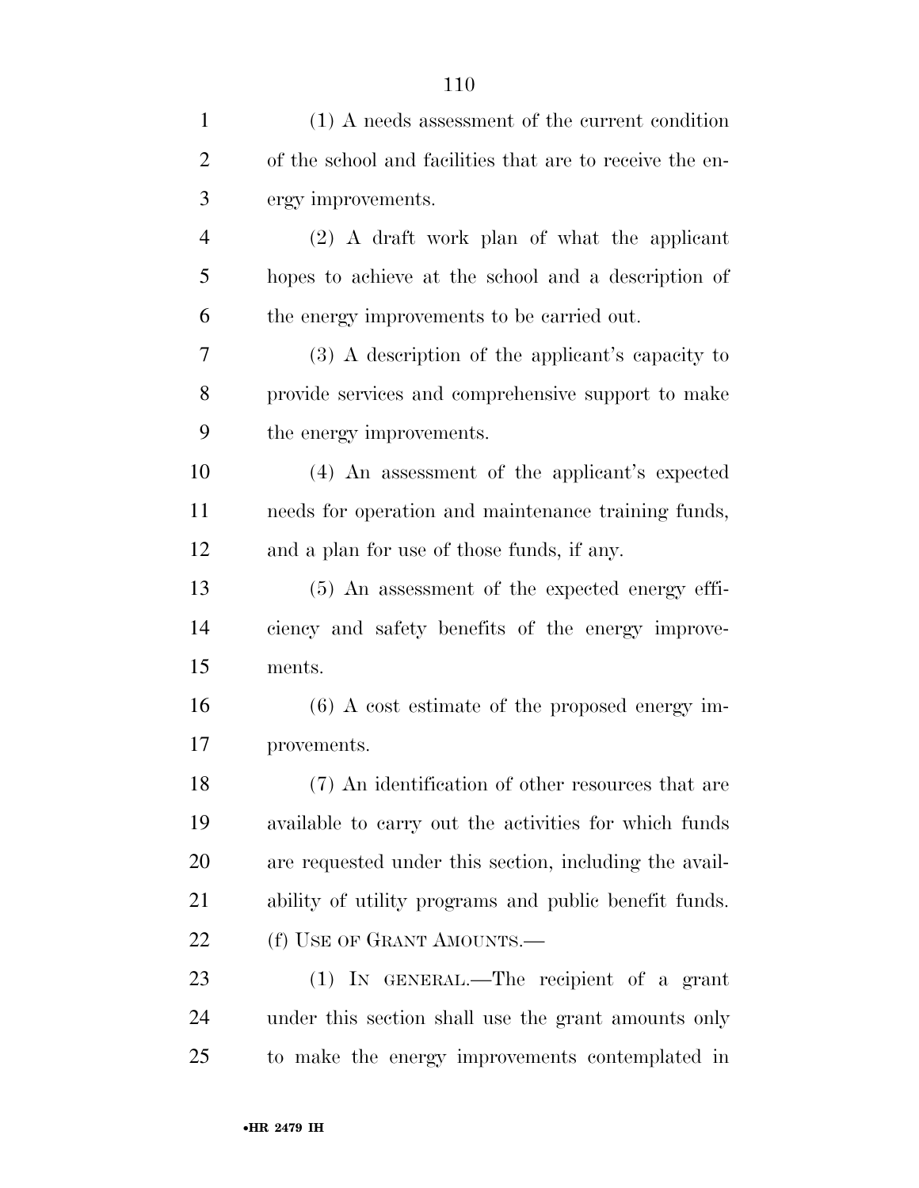(1) A needs assessment of the current condition of the school and facilities that are to receive the energy improvements.

(2) A draft work plan of what the applicant hopes to achieve at the school and a description of the energy improvements to be carried out.

(3) A description of the applicant's capacity to provide services and comprehensive support to make the energy improvements.

(4) An assessment of the applicant's expected needs for operation and maintenance training funds, and a plan for use of those funds, if any.

(5) An assessment of the expected energy efficiency and safety benefits of the energy improvements.

(6) A cost estimate of the proposed energy improvements.

(7) An identification of other resources that are available to carry out the activities for which funds are requested under this section, including the availability of utility programs and public benefit funds.

(f) USE OF GRANT AMOUNTS.—

(1) IN GENERAL.—The recipient of a grant under this section shall use the grant amounts only to make the energy improvements contemplated in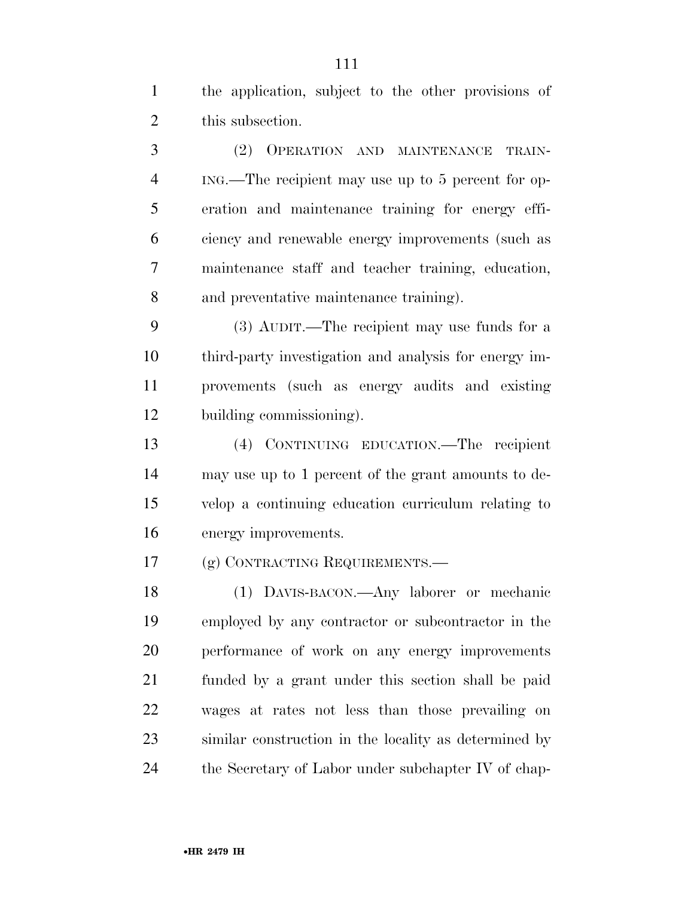the application, subject to the other provisions of this subsection.

(2) OPERATION AND MAINTENANCE TRAINING.—The recipient may use up to 5 percent for operation and maintenance training for energy efficiency and renewable energy improvements (such as maintenance staff and teacher training, education, and preventative maintenance training).

(3) AUDIT.—The recipient may use funds for a third-party investigation and analysis for energy improvements (such as energy audits and existing building commissioning).

(4) CONTINUING EDUCATION.—The recipient may use up to 1 percent of the grant amounts to develop a continuing education curriculum relating to energy improvements.

(g) CONTRACTING REQUIREMENTS.—

(1) DAVIS-BACON.—Any laborer or mechanic employed by any contractor or subcontractor in the performance of work on any energy improvements funded by a grant under this section shall be paid wages at rates not less than those prevailing on similar construction in the locality as determined by the Secretary of Labor under subchapter IV of chap-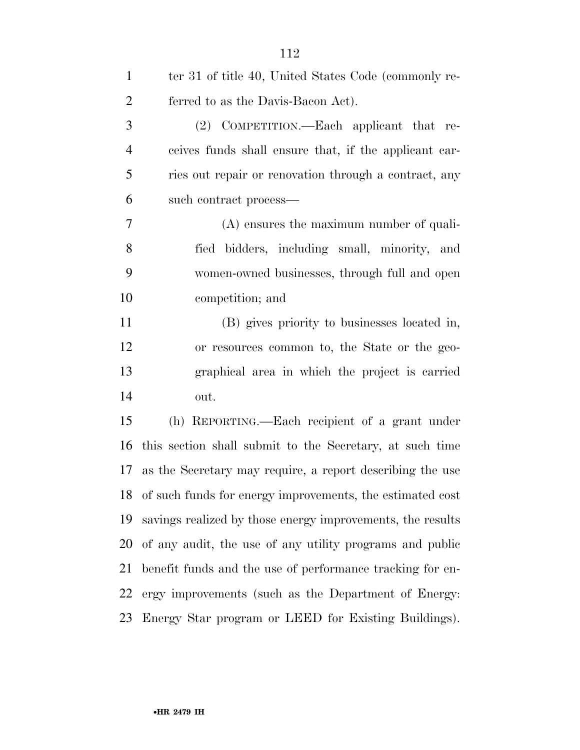ter 31 of title 40, United States Code (commonly referred to as the Davis-Bacon Act).

(2) COMPETITION.—Each applicant that receives funds shall ensure that, if the applicant carries out repair or renovation through a contract, any such contract process—

(A) ensures the maximum number of qualified bidders, including small, minority, and women-owned businesses, through full and open competition; and

(B) gives priority to businesses located in, or resources common to, the State or the geographical area in which the project is carried out.

(h) REPORTING.—Each recipient of a grant under this section shall submit to the Secretary, at such time as the Secretary may require, a report describing the use of such funds for energy improvements, the estimated cost savings realized by those energy improvements, the results of any audit, the use of any utility programs and public benefit funds and the use of performance tracking for energy improvements (such as the Department of Energy: Energy Star program or LEED for Existing Buildings).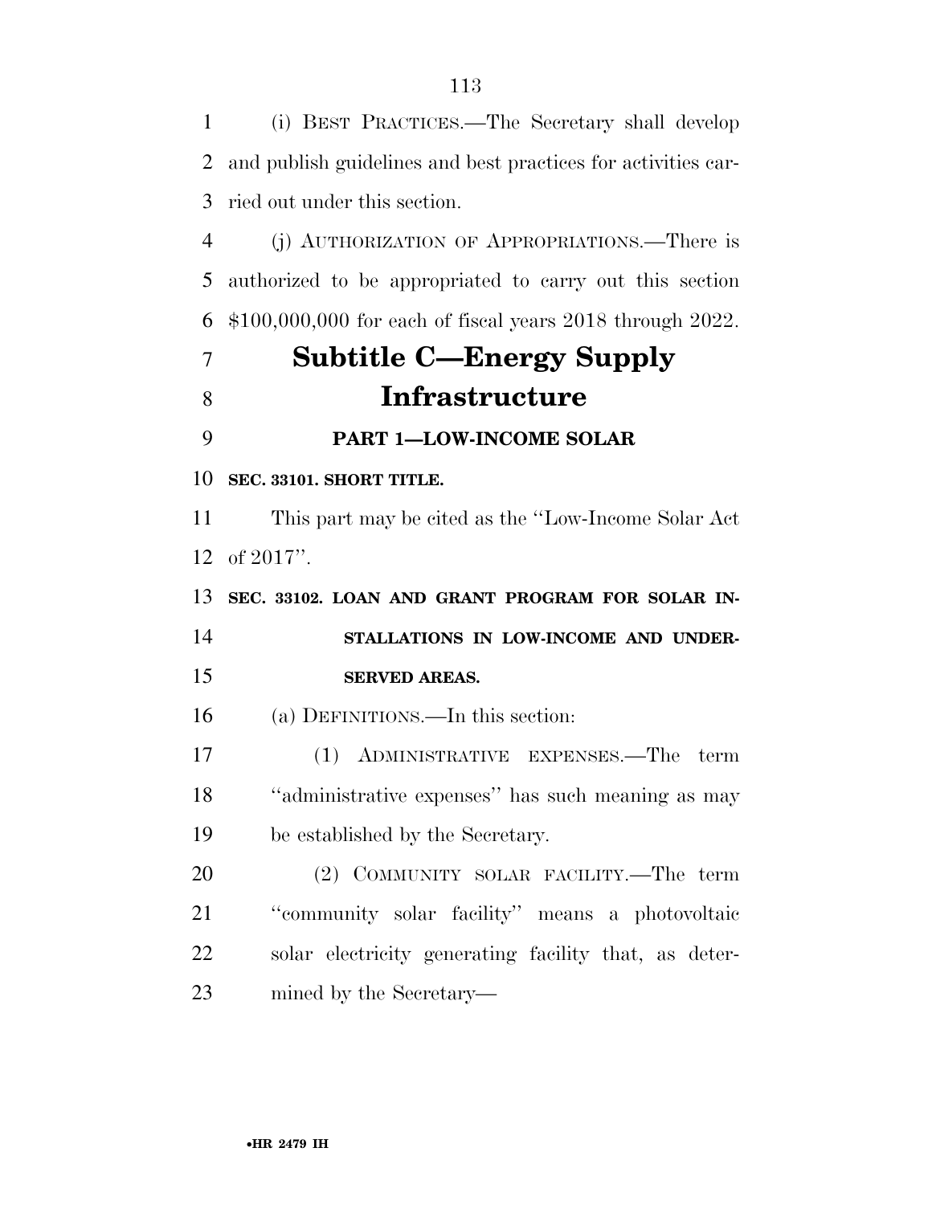(i) BEST PRACTICES.—The Secretary shall develop and publish guidelines and best practices for activities carried out under this section.

(j) AUTHORIZATION OF APPROPRIATIONS.—There is authorized to be appropriated to carry out this section $100,000,000 for each of fiscal years 2018 through 2022.

# Subtitle C—Energy Supply Infrastructure

## PART 1—LOW-INCOME SOLAR

**SEC. 33101. SHORT TITLE.**

This part may be cited as the ''Low-Income Solar Act of 2017''.

**SEC. 33102. LOAN AND GRANT PROGRAM FOR SOLAR INSTALLATIONS IN LOW-INCOME AND UNDERSERVED AREAS.**

(a) DEFINITIONS.—In this section:

(1) ADMINISTRATIVE EXPENSES.—The term ''administrative expenses'' has such meaning as may be established by the Secretary.

(2) COMMUNITY SOLAR FACILITY.—The term ''community solar facility'' means a photovoltaic solar electricity generating facility that, as determined by the Secretary—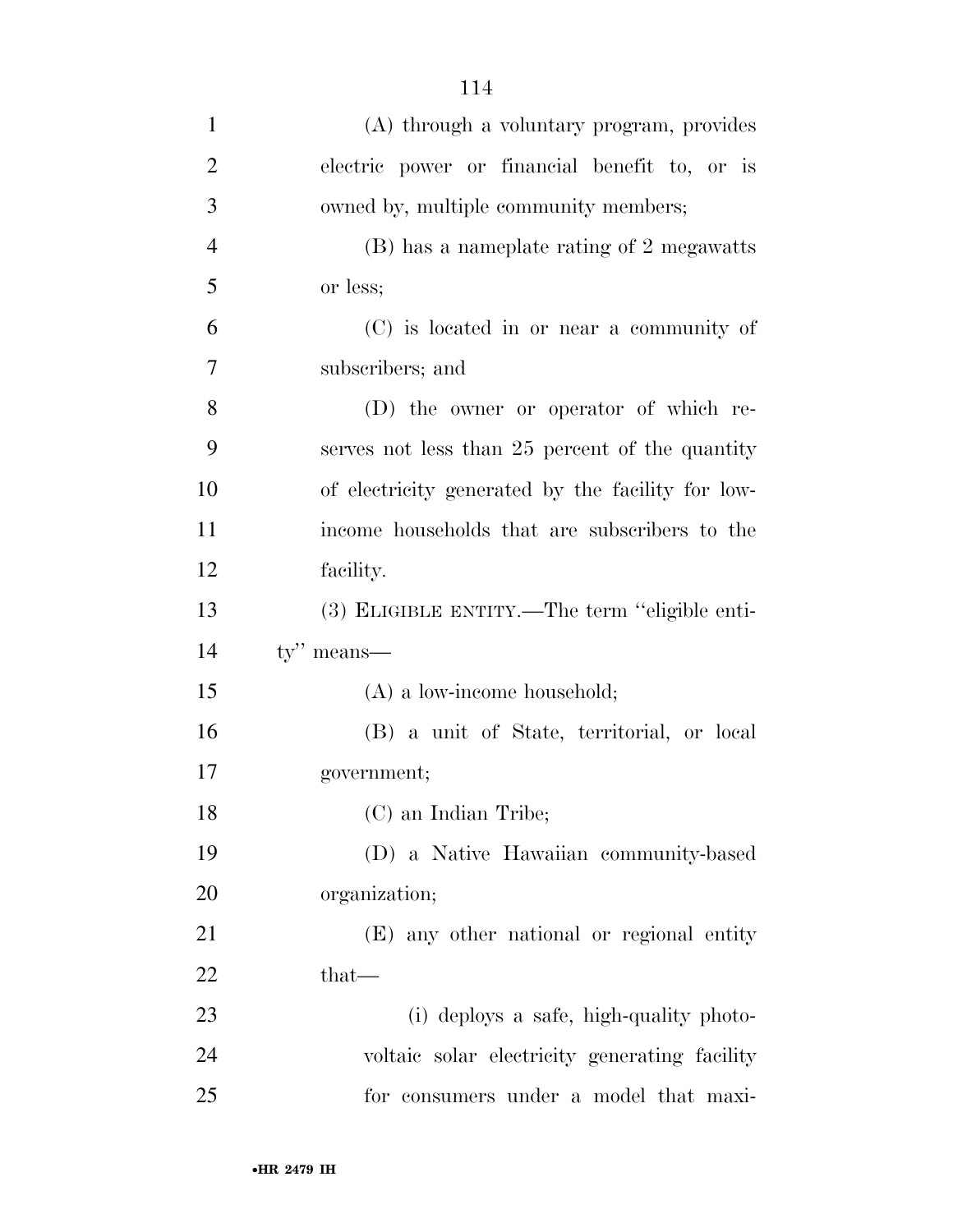(A) through a voluntary program, provides electric power or financial benefit to, or is owned by, multiple community members;

(B) has a nameplate rating of 2 megawatts or less;

(C) is located in or near a community of subscribers; and

(D) the owner or operator of which reserves not less than 25 percent of the quantity of electricity generated by the facility for low-income households that are subscribers to the facility.

(3) ELIGIBLE ENTITY.—The term ''eligible entity'' means—

(A) a low-income household;

(B) a unit of State, territorial, or local government;

(C) an Indian Tribe;

(D) a Native Hawaiian community-based organization;

(E) any other national or regional entity that—

(i) deploys a safe, high-quality photovoltaic solar electricity generating facility for consumers under a model that maxi-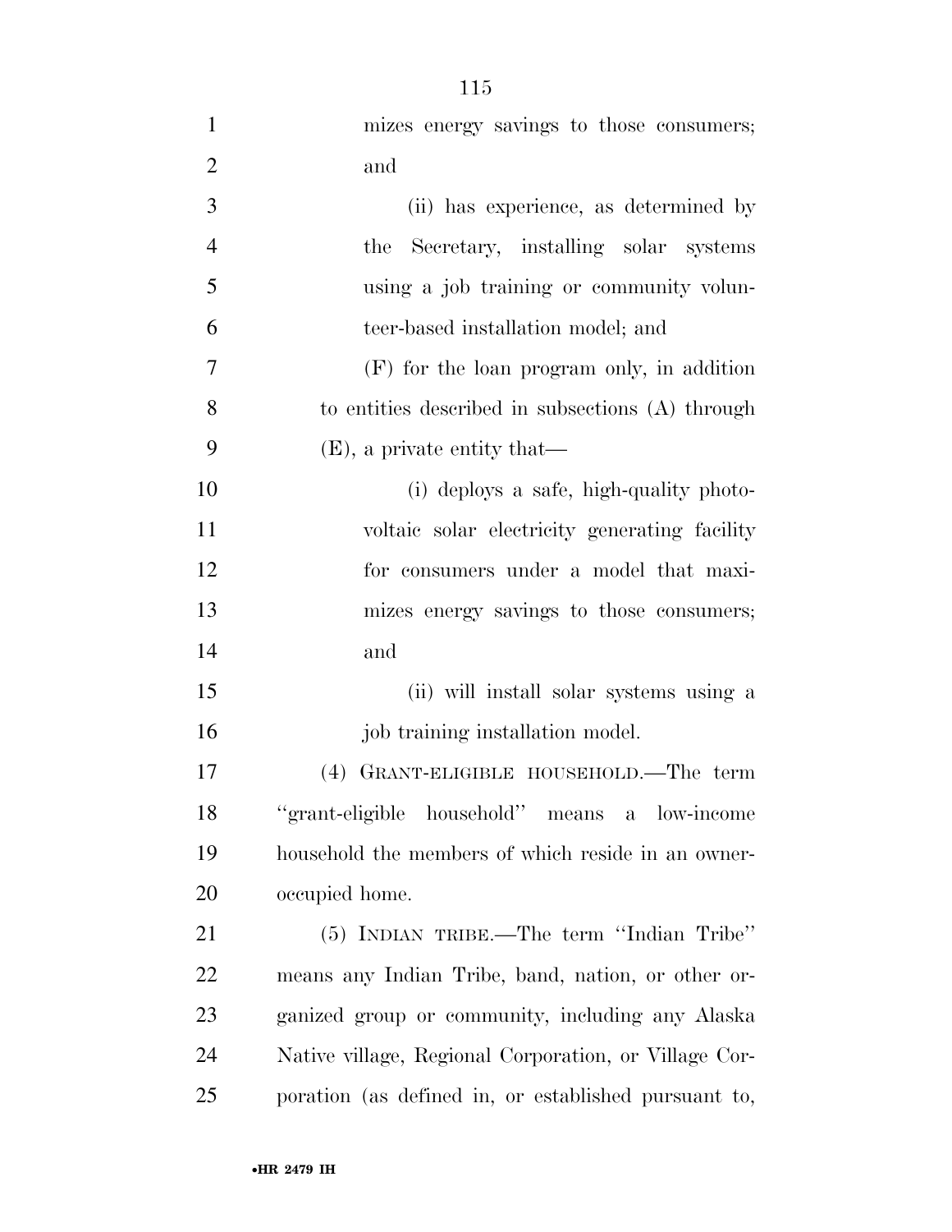mizes energy savings to those consumers; and

(ii) has experience, as determined by the Secretary, installing solar systems using a job training or community volunteer-based installation model; and

(F) for the loan program only, in addition to entities described in subsections (A) through (E), a private entity that—

(i) deploys a safe, high-quality photovoltaic solar electricity generating facility for consumers under a model that maximizes energy savings to those consumers; and

(ii) will install solar systems using a job training installation model.

(4) GRANT-ELIGIBLE HOUSEHOLD.—The term "grant-eligible household" means a low-income household the members of which reside in an owner-occupied home.

(5) INDIAN TRIBE.—The term "Indian Tribe" means any Indian Tribe, band, nation, or other organized group or community, including any Alaska Native village, Regional Corporation, or Village Corporation (as defined in, or established pursuant to,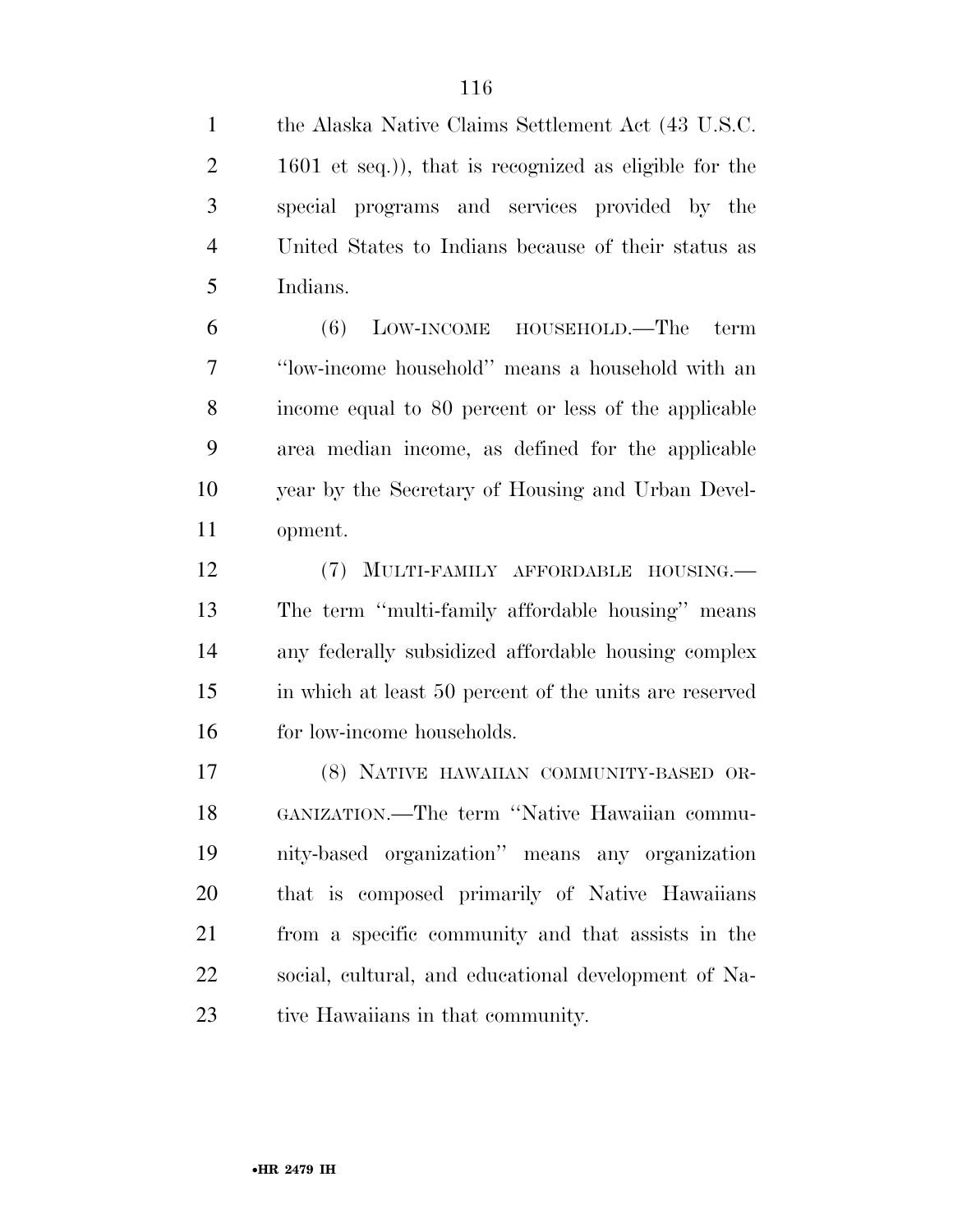the Alaska Native Claims Settlement Act (43 U.S.C. 1601 et seq.)), that is recognized as eligible for the special programs and services provided by the United States to Indians because of their status as Indians.

(6) LOW-INCOME HOUSEHOLD.—The term ''low-income household'' means a household with an income equal to 80 percent or less of the applicable area median income, as defined for the applicable year by the Secretary of Housing and Urban Development.

(7) MULTI-FAMILY AFFORDABLE HOUSING.—The term ''multi-family affordable housing'' means any federally subsidized affordable housing complex in which at least 50 percent of the units are reserved for low-income households.

(8) NATIVE HAWAIIAN COMMUNITY-BASED ORGANIZATION.—The term ''Native Hawaiian community-based organization'' means any organization that is composed primarily of Native Hawaiians from a specific community and that assists in the social, cultural, and educational development of Native Hawaiians in that community.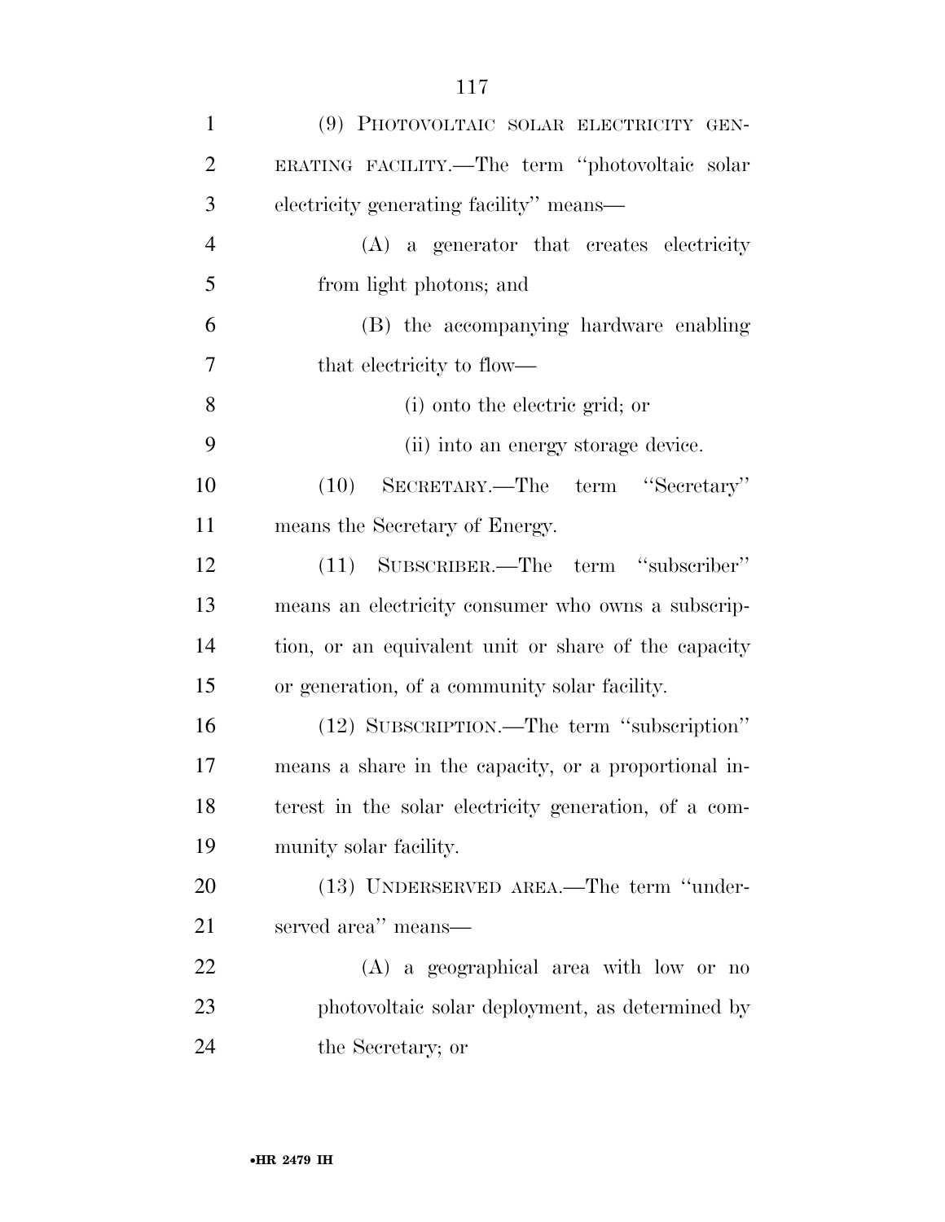(9) PHOTOVOLTAIC SOLAR ELECTRICITY GENERATING FACILITY.—The term ''photovoltaic solar electricity generating facility'' means—

(A) a generator that creates electricity from light photons; and

(B) the accompanying hardware enabling that electricity to flow—

(i) onto the electric grid; or

(ii) into an energy storage device.

(10) SECRETARY.—The term ''Secretary'' means the Secretary of Energy.

(11) SUBSCRIBER.—The term ''subscriber'' means an electricity consumer who owns a subscription, or an equivalent unit or share of the capacity or generation, of a community solar facility.

(12) SUBSCRIPTION.—The term ''subscription'' means a share in the capacity, or a proportional interest in the solar electricity generation, of a community solar facility.

(13) UNDERSERVED AREA.—The term ''underserved area'' means—

(A) a geographical area with low or no photovoltaic solar deployment, as determined by the Secretary; or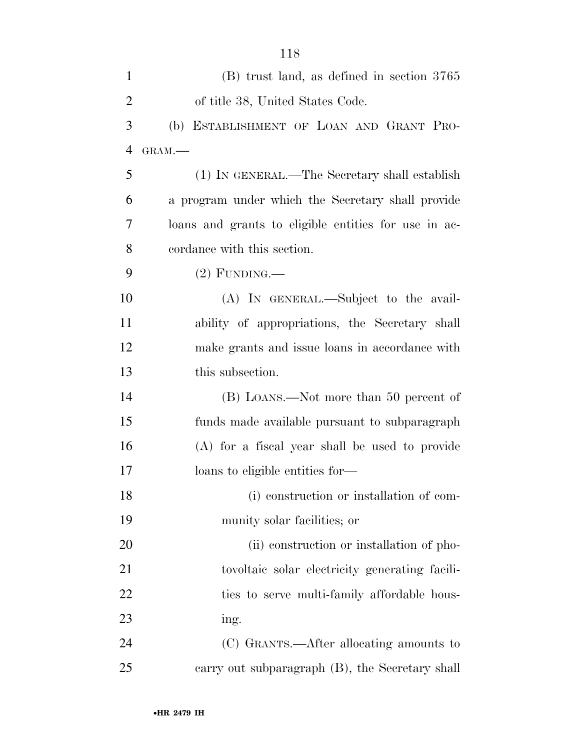(B) trust land, as defined in section 3765 of title 38, United States Code.

(b) ESTABLISHMENT OF LOAN AND GRANT PROGRAM.—

(1) IN GENERAL.—The Secretary shall establish a program under which the Secretary shall provide loans and grants to eligible entities for use in accordance with this section.

(2) FUNDING.—

(A) IN GENERAL.—Subject to the availability of appropriations, the Secretary shall make grants and issue loans in accordance with this subsection.

(B) LOANS.—Not more than 50 percent of funds made available pursuant to subparagraph (A) for a fiscal year shall be used to provide loans to eligible entities for—

(i) construction or installation of community solar facilities; or

(ii) construction or installation of photovoltaic solar electricity generating facilities to serve multi-family affordable housing.

(C) GRANTS.—After allocating amounts to carry out subparagraph (B), the Secretary shall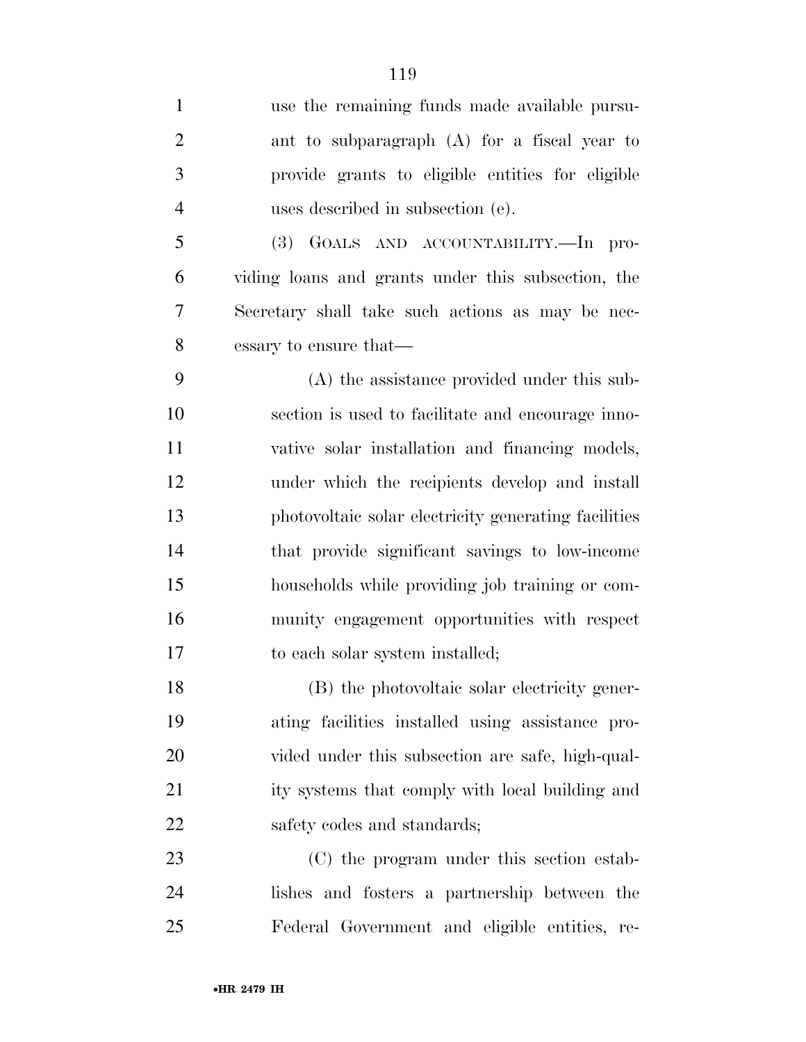use the remaining funds made available pursuant to subparagraph (A) for a fiscal year to provide grants to eligible entities for eligible uses described in subsection (e).

(3) GOALS AND ACCOUNTABILITY.—In providing loans and grants under this subsection, the Secretary shall take such actions as may be necessary to ensure that—

(A) the assistance provided under this subsection is used to facilitate and encourage innovative solar installation and financing models, under which the recipients develop and install photovoltaic solar electricity generating facilities that provide significant savings to low-income households while providing job training or community engagement opportunities with respect to each solar system installed;

(B) the photovoltaic solar electricity generating facilities installed using assistance provided under this subsection are safe, high-quality systems that comply with local building and safety codes and standards;

(C) the program under this section establishes and fosters a partnership between the Federal Government and eligible entities, re-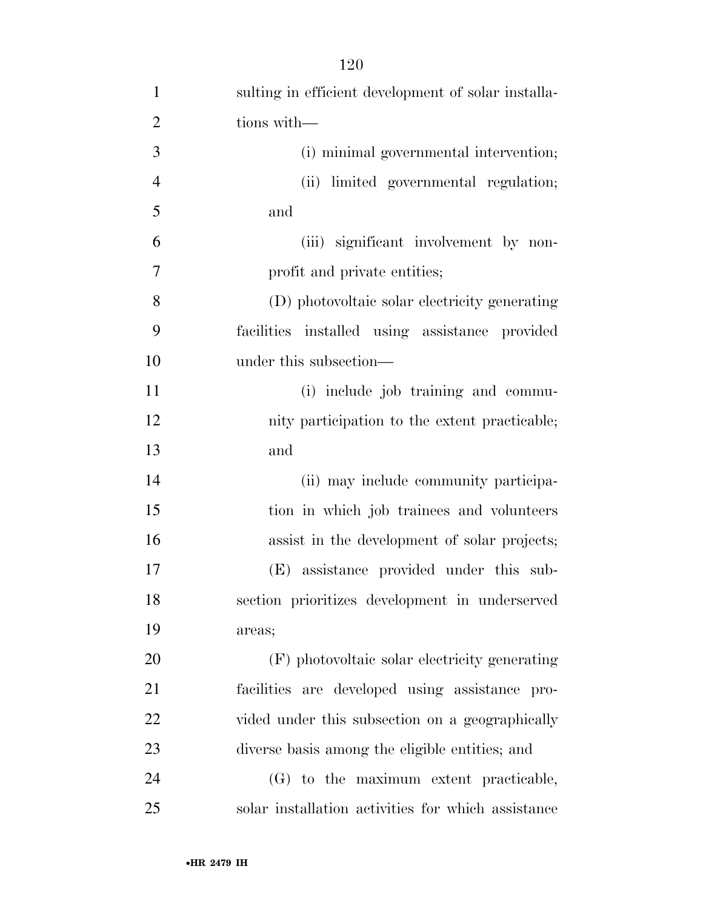sulting in efficient development of solar installations with—

(i) minimal governmental intervention;

(ii) limited governmental regulation; and

(iii) significant involvement by non-profit and private entities;

(D) photovoltaic solar electricity generating facilities installed using assistance provided under this subsection—

(i) include job training and community participation to the extent practicable; and

(ii) may include community participation in which job trainees and volunteers assist in the development of solar projects;

(E) assistance provided under this subsection prioritizes development in underserved areas;

(F) photovoltaic solar electricity generating facilities are developed using assistance provided under this subsection on a geographically diverse basis among the eligible entities; and

(G) to the maximum extent practicable, solar installation activities for which assistance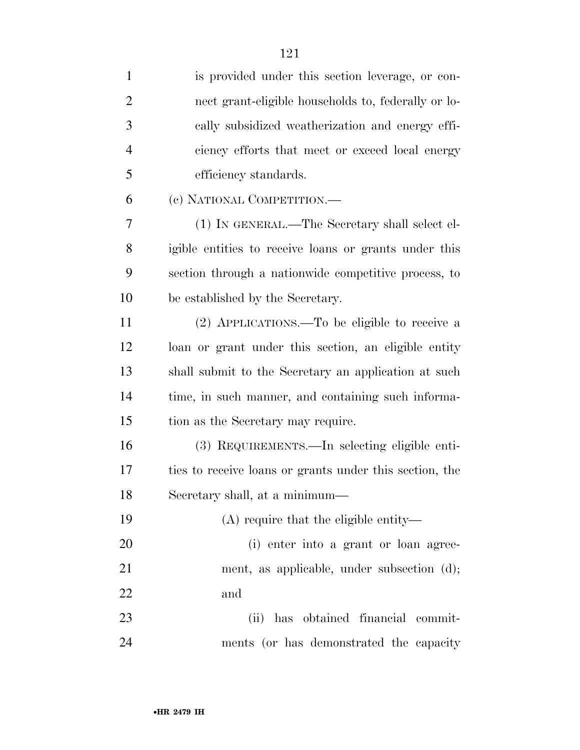is provided under this section leverage, or connect grant-eligible households to, federally or locally subsidized weatherization and energy efficiency efforts that meet or exceed local energy efficiency standards.

(c) NATIONAL COMPETITION.—

(1) IN GENERAL.—The Secretary shall select eligible entities to receive loans or grants under this section through a nationwide competitive process, to be established by the Secretary.

(2) APPLICATIONS.—To be eligible to receive a loan or grant under this section, an eligible entity shall submit to the Secretary an application at such time, in such manner, and containing such information as the Secretary may require.

(3) REQUIREMENTS.—In selecting eligible entities to receive loans or grants under this section, the Secretary shall, at a minimum—

(A) require that the eligible entity—

(i) enter into a grant or loan agreement, as applicable, under subsection (d); and

(ii) has obtained financial commitments (or has demonstrated the capacity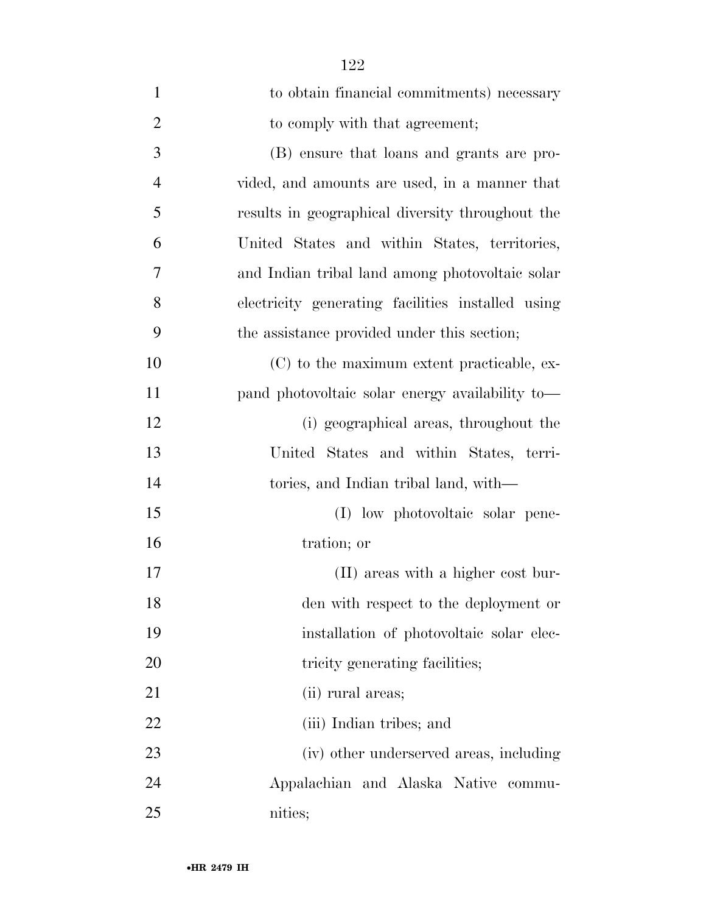to obtain financial commitments) necessary to comply with that agreement;

(B) ensure that loans and grants are provided, and amounts are used, in a manner that results in geographical diversity throughout the United States and within States, territories, and Indian tribal land among photovoltaic solar electricity generating facilities installed using the assistance provided under this section;

(C) to the maximum extent practicable, expand photovoltaic solar energy availability to—

(i) geographical areas, throughout the United States and within States, territories, and Indian tribal land, with—

(I) low photovoltaic solar penetration; or

(II) areas with a higher cost burden with respect to the deployment or installation of photovoltaic solar electricity generating facilities;

(ii) rural areas;

(iii) Indian tribes; and

(iv) other underserved areas, including Appalachian and Alaska Native communities;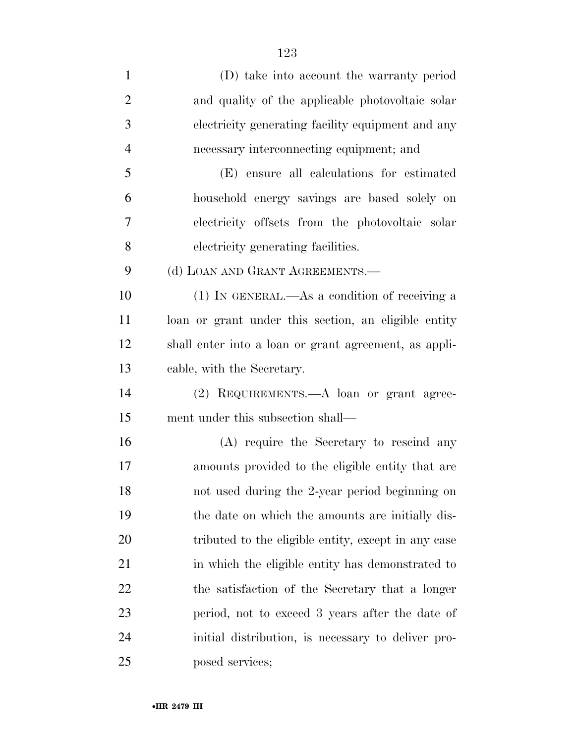(D) take into account the warranty period and quality of the applicable photovoltaic solar electricity generating facility equipment and any necessary interconnecting equipment; and

(E) ensure all calculations for estimated household energy savings are based solely on electricity offsets from the photovoltaic solar electricity generating facilities.

(d) LOAN AND GRANT AGREEMENTS.—

(1) IN GENERAL.—As a condition of receiving a loan or grant under this section, an eligible entity shall enter into a loan or grant agreement, as applicable, with the Secretary.

(2) REQUIREMENTS.—A loan or grant agreement under this subsection shall—

(A) require the Secretary to rescind any amounts provided to the eligible entity that are not used during the 2-year period beginning on the date on which the amounts are initially distributed to the eligible entity, except in any case in which the eligible entity has demonstrated to the satisfaction of the Secretary that a longer period, not to exceed 3 years after the date of initial distribution, is necessary to deliver proposed services;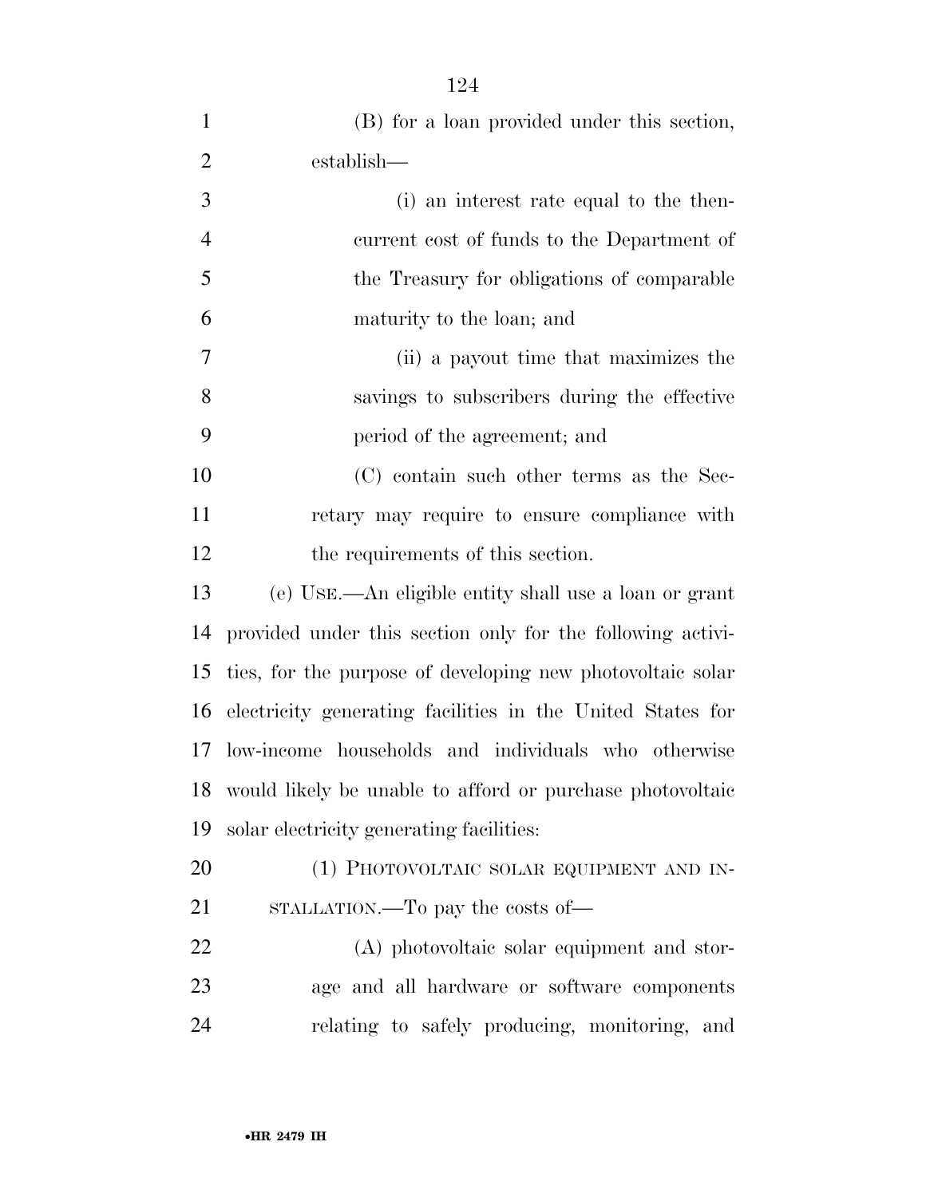(B) for a loan provided under this section, establish—

(i) an interest rate equal to the then-current cost of funds to the Department of the Treasury for obligations of comparable maturity to the loan; and

(ii) a payout time that maximizes the savings to subscribers during the effective period of the agreement; and

(C) contain such other terms as the Secretary may require to ensure compliance with the requirements of this section.

(e) USE.—An eligible entity shall use a loan or grant provided under this section only for the following activities, for the purpose of developing new photovoltaic solar electricity generating facilities in the United States for low-income households and individuals who otherwise would likely be unable to afford or purchase photovoltaic solar electricity generating facilities:

(1) PHOTOVOLTAIC SOLAR EQUIPMENT AND INSTALLATION.—To pay the costs of—

(A) photovoltaic solar equipment and storage and all hardware or software components relating to safely producing, monitoring, and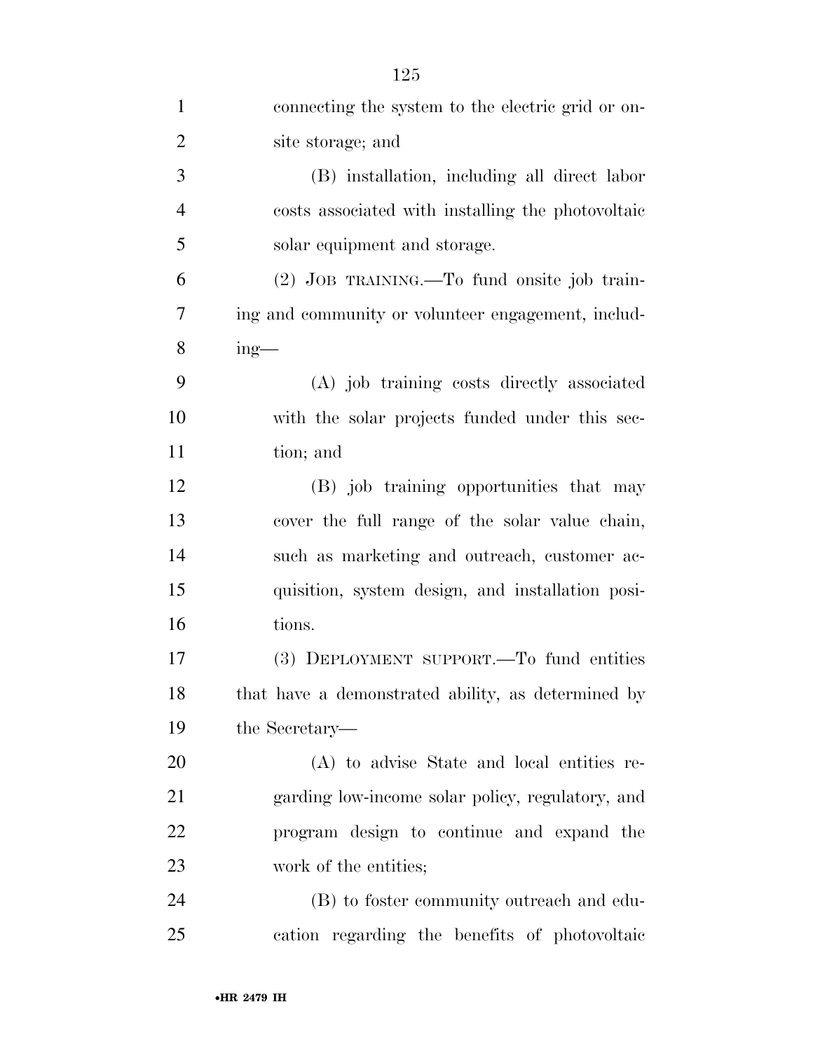connecting the system to the electric grid or onsite storage; and

(B) installation, including all direct labor costs associated with installing the photovoltaic solar equipment and storage.

(2) JOB TRAINING.—To fund onsite job training and community or volunteer engagement, including—

(A) job training costs directly associated with the solar projects funded under this section; and

(B) job training opportunities that may cover the full range of the solar value chain, such as marketing and outreach, customer acquisition, system design, and installation positions.

(3) DEPLOYMENT SUPPORT.—To fund entities that have a demonstrated ability, as determined by the Secretary—

(A) to advise State and local entities regarding low-income solar policy, regulatory, and program design to continue and expand the work of the entities;

(B) to foster community outreach and education regarding the benefits of photovoltaic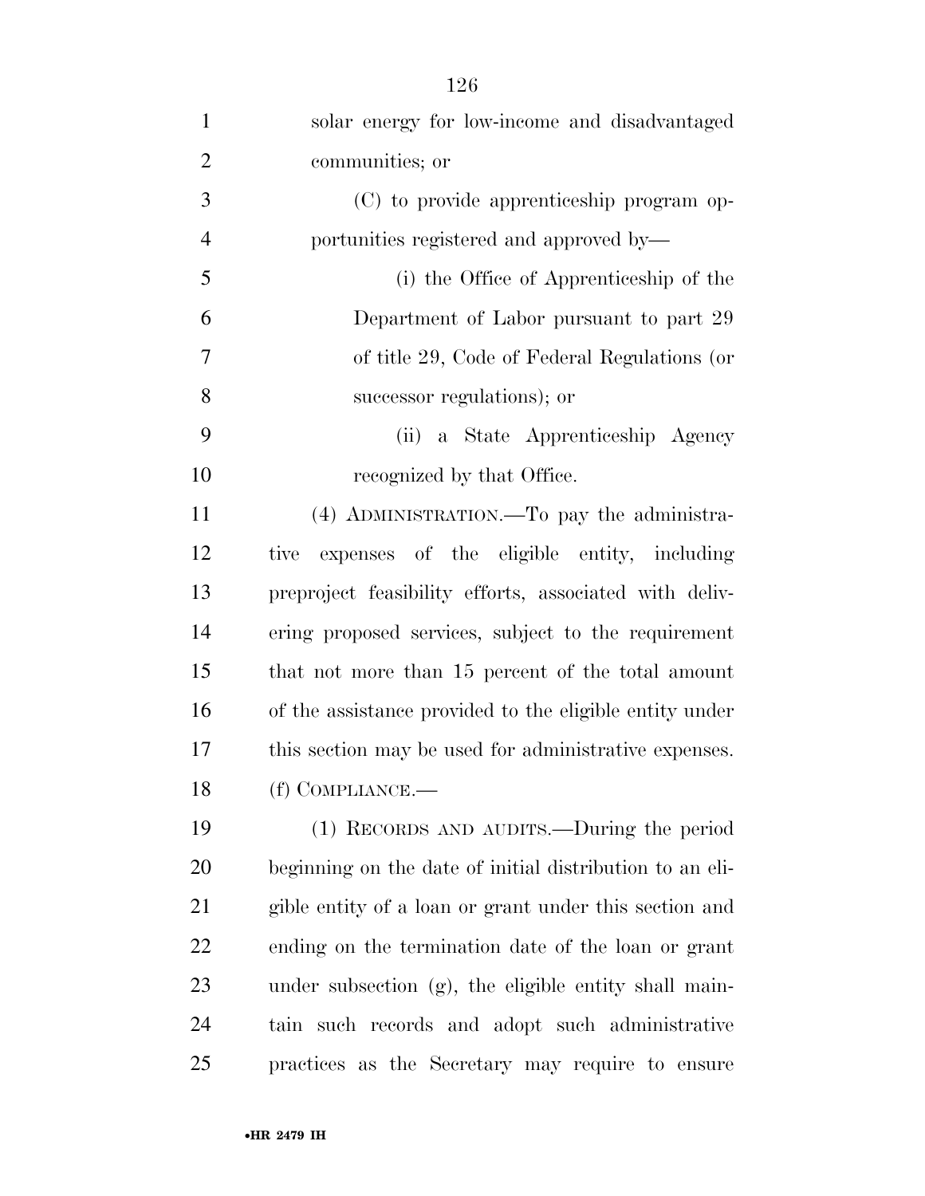solar energy for low-income and disadvantaged communities; or

(C) to provide apprenticeship program opportunities registered and approved by—

(i) the Office of Apprenticeship of the Department of Labor pursuant to part 29 of title 29, Code of Federal Regulations (or successor regulations); or

(ii) a State Apprenticeship Agency recognized by that Office.

(4) ADMINISTRATION.—To pay the administrative expenses of the eligible entity, including preproject feasibility efforts, associated with delivering proposed services, subject to the requirement that not more than 15 percent of the total amount of the assistance provided to the eligible entity under this section may be used for administrative expenses.

(f) COMPLIANCE.—

(1) RECORDS AND AUDITS.—During the period beginning on the date of initial distribution to an eligible entity of a loan or grant under this section and ending on the termination date of the loan or grant under subsection (g), the eligible entity shall maintain such records and adopt such administrative practices as the Secretary may require to ensure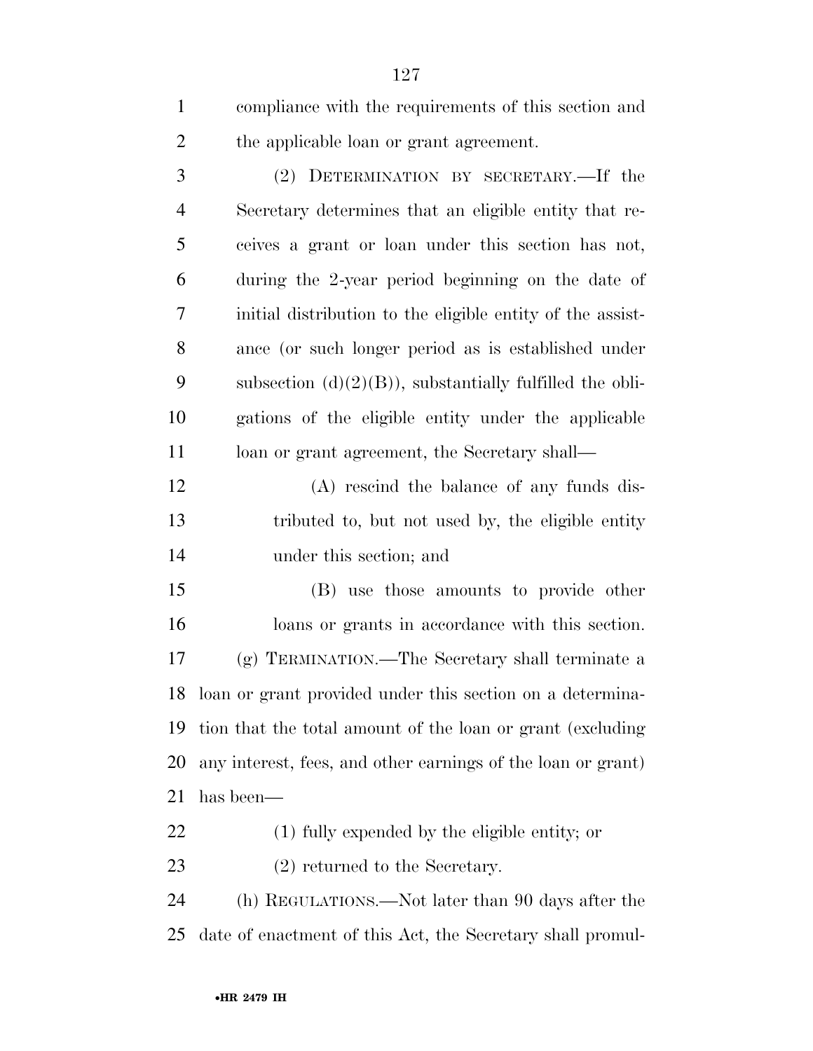compliance with the requirements of this section and the applicable loan or grant agreement.

(2) DETERMINATION BY SECRETARY.—If the Secretary determines that an eligible entity that receives a grant or loan under this section has not, during the 2-year period beginning on the date of initial distribution to the eligible entity of the assistance (or such longer period as is established under subsection (d)(2)(B)), substantially fulfilled the obligations of the eligible entity under the applicable loan or grant agreement, the Secretary shall—

(A) rescind the balance of any funds distributed to, but not used by, the eligible entity under this section; and

(B) use those amounts to provide other loans or grants in accordance with this section.

(g) TERMINATION.—The Secretary shall terminate a loan or grant provided under this section on a determination that the total amount of the loan or grant (excluding any interest, fees, and other earnings of the loan or grant) has been—

(1) fully expended by the eligible entity; or

(2) returned to the Secretary.

(h) REGULATIONS.—Not later than 90 days after the date of enactment of this Act, the Secretary shall promul-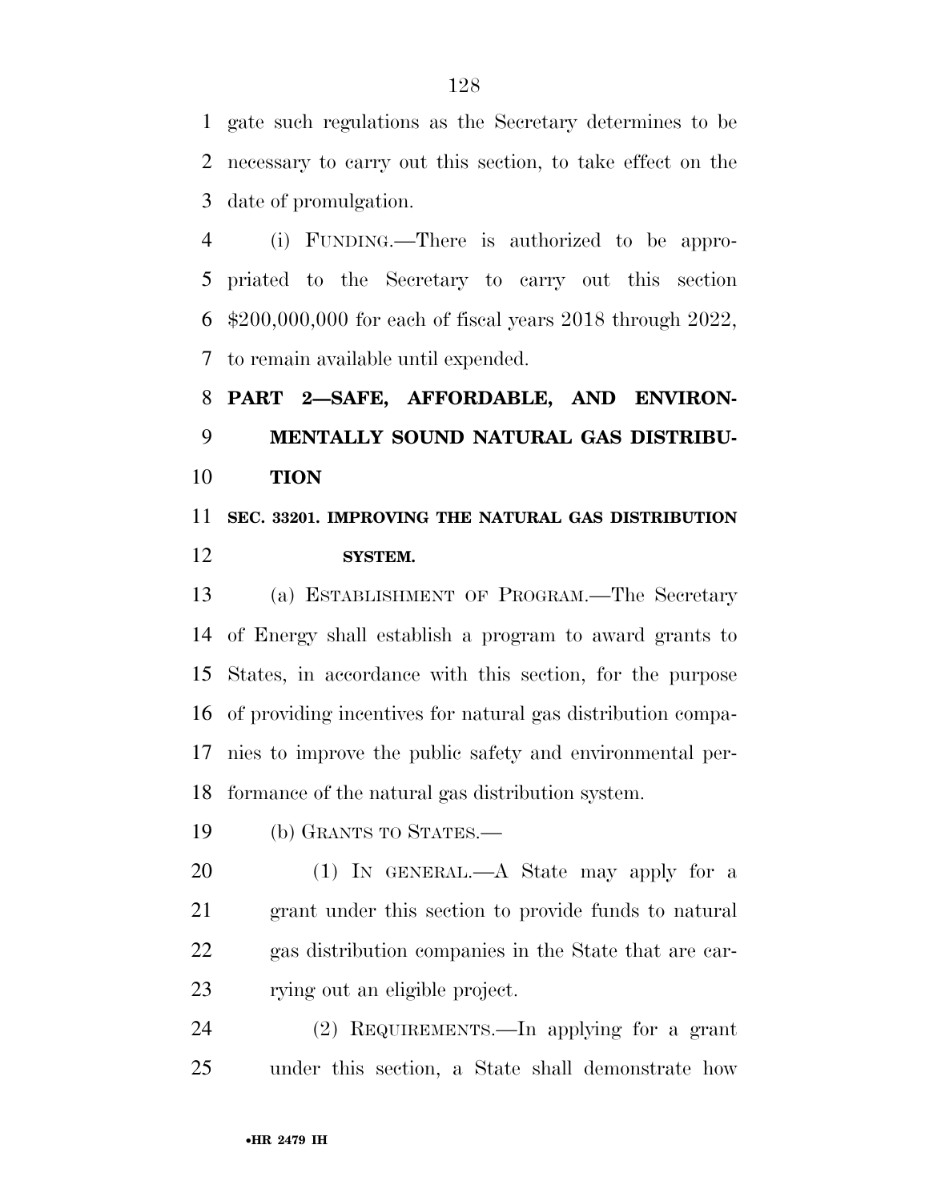gate such regulations as the Secretary determines to be necessary to carry out this section, to take effect on the date of promulgation.

(i) FUNDING.—There is authorized to be appropriated to the Secretary to carry out this section $200,000,000 for each of fiscal years 2018 through 2022, to remain available until expended.

## PART 2—SAFE, AFFORDABLE, AND ENVIRONMENTALLY SOUND NATURAL GAS DISTRIBUTION

### SEC. 33201. IMPROVING THE NATURAL GAS DISTRIBUTION SYSTEM.

(a) ESTABLISHMENT OF PROGRAM.—The Secretary of Energy shall establish a program to award grants to States, in accordance with this section, for the purpose of providing incentives for natural gas distribution companies to improve the public safety and environmental performance of the natural gas distribution system.

(b) GRANTS TO STATES.—

(1) IN GENERAL.—A State may apply for a grant under this section to provide funds to natural gas distribution companies in the State that are carrying out an eligible project.

(2) REQUIREMENTS.—In applying for a grant under this section, a State shall demonstrate how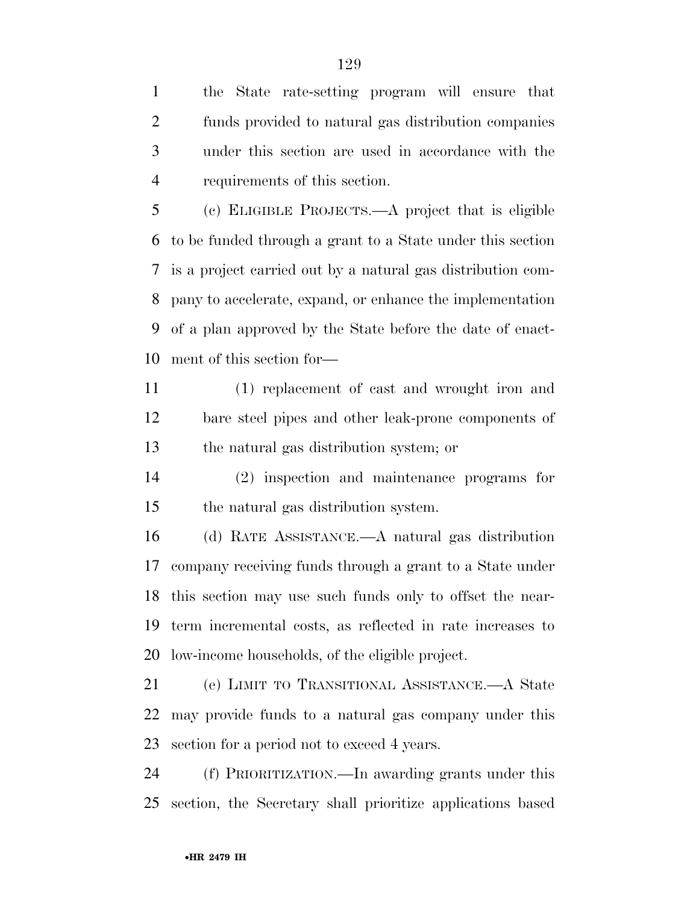the State rate-setting program will ensure that funds provided to natural gas distribution companies under this section are used in accordance with the requirements of this section.

(c) ELIGIBLE PROJECTS.—A project that is eligible to be funded through a grant to a State under this section is a project carried out by a natural gas distribution company to accelerate, expand, or enhance the implementation of a plan approved by the State before the date of enactment of this section for—

(1) replacement of cast and wrought iron and bare steel pipes and other leak-prone components of the natural gas distribution system; or

(2) inspection and maintenance programs for the natural gas distribution system.

(d) RATE ASSISTANCE.—A natural gas distribution company receiving funds through a grant to a State under this section may use such funds only to offset the near-term incremental costs, as reflected in rate increases to low-income households, of the eligible project.

(e) LIMIT TO TRANSITIONAL ASSISTANCE.—A State may provide funds to a natural gas company under this section for a period not to exceed 4 years.

(f) PRIORITIZATION.—In awarding grants under this section, the Secretary shall prioritize applications based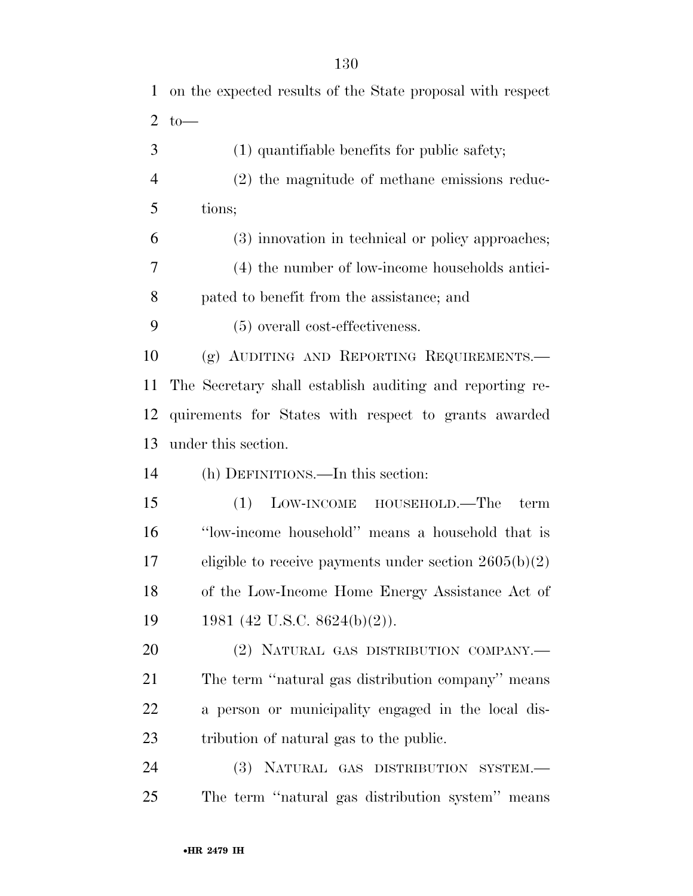on the expected results of the State proposal with respect to—

(1) quantifiable benefits for public safety;

(2) the magnitude of methane emissions reductions;

(3) innovation in technical or policy approaches;

(4) the number of low-income households anticipated to benefit from the assistance; and

(5) overall cost-effectiveness.

(g) AUDITING AND REPORTING REQUIREMENTS.—The Secretary shall establish auditing and reporting requirements for States with respect to grants awarded under this section.

(h) DEFINITIONS.—In this section:

(1) LOW-INCOME HOUSEHOLD.—The term ''low-income household'' means a household that is eligible to receive payments under section 2605(b)(2) of the Low-Income Home Energy Assistance Act of 1981 (42 U.S.C. 8624(b)(2)).

(2) NATURAL GAS DISTRIBUTION COMPANY.—The term ''natural gas distribution company'' means a person or municipality engaged in the local distribution of natural gas to the public.

(3) NATURAL GAS DISTRIBUTION SYSTEM.—The term ''natural gas distribution system'' means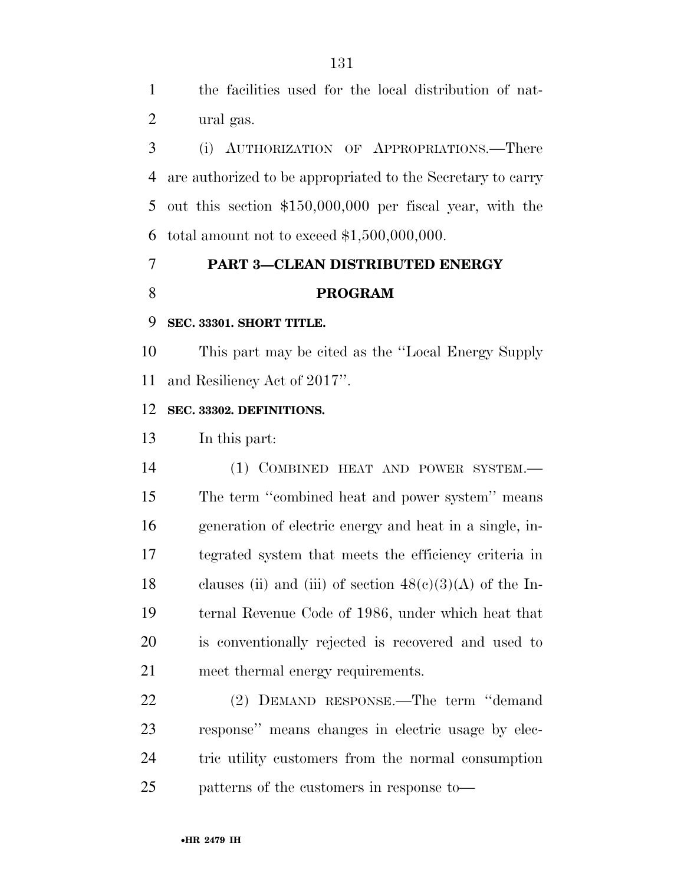the facilities used for the local distribution of natural gas.

(i) AUTHORIZATION OF APPROPRIATIONS.—There are authorized to be appropriated to the Secretary to carry out this section $150,000,000 per fiscal year, with the total amount not to exceed $1,500,000,000.

## PART 3—CLEAN DISTRIBUTED ENERGY PROGRAM

### SEC. 33301. SHORT TITLE.

This part may be cited as the ''Local Energy Supply and Resiliency Act of 2017''.

### SEC. 33302. DEFINITIONS.

In this part:

(1) COMBINED HEAT AND POWER SYSTEM.—The term ''combined heat and power system'' means generation of electric energy and heat in a single, integrated system that meets the efficiency criteria in clauses (ii) and (iii) of section 48(c)(3)(A) of the Internal Revenue Code of 1986, under which heat that is conventionally rejected is recovered and used to meet thermal energy requirements.

(2) DEMAND RESPONSE.—The term ''demand response'' means changes in electric usage by electric utility customers from the normal consumption patterns of the customers in response to—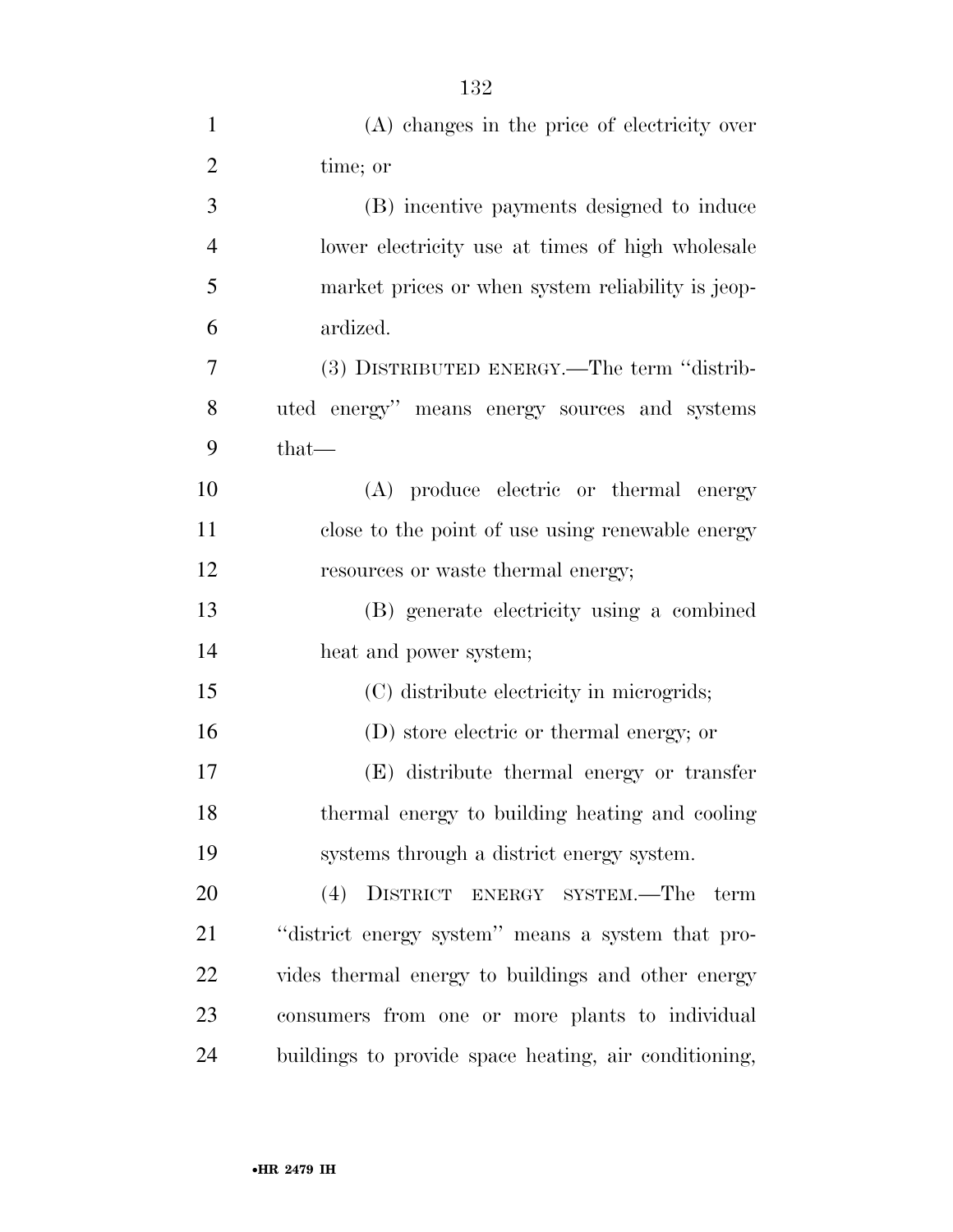(A) changes in the price of electricity over time; or

(B) incentive payments designed to induce lower electricity use at times of high wholesale market prices or when system reliability is jeopardized.

(3) DISTRIBUTED ENERGY.—The term ''distributed energy'' means energy sources and systems that—

(A) produce electric or thermal energy close to the point of use using renewable energy resources or waste thermal energy;

(B) generate electricity using a combined heat and power system;

(C) distribute electricity in microgrids;

(D) store electric or thermal energy; or

(E) distribute thermal energy or transfer thermal energy to building heating and cooling systems through a district energy system.

(4) DISTRICT ENERGY SYSTEM.—The term ''district energy system'' means a system that provides thermal energy to buildings and other energy consumers from one or more plants to individual buildings to provide space heating, air conditioning,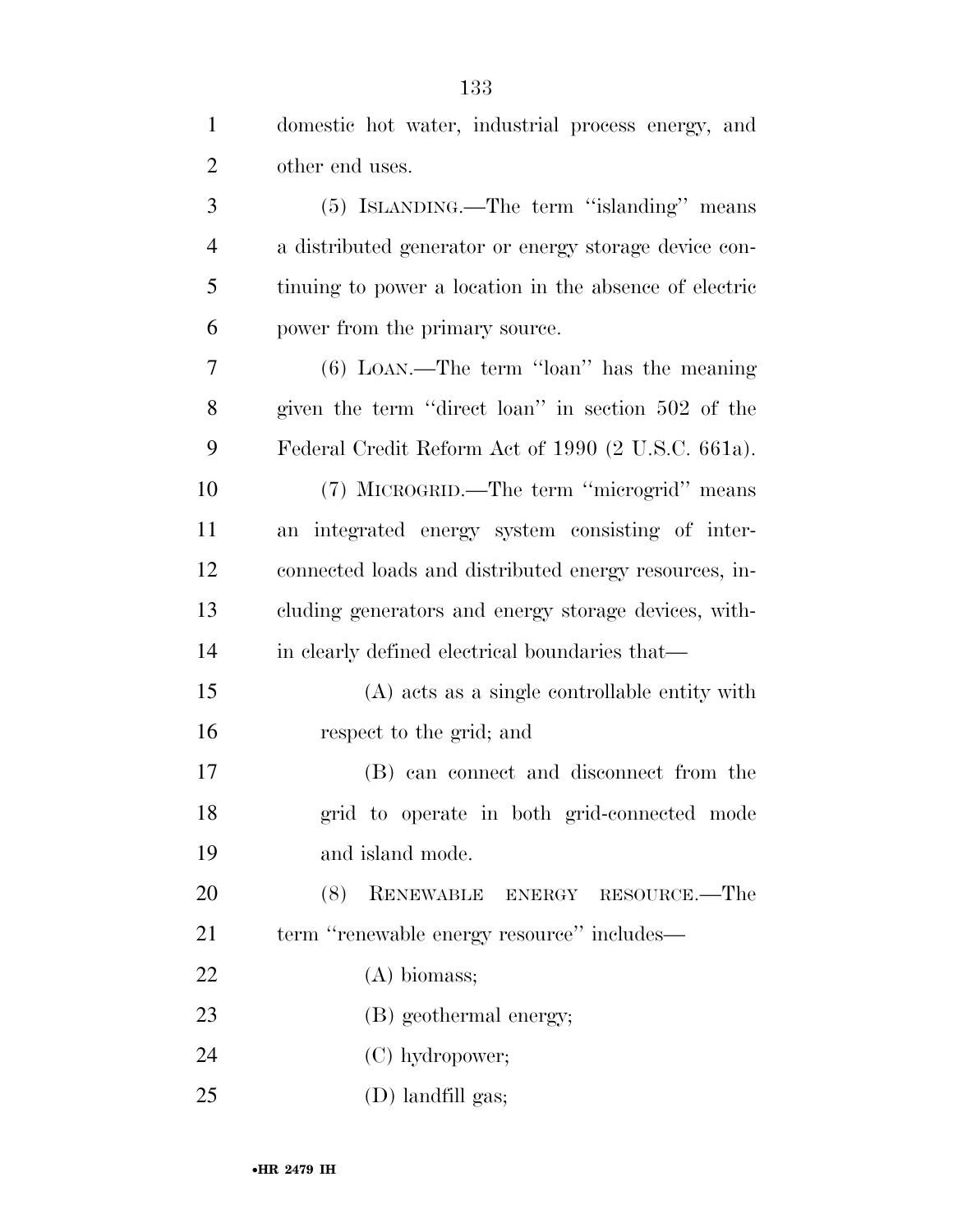domestic hot water, industrial process energy, and other end uses.

(5) ISLANDING.—The term ''islanding'' means a distributed generator or energy storage device continuing to power a location in the absence of electric power from the primary source.

(6) LOAN.—The term ''loan'' has the meaning given the term ''direct loan'' in section 502 of the Federal Credit Reform Act of 1990 (2 U.S.C. 661a).

(7) MICROGRID.—The term ''microgrid'' means an integrated energy system consisting of interconnected loads and distributed energy resources, including generators and energy storage devices, within clearly defined electrical boundaries that—

(A) acts as a single controllable entity with respect to the grid; and

(B) can connect and disconnect from the grid to operate in both grid-connected mode and island mode.

(8) RENEWABLE ENERGY RESOURCE.—The term ''renewable energy resource'' includes—

(A) biomass;

(B) geothermal energy;

(C) hydropower;

(D) landfill gas;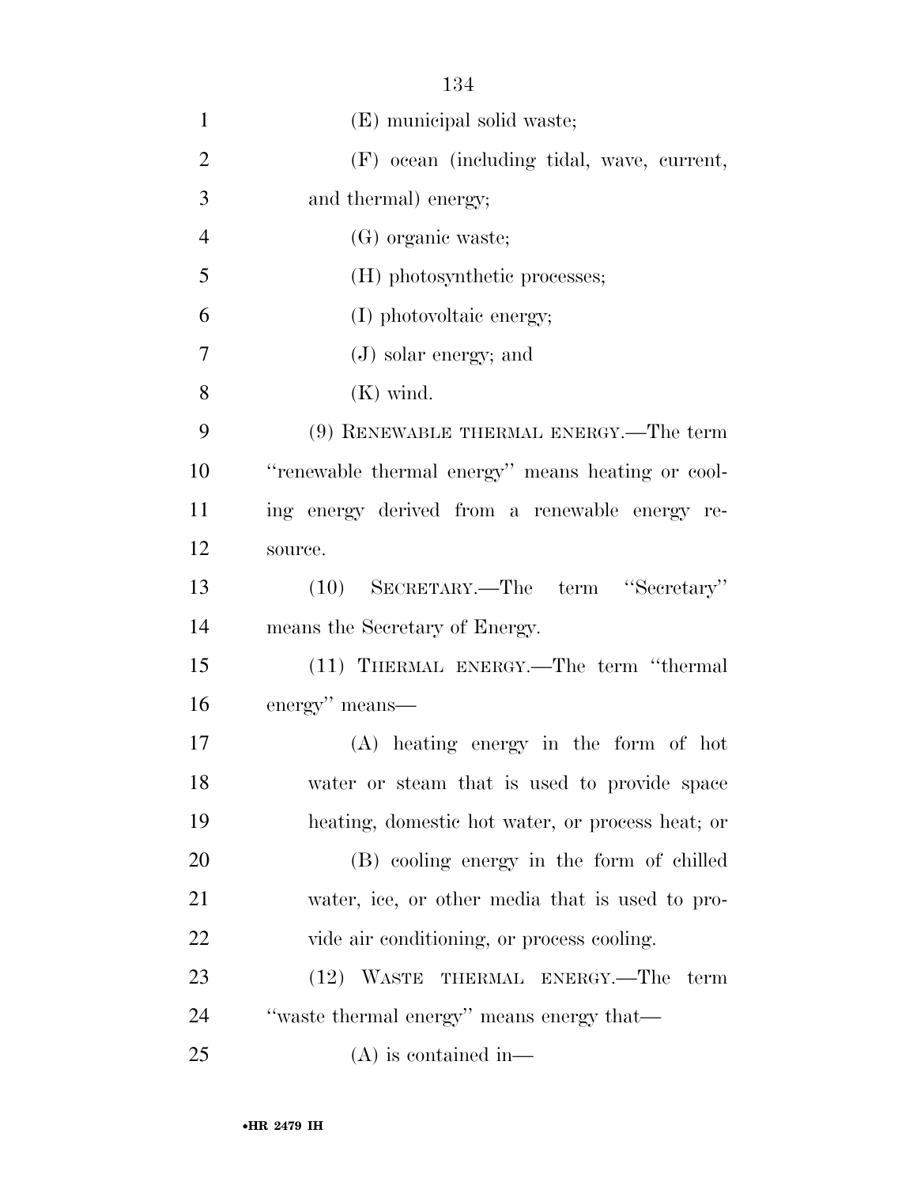(E) municipal solid waste;

(F) ocean (including tidal, wave, current, and thermal) energy;

(G) organic waste;

(H) photosynthetic processes;

(I) photovoltaic energy;

(J) solar energy; and

(K) wind.

(9) RENEWABLE THERMAL ENERGY.—The term ''renewable thermal energy'' means heating or cooling energy derived from a renewable energy resource.

(10) SECRETARY.—The term ''Secretary'' means the Secretary of Energy.

(11) THERMAL ENERGY.—The term ''thermal energy'' means—

(A) heating energy in the form of hot water or steam that is used to provide space heating, domestic hot water, or process heat; or

(B) cooling energy in the form of chilled water, ice, or other media that is used to provide air conditioning, or process cooling.

(12) WASTE THERMAL ENERGY.—The term ''waste thermal energy'' means energy that—

(A) is contained in—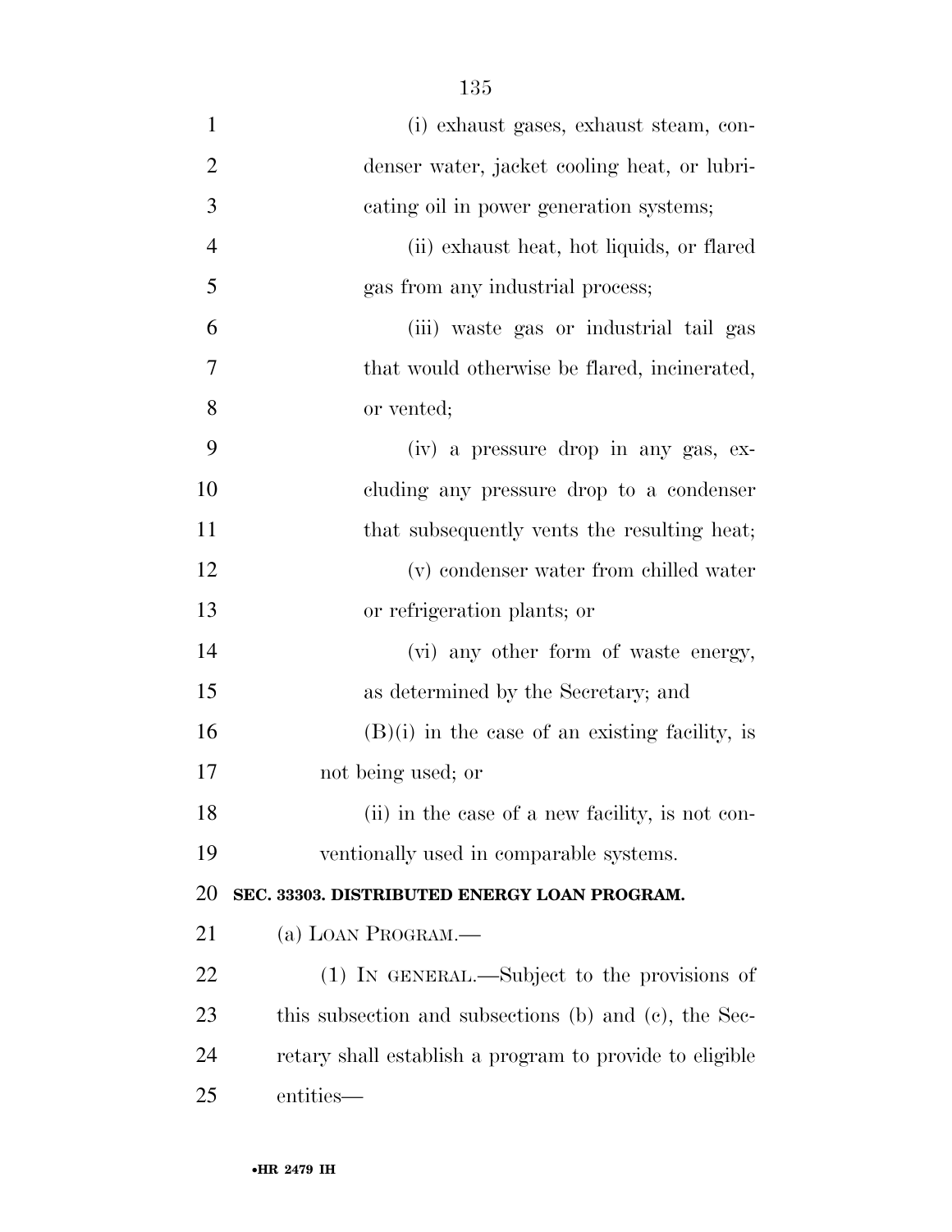(i) exhaust gases, exhaust steam, condenser water, jacket cooling heat, or lubricating oil in power generation systems;

(ii) exhaust heat, hot liquids, or flared gas from any industrial process;

(iii) waste gas or industrial tail gas that would otherwise be flared, incinerated, or vented;

(iv) a pressure drop in any gas, excluding any pressure drop to a condenser that subsequently vents the resulting heat;

(v) condenser water from chilled water or refrigeration plants; or

(vi) any other form of waste energy, as determined by the Secretary; and

(B)(i) in the case of an existing facility, is not being used; or

(ii) in the case of a new facility, is not conventionally used in comparable systems.

**SEC. 33303. DISTRIBUTED ENERGY LOAN PROGRAM.**

(a) LOAN PROGRAM.—

(1) IN GENERAL.—Subject to the provisions of this subsection and subsections (b) and (c), the Secretary shall establish a program to provide to eligible entities—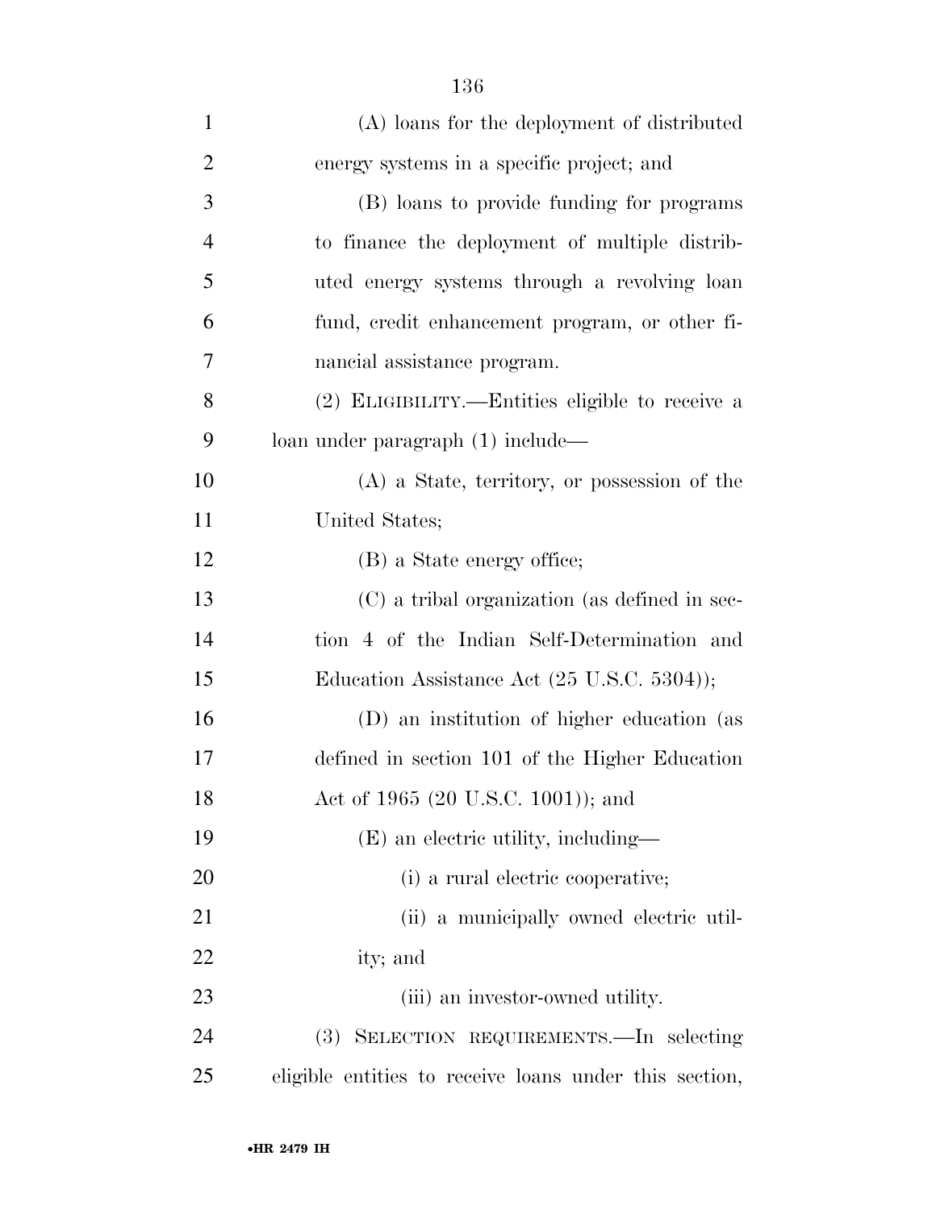(A) loans for the deployment of distributed energy systems in a specific project; and

(B) loans to provide funding for programs to finance the deployment of multiple distributed energy systems through a revolving loan fund, credit enhancement program, or other financial assistance program.

(2) ELIGIBILITY.—Entities eligible to receive a loan under paragraph (1) include—

(A) a State, territory, or possession of the United States;

(B) a State energy office;

(C) a tribal organization (as defined in section 4 of the Indian Self-Determination and Education Assistance Act (25 U.S.C. 5304));

(D) an institution of higher education (as defined in section 101 of the Higher Education Act of 1965 (20 U.S.C. 1001)); and

(E) an electric utility, including—

(i) a rural electric cooperative;

(ii) a municipally owned electric utility; and

(iii) an investor-owned utility.

(3) SELECTION REQUIREMENTS.—In selecting eligible entities to receive loans under this section,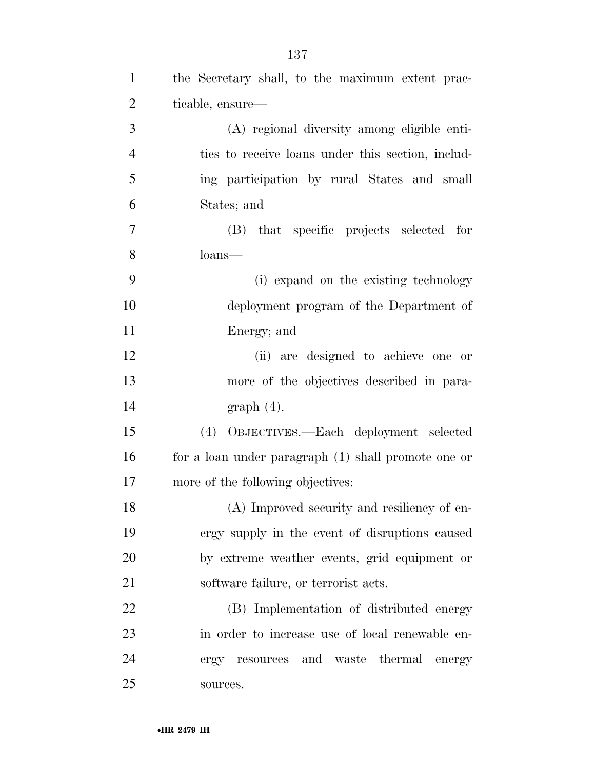the Secretary shall, to the maximum extent practicable, ensure—

(A) regional diversity among eligible entities to receive loans under this section, including participation by rural States and small States; and

(B) that specific projects selected for loans—

(i) expand on the existing technology deployment program of the Department of Energy; and

(ii) are designed to achieve one or more of the objectives described in paragraph (4).

(4) OBJECTIVES.—Each deployment selected for a loan under paragraph (1) shall promote one or more of the following objectives:

(A) Improved security and resiliency of energy supply in the event of disruptions caused by extreme weather events, grid equipment or software failure, or terrorist acts.

(B) Implementation of distributed energy in order to increase use of local renewable energy resources and waste thermal energy sources.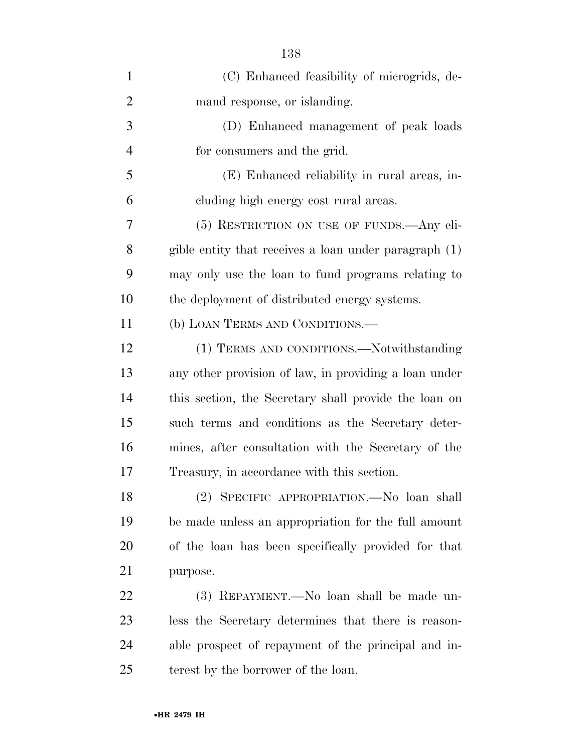(C) Enhanced feasibility of microgrids, demand response, or islanding.

(D) Enhanced management of peak loads for consumers and the grid.

(E) Enhanced reliability in rural areas, including high energy cost rural areas.

(5) RESTRICTION ON USE OF FUNDS.—Any eligible entity that receives a loan under paragraph (1) may only use the loan to fund programs relating to the deployment of distributed energy systems.

(b) LOAN TERMS AND CONDITIONS.—

(1) TERMS AND CONDITIONS.—Notwithstanding any other provision of law, in providing a loan under this section, the Secretary shall provide the loan on such terms and conditions as the Secretary determines, after consultation with the Secretary of the Treasury, in accordance with this section.

(2) SPECIFIC APPROPRIATION.—No loan shall be made unless an appropriation for the full amount of the loan has been specifically provided for that purpose.

(3) REPAYMENT.—No loan shall be made unless the Secretary determines that there is reasonable prospect of repayment of the principal and interest by the borrower of the loan.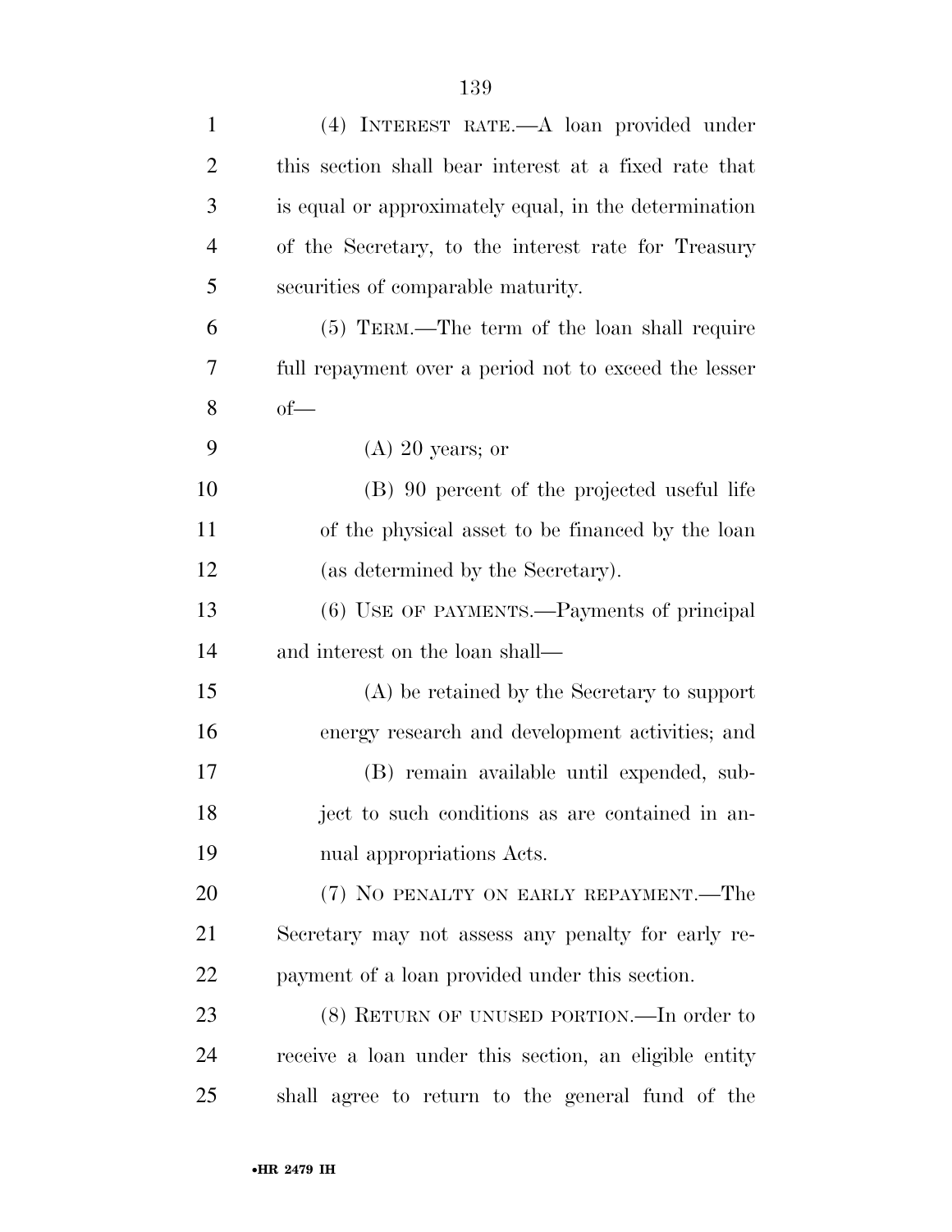(4) INTEREST RATE.—A loan provided under this section shall bear interest at a fixed rate that is equal or approximately equal, in the determination of the Secretary, to the interest rate for Treasury securities of comparable maturity.

(5) TERM.—The term of the loan shall require full repayment over a period not to exceed the lesser of—

(A) 20 years; or

(B) 90 percent of the projected useful life of the physical asset to be financed by the loan (as determined by the Secretary).

(6) USE OF PAYMENTS.—Payments of principal and interest on the loan shall—

(A) be retained by the Secretary to support energy research and development activities; and

(B) remain available until expended, subject to such conditions as are contained in annual appropriations Acts.

(7) NO PENALTY ON EARLY REPAYMENT.—The Secretary may not assess any penalty for early repayment of a loan provided under this section.

(8) RETURN OF UNUSED PORTION.—In order to receive a loan under this section, an eligible entity shall agree to return to the general fund of the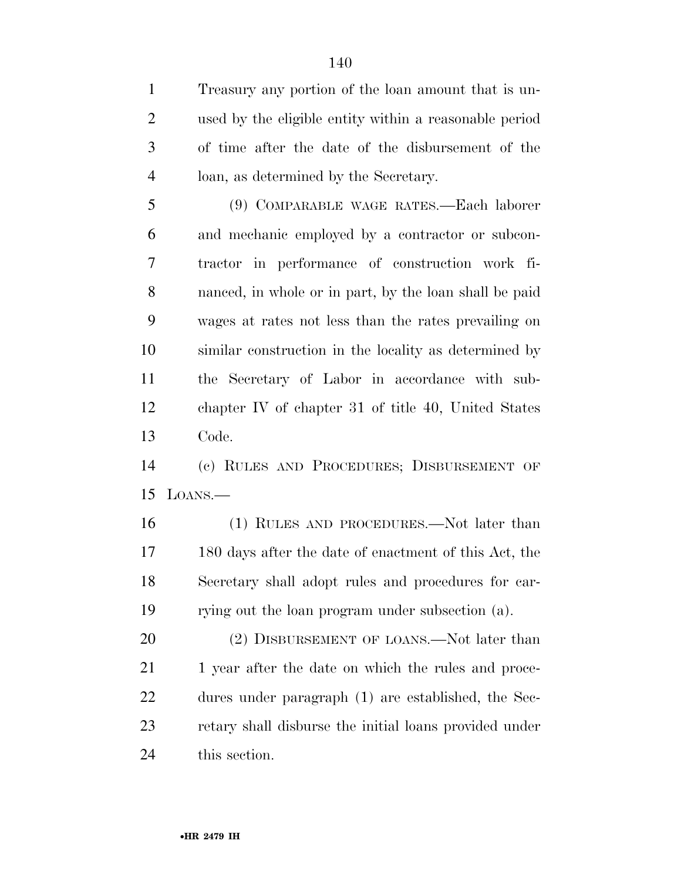Treasury any portion of the loan amount that is unused by the eligible entity within a reasonable period of time after the date of the disbursement of the loan, as determined by the Secretary.

(9) COMPARABLE WAGE RATES.—Each laborer and mechanic employed by a contractor or subcontractor in performance of construction work financed, in whole or in part, by the loan shall be paid wages at rates not less than the rates prevailing on similar construction in the locality as determined by the Secretary of Labor in accordance with subchapter IV of chapter 31 of title 40, United States Code.

(c) RULES AND PROCEDURES; DISBURSEMENT OF LOANS.—

(1) RULES AND PROCEDURES.—Not later than 180 days after the date of enactment of this Act, the Secretary shall adopt rules and procedures for carrying out the loan program under subsection (a).

(2) DISBURSEMENT OF LOANS.—Not later than 1 year after the date on which the rules and procedures under paragraph (1) are established, the Secretary shall disburse the initial loans provided under this section.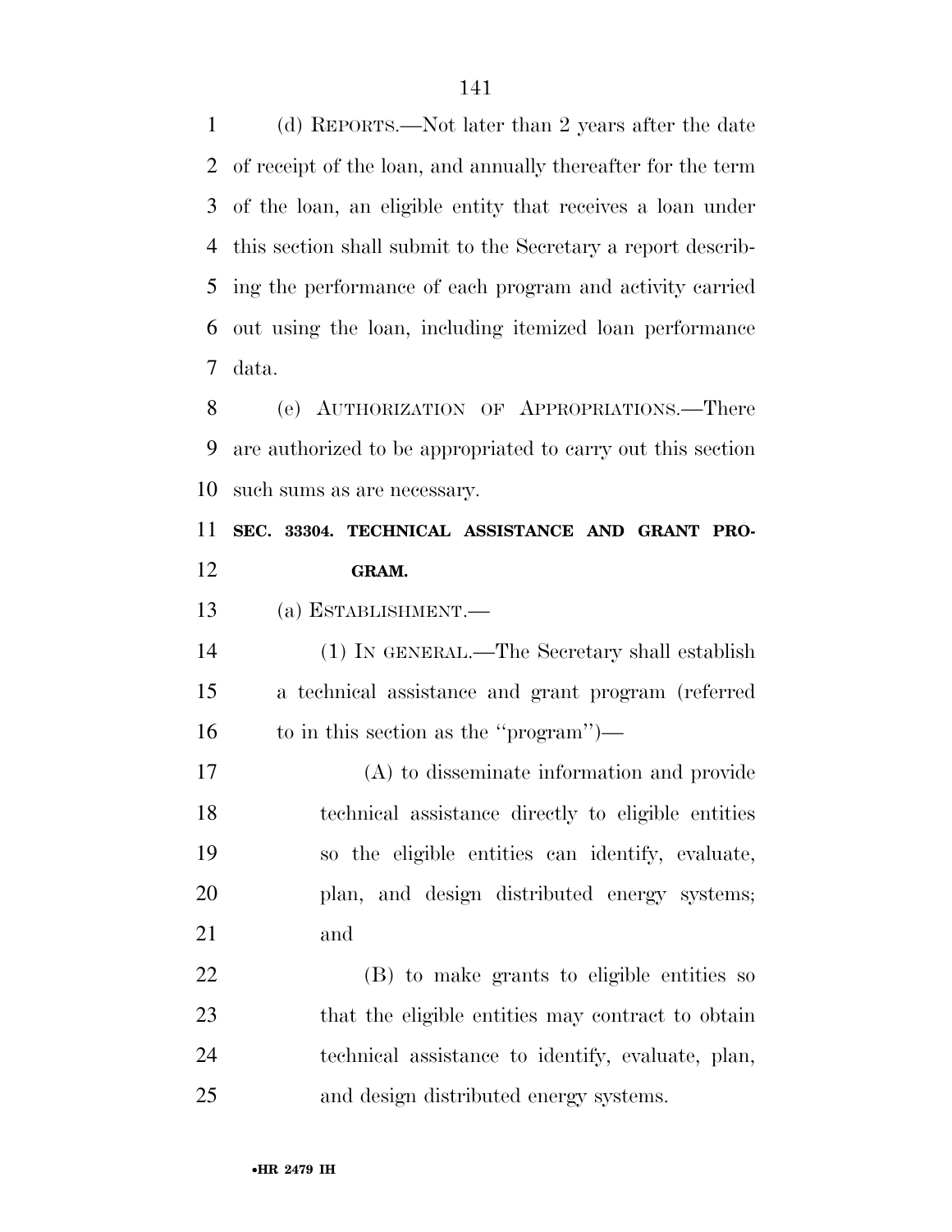(d) REPORTS.—Not later than 2 years after the date of receipt of the loan, and annually thereafter for the term of the loan, an eligible entity that receives a loan under this section shall submit to the Secretary a report describing the performance of each program and activity carried out using the loan, including itemized loan performance data.

(e) AUTHORIZATION OF APPROPRIATIONS.—There are authorized to be appropriated to carry out this section such sums as are necessary.

**SEC. 33304. TECHNICAL ASSISTANCE AND GRANT PROGRAM.**

(a) ESTABLISHMENT.—

(1) IN GENERAL.—The Secretary shall establish a technical assistance and grant program (referred to in this section as the ''program'')—

(A) to disseminate information and provide technical assistance directly to eligible entities so the eligible entities can identify, evaluate, plan, and design distributed energy systems; and

(B) to make grants to eligible entities so that the eligible entities may contract to obtain technical assistance to identify, evaluate, plan, and design distributed energy systems.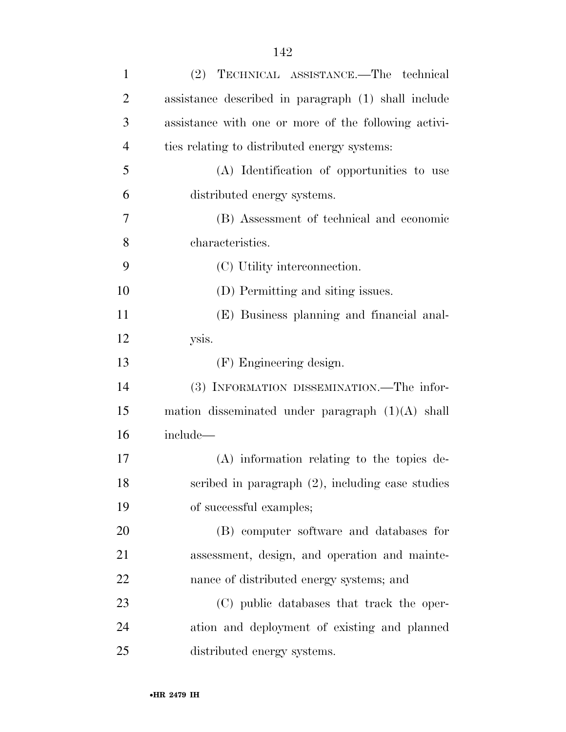(2) TECHNICAL ASSISTANCE.—The technical assistance described in paragraph (1) shall include assistance with one or more of the following activities relating to distributed energy systems:

(A) Identification of opportunities to use distributed energy systems.

(B) Assessment of technical and economic characteristics.

(C) Utility interconnection.

(D) Permitting and siting issues.

(E) Business planning and financial analysis.

(F) Engineering design.

(3) INFORMATION DISSEMINATION.—The information disseminated under paragraph (1)(A) shall include—

(A) information relating to the topics described in paragraph (2), including case studies of successful examples;

(B) computer software and databases for assessment, design, and operation and maintenance of distributed energy systems; and

(C) public databases that track the operation and deployment of existing and planned distributed energy systems.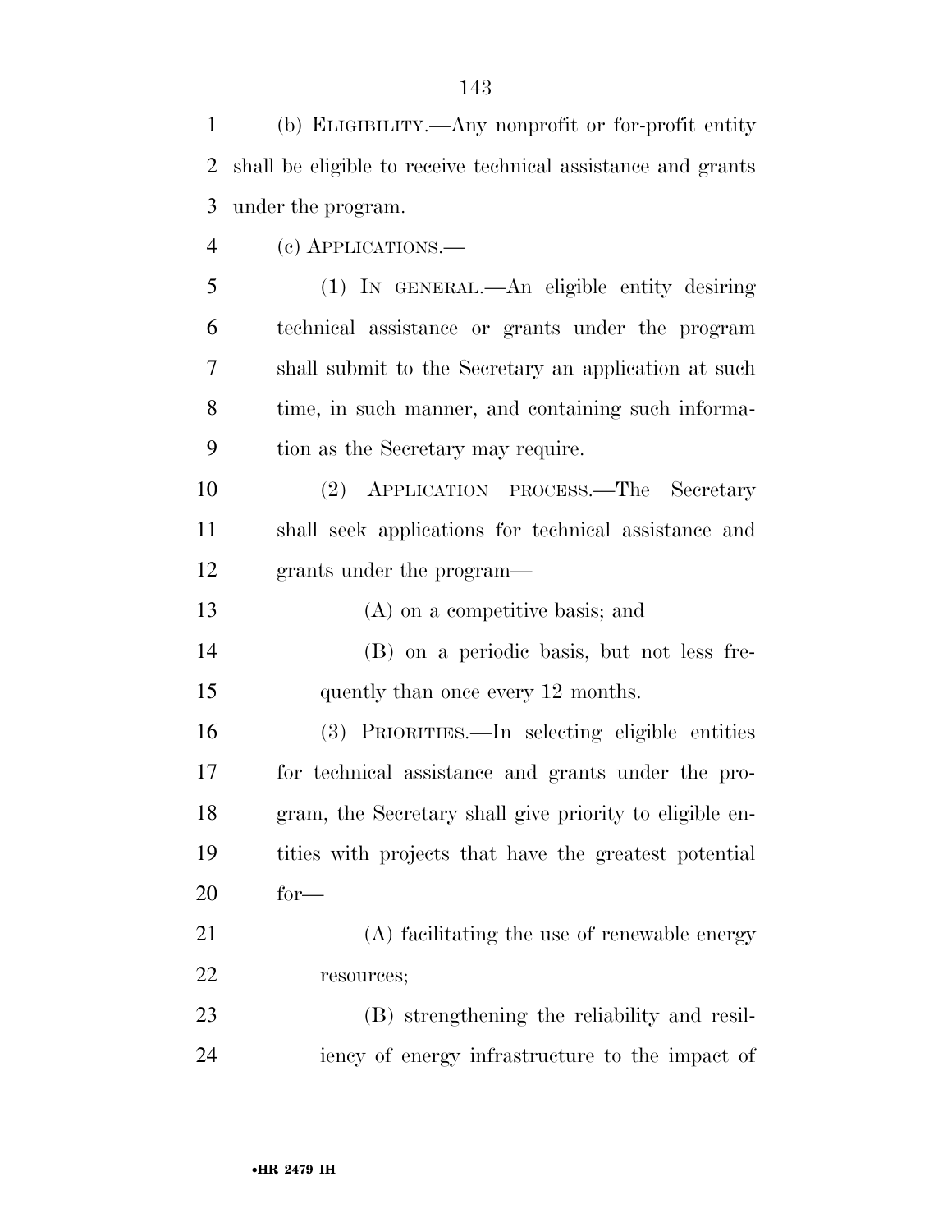(b) ELIGIBILITY.—Any nonprofit or for-profit entity shall be eligible to receive technical assistance and grants under the program.

(c) APPLICATIONS.—

(1) IN GENERAL.—An eligible entity desiring technical assistance or grants under the program shall submit to the Secretary an application at such time, in such manner, and containing such information as the Secretary may require.

(2) APPLICATION PROCESS.—The Secretary shall seek applications for technical assistance and grants under the program—

(A) on a competitive basis; and

(B) on a periodic basis, but not less frequently than once every 12 months.

(3) PRIORITIES.—In selecting eligible entities for technical assistance and grants under the program, the Secretary shall give priority to eligible entities with projects that have the greatest potential for—

(A) facilitating the use of renewable energy resources;

(B) strengthening the reliability and resiliency of energy infrastructure to the impact of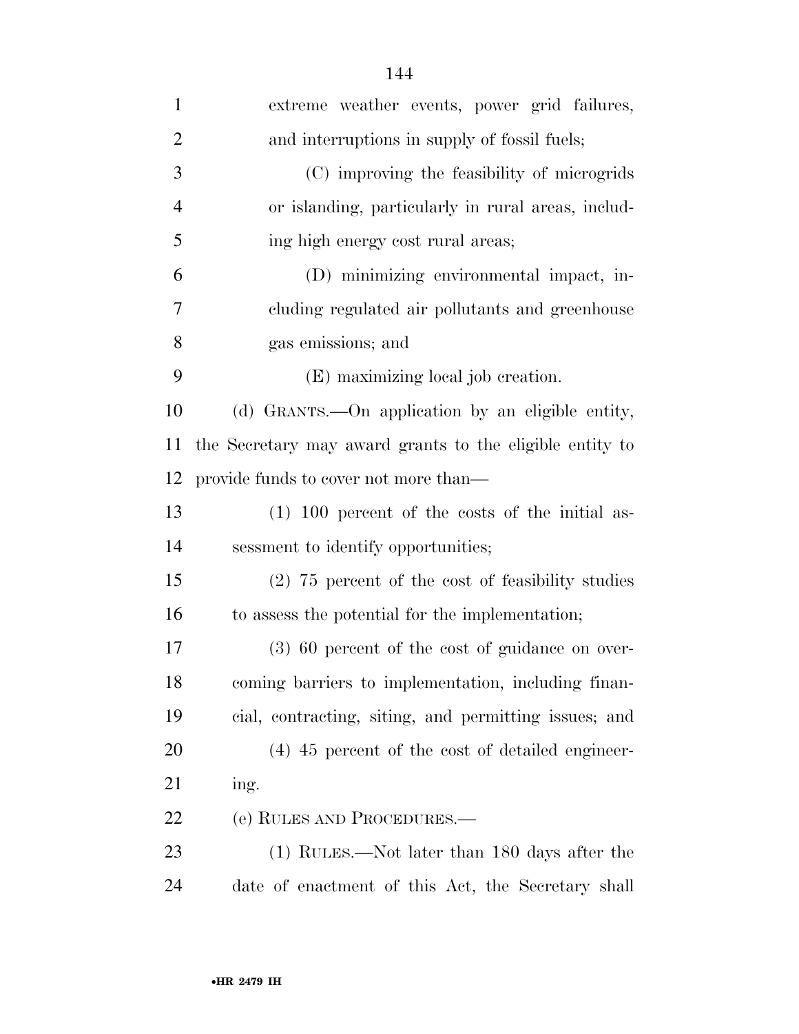extreme weather events, power grid failures, and interruptions in supply of fossil fuels;

(C) improving the feasibility of microgrids or islanding, particularly in rural areas, including high energy cost rural areas;

(D) minimizing environmental impact, including regulated air pollutants and greenhouse gas emissions; and

(E) maximizing local job creation.

(d) GRANTS.—On application by an eligible entity, the Secretary may award grants to the eligible entity to provide funds to cover not more than—

(1) 100 percent of the costs of the initial assessment to identify opportunities;

(2) 75 percent of the cost of feasibility studies to assess the potential for the implementation;

(3) 60 percent of the cost of guidance on overcoming barriers to implementation, including financial, contracting, siting, and permitting issues; and

(4) 45 percent of the cost of detailed engineering.

(e) RULES AND PROCEDURES.—

(1) RULES.—Not later than 180 days after the date of enactment of this Act, the Secretary shall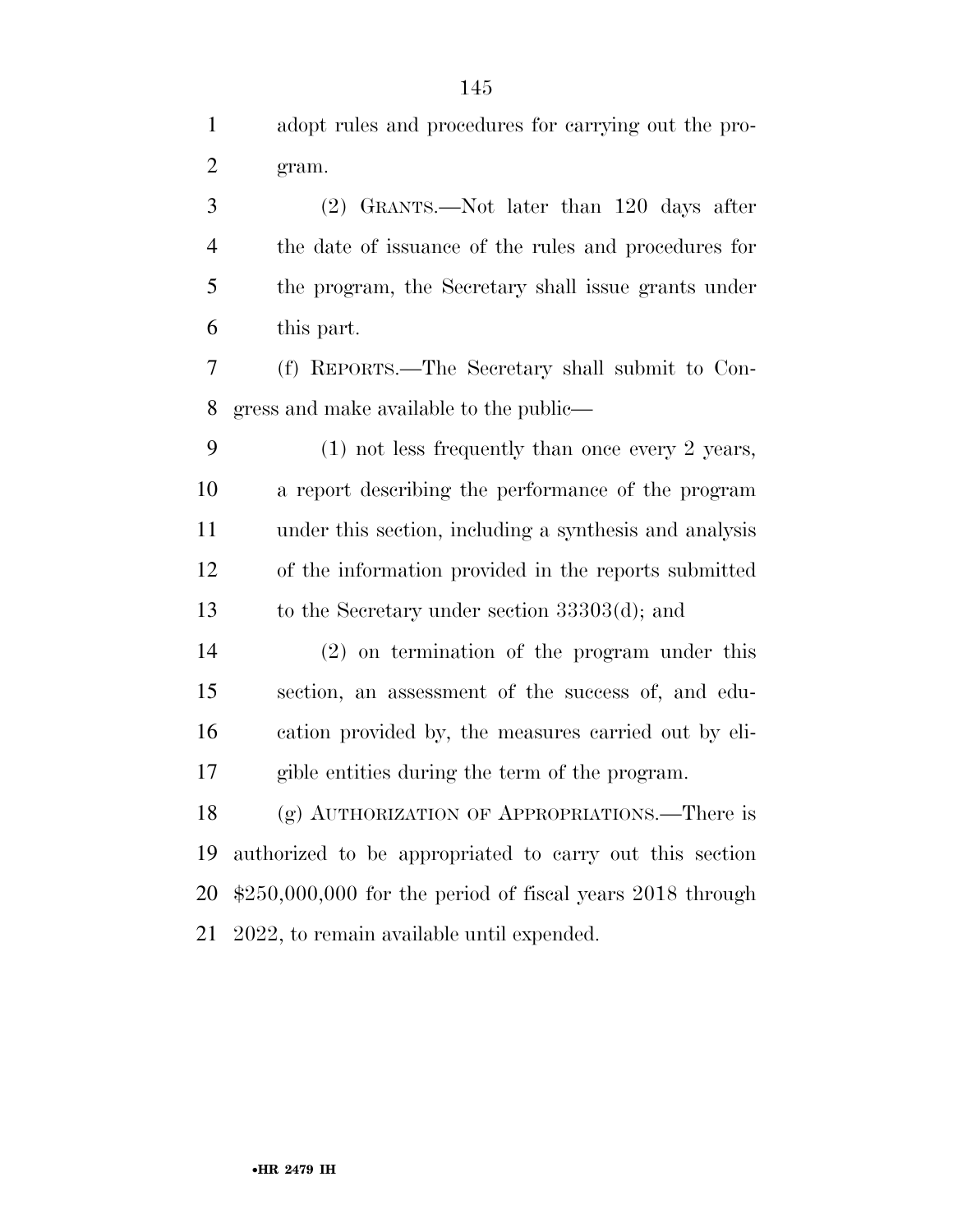adopt rules and procedures for carrying out the program.

(2) GRANTS.—Not later than 120 days after the date of issuance of the rules and procedures for the program, the Secretary shall issue grants under this part.

(f) REPORTS.—The Secretary shall submit to Congress and make available to the public—

(1) not less frequently than once every 2 years, a report describing the performance of the program under this section, including a synthesis and analysis of the information provided in the reports submitted to the Secretary under section 33303(d); and

(2) on termination of the program under this section, an assessment of the success of, and education provided by, the measures carried out by eligible entities during the term of the program.

(g) AUTHORIZATION OF APPROPRIATIONS.—There is authorized to be appropriated to carry out this section $250,000,000 for the period of fiscal years 2018 through 2022, to remain available until expended.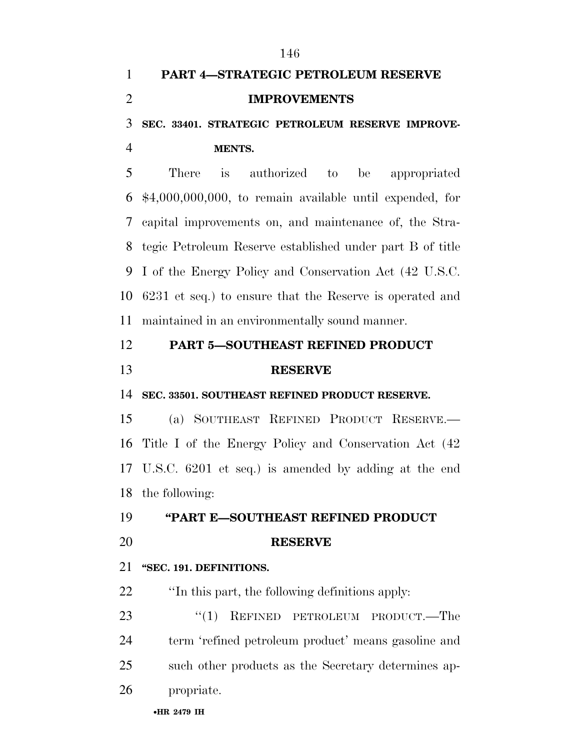## PART 4—STRATEGIC PETROLEUM RESERVE IMPROVEMENTS

### SEC. 33401. STRATEGIC PETROLEUM RESERVE IMPROVEMENTS.

There is authorized to be appropriated $4,000,000,000, to remain available until expended, for capital improvements on, and maintenance of, the Strategic Petroleum Reserve established under part B of title I of the Energy Policy and Conservation Act (42 U.S.C. 6231 et seq.) to ensure that the Reserve is operated and maintained in an environmentally sound manner.

## PART 5—SOUTHEAST REFINED PRODUCT RESERVE

### SEC. 33501. SOUTHEAST REFINED PRODUCT RESERVE.

(a) SOUTHEAST REFINED PRODUCT RESERVE.—Title I of the Energy Policy and Conservation Act (42 U.S.C. 6201 et seq.) is amended by adding at the end the following:

## "PART E—SOUTHEAST REFINED PRODUCT RESERVE

### "SEC. 191. DEFINITIONS.

"In this part, the following definitions apply:

"(1) REFINED PETROLEUM PRODUCT.—The term 'refined petroleum product' means gasoline and such other products as the Secretary determines appropriate.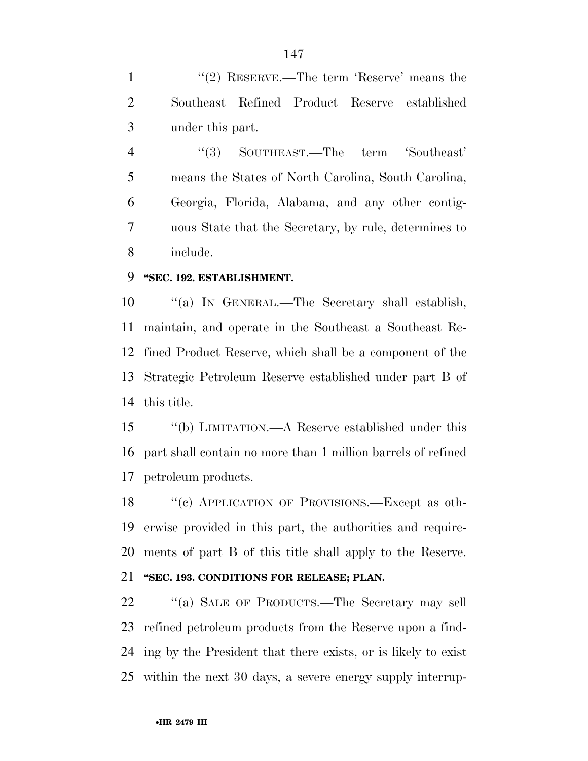"(2) RESERVE.—The term 'Reserve' means the Southeast Refined Product Reserve established under this part.

"(3) SOUTHEAST.—The term 'Southeast' means the States of North Carolina, South Carolina, Georgia, Florida, Alabama, and any other contiguous State that the Secretary, by rule, determines to include.

**"SEC. 192. ESTABLISHMENT.**

"(a) IN GENERAL.—The Secretary shall establish, maintain, and operate in the Southeast a Southeast Refined Product Reserve, which shall be a component of the Strategic Petroleum Reserve established under part B of this title.

"(b) LIMITATION.—A Reserve established under this part shall contain no more than 1 million barrels of refined petroleum products.

"(c) APPLICATION OF PROVISIONS.—Except as otherwise provided in this part, the authorities and requirements of part B of this title shall apply to the Reserve.

**"SEC. 193. CONDITIONS FOR RELEASE; PLAN.**

"(a) SALE OF PRODUCTS.—The Secretary may sell refined petroleum products from the Reserve upon a finding by the President that there exists, or is likely to exist within the next 30 days, a severe energy supply interrup-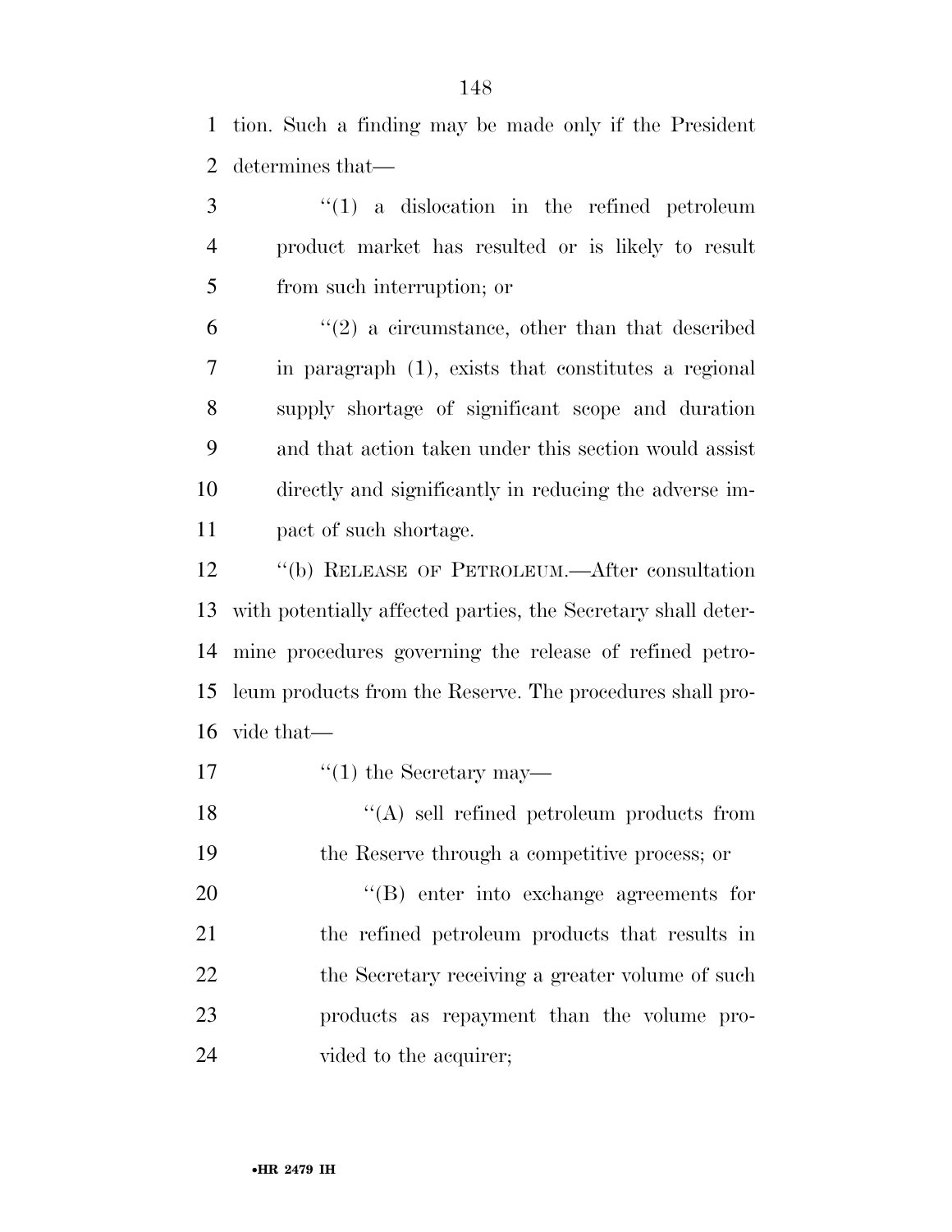tion. Such a finding may be made only if the President determines that—

''(1) a dislocation in the refined petroleum product market has resulted or is likely to result from such interruption; or

''(2) a circumstance, other than that described in paragraph (1), exists that constitutes a regional supply shortage of significant scope and duration and that action taken under this section would assist directly and significantly in reducing the adverse impact of such shortage.

''(b) RELEASE OF PETROLEUM.—After consultation with potentially affected parties, the Secretary shall determine procedures governing the release of refined petroleum products from the Reserve. The procedures shall provide that—

''(1) the Secretary may—

''(A) sell refined petroleum products from the Reserve through a competitive process; or

''(B) enter into exchange agreements for the refined petroleum products that results in the Secretary receiving a greater volume of such products as repayment than the volume provided to the acquirer;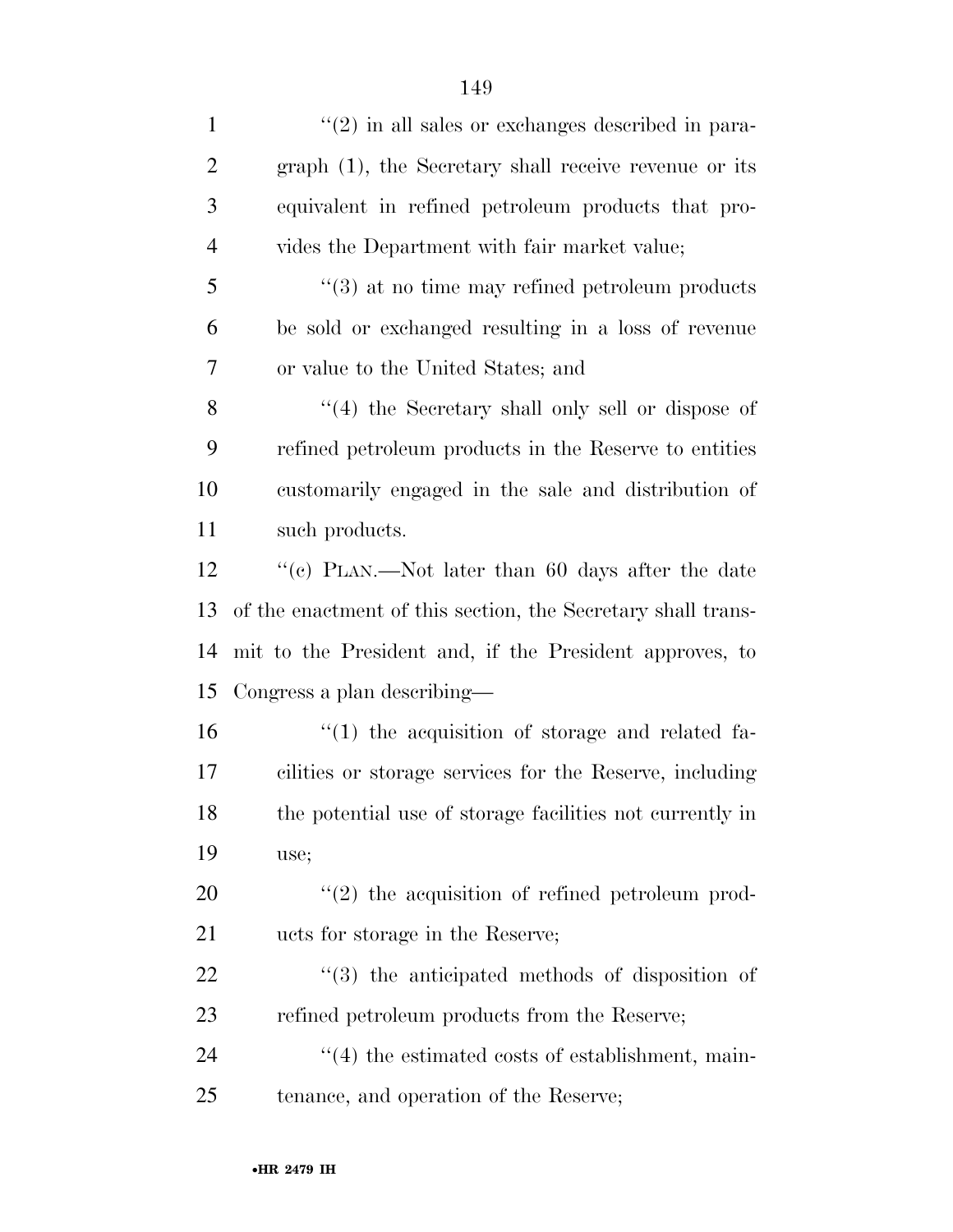''(2) in all sales or exchanges described in paragraph (1), the Secretary shall receive revenue or its equivalent in refined petroleum products that provides the Department with fair market value;

''(3) at no time may refined petroleum products be sold or exchanged resulting in a loss of revenue or value to the United States; and

''(4) the Secretary shall only sell or dispose of refined petroleum products in the Reserve to entities customarily engaged in the sale and distribution of such products.

''(c) PLAN.—Not later than 60 days after the date of the enactment of this section, the Secretary shall transmit to the President and, if the President approves, to Congress a plan describing—

''(1) the acquisition of storage and related facilities or storage services for the Reserve, including the potential use of storage facilities not currently in use;

''(2) the acquisition of refined petroleum products for storage in the Reserve;

''(3) the anticipated methods of disposition of refined petroleum products from the Reserve;

''(4) the estimated costs of establishment, maintenance, and operation of the Reserve;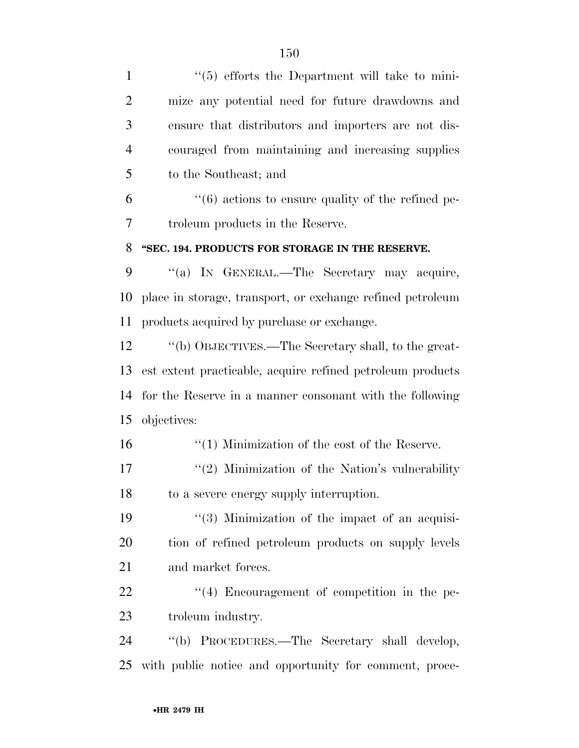''(5) efforts the Department will take to minimize any potential need for future drawdowns and ensure that distributors and importers are not discouraged from maintaining and increasing supplies to the Southeast; and

''(6) actions to ensure quality of the refined petroleum products in the Reserve.

**''SEC. 194. PRODUCTS FOR STORAGE IN THE RESERVE.**

''(a) IN GENERAL.—The Secretary may acquire, place in storage, transport, or exchange refined petroleum products acquired by purchase or exchange.

''(b) OBJECTIVES.—The Secretary shall, to the greatest extent practicable, acquire refined petroleum products for the Reserve in a manner consonant with the following objectives:

''(1) Minimization of the cost of the Reserve.

''(2) Minimization of the Nation's vulnerability to a severe energy supply interruption.

''(3) Minimization of the impact of an acquisition of refined petroleum products on supply levels and market forces.

''(4) Encouragement of competition in the petroleum industry.

''(b) PROCEDURES.—The Secretary shall develop, with public notice and opportunity for comment, proce-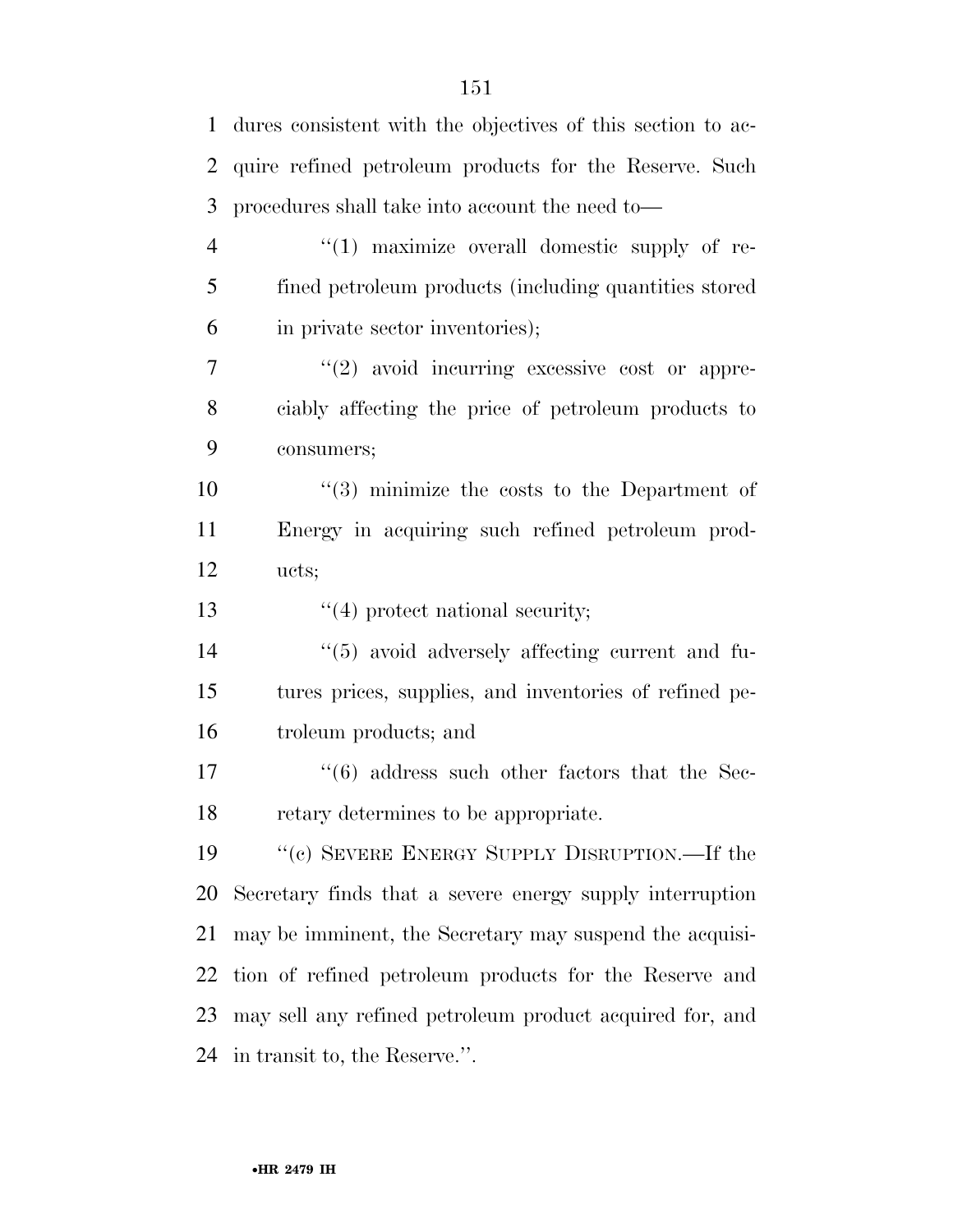dures consistent with the objectives of this section to acquire refined petroleum products for the Reserve. Such procedures shall take into account the need to—

"(1) maximize overall domestic supply of refined petroleum products (including quantities stored in private sector inventories);

"(2) avoid incurring excessive cost or appreciably affecting the price of petroleum products to consumers;

"(3) minimize the costs to the Department of Energy in acquiring such refined petroleum products;

"(4) protect national security;

"(5) avoid adversely affecting current and futures prices, supplies, and inventories of refined petroleum products; and

"(6) address such other factors that the Secretary determines to be appropriate.

"(c) SEVERE ENERGY SUPPLY DISRUPTION.—If the Secretary finds that a severe energy supply interruption may be imminent, the Secretary may suspend the acquisition of refined petroleum products for the Reserve and may sell any refined petroleum product acquired for, and in transit to, the Reserve.".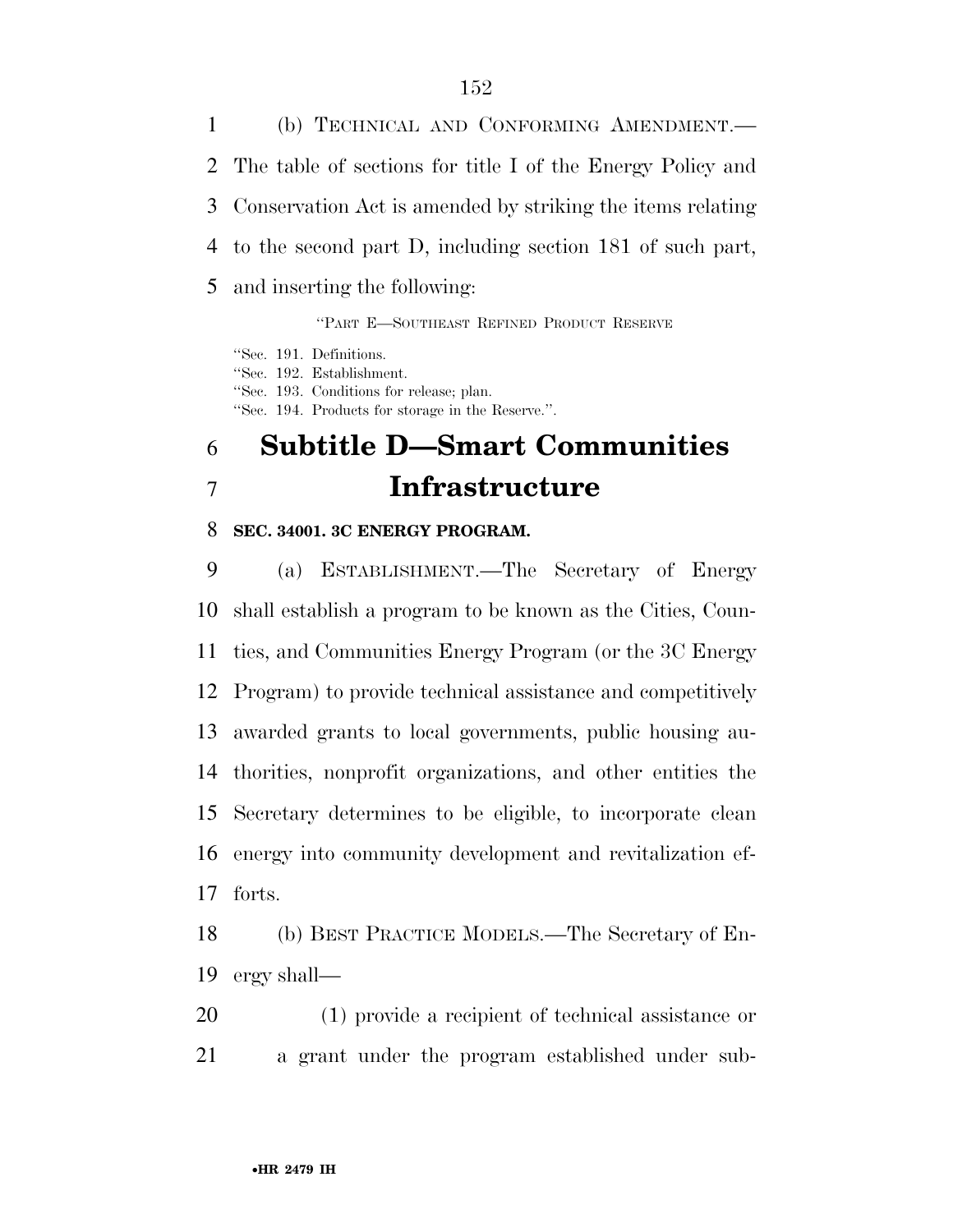(b) TECHNICAL AND CONFORMING AMENDMENT.—The table of sections for title I of the Energy Policy and Conservation Act is amended by striking the items relating to the second part D, including section 181 of such part, and inserting the following:

"PART E—SOUTHEAST REFINED PRODUCT RESERVE

"Sec. 191. Definitions.
"Sec. 192. Establishment.
"Sec. 193. Conditions for release; plan.
"Sec. 194. Products for storage in the Reserve.".

# Subtitle D—Smart Communities Infrastructure

**SEC. 34001. 3C ENERGY PROGRAM.**

(a) ESTABLISHMENT.—The Secretary of Energy shall establish a program to be known as the Cities, Counties, and Communities Energy Program (or the 3C Energy Program) to provide technical assistance and competitively awarded grants to local governments, public housing authorities, nonprofit organizations, and other entities the Secretary determines to be eligible, to incorporate clean energy into community development and revitalization efforts.

(b) BEST PRACTICE MODELS.—The Secretary of Energy shall—

(1) provide a recipient of technical assistance or a grant under the program established under sub-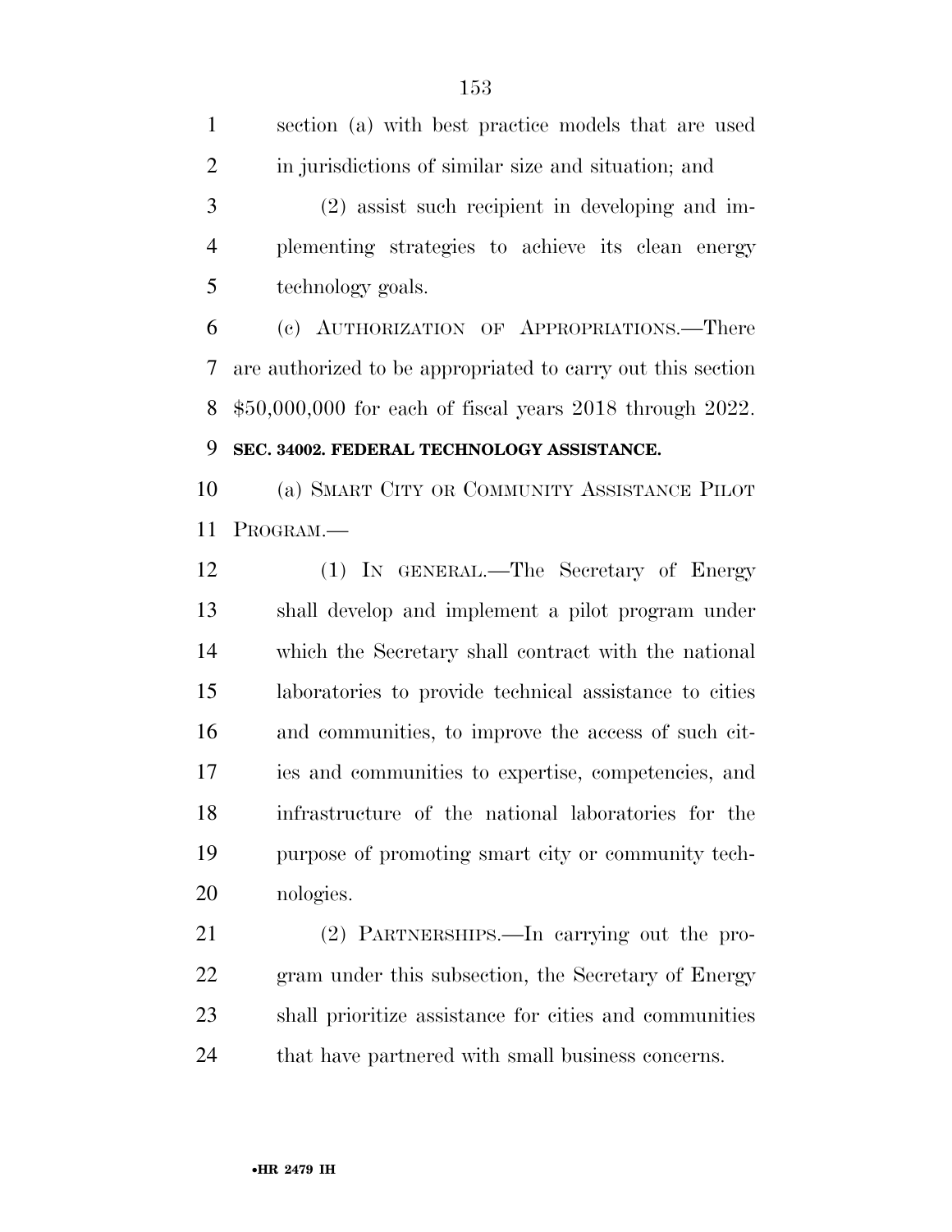section (a) with best practice models that are used in jurisdictions of similar size and situation; and

(2) assist such recipient in developing and implementing strategies to achieve its clean energy technology goals.

(c) AUTHORIZATION OF APPROPRIATIONS.—There are authorized to be appropriated to carry out this section $50,000,000 for each of fiscal years 2018 through 2022.

**SEC. 34002. FEDERAL TECHNOLOGY ASSISTANCE.**

(a) SMART CITY OR COMMUNITY ASSISTANCE PILOT PROGRAM.—

(1) IN GENERAL.—The Secretary of Energy shall develop and implement a pilot program under which the Secretary shall contract with the national laboratories to provide technical assistance to cities and communities, to improve the access of such cities and communities to expertise, competencies, and infrastructure of the national laboratories for the purpose of promoting smart city or community technologies.

(2) PARTNERSHIPS.—In carrying out the program under this subsection, the Secretary of Energy shall prioritize assistance for cities and communities that have partnered with small business concerns.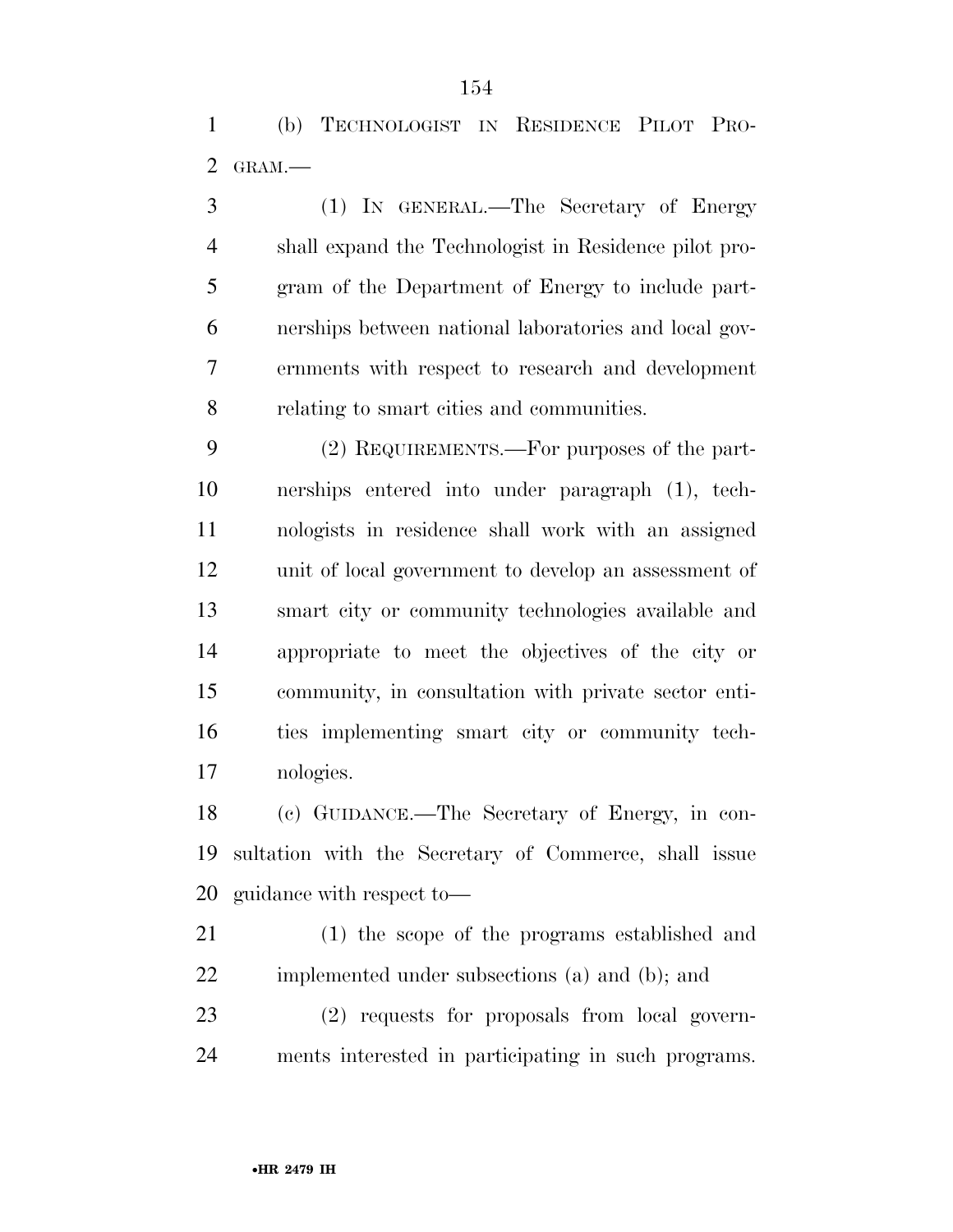(b) TECHNOLOGIST IN RESIDENCE PILOT PROGRAM.—

(1) IN GENERAL.—The Secretary of Energy shall expand the Technologist in Residence pilot program of the Department of Energy to include partnerships between national laboratories and local governments with respect to research and development relating to smart cities and communities.

(2) REQUIREMENTS.—For purposes of the partnerships entered into under paragraph (1), technologists in residence shall work with an assigned unit of local government to develop an assessment of smart city or community technologies available and appropriate to meet the objectives of the city or community, in consultation with private sector entities implementing smart city or community technologies.

(c) GUIDANCE.—The Secretary of Energy, in consultation with the Secretary of Commerce, shall issue guidance with respect to—

(1) the scope of the programs established and implemented under subsections (a) and (b); and

(2) requests for proposals from local governments interested in participating in such programs.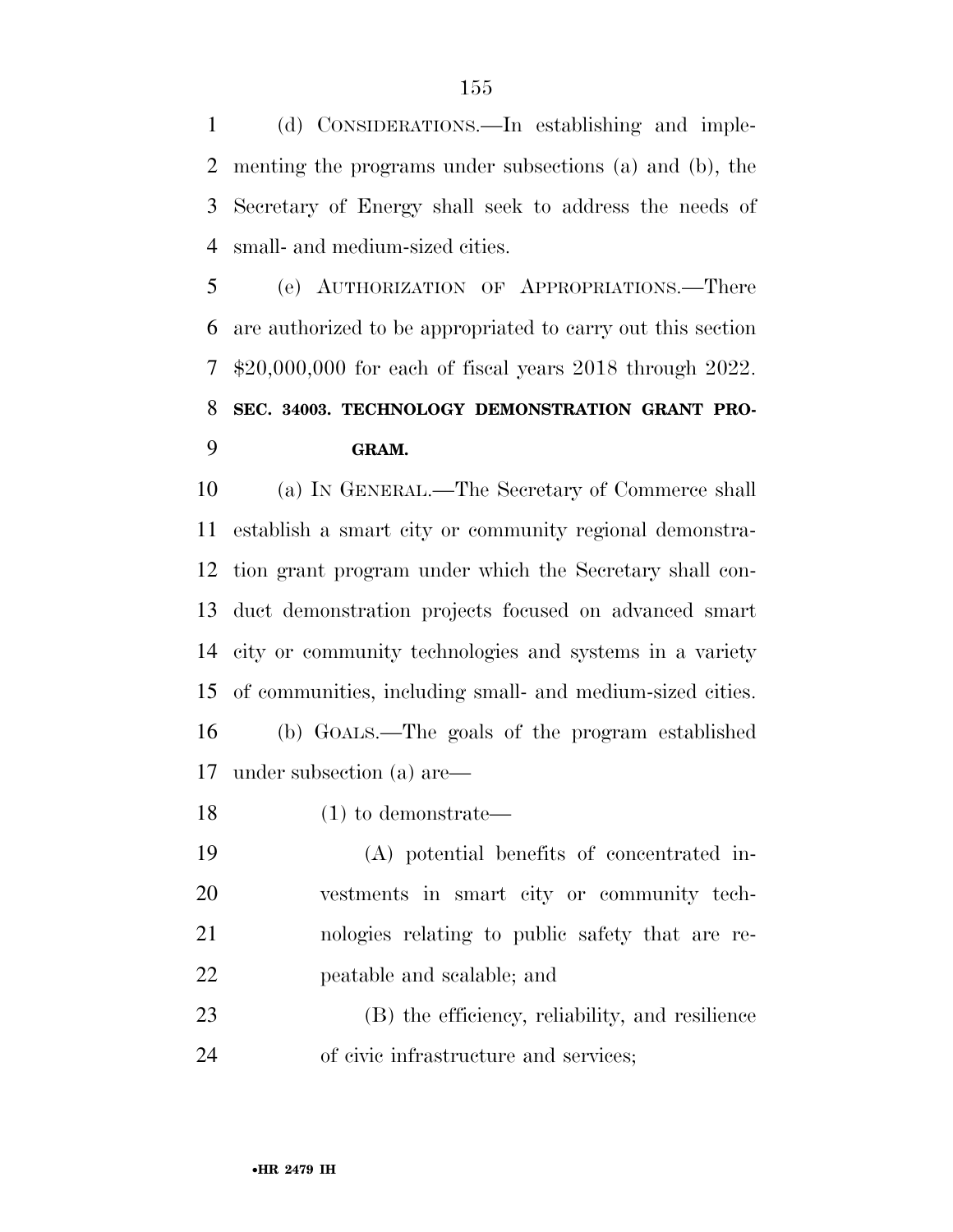(d) CONSIDERATIONS.—In establishing and implementing the programs under subsections (a) and (b), the Secretary of Energy shall seek to address the needs of small- and medium-sized cities.

(e) AUTHORIZATION OF APPROPRIATIONS.—There are authorized to be appropriated to carry out this section $20,000,000 for each of fiscal years 2018 through 2022.

**SEC. 34003. TECHNOLOGY DEMONSTRATION GRANT PROGRAM.**

(a) IN GENERAL.—The Secretary of Commerce shall establish a smart city or community regional demonstration grant program under which the Secretary shall conduct demonstration projects focused on advanced smart city or community technologies and systems in a variety of communities, including small- and medium-sized cities.

(b) GOALS.—The goals of the program established under subsection (a) are—

(1) to demonstrate—

(A) potential benefits of concentrated investments in smart city or community technologies relating to public safety that are repeatable and scalable; and

(B) the efficiency, reliability, and resilience of civic infrastructure and services;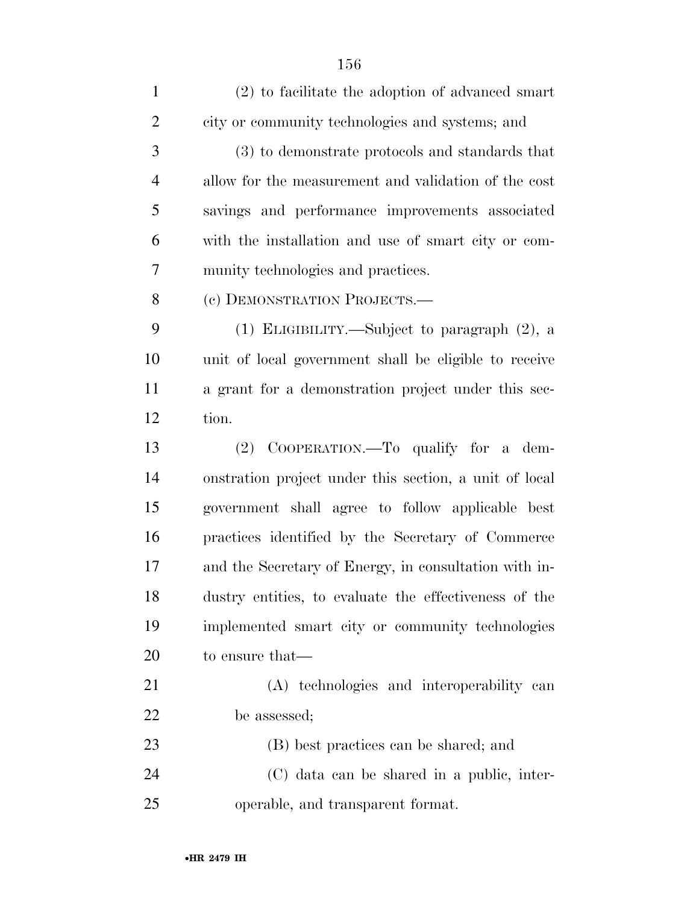(2) to facilitate the adoption of advanced smart city or community technologies and systems; and

(3) to demonstrate protocols and standards that allow for the measurement and validation of the cost savings and performance improvements associated with the installation and use of smart city or community technologies and practices.

(c) DEMONSTRATION PROJECTS.—

(1) ELIGIBILITY.—Subject to paragraph (2), a unit of local government shall be eligible to receive a grant for a demonstration project under this section.

(2) COOPERATION.—To qualify for a demonstration project under this section, a unit of local government shall agree to follow applicable best practices identified by the Secretary of Commerce and the Secretary of Energy, in consultation with industry entities, to evaluate the effectiveness of the implemented smart city or community technologies to ensure that—

(A) technologies and interoperability can be assessed;

(B) best practices can be shared; and

(C) data can be shared in a public, interoperable, and transparent format.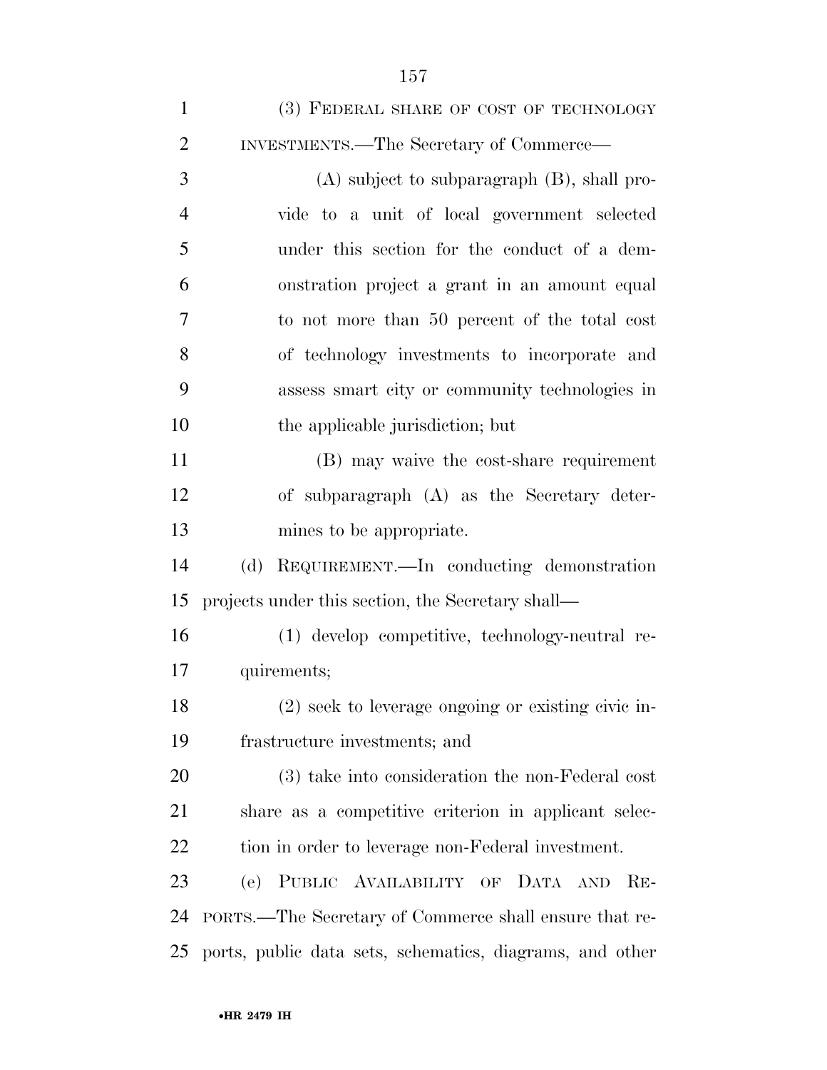(3) FEDERAL SHARE OF COST OF TECHNOLOGY INVESTMENTS.—The Secretary of Commerce—

(A) subject to subparagraph (B), shall provide to a unit of local government selected under this section for the conduct of a demonstration project a grant in an amount equal to not more than 50 percent of the total cost of technology investments to incorporate and assess smart city or community technologies in the applicable jurisdiction; but

(B) may waive the cost-share requirement of subparagraph (A) as the Secretary determines to be appropriate.

(d) REQUIREMENT.—In conducting demonstration projects under this section, the Secretary shall—

(1) develop competitive, technology-neutral requirements;

(2) seek to leverage ongoing or existing civic infrastructure investments; and

(3) take into consideration the non-Federal cost share as a competitive criterion in applicant selection in order to leverage non-Federal investment.

(e) PUBLIC AVAILABILITY OF DATA AND REPORTS.—The Secretary of Commerce shall ensure that reports, public data sets, schematics, diagrams, and other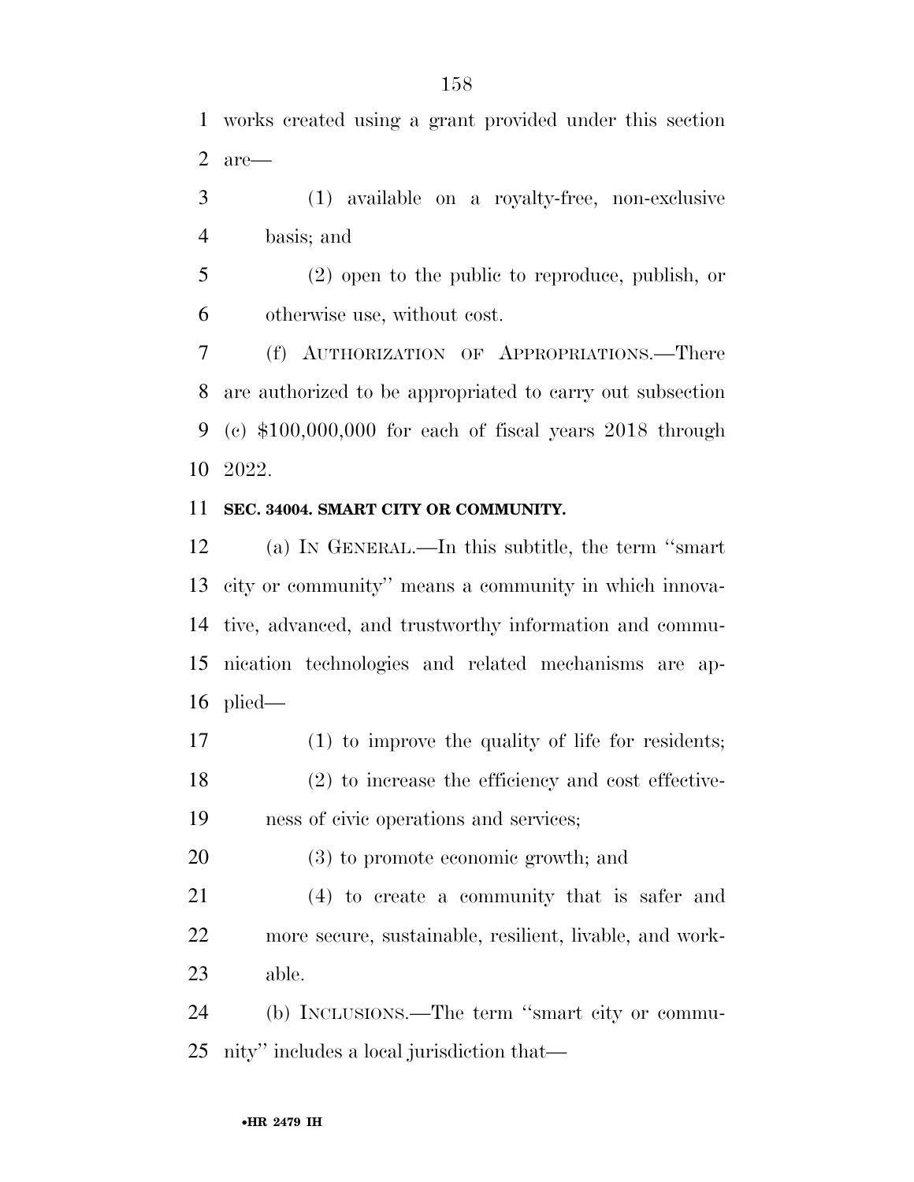works created using a grant provided under this section are—

(1) available on a royalty-free, non-exclusive basis; and

(2) open to the public to reproduce, publish, or otherwise use, without cost.

(f) AUTHORIZATION OF APPROPRIATIONS.—There are authorized to be appropriated to carry out subsection (c) $100,000,000 for each of fiscal years 2018 through 2022.

**SEC. 34004. SMART CITY OR COMMUNITY.**

(a) IN GENERAL.—In this subtitle, the term ''smart city or community'' means a community in which innovative, advanced, and trustworthy information and communication technologies and related mechanisms are applied—

(1) to improve the quality of life for residents;

(2) to increase the efficiency and cost effectiveness of civic operations and services;

(3) to promote economic growth; and

(4) to create a community that is safer and more secure, sustainable, resilient, livable, and workable.

(b) INCLUSIONS.—The term ''smart city or community'' includes a local jurisdiction that—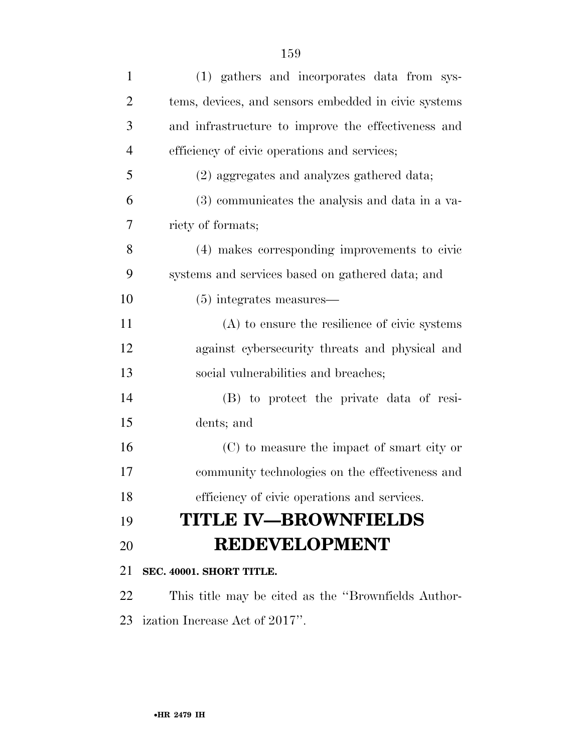(1) gathers and incorporates data from systems, devices, and sensors embedded in civic systems and infrastructure to improve the effectiveness and efficiency of civic operations and services;

(2) aggregates and analyzes gathered data;

(3) communicates the analysis and data in a variety of formats;

(4) makes corresponding improvements to civic systems and services based on gathered data; and

(5) integrates measures—

(A) to ensure the resilience of civic systems against cybersecurity threats and physical and social vulnerabilities and breaches;

(B) to protect the private data of residents; and

(C) to measure the impact of smart city or community technologies on the effectiveness and efficiency of civic operations and services.

# TITLE IV—BROWNFIELDS REDEVELOPMENT

**SEC. 40001. SHORT TITLE.**

This title may be cited as the ''Brownfields Authorization Increase Act of 2017''.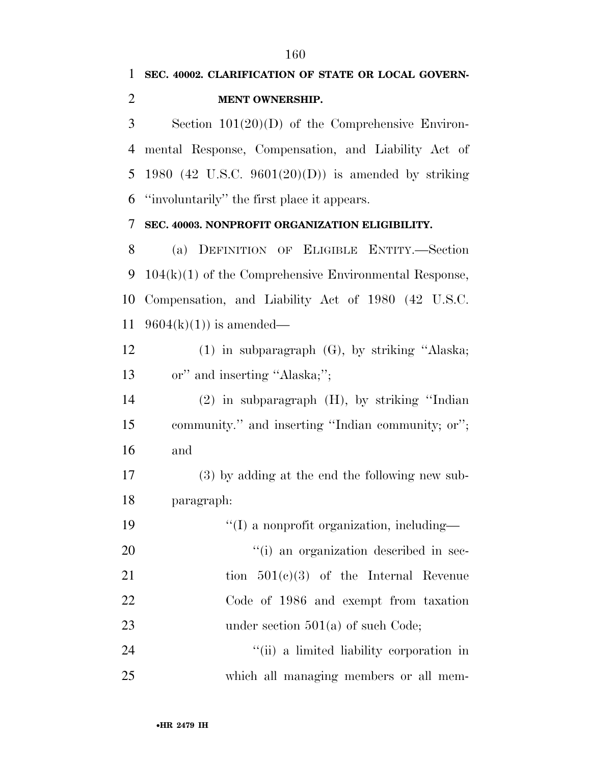**SEC. 40002. CLARIFICATION OF STATE OR LOCAL GOVERNMENT OWNERSHIP.**

Section 101(20)(D) of the Comprehensive Environmental Response, Compensation, and Liability Act of 1980 (42 U.S.C. 9601(20)(D)) is amended by striking ''involuntarily'' the first place it appears.

**SEC. 40003. NONPROFIT ORGANIZATION ELIGIBILITY.**

(a) DEFINITION OF ELIGIBLE ENTITY.—Section 104(k)(1) of the Comprehensive Environmental Response, Compensation, and Liability Act of 1980 (42 U.S.C. 9604(k)(1)) is amended—

(1) in subparagraph (G), by striking ''Alaska; or'' and inserting ''Alaska;'';

(2) in subparagraph (H), by striking ''Indian community.'' and inserting ''Indian community; or''; and

(3) by adding at the end the following new subparagraph:

''(I) a nonprofit organization, including—

''(i) an organization described in section 501(c)(3) of the Internal Revenue Code of 1986 and exempt from taxation under section 501(a) of such Code;

''(ii) a limited liability corporation in which all managing members or all mem-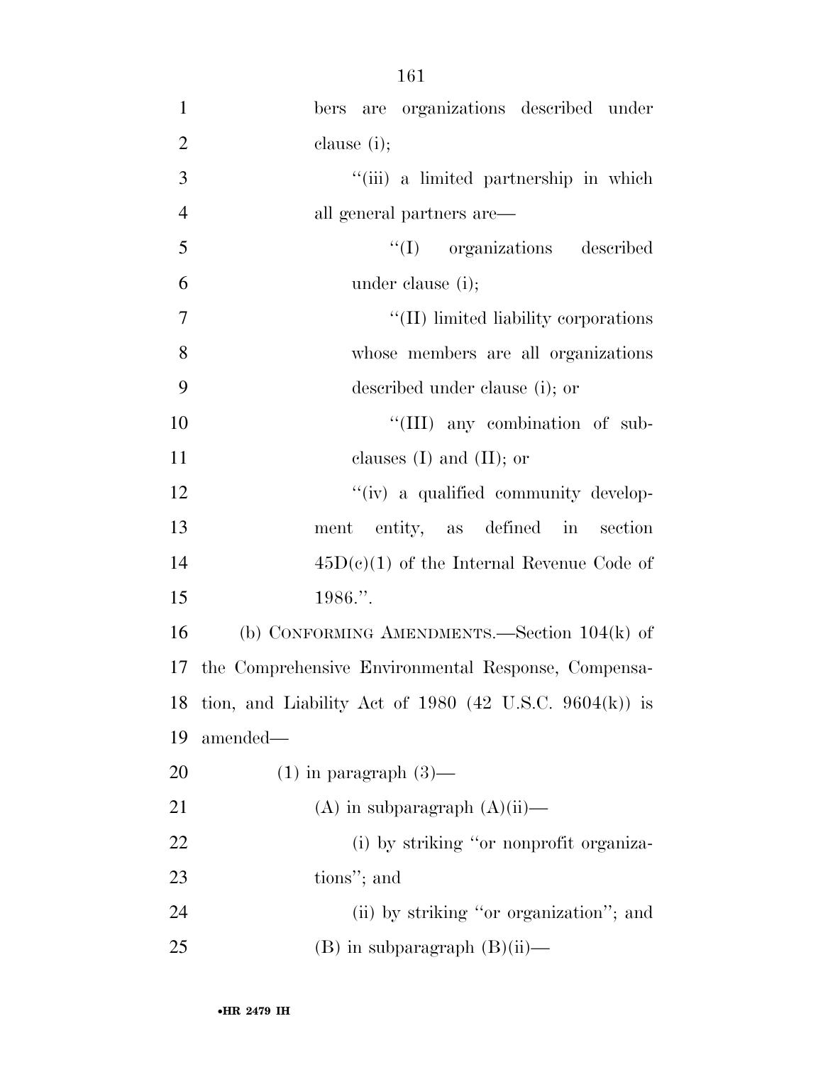bers are organizations described under clause (i);

"(iii) a limited partnership in which all general partners are—

"(I) organizations described under clause (i);

"(II) limited liability corporations whose members are all organizations described under clause (i); or

"(III) any combination of subclauses (I) and (II); or

"(iv) a qualified community development entity, as defined in section 45D(c)(1) of the Internal Revenue Code of 1986.".

(b) CONFORMING AMENDMENTS.—Section 104(k) of the Comprehensive Environmental Response, Compensation, and Liability Act of 1980 (42 U.S.C. 9604(k)) is amended—

(1) in paragraph (3)—

(A) in subparagraph (A)(ii)—

(i) by striking "or nonprofit organizations"; and

(ii) by striking "or organization"; and

(B) in subparagraph (B)(ii)—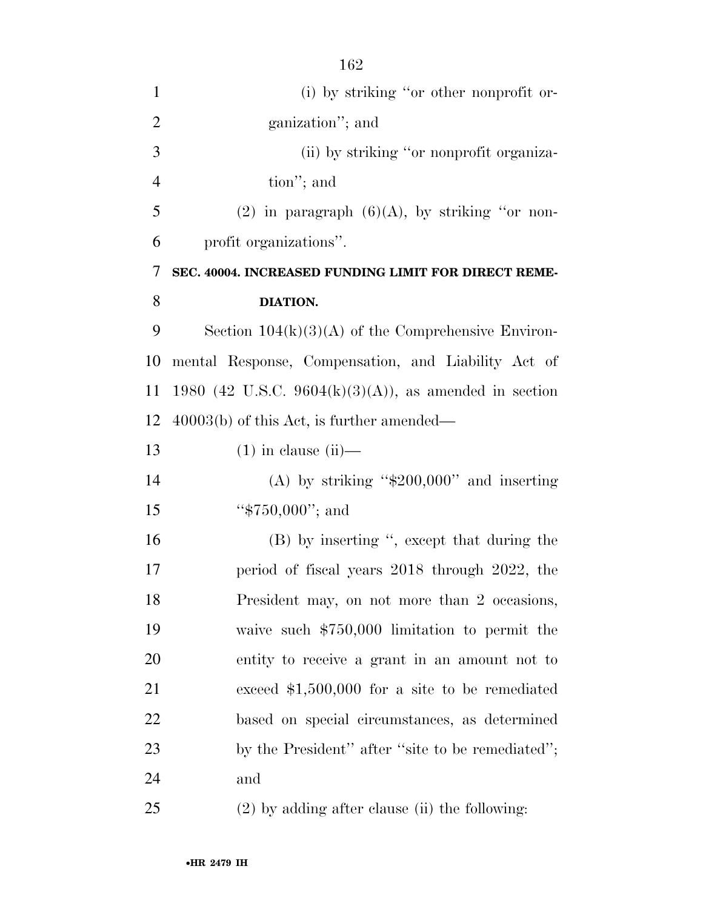(i) by striking "or other nonprofit organization"; and

(ii) by striking "or nonprofit organization"; and

(2) in paragraph (6)(A), by striking "or nonprofit organizations".

**SEC. 40004. INCREASED FUNDING LIMIT FOR DIRECT REMEDIATION.**

Section 104(k)(3)(A) of the Comprehensive Environmental Response, Compensation, and Liability Act of 1980 (42 U.S.C. 9604(k)(3)(A)), as amended in section 40003(b) of this Act, is further amended—

(1) in clause (ii)—

(A) by striking "$200,000" and inserting "$750,000"; and

(B) by inserting ", except that during the period of fiscal years 2018 through 2022, the President may, on not more than 2 occasions, waive such $750,000 limitation to permit the entity to receive a grant in an amount not to exceed $1,500,000 for a site to be remediated based on special circumstances, as determined by the President" after "site to be remediated"; and

(2) by adding after clause (ii) the following: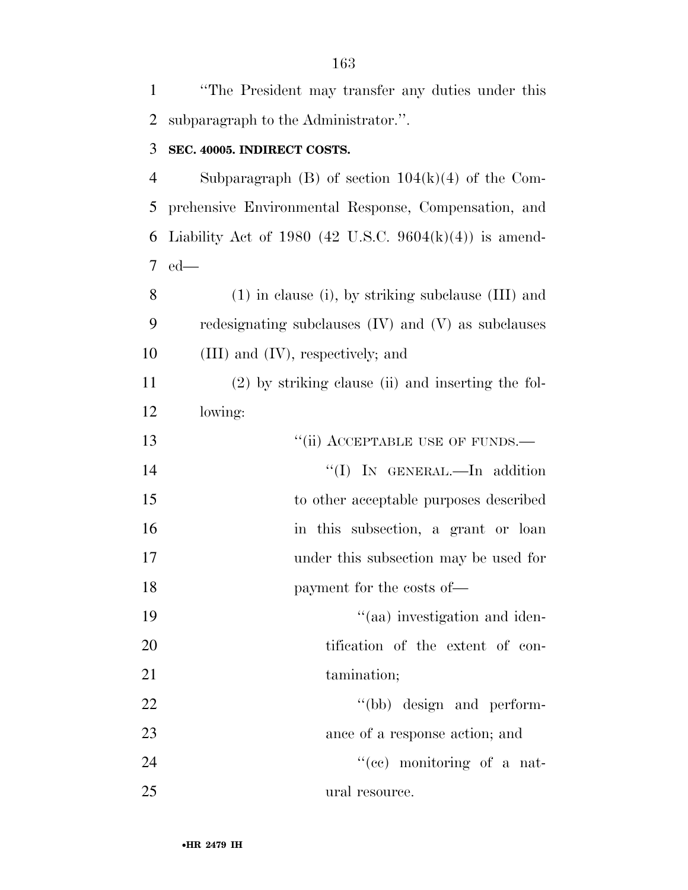''The President may transfer any duties under this subparagraph to the Administrator.''.

**SEC. 40005. INDIRECT COSTS.**

Subparagraph (B) of section 104(k)(4) of the Comprehensive Environmental Response, Compensation, and Liability Act of 1980 (42 U.S.C. 9604(k)(4)) is amended—

(1) in clause (i), by striking subclause (III) and redesignating subclauses (IV) and (V) as subclauses (III) and (IV), respectively; and

(2) by striking clause (ii) and inserting the following:

''(ii) ACCEPTABLE USE OF FUNDS.—

''(I) IN GENERAL.—In addition to other acceptable purposes described in this subsection, a grant or loan under this subsection may be used for payment for the costs of—

''(aa) investigation and identification of the extent of contamination;

''(bb) design and performance of a response action; and

''(cc) monitoring of a natural resource.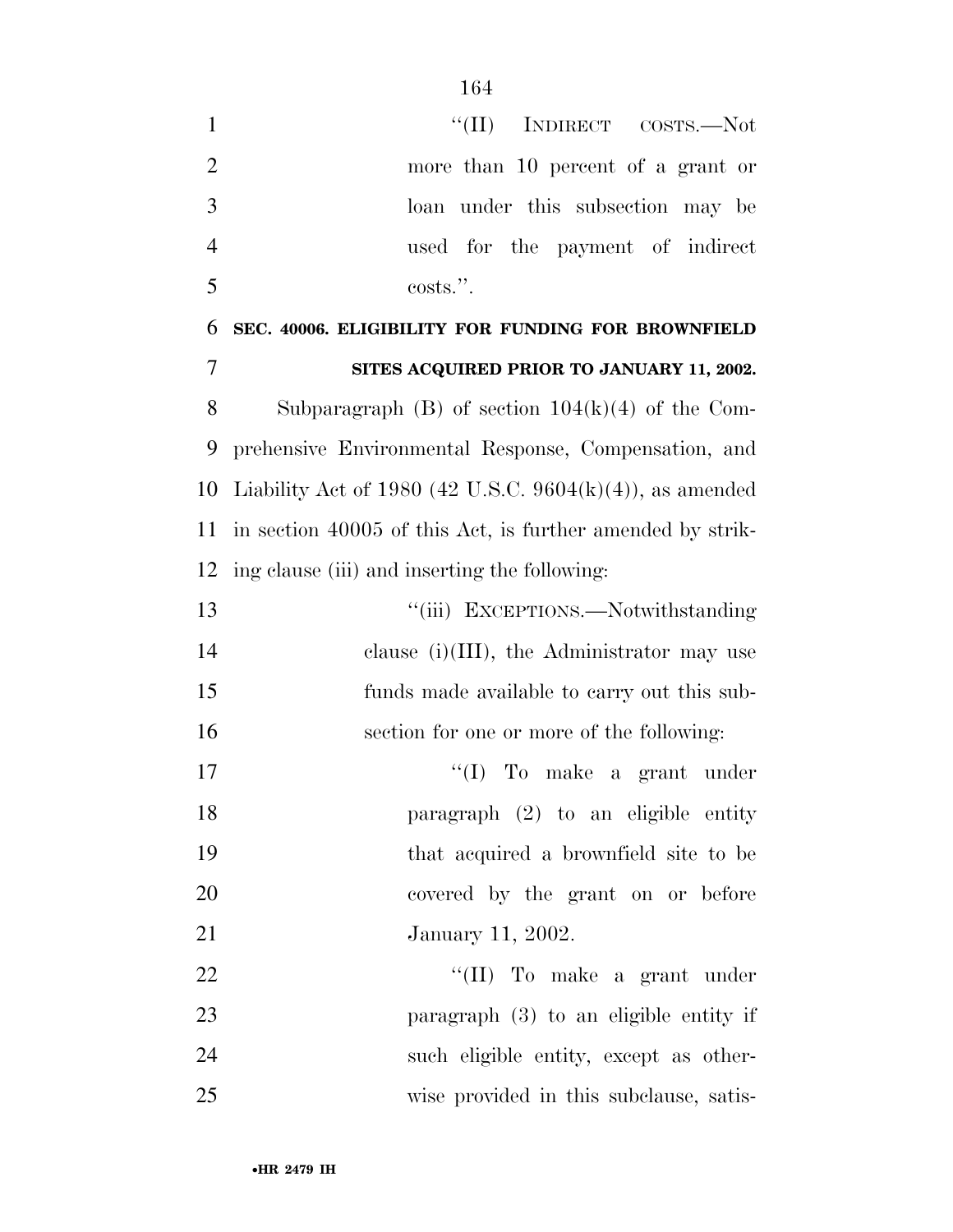"(II) INDIRECT COSTS.—Not more than 10 percent of a grant or loan under this subsection may be used for the payment of indirect costs.".

**SEC. 40006. ELIGIBILITY FOR FUNDING FOR BROWNFIELD SITES ACQUIRED PRIOR TO JANUARY 11, 2002.**

Subparagraph (B) of section 104(k)(4) of the Comprehensive Environmental Response, Compensation, and Liability Act of 1980 (42 U.S.C. 9604(k)(4)), as amended in section 40005 of this Act, is further amended by striking clause (iii) and inserting the following:

"(iii) EXCEPTIONS.—Notwithstanding clause (i)(III), the Administrator may use funds made available to carry out this subsection for one or more of the following:

"(I) To make a grant under paragraph (2) to an eligible entity that acquired a brownfield site to be covered by the grant on or before January 11, 2002.

"(II) To make a grant under paragraph (3) to an eligible entity if such eligible entity, except as otherwise provided in this subclause, satis-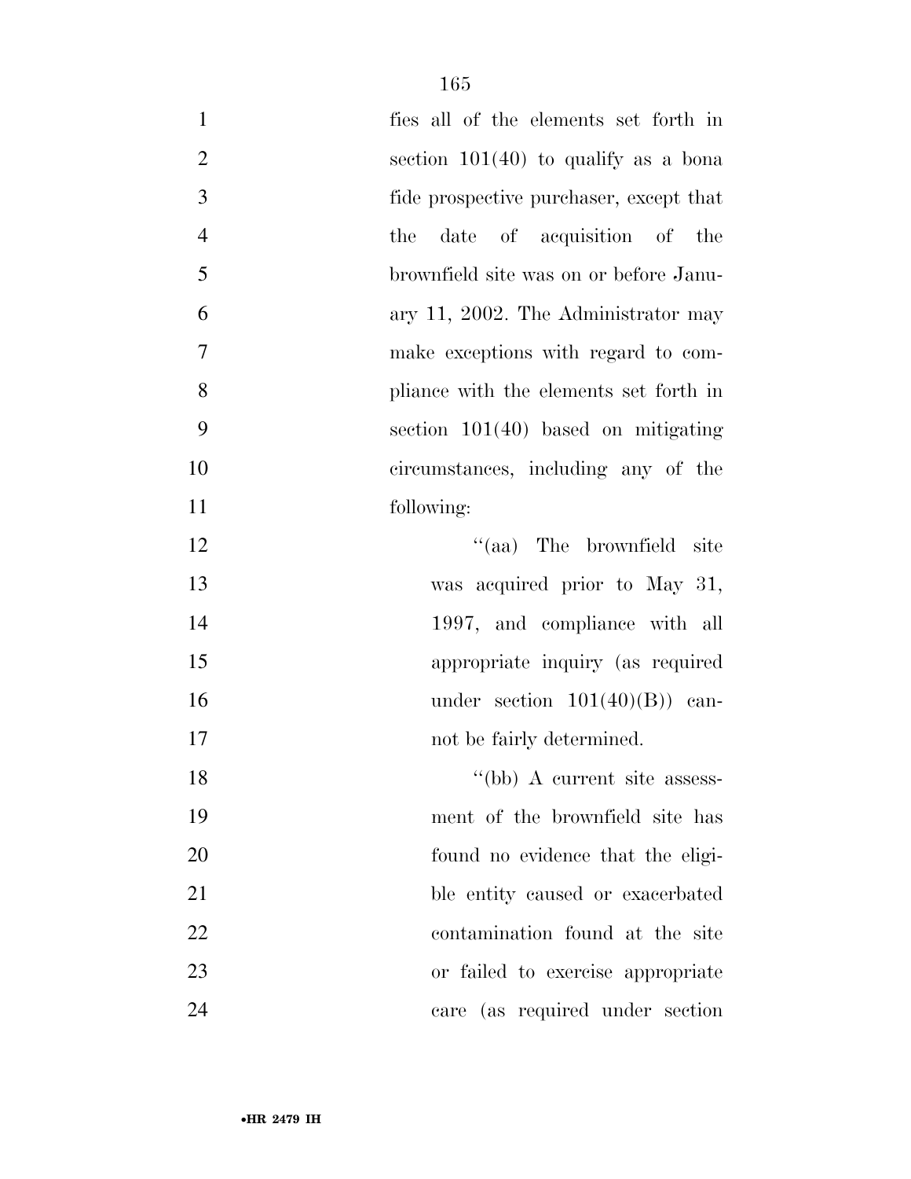fies all of the elements set forth in section 101(40) to qualify as a bona fide prospective purchaser, except that the date of acquisition of the brownfield site was on or before January 11, 2002. The Administrator may make exceptions with regard to compliance with the elements set forth in section 101(40) based on mitigating circumstances, including any of the following:

"(aa) The brownfield site was acquired prior to May 31, 1997, and compliance with all appropriate inquiry (as required under section 101(40)(B)) cannot be fairly determined.

"(bb) A current site assessment of the brownfield site has found no evidence that the eligible entity caused or exacerbated contamination found at the site or failed to exercise appropriate care (as required under section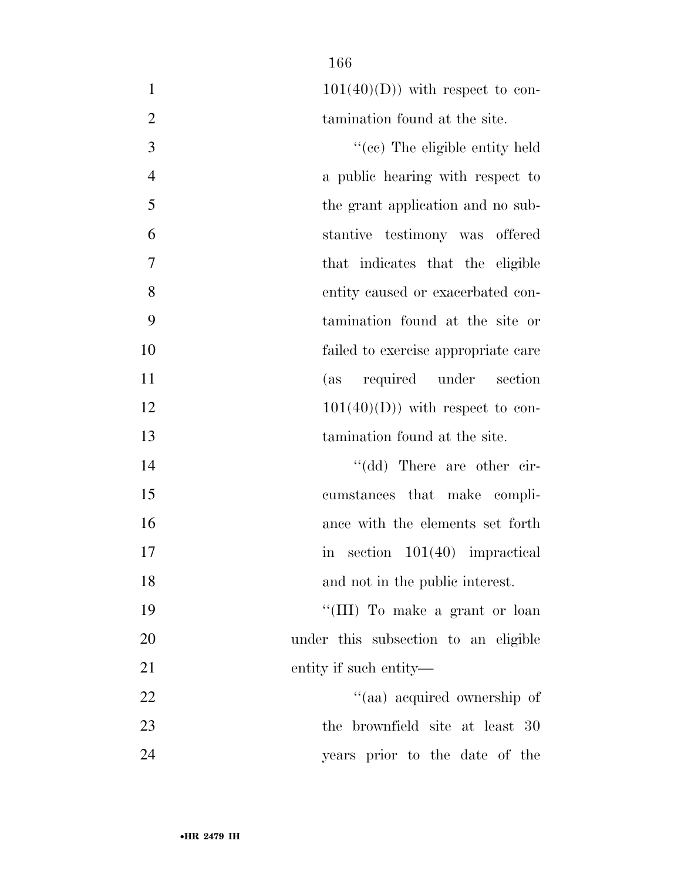101(40)(D)) with respect to contamination found at the site.

"(cc) The eligible entity held a public hearing with respect to the grant application and no substantive testimony was offered that indicates that the eligible entity caused or exacerbated contamination found at the site or failed to exercise appropriate care (as required under section 101(40)(D)) with respect to contamination found at the site.

"(dd) There are other circumstances that make compliance with the elements set forth in section 101(40) impractical and not in the public interest.

"(III) To make a grant or loan under this subsection to an eligible entity if such entity—

"(aa) acquired ownership of the brownfield site at least 30 years prior to the date of the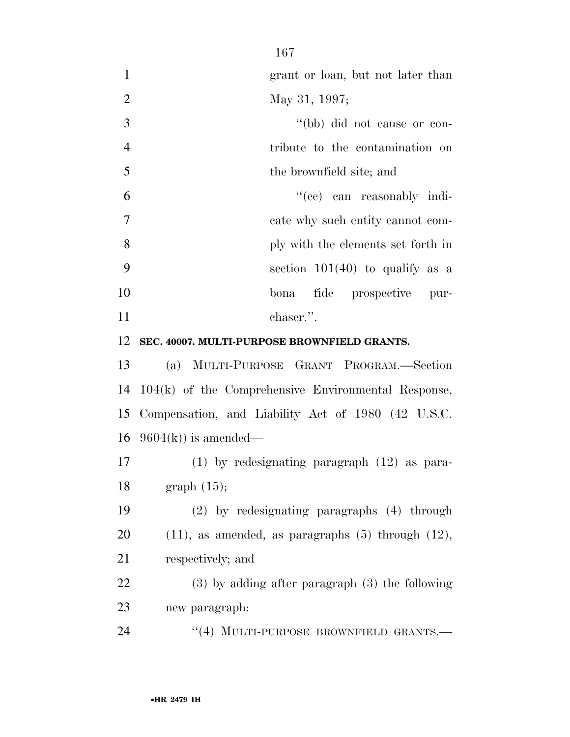grant or loan, but not later than May 31, 1997;

"(bb) did not cause or contribute to the contamination on the brownfield site; and

"(cc) can reasonably indicate why such entity cannot comply with the elements set forth in section 101(40) to qualify as a bona fide prospective purchaser.".

**SEC. 40007. MULTI-PURPOSE BROWNFIELD GRANTS.**

(a) MULTI-PURPOSE GRANT PROGRAM.—Section 104(k) of the Comprehensive Environmental Response, Compensation, and Liability Act of 1980 (42 U.S.C. 9604(k)) is amended—

(1) by redesignating paragraph (12) as paragraph (15);

(2) by redesignating paragraphs (4) through (11), as amended, as paragraphs (5) through (12), respectively; and

(3) by adding after paragraph (3) the following new paragraph:

"(4) MULTI-PURPOSE BROWNFIELD GRANTS.—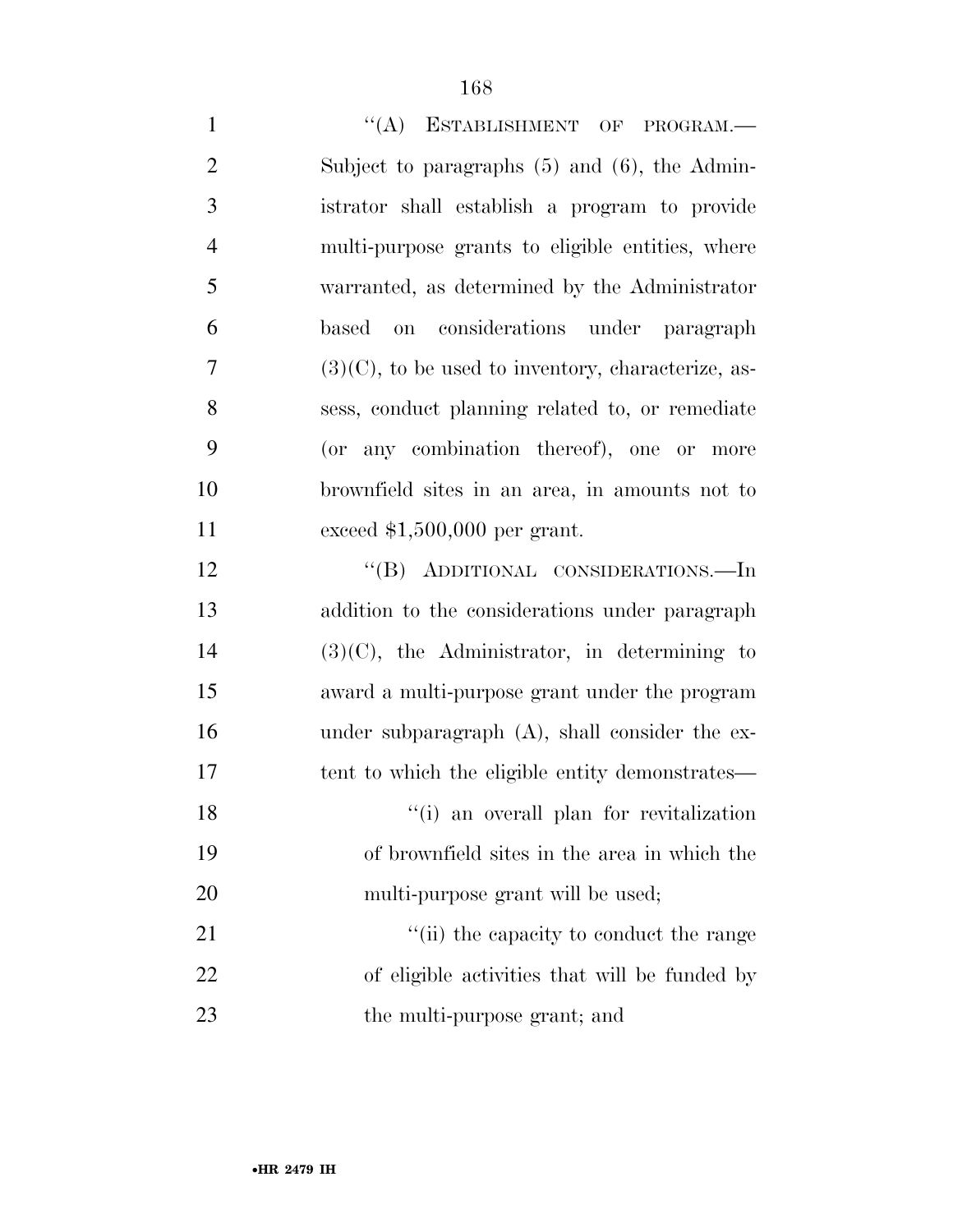''(A) ESTABLISHMENT OF PROGRAM.— Subject to paragraphs (5) and (6), the Administrator shall establish a program to provide multi-purpose grants to eligible entities, where warranted, as determined by the Administrator based on considerations under paragraph (3)(C), to be used to inventory, characterize, assess, conduct planning related to, or remediate (or any combination thereof), one or more brownfield sites in an area, in amounts not to exceed $1,500,000 per grant.

''(B) ADDITIONAL CONSIDERATIONS.—In addition to the considerations under paragraph (3)(C), the Administrator, in determining to award a multi-purpose grant under the program under subparagraph (A), shall consider the extent to which the eligible entity demonstrates—

''(i) an overall plan for revitalization of brownfield sites in the area in which the multi-purpose grant will be used;

''(ii) the capacity to conduct the range of eligible activities that will be funded by the multi-purpose grant; and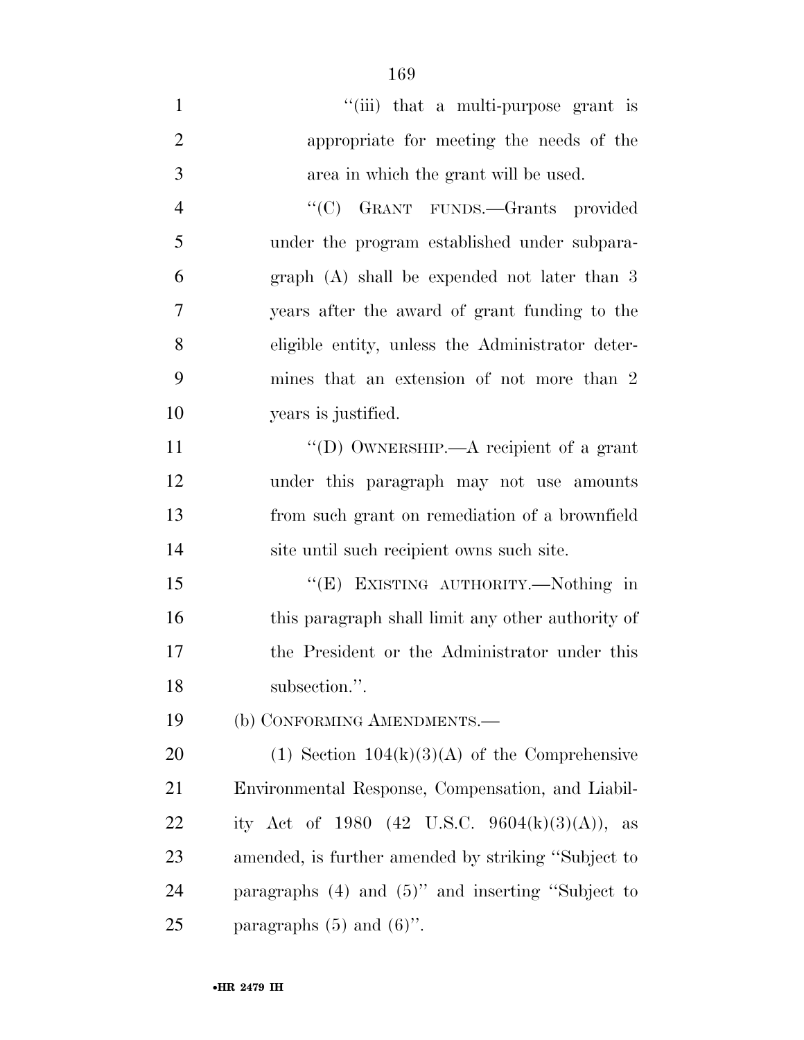"(iii) that a multi-purpose grant is appropriate for meeting the needs of the area in which the grant will be used.

"(C) GRANT FUNDS.—Grants provided under the program established under subparagraph (A) shall be expended not later than 3 years after the award of grant funding to the eligible entity, unless the Administrator determines that an extension of not more than 2 years is justified.

"(D) OWNERSHIP.—A recipient of a grant under this paragraph may not use amounts from such grant on remediation of a brownfield site until such recipient owns such site.

"(E) EXISTING AUTHORITY.—Nothing in this paragraph shall limit any other authority of the President or the Administrator under this subsection.".

(b) CONFORMING AMENDMENTS.—

(1) Section 104(k)(3)(A) of the Comprehensive Environmental Response, Compensation, and Liability Act of 1980 (42 U.S.C. 9604(k)(3)(A)), as amended, is further amended by striking "Subject to paragraphs (4) and (5)" and inserting "Subject to paragraphs (5) and (6)".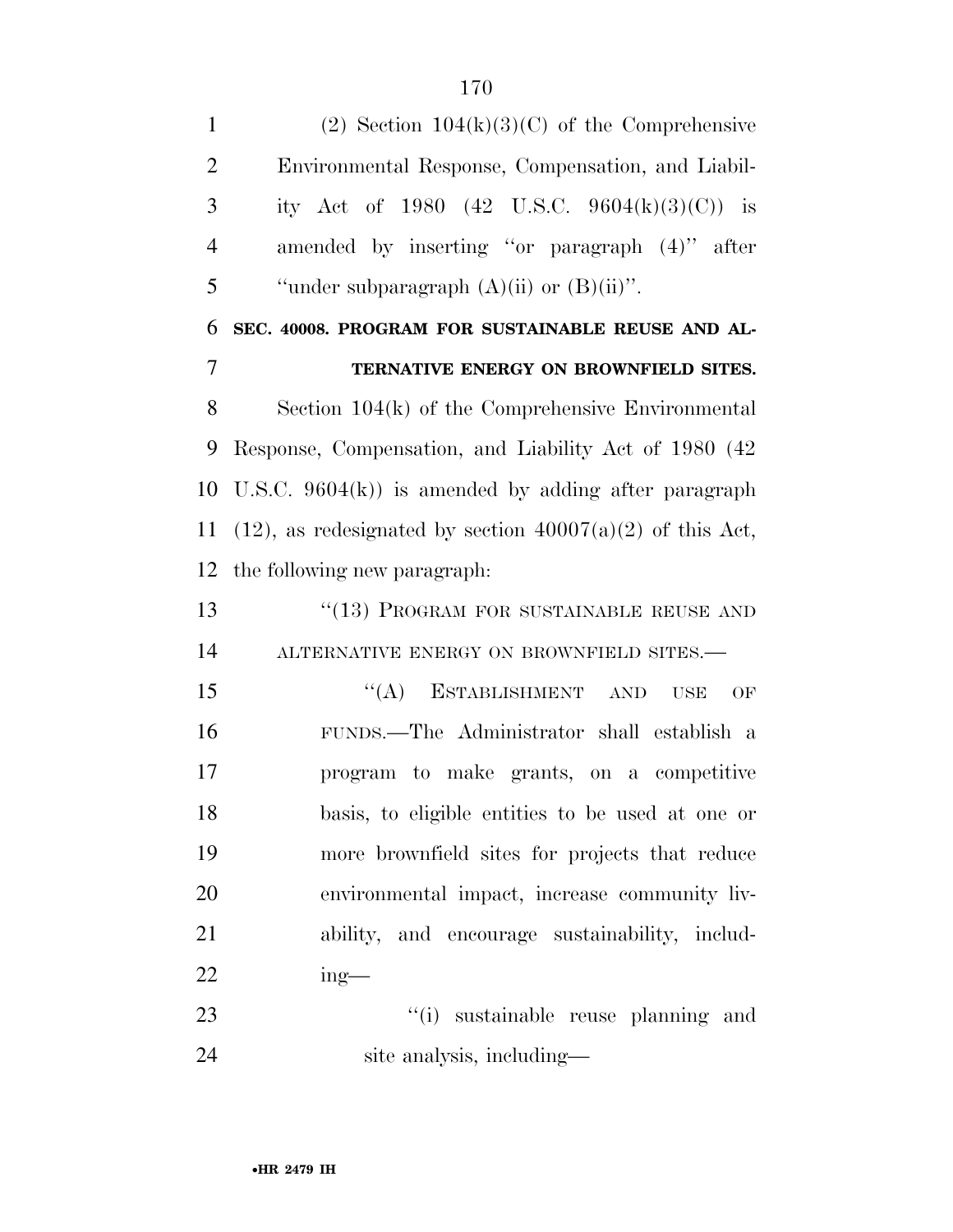(2) Section 104(k)(3)(C) of the Comprehensive Environmental Response, Compensation, and Liability Act of 1980 (42 U.S.C. 9604(k)(3)(C)) is amended by inserting ''or paragraph (4)'' after ''under subparagraph (A)(ii) or (B)(ii)''.

**SEC. 40008. PROGRAM FOR SUSTAINABLE REUSE AND ALTERNATIVE ENERGY ON BROWNFIELD SITES.**

Section 104(k) of the Comprehensive Environmental Response, Compensation, and Liability Act of 1980 (42 U.S.C. 9604(k)) is amended by adding after paragraph (12), as redesignated by section 40007(a)(2) of this Act, the following new paragraph:

''(13) PROGRAM FOR SUSTAINABLE REUSE AND ALTERNATIVE ENERGY ON BROWNFIELD SITES.—

''(A) ESTABLISHMENT AND USE OF FUNDS.—The Administrator shall establish a program to make grants, on a competitive basis, to eligible entities to be used at one or more brownfield sites for projects that reduce environmental impact, increase community livability, and encourage sustainability, including—

''(i) sustainable reuse planning and site analysis, including—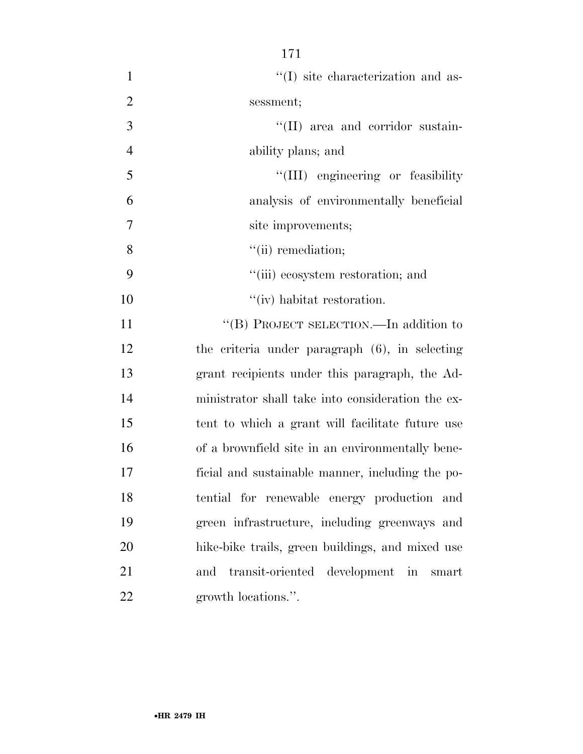''(I) site characterization and assessment;

''(II) area and corridor sustainability plans; and

''(III) engineering or feasibility analysis of environmentally beneficial site improvements;

''(ii) remediation;

''(iii) ecosystem restoration; and

''(iv) habitat restoration.

''(B) PROJECT SELECTION.—In addition to the criteria under paragraph (6), in selecting grant recipients under this paragraph, the Administrator shall take into consideration the extent to which a grant will facilitate future use of a brownfield site in an environmentally beneficial and sustainable manner, including the potential for renewable energy production and green infrastructure, including greenways and hike-bike trails, green buildings, and mixed use and transit-oriented development in smart growth locations.''.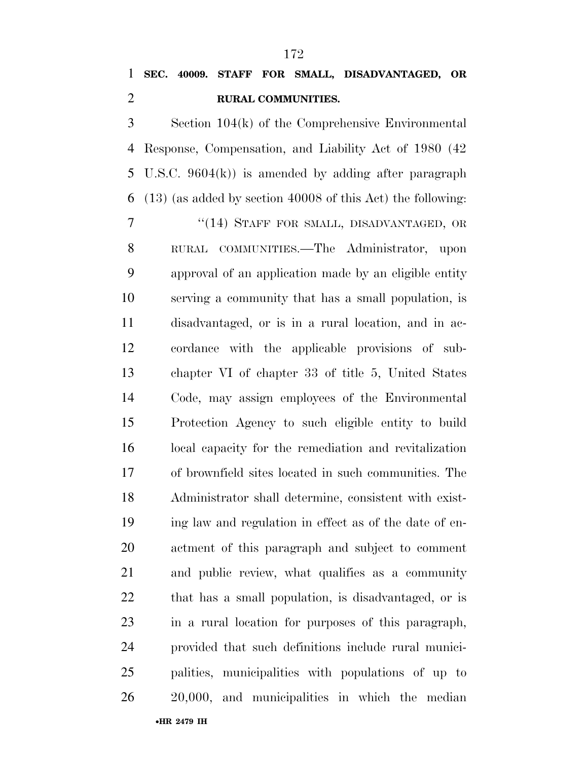**SEC. 40009. STAFF FOR SMALL, DISADVANTAGED, OR RURAL COMMUNITIES.**

Section 104(k) of the Comprehensive Environmental Response, Compensation, and Liability Act of 1980 (42 U.S.C. 9604(k)) is amended by adding after paragraph (13) (as added by section 40008 of this Act) the following:

"(14) STAFF FOR SMALL, DISADVANTAGED, OR RURAL COMMUNITIES.—The Administrator, upon approval of an application made by an eligible entity serving a community that has a small population, is disadvantaged, or is in a rural location, and in accordance with the applicable provisions of subchapter VI of chapter 33 of title 5, United States Code, may assign employees of the Environmental Protection Agency to such eligible entity to build local capacity for the remediation and revitalization of brownfield sites located in such communities. The Administrator shall determine, consistent with existing law and regulation in effect as of the date of enactment of this paragraph and subject to comment and public review, what qualifies as a community that has a small population, is disadvantaged, or is in a rural location for purposes of this paragraph, provided that such definitions include rural municipalities, municipalities with populations of up to 20,000, and municipalities in which the median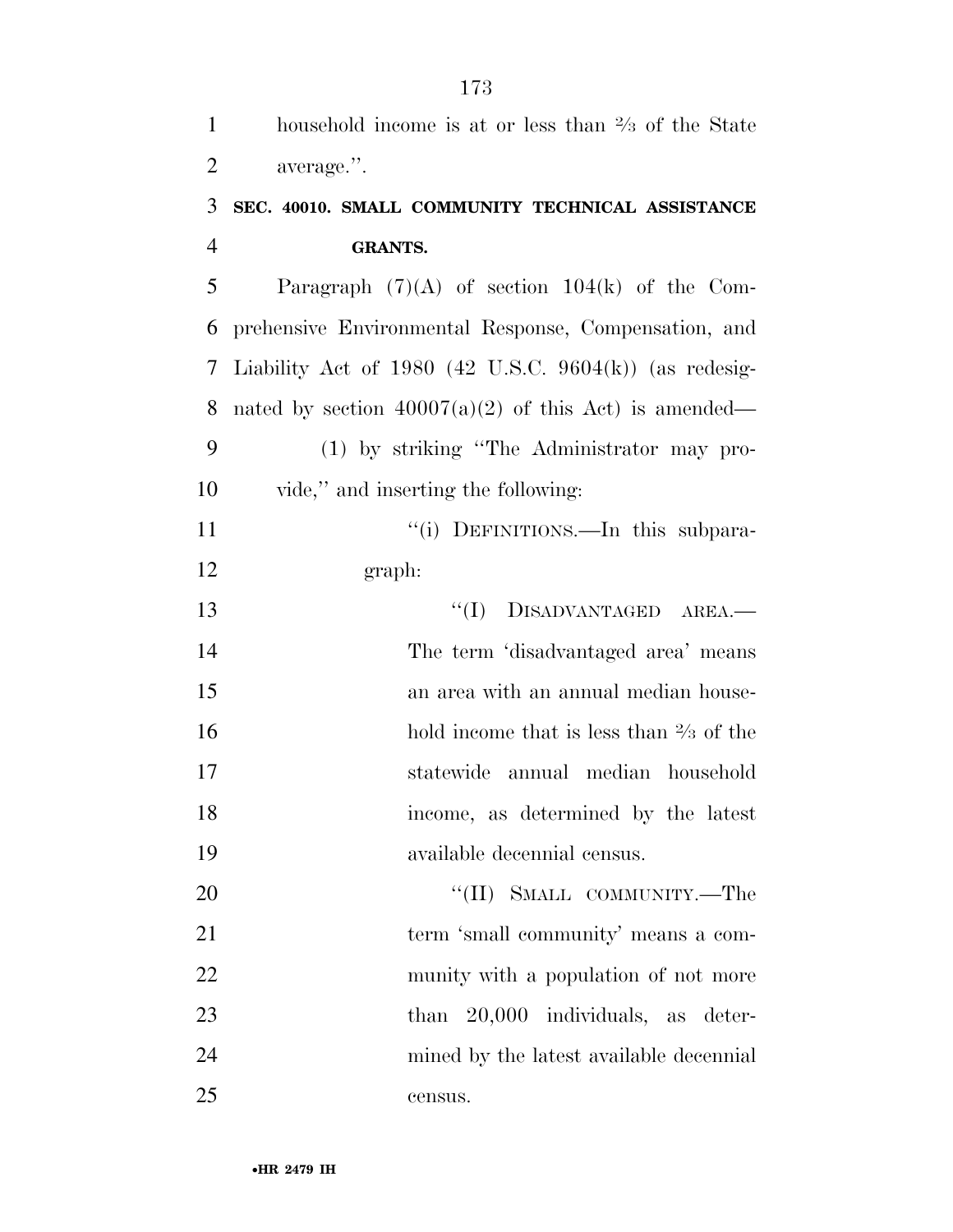household income is at or less than ⅔ of the State average.''.

**SEC. 40010. SMALL COMMUNITY TECHNICAL ASSISTANCE GRANTS.**

Paragraph (7)(A) of section 104(k) of the Comprehensive Environmental Response, Compensation, and Liability Act of 1980 (42 U.S.C. 9604(k)) (as redesignated by section 40007(a)(2) of this Act) is amended—

(1) by striking ''The Administrator may provide,'' and inserting the following:

''(i) DEFINITIONS.—In this subparagraph:

''(I) DISADVANTAGED AREA.—The term 'disadvantaged area' means an area with an annual median household income that is less than ⅔ of the statewide annual median household income, as determined by the latest available decennial census.

''(II) SMALL COMMUNITY.—The term 'small community' means a community with a population of not more than 20,000 individuals, as determined by the latest available decennial census.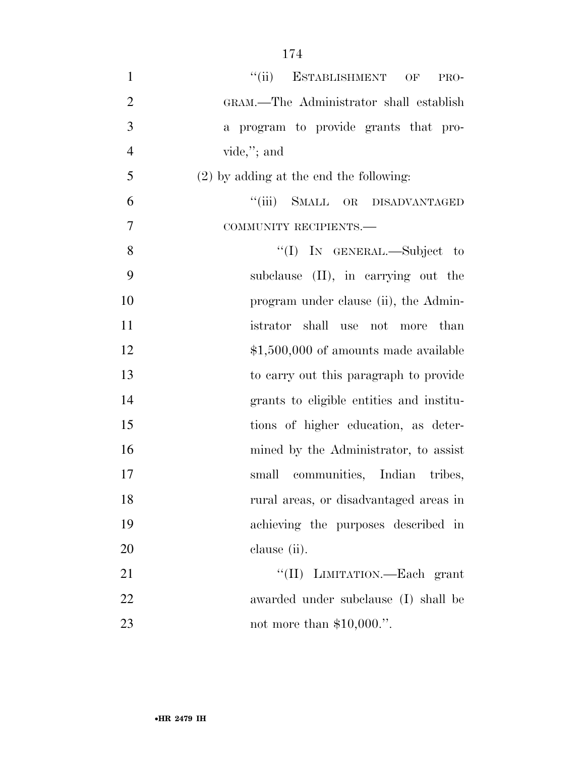"(ii) ESTABLISHMENT OF PROGRAM.—The Administrator shall establish a program to provide grants that provide,"; and

(2) by adding at the end the following:

"(iii) SMALL OR DISADVANTAGED COMMUNITY RECIPIENTS.—

"(I) IN GENERAL.—Subject to subclause (II), in carrying out the program under clause (ii), the Administrator shall use not more than $1,500,000 of amounts made available to carry out this paragraph to provide grants to eligible entities and institutions of higher education, as determined by the Administrator, to assist small communities, Indian tribes, rural areas, or disadvantaged areas in achieving the purposes described in clause (ii).

"(II) LIMITATION.—Each grant awarded under subclause (I) shall be not more than $10,000.".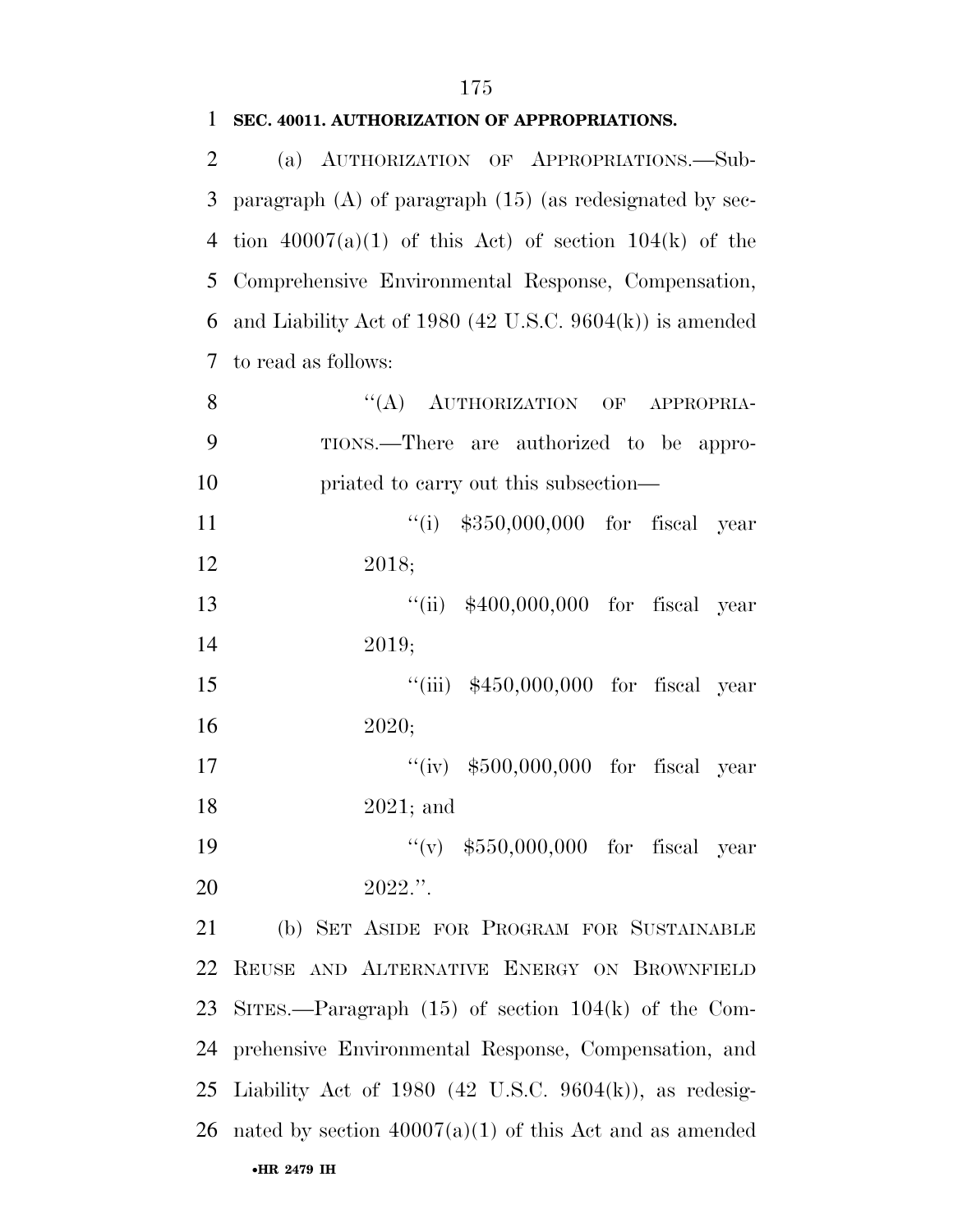**SEC. 40011. AUTHORIZATION OF APPROPRIATIONS.**

(a) AUTHORIZATION OF APPROPRIATIONS.—Subparagraph (A) of paragraph (15) (as redesignated by section 40007(a)(1) of this Act) of section 104(k) of the Comprehensive Environmental Response, Compensation, and Liability Act of 1980 (42 U.S.C. 9604(k)) is amended to read as follows:

> ''(A) AUTHORIZATION OF APPROPRIATIONS.—There are authorized to be appropriated to carry out this subsection—
>
> ''(i) $350,000,000 for fiscal year 2018;
>
> ''(ii) $400,000,000 for fiscal year 2019;
>
> ''(iii) $450,000,000 for fiscal year 2020;
>
> ''(iv) $500,000,000 for fiscal year 2021; and
>
> ''(v) $550,000,000 for fiscal year 2022.''.

(b) SET ASIDE FOR PROGRAM FOR SUSTAINABLE REUSE AND ALTERNATIVE ENERGY ON BROWNFIELD SITES.—Paragraph (15) of section 104(k) of the Comprehensive Environmental Response, Compensation, and Liability Act of 1980 (42 U.S.C. 9604(k)), as redesignated by section 40007(a)(1) of this Act and as amended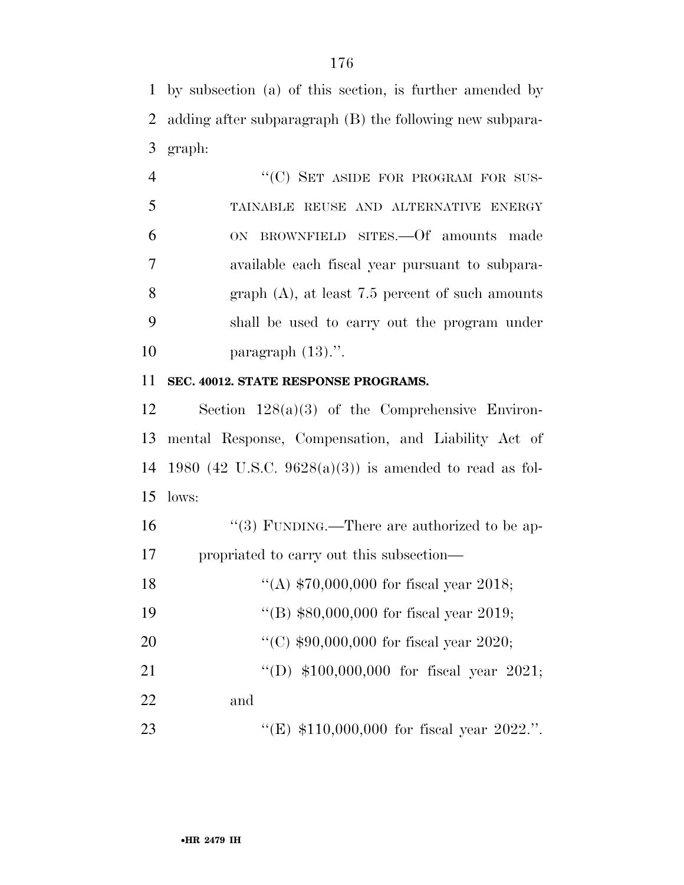by subsection (a) of this section, is further amended by adding after subparagraph (B) the following new subparagraph:

> "(C) SET ASIDE FOR PROGRAM FOR SUSTAINABLE REUSE AND ALTERNATIVE ENERGY ON BROWNFIELD SITES.—Of amounts made available each fiscal year pursuant to subparagraph (A), at least 7.5 percent of such amounts shall be used to carry out the program under paragraph (13).".

**SEC. 40012. STATE RESPONSE PROGRAMS.**

Section 128(a)(3) of the Comprehensive Environmental Response, Compensation, and Liability Act of 1980 (42 U.S.C. 9628(a)(3)) is amended to read as follows:

> "(3) FUNDING.—There are authorized to be appropriated to carry out this subsection—
>
> "(A) $70,000,000 for fiscal year 2018;
>
> "(B) $80,000,000 for fiscal year 2019;
>
> "(C) $90,000,000 for fiscal year 2020;
>
> "(D) $100,000,000 for fiscal year 2021; and
>
> "(E) $110,000,000 for fiscal year 2022.".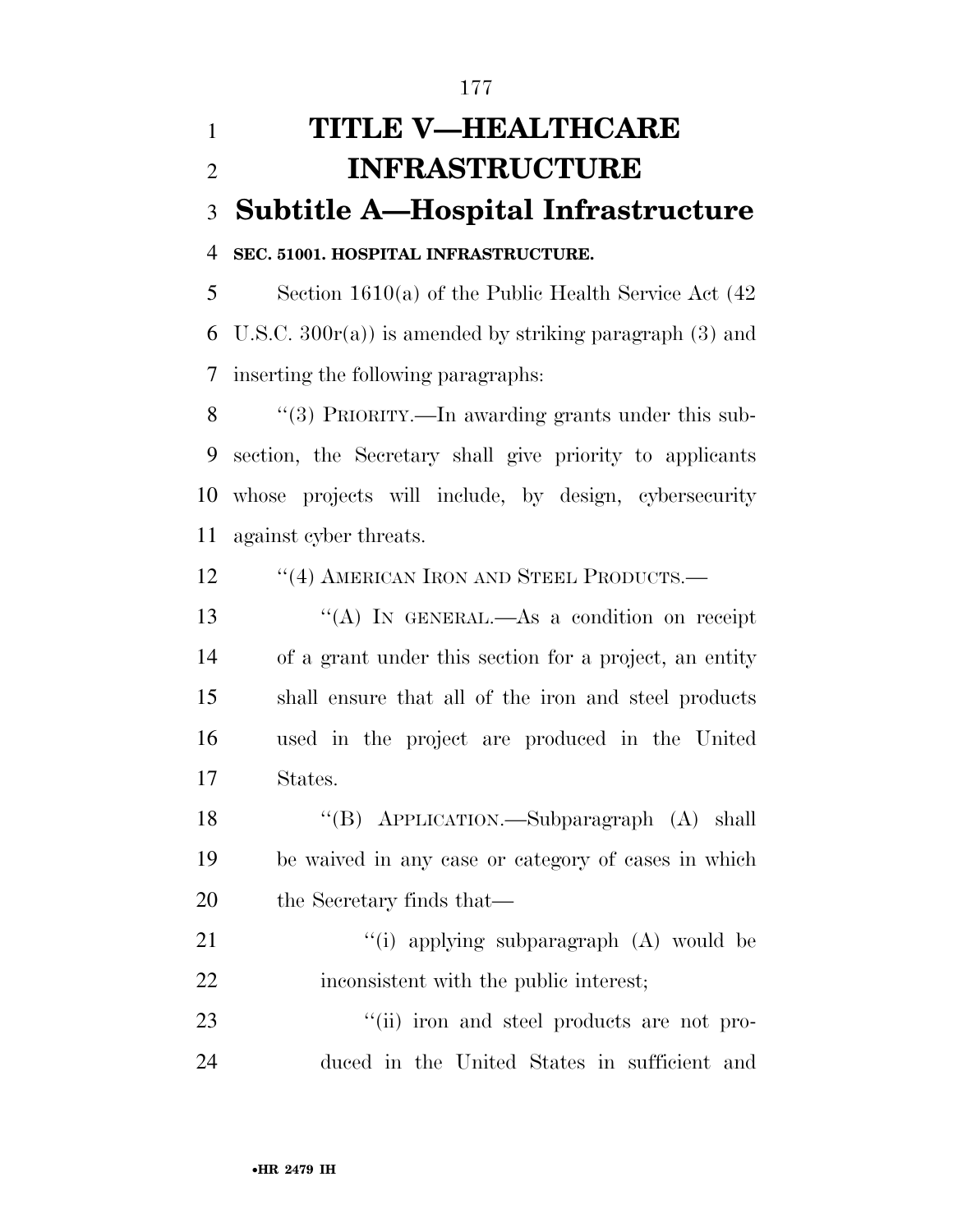# TITLE V—HEALTHCARE INFRASTRUCTURE

## Subtitle A—Hospital Infrastructure

**SEC. 51001. HOSPITAL INFRASTRUCTURE.**

Section 1610(a) of the Public Health Service Act (42 U.S.C. 300r(a)) is amended by striking paragraph (3) and inserting the following paragraphs:

"(3) PRIORITY.—In awarding grants under this subsection, the Secretary shall give priority to applicants whose projects will include, by design, cybersecurity against cyber threats.

"(4) AMERICAN IRON AND STEEL PRODUCTS.—

"(A) IN GENERAL.—As a condition on receipt of a grant under this section for a project, an entity shall ensure that all of the iron and steel products used in the project are produced in the United States.

"(B) APPLICATION.—Subparagraph (A) shall be waived in any case or category of cases in which the Secretary finds that—

"(i) applying subparagraph (A) would be inconsistent with the public interest;

"(ii) iron and steel products are not produced in the United States in sufficient and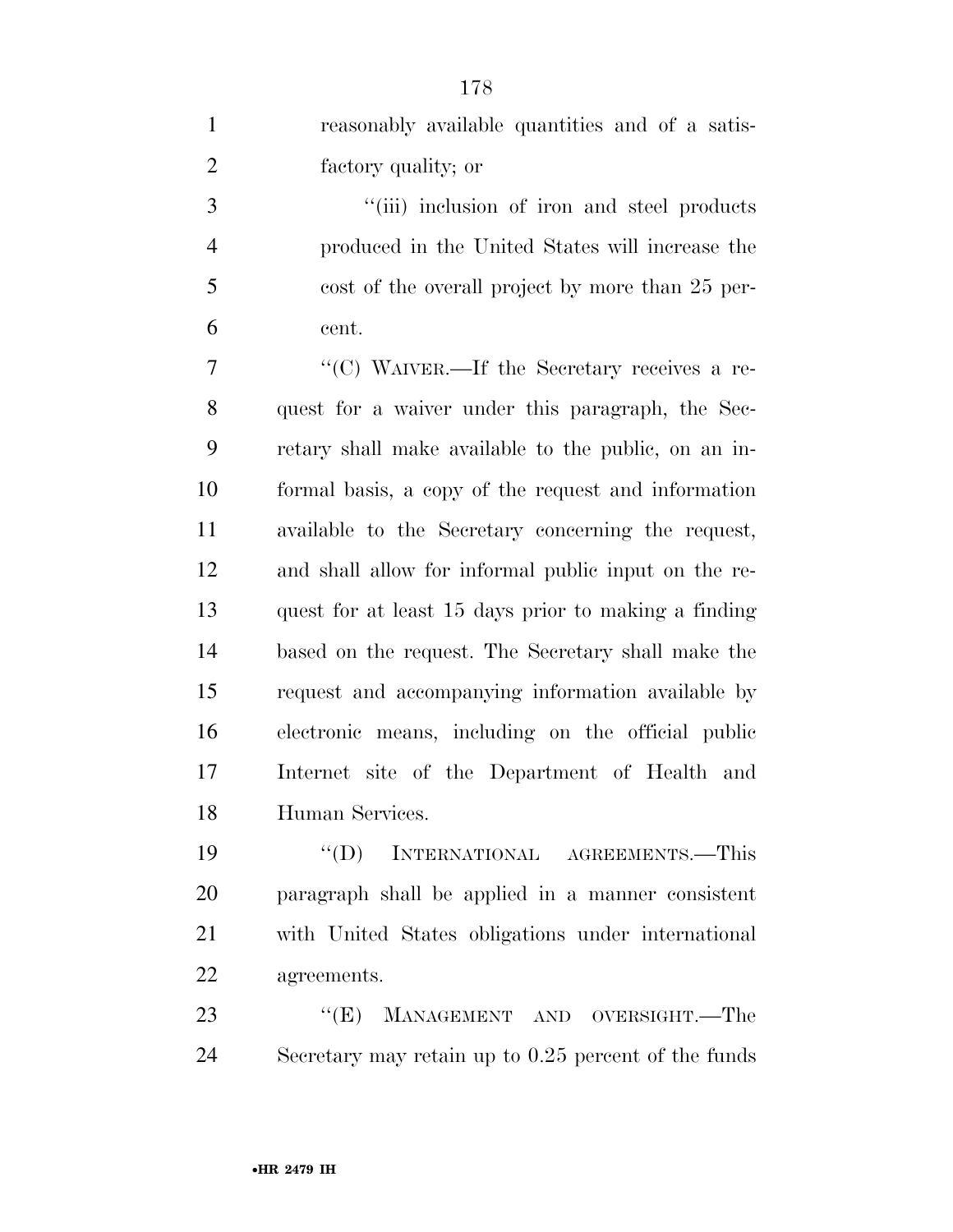reasonably available quantities and of a satisfactory quality; or

"(iii) inclusion of iron and steel products produced in the United States will increase the cost of the overall project by more than 25 percent.

"(C) WAIVER.—If the Secretary receives a request for a waiver under this paragraph, the Secretary shall make available to the public, on an informal basis, a copy of the request and information available to the Secretary concerning the request, and shall allow for informal public input on the request for at least 15 days prior to making a finding based on the request. The Secretary shall make the request and accompanying information available by electronic means, including on the official public Internet site of the Department of Health and Human Services.

"(D) INTERNATIONAL AGREEMENTS.—This paragraph shall be applied in a manner consistent with United States obligations under international agreements.

"(E) MANAGEMENT AND OVERSIGHT.—The Secretary may retain up to 0.25 percent of the funds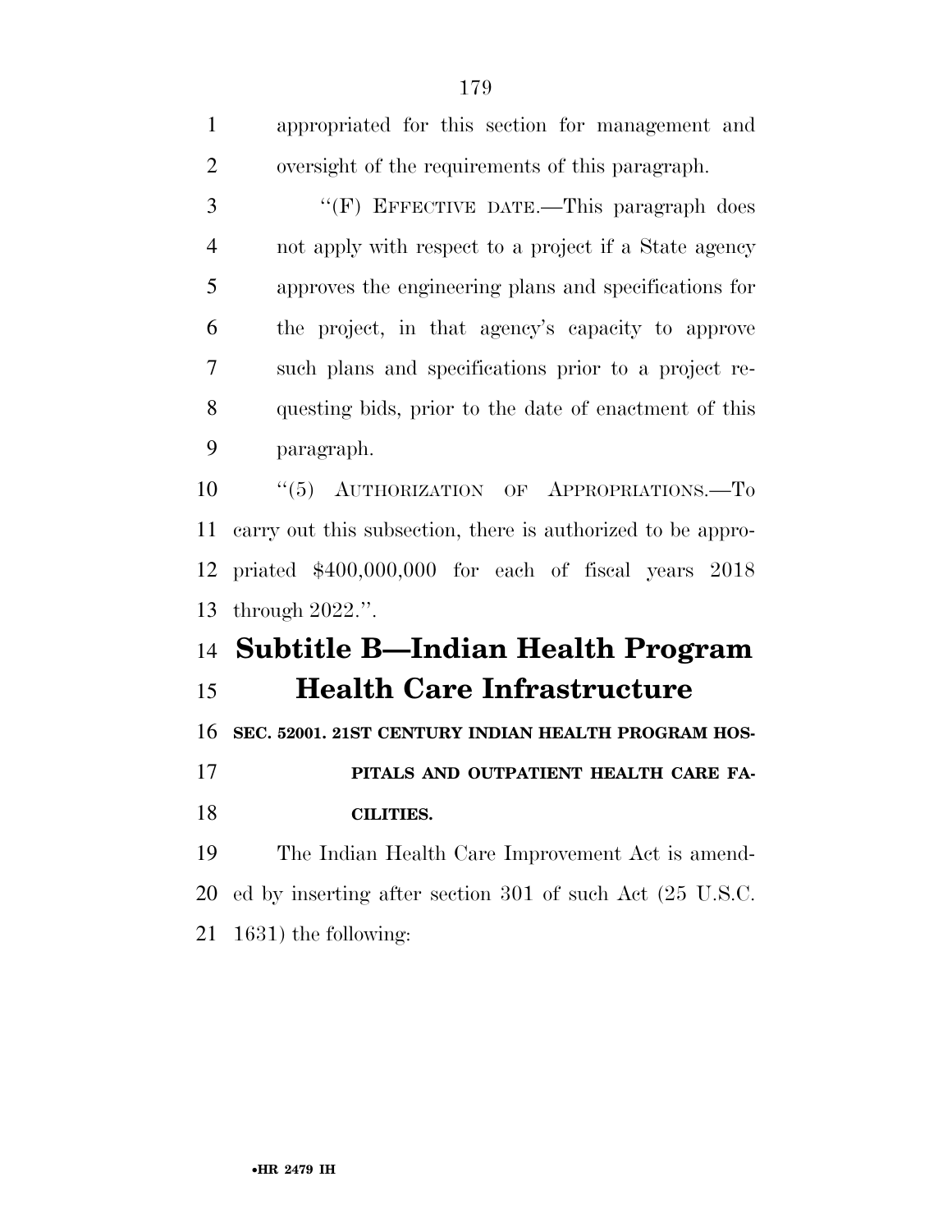appropriated for this section for management and oversight of the requirements of this paragraph.

''(F) EFFECTIVE DATE.—This paragraph does not apply with respect to a project if a State agency approves the engineering plans and specifications for the project, in that agency's capacity to approve such plans and specifications prior to a project requesting bids, prior to the date of enactment of this paragraph.

''(5) AUTHORIZATION OF APPROPRIATIONS.—To carry out this subsection, there is authorized to be appropriated $400,000,000 for each of fiscal years 2018 through 2022.''.

# Subtitle B—Indian Health Program Health Care Infrastructure

**SEC. 52001. 21ST CENTURY INDIAN HEALTH PROGRAM HOSPITALS AND OUTPATIENT HEALTH CARE FACILITIES.**

The Indian Health Care Improvement Act is amended by inserting after section 301 of such Act (25 U.S.C. 1631) the following: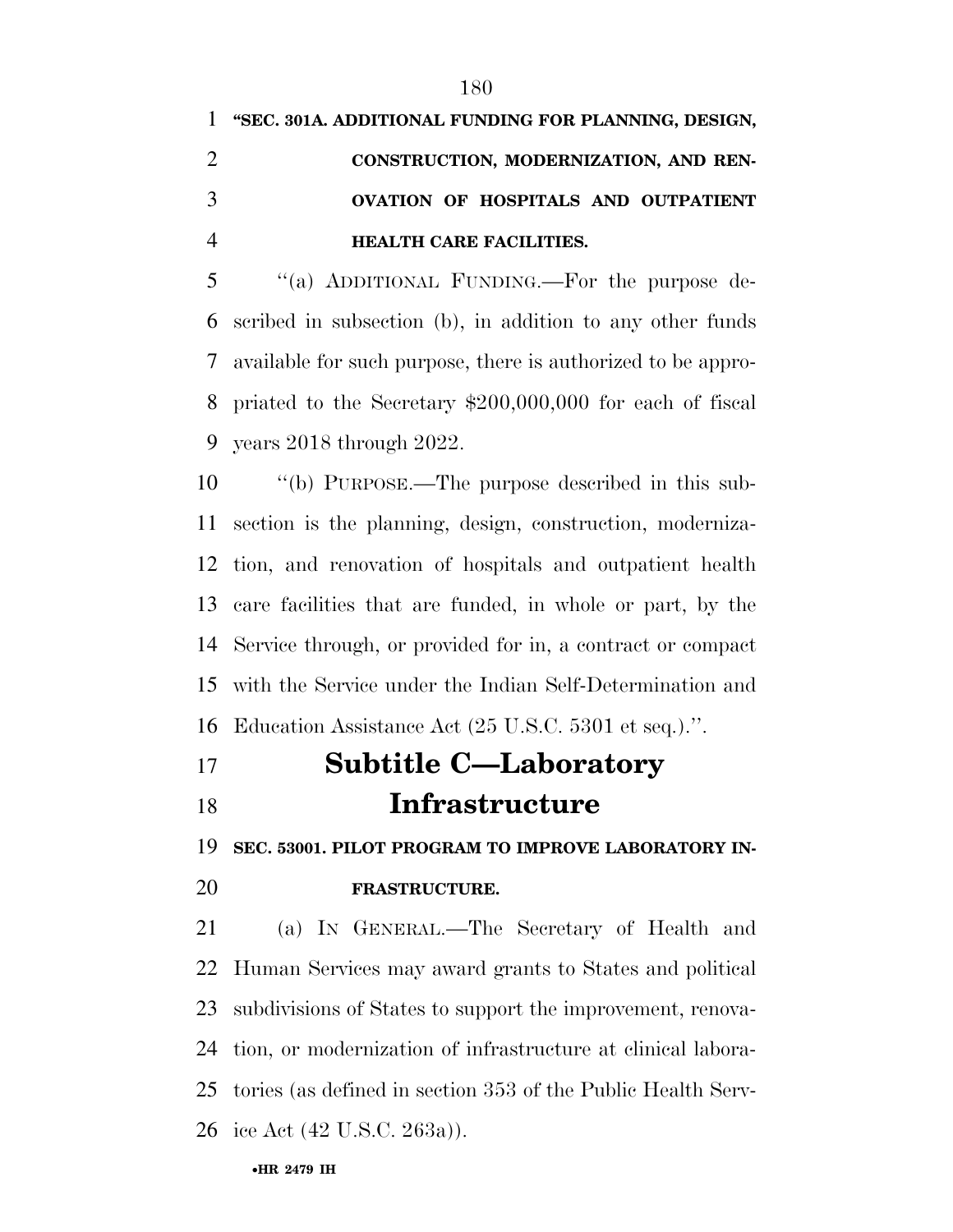**"SEC. 301A. ADDITIONAL FUNDING FOR PLANNING, DESIGN, CONSTRUCTION, MODERNIZATION, AND RENOVATION OF HOSPITALS AND OUTPATIENT HEALTH CARE FACILITIES.**

"(a) ADDITIONAL FUNDING.—For the purpose described in subsection (b), in addition to any other funds available for such purpose, there is authorized to be appropriated to the Secretary $200,000,000 for each of fiscal years 2018 through 2022.

"(b) PURPOSE.—The purpose described in this subsection is the planning, design, construction, modernization, and renovation of hospitals and outpatient health care facilities that are funded, in whole or part, by the Service through, or provided for in, a contract or compact with the Service under the Indian Self-Determination and Education Assistance Act (25 U.S.C. 5301 et seq.).".

# Subtitle C—Laboratory Infrastructure

**SEC. 53001. PILOT PROGRAM TO IMPROVE LABORATORY INFRASTRUCTURE.**

(a) IN GENERAL.—The Secretary of Health and Human Services may award grants to States and political subdivisions of States to support the improvement, renovation, or modernization of infrastructure at clinical laboratories (as defined in section 353 of the Public Health Service Act (42 U.S.C. 263a)).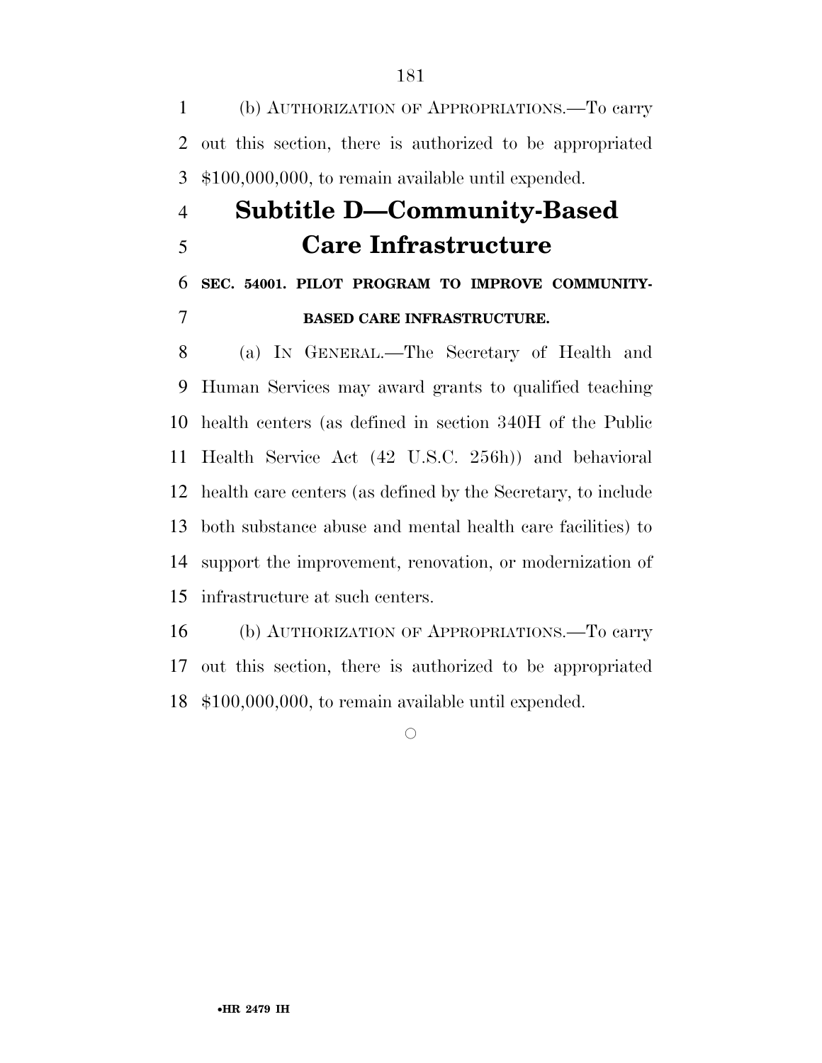(b) AUTHORIZATION OF APPROPRIATIONS.—To carry out this section, there is authorized to be appropriated $100,000,000, to remain available until expended.

## Subtitle D—Community-Based Care Infrastructure

### SEC. 54001. PILOT PROGRAM TO IMPROVE COMMUNITY-BASED CARE INFRASTRUCTURE.

(a) IN GENERAL.—The Secretary of Health and Human Services may award grants to qualified teaching health centers (as defined in section 340H of the Public Health Service Act (42 U.S.C. 256h)) and behavioral health care centers (as defined by the Secretary, to include both substance abuse and mental health care facilities) to support the improvement, renovation, or modernization of infrastructure at such centers.

(b) AUTHORIZATION OF APPROPRIATIONS.—To carry out this section, there is authorized to be appropriated $100,000,000, to remain available until expended.

○